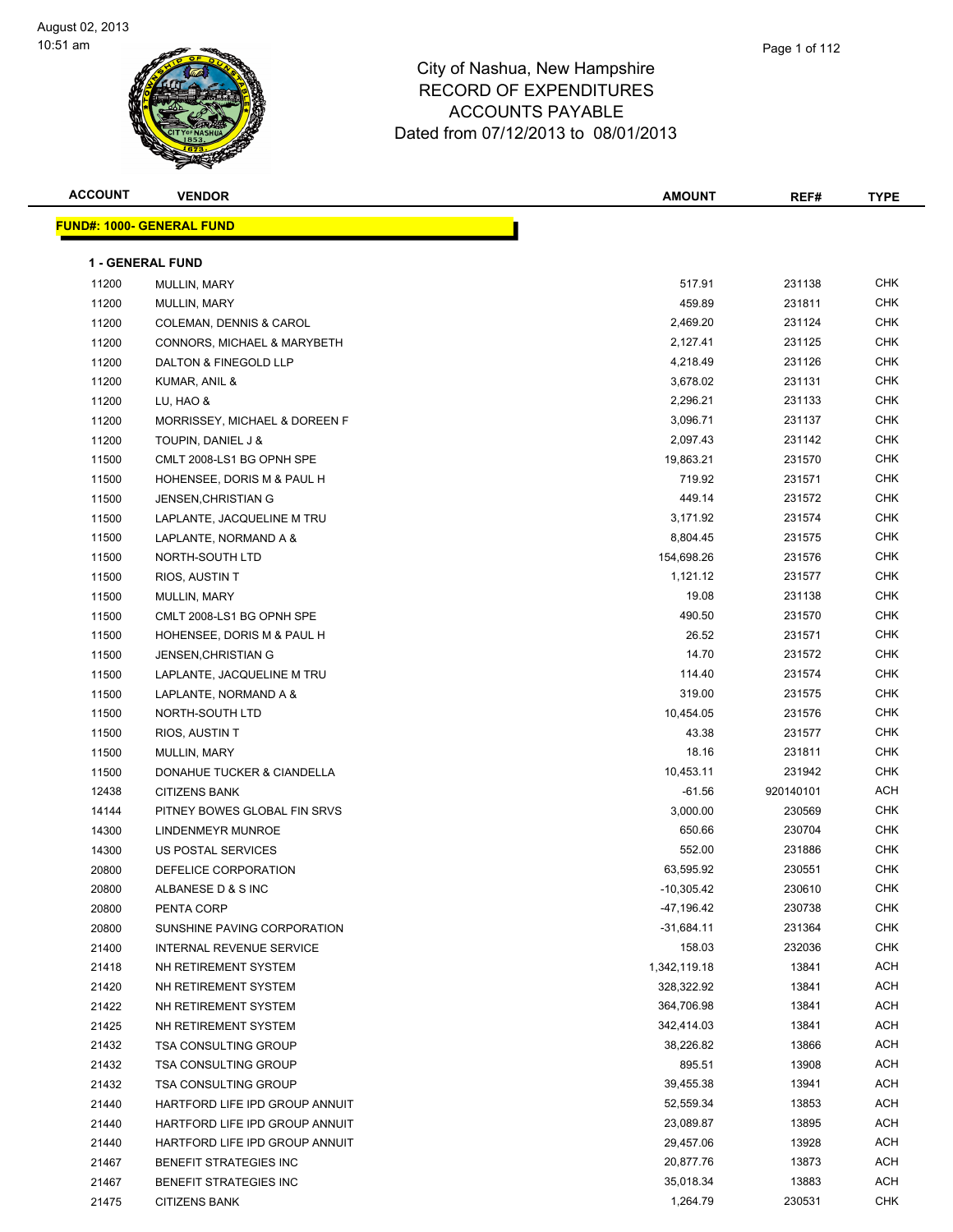# City of Nashua, New Hampshire
## RECORD OF EXPENDITURES
## ACCOUNTS PAYABLE
### Dated from 07/12/2013 to 08/01/2013

August 02, 2013
10:51 am

**FUND#: 1000- GENERAL FUND**

**1 - GENERAL FUND**

| ACCOUNT | VENDOR | AMOUNT | REF# | TYPE |
|---|---|---|---|---|
| 11200 | MULLIN, MARY | 517.91 | 231138 | CHK |
| 11200 | MULLIN, MARY | 459.89 | 231811 | CHK |
| 11200 | COLEMAN, DENNIS & CAROL | 2,469.20 | 231124 | CHK |
| 11200 | CONNORS, MICHAEL & MARYBETH | 2,127.41 | 231125 | CHK |
| 11200 | DALTON & FINEGOLD LLP | 4,218.49 | 231126 | CHK |
| 11200 | KUMAR, ANIL & | 3,678.02 | 231131 | CHK |
| 11200 | LU, HAO & | 2,296.21 | 231133 | CHK |
| 11200 | MORRISSEY, MICHAEL & DOREEN F | 3,096.71 | 231137 | CHK |
| 11200 | TOUPIN, DANIEL J & | 2,097.43 | 231142 | CHK |
| 11500 | CMLT 2008-LS1 BG OPNH SPE | 19,863.21 | 231570 | CHK |
| 11500 | HOHENSEE, DORIS M & PAUL H | 719.92 | 231571 | CHK |
| 11500 | JENSEN,CHRISTIAN G | 449.14 | 231572 | CHK |
| 11500 | LAPLANTE, JACQUELINE M TRU | 3,171.92 | 231574 | CHK |
| 11500 | LAPLANTE, NORMAND A & | 8,804.45 | 231575 | CHK |
| 11500 | NORTH-SOUTH LTD | 154,698.26 | 231576 | CHK |
| 11500 | RIOS, AUSTIN T | 1,121.12 | 231577 | CHK |
| 11500 | MULLIN, MARY | 19.08 | 231138 | CHK |
| 11500 | CMLT 2008-LS1 BG OPNH SPE | 490.50 | 231570 | CHK |
| 11500 | HOHENSEE, DORIS M & PAUL H | 26.52 | 231571 | CHK |
| 11500 | JENSEN,CHRISTIAN G | 14.70 | 231572 | CHK |
| 11500 | LAPLANTE, JACQUELINE M TRU | 114.40 | 231574 | CHK |
| 11500 | LAPLANTE, NORMAND A & | 319.00 | 231575 | CHK |
| 11500 | NORTH-SOUTH LTD | 10,454.05 | 231576 | CHK |
| 11500 | RIOS, AUSTIN T | 43.38 | 231577 | CHK |
| 11500 | MULLIN, MARY | 18.16 | 231811 | CHK |
| 11500 | DONAHUE TUCKER & CIANDELLA | 10,453.11 | 231942 | CHK |
| 12438 | CITIZENS BANK | -61.56 | 920140101 | ACH |
| 14144 | PITNEY BOWES GLOBAL FIN SRVS | 3,000.00 | 230569 | CHK |
| 14300 | LINDENMEYR MUNROE | 650.66 | 230704 | CHK |
| 14300 | US POSTAL SERVICES | 552.00 | 231886 | CHK |
| 20800 | DEFELICE CORPORATION | 63,595.92 | 230551 | CHK |
| 20800 | ALBANESE D & S INC | -10,305.42 | 230610 | CHK |
| 20800 | PENTA CORP | -47,196.42 | 230738 | CHK |
| 20800 | SUNSHINE PAVING CORPORATION | -31,684.11 | 231364 | CHK |
| 21400 | INTERNAL REVENUE SERVICE | 158.03 | 232036 | CHK |
| 21418 | NH RETIREMENT SYSTEM | 1,342,119.18 | 13841 | ACH |
| 21420 | NH RETIREMENT SYSTEM | 328,322.92 | 13841 | ACH |
| 21422 | NH RETIREMENT SYSTEM | 364,706.98 | 13841 | ACH |
| 21425 | NH RETIREMENT SYSTEM | 342,414.03 | 13841 | ACH |
| 21432 | TSA CONSULTING GROUP | 38,226.82 | 13866 | ACH |
| 21432 | TSA CONSULTING GROUP | 895.51 | 13908 | ACH |
| 21432 | TSA CONSULTING GROUP | 39,455.38 | 13941 | ACH |
| 21440 | HARTFORD LIFE IPD GROUP ANNUIT | 52,559.34 | 13853 | ACH |
| 21440 | HARTFORD LIFE IPD GROUP ANNUIT | 23,089.87 | 13895 | ACH |
| 21440 | HARTFORD LIFE IPD GROUP ANNUIT | 29,457.06 | 13928 | ACH |
| 21467 | BENEFIT STRATEGIES INC | 20,877.76 | 13873 | ACH |
| 21467 | BENEFIT STRATEGIES INC | 35,018.34 | 13883 | ACH |
| 21475 | CITIZENS BANK | 1,264.79 | 230531 | CHK |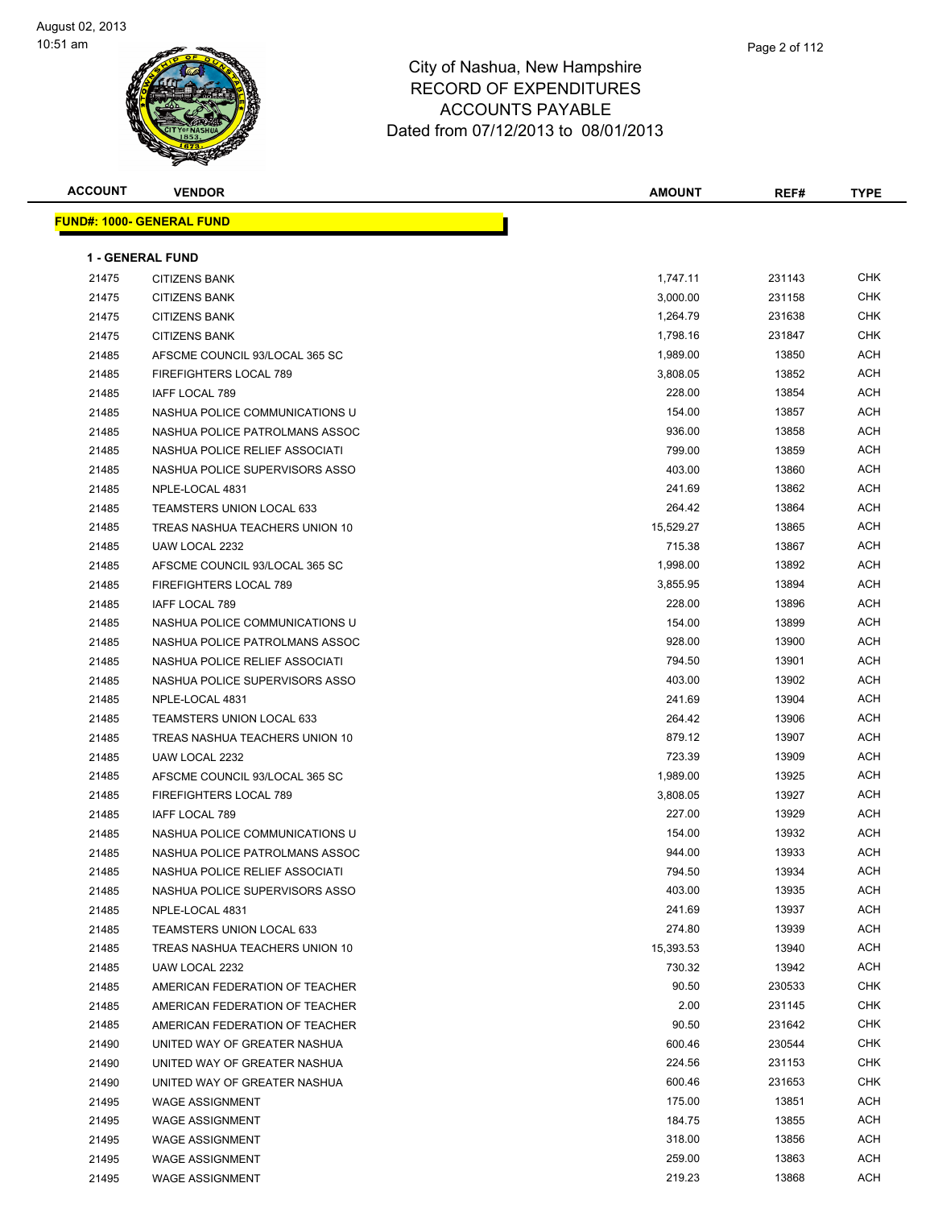# City of Nashua, New Hampshire
## RECORD OF EXPENDITURES
## ACCOUNTS PAYABLE
## Dated from 07/12/2013 to 08/01/2013

August 02, 2013
10:51 am

| ACCOUNT | VENDOR | AMOUNT | REF# | TYPE |
|---|---|---|---|---|

**FUND#: 1000- GENERAL FUND**

**1 - GENERAL FUND**

| ACCOUNT | VENDOR | AMOUNT | REF# | TYPE |
|---|---|---|---|---|
| 21475 | CITIZENS BANK | 1,747.11 | 231143 | CHK |
| 21475 | CITIZENS BANK | 3,000.00 | 231158 | CHK |
| 21475 | CITIZENS BANK | 1,264.79 | 231638 | CHK |
| 21475 | CITIZENS BANK | 1,798.16 | 231847 | CHK |
| 21485 | AFSCME COUNCIL 93/LOCAL 365 SC | 1,989.00 | 13850 | ACH |
| 21485 | FIREFIGHTERS LOCAL 789 | 3,808.05 | 13852 | ACH |
| 21485 | IAFF LOCAL 789 | 228.00 | 13854 | ACH |
| 21485 | NASHUA POLICE COMMUNICATIONS U | 154.00 | 13857 | ACH |
| 21485 | NASHUA POLICE PATROLMANS ASSOC | 936.00 | 13858 | ACH |
| 21485 | NASHUA POLICE RELIEF ASSOCIATI | 799.00 | 13859 | ACH |
| 21485 | NASHUA POLICE SUPERVISORS ASSO | 403.00 | 13860 | ACH |
| 21485 | NPLE-LOCAL 4831 | 241.69 | 13862 | ACH |
| 21485 | TEAMSTERS UNION LOCAL 633 | 264.42 | 13864 | ACH |
| 21485 | TREAS NASHUA TEACHERS UNION 10 | 15,529.27 | 13865 | ACH |
| 21485 | UAW LOCAL 2232 | 715.38 | 13867 | ACH |
| 21485 | AFSCME COUNCIL 93/LOCAL 365 SC | 1,998.00 | 13892 | ACH |
| 21485 | FIREFIGHTERS LOCAL 789 | 3,855.95 | 13894 | ACH |
| 21485 | IAFF LOCAL 789 | 228.00 | 13896 | ACH |
| 21485 | NASHUA POLICE COMMUNICATIONS U | 154.00 | 13899 | ACH |
| 21485 | NASHUA POLICE PATROLMANS ASSOC | 928.00 | 13900 | ACH |
| 21485 | NASHUA POLICE RELIEF ASSOCIATI | 794.50 | 13901 | ACH |
| 21485 | NASHUA POLICE SUPERVISORS ASSO | 403.00 | 13902 | ACH |
| 21485 | NPLE-LOCAL 4831 | 241.69 | 13904 | ACH |
| 21485 | TEAMSTERS UNION LOCAL 633 | 264.42 | 13906 | ACH |
| 21485 | TREAS NASHUA TEACHERS UNION 10 | 879.12 | 13907 | ACH |
| 21485 | UAW LOCAL 2232 | 723.39 | 13909 | ACH |
| 21485 | AFSCME COUNCIL 93/LOCAL 365 SC | 1,989.00 | 13925 | ACH |
| 21485 | FIREFIGHTERS LOCAL 789 | 3,808.05 | 13927 | ACH |
| 21485 | IAFF LOCAL 789 | 227.00 | 13929 | ACH |
| 21485 | NASHUA POLICE COMMUNICATIONS U | 154.00 | 13932 | ACH |
| 21485 | NASHUA POLICE PATROLMANS ASSOC | 944.00 | 13933 | ACH |
| 21485 | NASHUA POLICE RELIEF ASSOCIATI | 794.50 | 13934 | ACH |
| 21485 | NASHUA POLICE SUPERVISORS ASSO | 403.00 | 13935 | ACH |
| 21485 | NPLE-LOCAL 4831 | 241.69 | 13937 | ACH |
| 21485 | TEAMSTERS UNION LOCAL 633 | 274.80 | 13939 | ACH |
| 21485 | TREAS NASHUA TEACHERS UNION 10 | 15,393.53 | 13940 | ACH |
| 21485 | UAW LOCAL 2232 | 730.32 | 13942 | ACH |
| 21485 | AMERICAN FEDERATION OF TEACHER | 90.50 | 230533 | CHK |
| 21485 | AMERICAN FEDERATION OF TEACHER | 2.00 | 231145 | CHK |
| 21485 | AMERICAN FEDERATION OF TEACHER | 90.50 | 231642 | CHK |
| 21490 | UNITED WAY OF GREATER NASHUA | 600.46 | 230544 | CHK |
| 21490 | UNITED WAY OF GREATER NASHUA | 224.56 | 231153 | CHK |
| 21490 | UNITED WAY OF GREATER NASHUA | 600.46 | 231653 | CHK |
| 21495 | WAGE ASSIGNMENT | 175.00 | 13851 | ACH |
| 21495 | WAGE ASSIGNMENT | 184.75 | 13855 | ACH |
| 21495 | WAGE ASSIGNMENT | 318.00 | 13856 | ACH |
| 21495 | WAGE ASSIGNMENT | 259.00 | 13863 | ACH |
| 21495 | WAGE ASSIGNMENT | 219.23 | 13868 | ACH |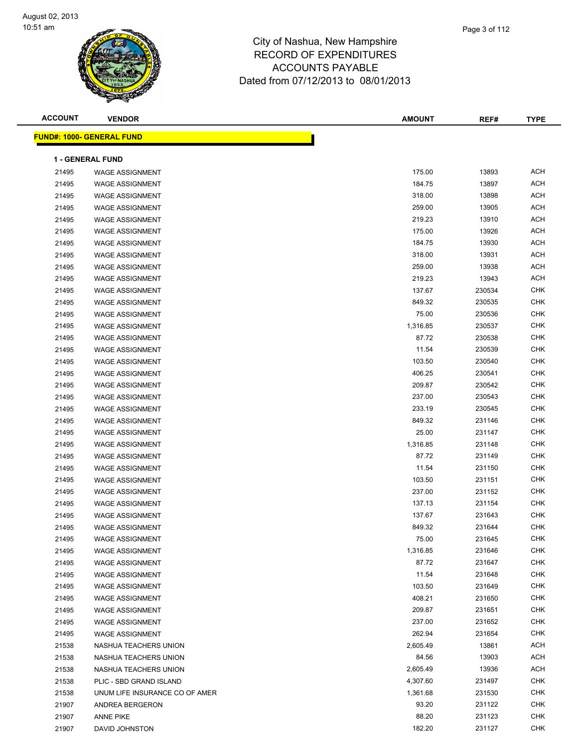# City of Nashua, New Hampshire
## RECORD OF EXPENDITURES
## ACCOUNTS PAYABLE
## Dated from 07/12/2013 to 08/01/2013

August 02, 2013
10:51 am

| ACCOUNT | VENDOR | AMOUNT | REF# | TYPE |
|---|---|---|---|---|

**FUND#: 1000- GENERAL FUND**

**1 - GENERAL FUND**

| ACCOUNT | VENDOR | AMOUNT | REF# | TYPE |
|---|---|---|---|---|
| 21495 | WAGE ASSIGNMENT | 175.00 | 13893 | ACH |
| 21495 | WAGE ASSIGNMENT | 184.75 | 13897 | ACH |
| 21495 | WAGE ASSIGNMENT | 318.00 | 13898 | ACH |
| 21495 | WAGE ASSIGNMENT | 259.00 | 13905 | ACH |
| 21495 | WAGE ASSIGNMENT | 219.23 | 13910 | ACH |
| 21495 | WAGE ASSIGNMENT | 175.00 | 13926 | ACH |
| 21495 | WAGE ASSIGNMENT | 184.75 | 13930 | ACH |
| 21495 | WAGE ASSIGNMENT | 318.00 | 13931 | ACH |
| 21495 | WAGE ASSIGNMENT | 259.00 | 13938 | ACH |
| 21495 | WAGE ASSIGNMENT | 219.23 | 13943 | ACH |
| 21495 | WAGE ASSIGNMENT | 137.67 | 230534 | CHK |
| 21495 | WAGE ASSIGNMENT | 849.32 | 230535 | CHK |
| 21495 | WAGE ASSIGNMENT | 75.00 | 230536 | CHK |
| 21495 | WAGE ASSIGNMENT | 1,316.85 | 230537 | CHK |
| 21495 | WAGE ASSIGNMENT | 87.72 | 230538 | CHK |
| 21495 | WAGE ASSIGNMENT | 11.54 | 230539 | CHK |
| 21495 | WAGE ASSIGNMENT | 103.50 | 230540 | CHK |
| 21495 | WAGE ASSIGNMENT | 406.25 | 230541 | CHK |
| 21495 | WAGE ASSIGNMENT | 209.87 | 230542 | CHK |
| 21495 | WAGE ASSIGNMENT | 237.00 | 230543 | CHK |
| 21495 | WAGE ASSIGNMENT | 233.19 | 230545 | CHK |
| 21495 | WAGE ASSIGNMENT | 849.32 | 231146 | CHK |
| 21495 | WAGE ASSIGNMENT | 25.00 | 231147 | CHK |
| 21495 | WAGE ASSIGNMENT | 1,316.85 | 231148 | CHK |
| 21495 | WAGE ASSIGNMENT | 87.72 | 231149 | CHK |
| 21495 | WAGE ASSIGNMENT | 11.54 | 231150 | CHK |
| 21495 | WAGE ASSIGNMENT | 103.50 | 231151 | CHK |
| 21495 | WAGE ASSIGNMENT | 237.00 | 231152 | CHK |
| 21495 | WAGE ASSIGNMENT | 137.13 | 231154 | CHK |
| 21495 | WAGE ASSIGNMENT | 137.67 | 231643 | CHK |
| 21495 | WAGE ASSIGNMENT | 849.32 | 231644 | CHK |
| 21495 | WAGE ASSIGNMENT | 75.00 | 231645 | CHK |
| 21495 | WAGE ASSIGNMENT | 1,316.85 | 231646 | CHK |
| 21495 | WAGE ASSIGNMENT | 87.72 | 231647 | CHK |
| 21495 | WAGE ASSIGNMENT | 11.54 | 231648 | CHK |
| 21495 | WAGE ASSIGNMENT | 103.50 | 231649 | CHK |
| 21495 | WAGE ASSIGNMENT | 408.21 | 231650 | CHK |
| 21495 | WAGE ASSIGNMENT | 209.87 | 231651 | CHK |
| 21495 | WAGE ASSIGNMENT | 237.00 | 231652 | CHK |
| 21495 | WAGE ASSIGNMENT | 262.94 | 231654 | CHK |
| 21538 | NASHUA TEACHERS UNION | 2,605.49 | 13861 | ACH |
| 21538 | NASHUA TEACHERS UNION | 84.56 | 13903 | ACH |
| 21538 | NASHUA TEACHERS UNION | 2,605.49 | 13936 | ACH |
| 21538 | PLIC - SBD GRAND ISLAND | 4,307.60 | 231497 | CHK |
| 21538 | UNUM LIFE INSURANCE CO OF AMER | 1,361.68 | 231530 | CHK |
| 21907 | ANDREA BERGERON | 93.20 | 231122 | CHK |
| 21907 | ANNE PIKE | 88.20 | 231123 | CHK |
| 21907 | DAVID JOHNSTON | 182.20 | 231127 | CHK |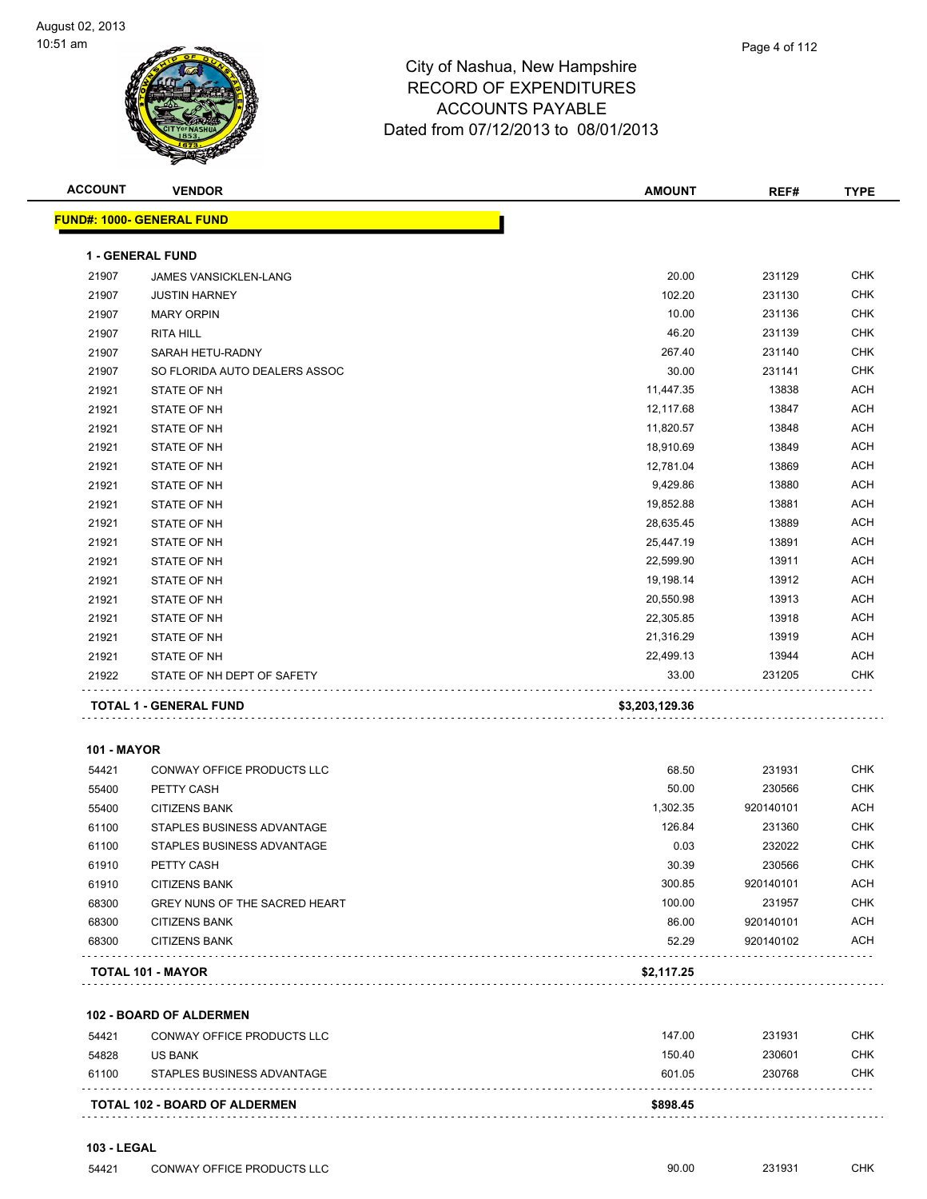City of Nashua, New Hampshire
RECORD OF EXPENDITURES
ACCOUNTS PAYABLE
Dated from 07/12/2013 to 08/01/2013

**FUND#: 1000- GENERAL FUND**

**1 - GENERAL FUND**

| ACCOUNT | VENDOR | AMOUNT | REF# | TYPE |
|---|---|---|---|---|
| 21907 | JAMES VANSICKLEN-LANG | 20.00 | 231129 | CHK |
| 21907 | JUSTIN HARNEY | 102.20 | 231130 | CHK |
| 21907 | MARY ORPIN | 10.00 | 231136 | CHK |
| 21907 | RITA HILL | 46.20 | 231139 | CHK |
| 21907 | SARAH HETU-RADNY | 267.40 | 231140 | CHK |
| 21907 | SO FLORIDA AUTO DEALERS ASSOC | 30.00 | 231141 | CHK |
| 21921 | STATE OF NH | 11,447.35 | 13838 | ACH |
| 21921 | STATE OF NH | 12,117.68 | 13847 | ACH |
| 21921 | STATE OF NH | 11,820.57 | 13848 | ACH |
| 21921 | STATE OF NH | 18,910.69 | 13849 | ACH |
| 21921 | STATE OF NH | 12,781.04 | 13869 | ACH |
| 21921 | STATE OF NH | 9,429.86 | 13880 | ACH |
| 21921 | STATE OF NH | 19,852.88 | 13881 | ACH |
| 21921 | STATE OF NH | 28,635.45 | 13889 | ACH |
| 21921 | STATE OF NH | 25,447.19 | 13891 | ACH |
| 21921 | STATE OF NH | 22,599.90 | 13911 | ACH |
| 21921 | STATE OF NH | 19,198.14 | 13912 | ACH |
| 21921 | STATE OF NH | 20,550.98 | 13913 | ACH |
| 21921 | STATE OF NH | 22,305.85 | 13918 | ACH |
| 21921 | STATE OF NH | 21,316.29 | 13919 | ACH |
| 21921 | STATE OF NH | 22,499.13 | 13944 | ACH |
| 21922 | STATE OF NH DEPT OF SAFETY | 33.00 | 231205 | CHK |
| | **TOTAL 1 - GENERAL FUND** | **$3,203,129.36** | | |

**101 - MAYOR**

| ACCOUNT | VENDOR | AMOUNT | REF# | TYPE |
|---|---|---|---|---|
| 54421 | CONWAY OFFICE PRODUCTS LLC | 68.50 | 231931 | CHK |
| 55400 | PETTY CASH | 50.00 | 230566 | CHK |
| 55400 | CITIZENS BANK | 1,302.35 | 920140101 | ACH |
| 61100 | STAPLES BUSINESS ADVANTAGE | 126.84 | 231360 | CHK |
| 61100 | STAPLES BUSINESS ADVANTAGE | 0.03 | 232022 | CHK |
| 61910 | PETTY CASH | 30.39 | 230566 | CHK |
| 61910 | CITIZENS BANK | 300.85 | 920140101 | ACH |
| 68300 | GREY NUNS OF THE SACRED HEART | 100.00 | 231957 | CHK |
| 68300 | CITIZENS BANK | 86.00 | 920140101 | ACH |
| 68300 | CITIZENS BANK | 52.29 | 920140102 | ACH |
| | **TOTAL 101 - MAYOR** | **$2,117.25** | | |

**102 - BOARD OF ALDERMEN**

| ACCOUNT | VENDOR | AMOUNT | REF# | TYPE |
|---|---|---|---|---|
| 54421 | CONWAY OFFICE PRODUCTS LLC | 147.00 | 231931 | CHK |
| 54828 | US BANK | 150.40 | 230601 | CHK |
| 61100 | STAPLES BUSINESS ADVANTAGE | 601.05 | 230768 | CHK |
| | **TOTAL 102 - BOARD OF ALDERMEN** | **$898.45** | | |

**103 - LEGAL**

| ACCOUNT | VENDOR | AMOUNT | REF# | TYPE |
|---|---|---|---|---|
| 54421 | CONWAY OFFICE PRODUCTS LLC | 90.00 | 231931 | CHK |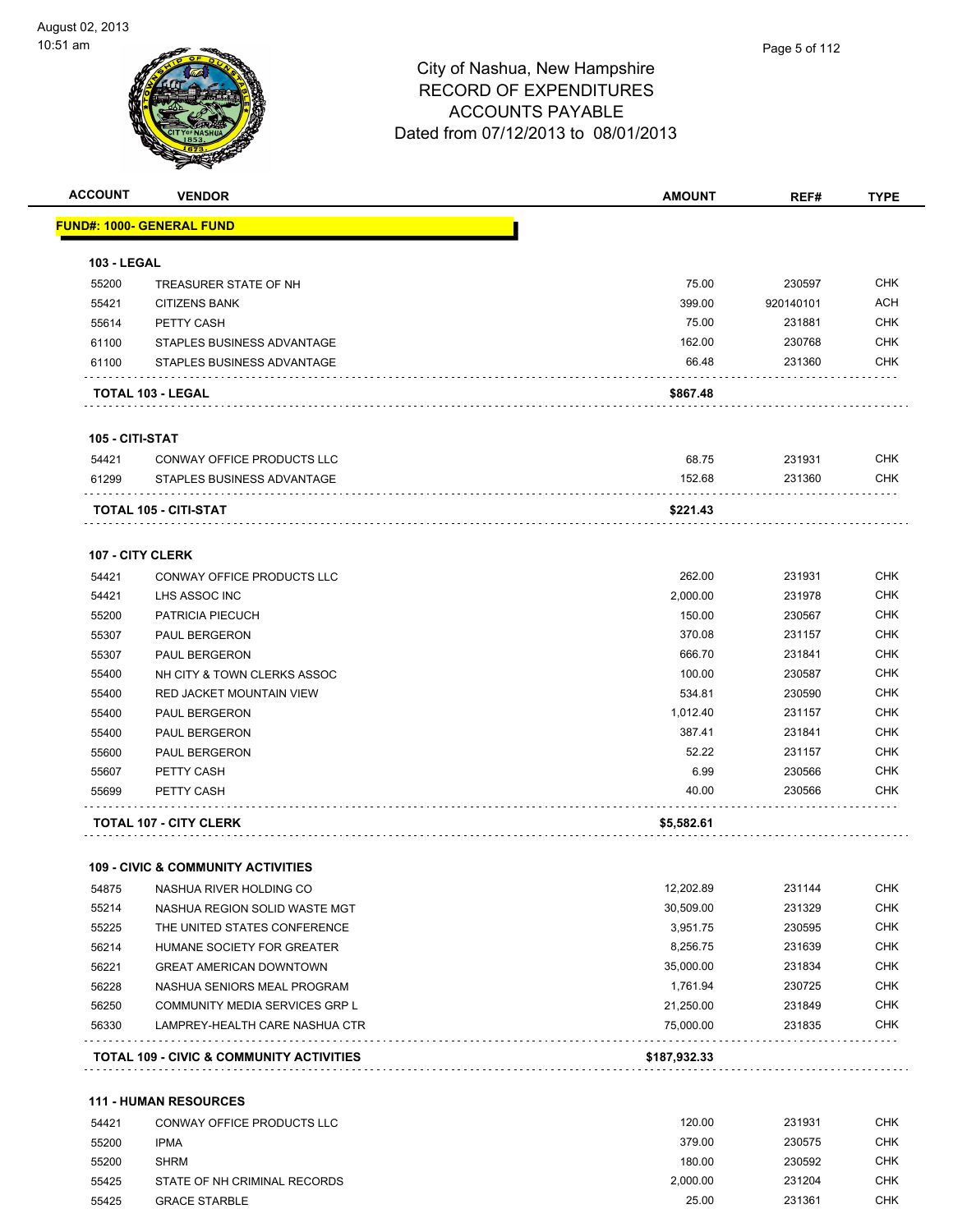# City of Nashua, New Hampshire
## RECORD OF EXPENDITURES
## ACCOUNTS PAYABLE
## Dated from 07/12/2013 to 08/01/2013

| ACCOUNT | VENDOR | AMOUNT | REF# | TYPE |
|---|---|---|---|---|
| **FUND#: 1000- GENERAL FUND** | | | | |
| **103 - LEGAL** | | | | |
| 55200 | TREASURER STATE OF NH | 75.00 | 230597 | CHK |
| 55421 | CITIZENS BANK | 399.00 | 920140101 | ACH |
| 55614 | PETTY CASH | 75.00 | 231881 | CHK |
| 61100 | STAPLES BUSINESS ADVANTAGE | 162.00 | 230768 | CHK |
| 61100 | STAPLES BUSINESS ADVANTAGE | 66.48 | 231360 | CHK |
| **TOTAL 103 - LEGAL** | | **$867.48** | | |
| **105 - CITI-STAT** | | | | |
| 54421 | CONWAY OFFICE PRODUCTS LLC | 68.75 | 231931 | CHK |
| 61299 | STAPLES BUSINESS ADVANTAGE | 152.68 | 231360 | CHK |
| **TOTAL 105 - CITI-STAT** | | **$221.43** | | |
| **107 - CITY CLERK** | | | | |
| 54421 | CONWAY OFFICE PRODUCTS LLC | 262.00 | 231931 | CHK |
| 54421 | LHS ASSOC INC | 2,000.00 | 231978 | CHK |
| 55200 | PATRICIA PIECUCH | 150.00 | 230567 | CHK |
| 55307 | PAUL BERGERON | 370.08 | 231157 | CHK |
| 55307 | PAUL BERGERON | 666.70 | 231841 | CHK |
| 55400 | NH CITY & TOWN CLERKS ASSOC | 100.00 | 230587 | CHK |
| 55400 | RED JACKET MOUNTAIN VIEW | 534.81 | 230590 | CHK |
| 55400 | PAUL BERGERON | 1,012.40 | 231157 | CHK |
| 55400 | PAUL BERGERON | 387.41 | 231841 | CHK |
| 55600 | PAUL BERGERON | 52.22 | 231157 | CHK |
| 55607 | PETTY CASH | 6.99 | 230566 | CHK |
| 55699 | PETTY CASH | 40.00 | 230566 | CHK |
| **TOTAL 107 - CITY CLERK** | | **$5,582.61** | | |
| **109 - CIVIC & COMMUNITY ACTIVITIES** | | | | |
| 54875 | NASHUA RIVER HOLDING CO | 12,202.89 | 231144 | CHK |
| 55214 | NASHUA REGION SOLID WASTE MGT | 30,509.00 | 231329 | CHK |
| 55225 | THE UNITED STATES CONFERENCE | 3,951.75 | 230595 | CHK |
| 56214 | HUMANE SOCIETY FOR GREATER | 8,256.75 | 231639 | CHK |
| 56221 | GREAT AMERICAN DOWNTOWN | 35,000.00 | 231834 | CHK |
| 56228 | NASHUA SENIORS MEAL PROGRAM | 1,761.94 | 230725 | CHK |
| 56250 | COMMUNITY MEDIA SERVICES GRP L | 21,250.00 | 231849 | CHK |
| 56330 | LAMPREY-HEALTH CARE NASHUA CTR | 75,000.00 | 231835 | CHK |
| **TOTAL 109 - CIVIC & COMMUNITY ACTIVITIES** | | **$187,932.33** | | |
| **111 - HUMAN RESOURCES** | | | | |
| 54421 | CONWAY OFFICE PRODUCTS LLC | 120.00 | 231931 | CHK |
| 55200 | IPMA | 379.00 | 230575 | CHK |
| 55200 | SHRM | 180.00 | 230592 | CHK |
| 55425 | STATE OF NH CRIMINAL RECORDS | 2,000.00 | 231204 | CHK |
| 55425 | GRACE STARBLE | 25.00 | 231361 | CHK |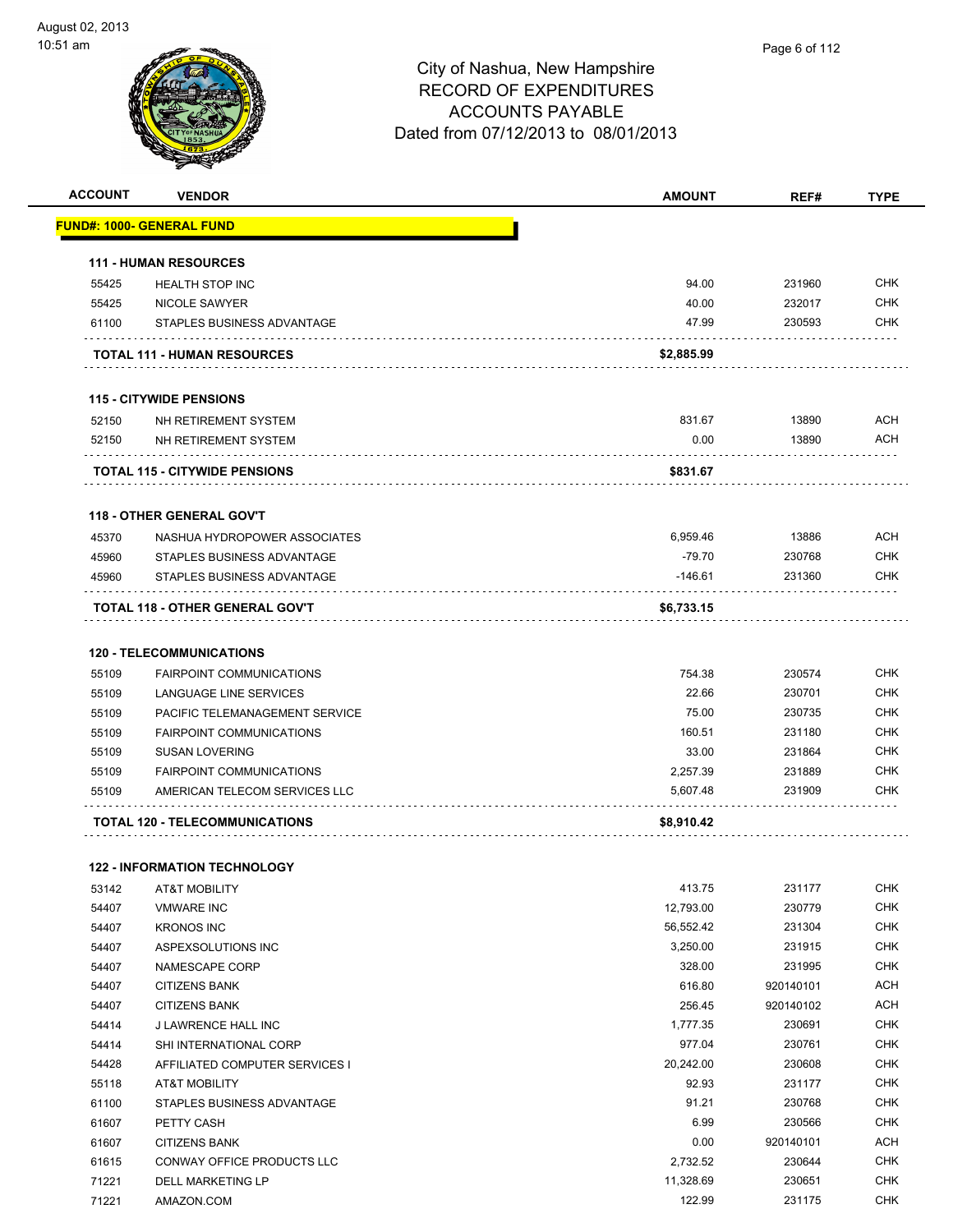# City of Nashua, New Hampshire
## RECORD OF EXPENDITURES
## ACCOUNTS PAYABLE
### Dated from 07/12/2013 to 08/01/2013

| ACCOUNT | VENDOR | AMOUNT | REF# | TYPE |
|---|---|---|---|---|
| **FUND#: 1000- GENERAL FUND** | | | | |
| **111 - HUMAN RESOURCES** | | | | |
| 55425 | HEALTH STOP INC | 94.00 | 231960 | CHK |
| 55425 | NICOLE SAWYER | 40.00 | 232017 | CHK |
| 61100 | STAPLES BUSINESS ADVANTAGE | 47.99 | 230593 | CHK |
| **TOTAL 111 - HUMAN RESOURCES** | | **$2,885.99** | | |
| **115 - CITYWIDE PENSIONS** | | | | |
| 52150 | NH RETIREMENT SYSTEM | 831.67 | 13890 | ACH |
| 52150 | NH RETIREMENT SYSTEM | 0.00 | 13890 | ACH |
| **TOTAL 115 - CITYWIDE PENSIONS** | | **$831.67** | | |
| **118 - OTHER GENERAL GOV'T** | | | | |
| 45370 | NASHUA HYDROPOWER ASSOCIATES | 6,959.46 | 13886 | ACH |
| 45960 | STAPLES BUSINESS ADVANTAGE | -79.70 | 230768 | CHK |
| 45960 | STAPLES BUSINESS ADVANTAGE | -146.61 | 231360 | CHK |
| **TOTAL 118 - OTHER GENERAL GOV'T** | | **$6,733.15** | | |
| **120 - TELECOMMUNICATIONS** | | | | |
| 55109 | FAIRPOINT COMMUNICATIONS | 754.38 | 230574 | CHK |
| 55109 | LANGUAGE LINE SERVICES | 22.66 | 230701 | CHK |
| 55109 | PACIFIC TELEMANAGEMENT SERVICE | 75.00 | 230735 | CHK |
| 55109 | FAIRPOINT COMMUNICATIONS | 160.51 | 231180 | CHK |
| 55109 | SUSAN LOVERING | 33.00 | 231864 | CHK |
| 55109 | FAIRPOINT COMMUNICATIONS | 2,257.39 | 231889 | CHK |
| 55109 | AMERICAN TELECOM SERVICES LLC | 5,607.48 | 231909 | CHK |
| **TOTAL 120 - TELECOMMUNICATIONS** | | **$8,910.42** | | |
| **122 - INFORMATION TECHNOLOGY** | | | | |
| 53142 | AT&T MOBILITY | 413.75 | 231177 | CHK |
| 54407 | VMWARE INC | 12,793.00 | 230779 | CHK |
| 54407 | KRONOS INC | 56,552.42 | 231304 | CHK |
| 54407 | ASPEXSOLUTIONS INC | 3,250.00 | 231915 | CHK |
| 54407 | NAMESCAPE CORP | 328.00 | 231995 | CHK |
| 54407 | CITIZENS BANK | 616.80 | 920140101 | ACH |
| 54407 | CITIZENS BANK | 256.45 | 920140102 | ACH |
| 54414 | J LAWRENCE HALL INC | 1,777.35 | 230691 | CHK |
| 54414 | SHI INTERNATIONAL CORP | 977.04 | 230761 | CHK |
| 54428 | AFFILIATED COMPUTER SERVICES I | 20,242.00 | 230608 | CHK |
| 55118 | AT&T MOBILITY | 92.93 | 231177 | CHK |
| 61100 | STAPLES BUSINESS ADVANTAGE | 91.21 | 230768 | CHK |
| 61607 | PETTY CASH | 6.99 | 230566 | CHK |
| 61607 | CITIZENS BANK | 0.00 | 920140101 | ACH |
| 61615 | CONWAY OFFICE PRODUCTS LLC | 2,732.52 | 230644 | CHK |
| 71221 | DELL MARKETING LP | 11,328.69 | 230651 | CHK |
| 71221 | AMAZON.COM | 122.99 | 231175 | CHK |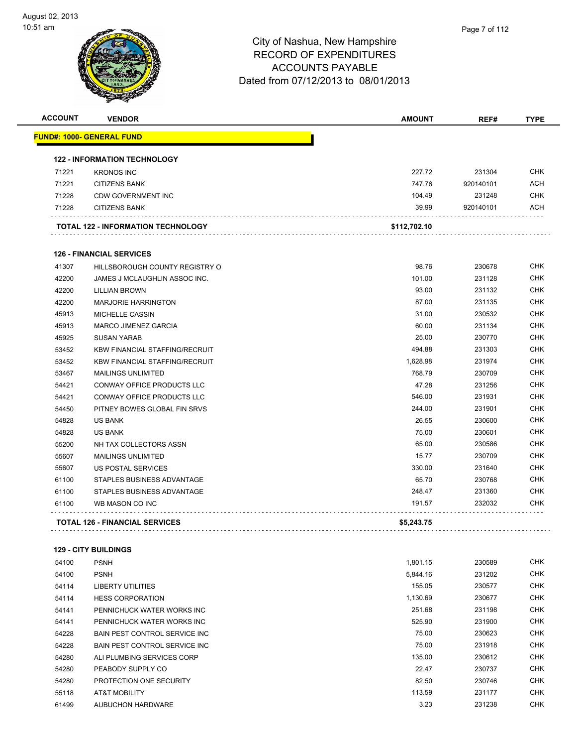City of Nashua, New Hampshire
RECORD OF EXPENDITURES
ACCOUNTS PAYABLE
Dated from 07/12/2013 to 08/01/2013

| ACCOUNT | VENDOR | AMOUNT | REF# | TYPE |
|---|---|---|---|---|
| **FUND#: 1000- GENERAL FUND** | | | | |
| **122 - INFORMATION TECHNOLOGY** | | | | |
| 71221 | KRONOS INC | 227.72 | 231304 | CHK |
| 71221 | CITIZENS BANK | 747.76 | 920140101 | ACH |
| 71228 | CDW GOVERNMENT INC | 104.49 | 231248 | CHK |
| 71228 | CITIZENS BANK | 39.99 | 920140101 | ACH |
| | **TOTAL 122 - INFORMATION TECHNOLOGY** | **$112,702.10** | | |
| **126 - FINANCIAL SERVICES** | | | | |
| 41307 | HILLSBOROUGH COUNTY REGISTRY O | 98.76 | 230678 | CHK |
| 42200 | JAMES J MCLAUGHLIN ASSOC INC. | 101.00 | 231128 | CHK |
| 42200 | LILLIAN BROWN | 93.00 | 231132 | CHK |
| 42200 | MARJORIE HARRINGTON | 87.00 | 231135 | CHK |
| 45913 | MICHELLE CASSIN | 31.00 | 230532 | CHK |
| 45913 | MARCO JIMENEZ GARCIA | 60.00 | 231134 | CHK |
| 45925 | SUSAN YARAB | 25.00 | 230770 | CHK |
| 53452 | KBW FINANCIAL STAFFING/RECRUIT | 494.88 | 231303 | CHK |
| 53452 | KBW FINANCIAL STAFFING/RECRUIT | 1,628.98 | 231974 | CHK |
| 53467 | MAILINGS UNLIMITED | 768.79 | 230709 | CHK |
| 54421 | CONWAY OFFICE PRODUCTS LLC | 47.28 | 231256 | CHK |
| 54421 | CONWAY OFFICE PRODUCTS LLC | 546.00 | 231931 | CHK |
| 54450 | PITNEY BOWES GLOBAL FIN SRVS | 244.00 | 231901 | CHK |
| 54828 | US BANK | 26.55 | 230600 | CHK |
| 54828 | US BANK | 75.00 | 230601 | CHK |
| 55200 | NH TAX COLLECTORS ASSN | 65.00 | 230586 | CHK |
| 55607 | MAILINGS UNLIMITED | 15.77 | 230709 | CHK |
| 55607 | US POSTAL SERVICES | 330.00 | 231640 | CHK |
| 61100 | STAPLES BUSINESS ADVANTAGE | 65.70 | 230768 | CHK |
| 61100 | STAPLES BUSINESS ADVANTAGE | 248.47 | 231360 | CHK |
| 61100 | WB MASON CO INC | 191.57 | 232032 | CHK |
| | **TOTAL 126 - FINANCIAL SERVICES** | **$5,243.75** | | |
| **129 - CITY BUILDINGS** | | | | |
| 54100 | PSNH | 1,801.15 | 230589 | CHK |
| 54100 | PSNH | 5,844.16 | 231202 | CHK |
| 54114 | LIBERTY UTILITIES | 155.05 | 230577 | CHK |
| 54114 | HESS CORPORATION | 1,130.69 | 230677 | CHK |
| 54141 | PENNICHUCK WATER WORKS INC | 251.68 | 231198 | CHK |
| 54141 | PENNICHUCK WATER WORKS INC | 525.90 | 231900 | CHK |
| 54228 | BAIN PEST CONTROL SERVICE INC | 75.00 | 230623 | CHK |
| 54228 | BAIN PEST CONTROL SERVICE INC | 75.00 | 231918 | CHK |
| 54280 | ALI PLUMBING SERVICES CORP | 135.00 | 230612 | CHK |
| 54280 | PEABODY SUPPLY CO | 22.47 | 230737 | CHK |
| 54280 | PROTECTION ONE SECURITY | 82.50 | 230746 | CHK |
| 55118 | AT&T MOBILITY | 113.59 | 231177 | CHK |
| 61499 | AUBUCHON HARDWARE | 3.23 | 231238 | CHK |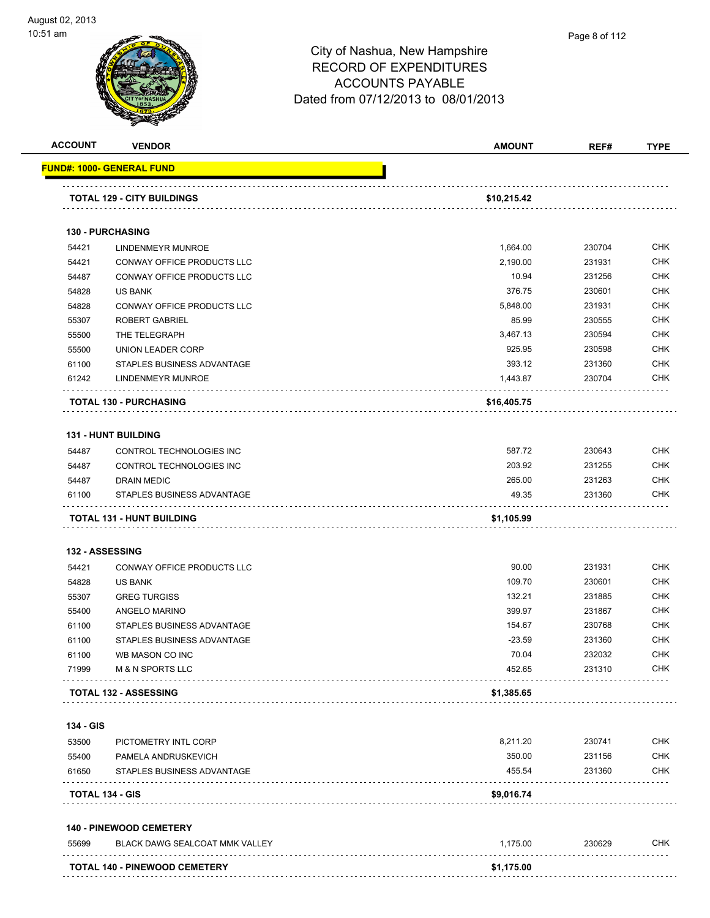City of Nashua, New Hampshire
RECORD OF EXPENDITURES
ACCOUNTS PAYABLE
Dated from 07/12/2013 to 08/01/2013

| ACCOUNT | VENDOR | AMOUNT | REF# | TYPE |
|---|---|---|---|---|
| **FUND#: 1000- GENERAL FUND** | | | | |
| **TOTAL 129 - CITY BUILDINGS** | | **$10,215.42** | | |
| **130 - PURCHASING** | | | | |
| 54421 | LINDENMEYR MUNROE | 1,664.00 | 230704 | CHK |
| 54421 | CONWAY OFFICE PRODUCTS LLC | 2,190.00 | 231931 | CHK |
| 54487 | CONWAY OFFICE PRODUCTS LLC | 10.94 | 231256 | CHK |
| 54828 | US BANK | 376.75 | 230601 | CHK |
| 54828 | CONWAY OFFICE PRODUCTS LLC | 5,848.00 | 231931 | CHK |
| 55307 | ROBERT GABRIEL | 85.99 | 230555 | CHK |
| 55500 | THE TELEGRAPH | 3,467.13 | 230594 | CHK |
| 55500 | UNION LEADER CORP | 925.95 | 230598 | CHK |
| 61100 | STAPLES BUSINESS ADVANTAGE | 393.12 | 231360 | CHK |
| 61242 | LINDENMEYR MUNROE | 1,443.87 | 230704 | CHK |
| **TOTAL 130 - PURCHASING** | | **$16,405.75** | | |
| **131 - HUNT BUILDING** | | | | |
| 54487 | CONTROL TECHNOLOGIES INC | 587.72 | 230643 | CHK |
| 54487 | CONTROL TECHNOLOGIES INC | 203.92 | 231255 | CHK |
| 54487 | DRAIN MEDIC | 265.00 | 231263 | CHK |
| 61100 | STAPLES BUSINESS ADVANTAGE | 49.35 | 231360 | CHK |
| **TOTAL 131 - HUNT BUILDING** | | **$1,105.99** | | |
| **132 - ASSESSING** | | | | |
| 54421 | CONWAY OFFICE PRODUCTS LLC | 90.00 | 231931 | CHK |
| 54828 | US BANK | 109.70 | 230601 | CHK |
| 55307 | GREG TURGISS | 132.21 | 231885 | CHK |
| 55400 | ANGELO MARINO | 399.97 | 231867 | CHK |
| 61100 | STAPLES BUSINESS ADVANTAGE | 154.67 | 230768 | CHK |
| 61100 | STAPLES BUSINESS ADVANTAGE | -23.59 | 231360 | CHK |
| 61100 | WB MASON CO INC | 70.04 | 232032 | CHK |
| 71999 | M & N SPORTS LLC | 452.65 | 231310 | CHK |
| **TOTAL 132 - ASSESSING** | | **$1,385.65** | | |
| **134 - GIS** | | | | |
| 53500 | PICTOMETRY INTL CORP | 8,211.20 | 230741 | CHK |
| 55400 | PAMELA ANDRUSKEVICH | 350.00 | 231156 | CHK |
| 61650 | STAPLES BUSINESS ADVANTAGE | 455.54 | 231360 | CHK |
| **TOTAL 134 - GIS** | | **$9,016.74** | | |
| **140 - PINEWOOD CEMETERY** | | | | |
| 55699 | BLACK DAWG SEALCOAT MMK VALLEY | 1,175.00 | 230629 | CHK |
| **TOTAL 140 - PINEWOOD CEMETERY** | | **$1,175.00** | | |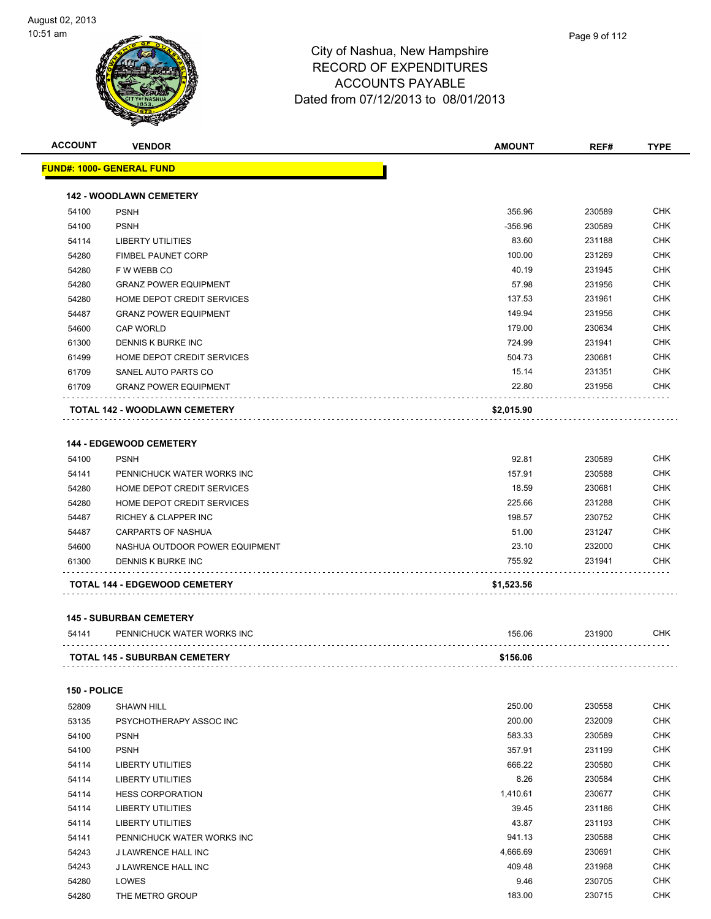# City of Nashua, New Hampshire
## RECORD OF EXPENDITURES
## ACCOUNTS PAYABLE
## Dated from 07/12/2013 to 08/01/2013

| ACCOUNT | VENDOR | AMOUNT | REF# | TYPE |
|---|---|---|---|---|
| **FUND#: 1000- GENERAL FUND** | | | | |
| **142 - WOODLAWN CEMETERY** | | | | |
| 54100 | PSNH | 356.96 | 230589 | CHK |
| 54100 | PSNH | -356.96 | 230589 | CHK |
| 54114 | LIBERTY UTILITIES | 83.60 | 231188 | CHK |
| 54280 | FIMBEL PAUNET CORP | 100.00 | 231269 | CHK |
| 54280 | F W WEBB CO | 40.19 | 231945 | CHK |
| 54280 | GRANZ POWER EQUIPMENT | 57.98 | 231956 | CHK |
| 54280 | HOME DEPOT CREDIT SERVICES | 137.53 | 231961 | CHK |
| 54487 | GRANZ POWER EQUIPMENT | 149.94 | 231956 | CHK |
| 54600 | CAP WORLD | 179.00 | 230634 | CHK |
| 61300 | DENNIS K BURKE INC | 724.99 | 231941 | CHK |
| 61499 | HOME DEPOT CREDIT SERVICES | 504.73 | 230681 | CHK |
| 61709 | SANEL AUTO PARTS CO | 15.14 | 231351 | CHK |
| 61709 | GRANZ POWER EQUIPMENT | 22.80 | 231956 | CHK |
| **TOTAL 142 - WOODLAWN CEMETERY** | | **$2,015.90** | | |
| **144 - EDGEWOOD CEMETERY** | | | | |
| 54100 | PSNH | 92.81 | 230589 | CHK |
| 54141 | PENNICHUCK WATER WORKS INC | 157.91 | 230588 | CHK |
| 54280 | HOME DEPOT CREDIT SERVICES | 18.59 | 230681 | CHK |
| 54280 | HOME DEPOT CREDIT SERVICES | 225.66 | 231288 | CHK |
| 54487 | RICHEY & CLAPPER INC | 198.57 | 230752 | CHK |
| 54487 | CARPARTS OF NASHUA | 51.00 | 231247 | CHK |
| 54600 | NASHUA OUTDOOR POWER EQUIPMENT | 23.10 | 232000 | CHK |
| 61300 | DENNIS K BURKE INC | 755.92 | 231941 | CHK |
| **TOTAL 144 - EDGEWOOD CEMETERY** | | **$1,523.56** | | |
| **145 - SUBURBAN CEMETERY** | | | | |
| 54141 | PENNICHUCK WATER WORKS INC | 156.06 | 231900 | CHK |
| **TOTAL 145 - SUBURBAN CEMETERY** | | **$156.06** | | |
| **150 - POLICE** | | | | |
| 52809 | SHAWN HILL | 250.00 | 230558 | CHK |
| 53135 | PSYCHOTHERAPY ASSOC INC | 200.00 | 232009 | CHK |
| 54100 | PSNH | 583.33 | 230589 | CHK |
| 54100 | PSNH | 357.91 | 231199 | CHK |
| 54114 | LIBERTY UTILITIES | 666.22 | 230580 | CHK |
| 54114 | LIBERTY UTILITIES | 8.26 | 230584 | CHK |
| 54114 | HESS CORPORATION | 1,410.61 | 230677 | CHK |
| 54114 | LIBERTY UTILITIES | 39.45 | 231186 | CHK |
| 54114 | LIBERTY UTILITIES | 43.87 | 231193 | CHK |
| 54141 | PENNICHUCK WATER WORKS INC | 941.13 | 230588 | CHK |
| 54243 | J LAWRENCE HALL INC | 4,666.69 | 230691 | CHK |
| 54243 | J LAWRENCE HALL INC | 409.48 | 231968 | CHK |
| 54280 | LOWES | 9.46 | 230705 | CHK |
| 54280 | THE METRO GROUP | 183.00 | 230715 | CHK |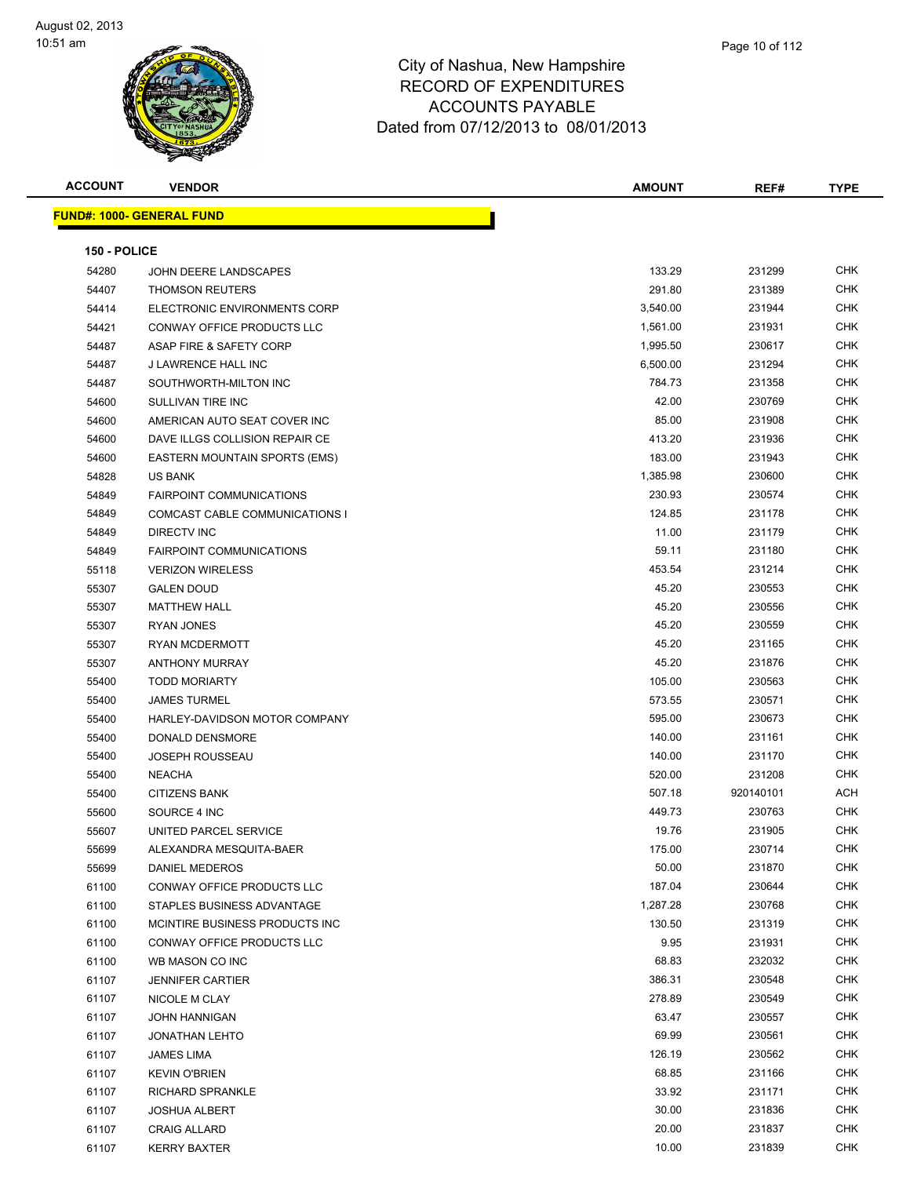# City of Nashua, New Hampshire
## RECORD OF EXPENDITURES
## ACCOUNTS PAYABLE
## Dated from 07/12/2013 to 08/01/2013

| ACCOUNT | VENDOR | AMOUNT | REF# | TYPE |
|---|---|---|---|---|
| **FUND#: 1000- GENERAL FUND** | | | | |
| **150 - POLICE** | | | | |
| 54280 | JOHN DEERE LANDSCAPES | 133.29 | 231299 | CHK |
| 54407 | THOMSON REUTERS | 291.80 | 231389 | CHK |
| 54414 | ELECTRONIC ENVIRONMENTS CORP | 3,540.00 | 231944 | CHK |
| 54421 | CONWAY OFFICE PRODUCTS LLC | 1,561.00 | 231931 | CHK |
| 54487 | ASAP FIRE & SAFETY CORP | 1,995.50 | 230617 | CHK |
| 54487 | J LAWRENCE HALL INC | 6,500.00 | 231294 | CHK |
| 54487 | SOUTHWORTH-MILTON INC | 784.73 | 231358 | CHK |
| 54600 | SULLIVAN TIRE INC | 42.00 | 230769 | CHK |
| 54600 | AMERICAN AUTO SEAT COVER INC | 85.00 | 231908 | CHK |
| 54600 | DAVE ILLGS COLLISION REPAIR CE | 413.20 | 231936 | CHK |
| 54600 | EASTERN MOUNTAIN SPORTS (EMS) | 183.00 | 231943 | CHK |
| 54828 | US BANK | 1,385.98 | 230600 | CHK |
| 54849 | FAIRPOINT COMMUNICATIONS | 230.93 | 230574 | CHK |
| 54849 | COMCAST CABLE COMMUNICATIONS I | 124.85 | 231178 | CHK |
| 54849 | DIRECTV INC | 11.00 | 231179 | CHK |
| 54849 | FAIRPOINT COMMUNICATIONS | 59.11 | 231180 | CHK |
| 55118 | VERIZON WIRELESS | 453.54 | 231214 | CHK |
| 55307 | GALEN DOUD | 45.20 | 230553 | CHK |
| 55307 | MATTHEW HALL | 45.20 | 230556 | CHK |
| 55307 | RYAN JONES | 45.20 | 230559 | CHK |
| 55307 | RYAN MCDERMOTT | 45.20 | 231165 | CHK |
| 55307 | ANTHONY MURRAY | 45.20 | 231876 | CHK |
| 55400 | TODD MORIARTY | 105.00 | 230563 | CHK |
| 55400 | JAMES TURMEL | 573.55 | 230571 | CHK |
| 55400 | HARLEY-DAVIDSON MOTOR COMPANY | 595.00 | 230673 | CHK |
| 55400 | DONALD DENSMORE | 140.00 | 231161 | CHK |
| 55400 | JOSEPH ROUSSEAU | 140.00 | 231170 | CHK |
| 55400 | NEACHA | 520.00 | 231208 | CHK |
| 55400 | CITIZENS BANK | 507.18 | 920140101 | ACH |
| 55600 | SOURCE 4 INC | 449.73 | 230763 | CHK |
| 55607 | UNITED PARCEL SERVICE | 19.76 | 231905 | CHK |
| 55699 | ALEXANDRA MESQUITA-BAER | 175.00 | 230714 | CHK |
| 55699 | DANIEL MEDEROS | 50.00 | 231870 | CHK |
| 61100 | CONWAY OFFICE PRODUCTS LLC | 187.04 | 230644 | CHK |
| 61100 | STAPLES BUSINESS ADVANTAGE | 1,287.28 | 230768 | CHK |
| 61100 | MCINTIRE BUSINESS PRODUCTS INC | 130.50 | 231319 | CHK |
| 61100 | CONWAY OFFICE PRODUCTS LLC | 9.95 | 231931 | CHK |
| 61100 | WB MASON CO INC | 68.83 | 232032 | CHK |
| 61107 | JENNIFER CARTIER | 386.31 | 230548 | CHK |
| 61107 | NICOLE M CLAY | 278.89 | 230549 | CHK |
| 61107 | JOHN HANNIGAN | 63.47 | 230557 | CHK |
| 61107 | JONATHAN LEHTO | 69.99 | 230561 | CHK |
| 61107 | JAMES LIMA | 126.19 | 230562 | CHK |
| 61107 | KEVIN O'BRIEN | 68.85 | 231166 | CHK |
| 61107 | RICHARD SPRANKLE | 33.92 | 231171 | CHK |
| 61107 | JOSHUA ALBERT | 30.00 | 231836 | CHK |
| 61107 | CRAIG ALLARD | 20.00 | 231837 | CHK |
| 61107 | KERRY BAXTER | 10.00 | 231839 | CHK |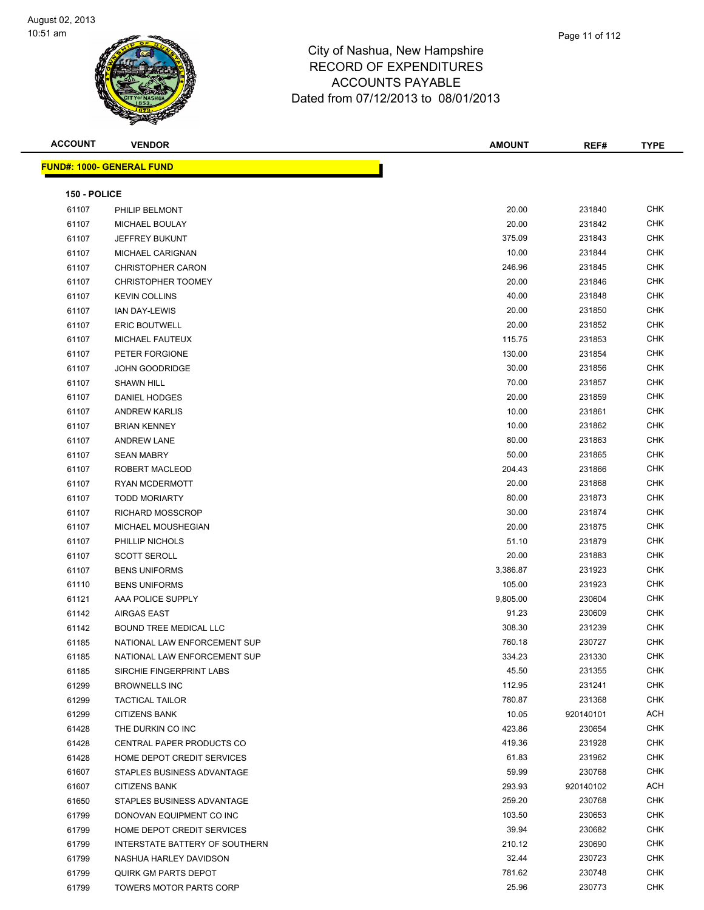City of Nashua, New Hampshire
RECORD OF EXPENDITURES
ACCOUNTS PAYABLE
Dated from 07/12/2013 to 08/01/2013

**FUND#: 1000- GENERAL FUND**

**150 - POLICE**

| ACCOUNT | VENDOR | AMOUNT | REF# | TYPE |
|---|---|---|---|---|
| 61107 | PHILIP BELMONT | 20.00 | 231840 | CHK |
| 61107 | MICHAEL BOULAY | 20.00 | 231842 | CHK |
| 61107 | JEFFREY BUKUNT | 375.09 | 231843 | CHK |
| 61107 | MICHAEL CARIGNAN | 10.00 | 231844 | CHK |
| 61107 | CHRISTOPHER CARON | 246.96 | 231845 | CHK |
| 61107 | CHRISTOPHER TOOMEY | 20.00 | 231846 | CHK |
| 61107 | KEVIN COLLINS | 40.00 | 231848 | CHK |
| 61107 | IAN DAY-LEWIS | 20.00 | 231850 | CHK |
| 61107 | ERIC BOUTWELL | 20.00 | 231852 | CHK |
| 61107 | MICHAEL FAUTEUX | 115.75 | 231853 | CHK |
| 61107 | PETER FORGIONE | 130.00 | 231854 | CHK |
| 61107 | JOHN GOODRIDGE | 30.00 | 231856 | CHK |
| 61107 | SHAWN HILL | 70.00 | 231857 | CHK |
| 61107 | DANIEL HODGES | 20.00 | 231859 | CHK |
| 61107 | ANDREW KARLIS | 10.00 | 231861 | CHK |
| 61107 | BRIAN KENNEY | 10.00 | 231862 | CHK |
| 61107 | ANDREW LANE | 80.00 | 231863 | CHK |
| 61107 | SEAN MABRY | 50.00 | 231865 | CHK |
| 61107 | ROBERT MACLEOD | 204.43 | 231866 | CHK |
| 61107 | RYAN MCDERMOTT | 20.00 | 231868 | CHK |
| 61107 | TODD MORIARTY | 80.00 | 231873 | CHK |
| 61107 | RICHARD MOSSCROP | 30.00 | 231874 | CHK |
| 61107 | MICHAEL MOUSHEGIAN | 20.00 | 231875 | CHK |
| 61107 | PHILLIP NICHOLS | 51.10 | 231879 | CHK |
| 61107 | SCOTT SEROLL | 20.00 | 231883 | CHK |
| 61107 | BENS UNIFORMS | 3,386.87 | 231923 | CHK |
| 61110 | BENS UNIFORMS | 105.00 | 231923 | CHK |
| 61121 | AAA POLICE SUPPLY | 9,805.00 | 230604 | CHK |
| 61142 | AIRGAS EAST | 91.23 | 230609 | CHK |
| 61142 | BOUND TREE MEDICAL LLC | 308.30 | 231239 | CHK |
| 61185 | NATIONAL LAW ENFORCEMENT SUP | 760.18 | 230727 | CHK |
| 61185 | NATIONAL LAW ENFORCEMENT SUP | 334.23 | 231330 | CHK |
| 61185 | SIRCHIE FINGERPRINT LABS | 45.50 | 231355 | CHK |
| 61299 | BROWNELLS INC | 112.95 | 231241 | CHK |
| 61299 | TACTICAL TAILOR | 780.87 | 231368 | CHK |
| 61299 | CITIZENS BANK | 10.05 | 920140101 | ACH |
| 61428 | THE DURKIN CO INC | 423.86 | 230654 | CHK |
| 61428 | CENTRAL PAPER PRODUCTS CO | 419.36 | 231928 | CHK |
| 61428 | HOME DEPOT CREDIT SERVICES | 61.83 | 231962 | CHK |
| 61607 | STAPLES BUSINESS ADVANTAGE | 59.99 | 230768 | CHK |
| 61607 | CITIZENS BANK | 293.93 | 920140102 | ACH |
| 61650 | STAPLES BUSINESS ADVANTAGE | 259.20 | 230768 | CHK |
| 61799 | DONOVAN EQUIPMENT CO INC | 103.50 | 230653 | CHK |
| 61799 | HOME DEPOT CREDIT SERVICES | 39.94 | 230682 | CHK |
| 61799 | INTERSTATE BATTERY OF SOUTHERN | 210.12 | 230690 | CHK |
| 61799 | NASHUA HARLEY DAVIDSON | 32.44 | 230723 | CHK |
| 61799 | QUIRK GM PARTS DEPOT | 781.62 | 230748 | CHK |
| 61799 | TOWERS MOTOR PARTS CORP | 25.96 | 230773 | CHK |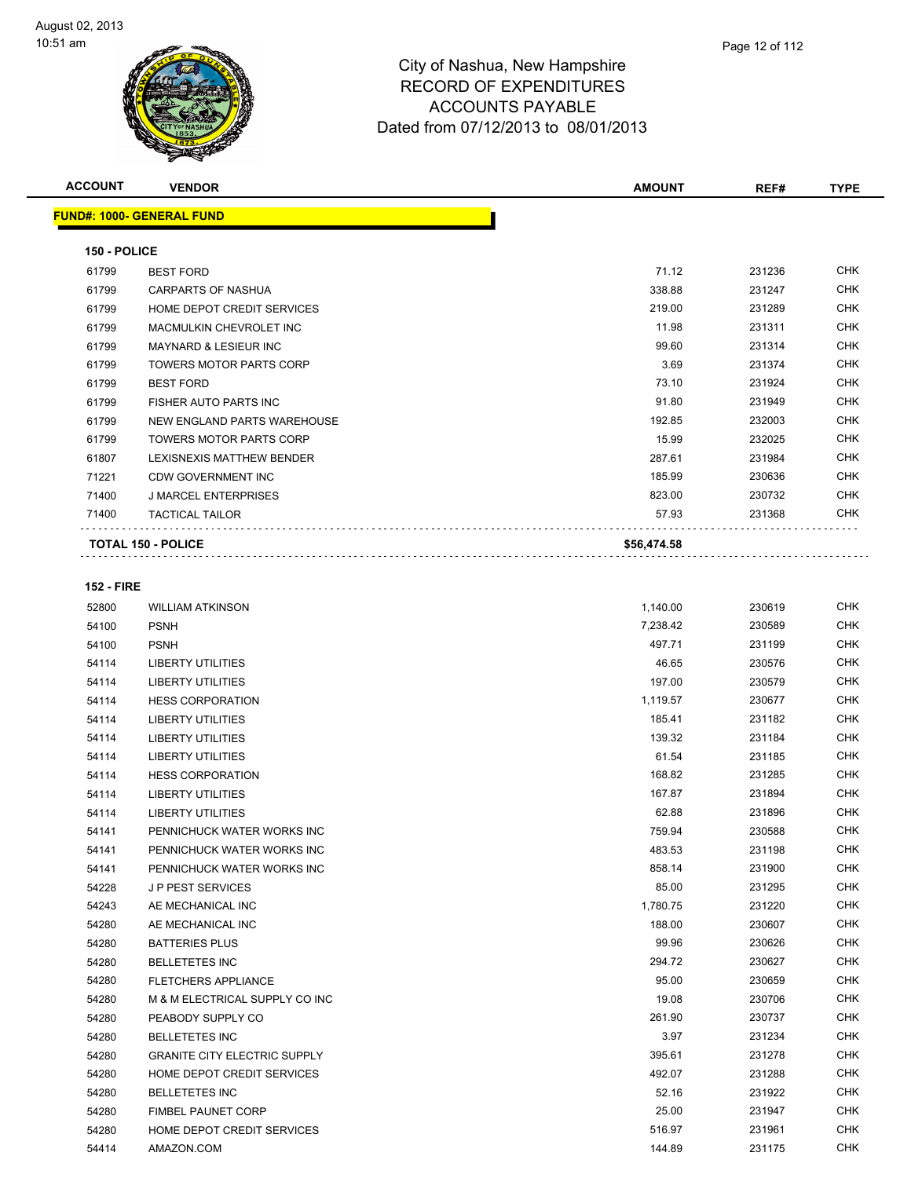# City of Nashua, New Hampshire
## RECORD OF EXPENDITURES
## ACCOUNTS PAYABLE
## Dated from 07/12/2013 to 08/01/2013

| ACCOUNT | VENDOR | AMOUNT | REF# | TYPE |
|---|---|---|---|---|

**FUND#: 1000- GENERAL FUND**

**150 - POLICE**

| ACCOUNT | VENDOR | AMOUNT | REF# | TYPE |
|---|---|---|---|---|
| 61799 | BEST FORD | 71.12 | 231236 | CHK |
| 61799 | CARPARTS OF NASHUA | 338.88 | 231247 | CHK |
| 61799 | HOME DEPOT CREDIT SERVICES | 219.00 | 231289 | CHK |
| 61799 | MACMULKIN CHEVROLET INC | 11.98 | 231311 | CHK |
| 61799 | MAYNARD & LESIEUR INC | 99.60 | 231314 | CHK |
| 61799 | TOWERS MOTOR PARTS CORP | 3.69 | 231374 | CHK |
| 61799 | BEST FORD | 73.10 | 231924 | CHK |
| 61799 | FISHER AUTO PARTS INC | 91.80 | 231949 | CHK |
| 61799 | NEW ENGLAND PARTS WAREHOUSE | 192.85 | 232003 | CHK |
| 61799 | TOWERS MOTOR PARTS CORP | 15.99 | 232025 | CHK |
| 61807 | LEXISNEXIS MATTHEW BENDER | 287.61 | 231984 | CHK |
| 71221 | CDW GOVERNMENT INC | 185.99 | 230636 | CHK |
| 71400 | J MARCEL ENTERPRISES | 823.00 | 230732 | CHK |
| 71400 | TACTICAL TAILOR | 57.93 | 231368 | CHK |
| | **TOTAL 150 - POLICE** | **$56,474.58** | | |

**152 - FIRE**

| ACCOUNT | VENDOR | AMOUNT | REF# | TYPE |
|---|---|---|---|---|
| 52800 | WILLIAM ATKINSON | 1,140.00 | 230619 | CHK |
| 54100 | PSNH | 7,238.42 | 230589 | CHK |
| 54100 | PSNH | 497.71 | 231199 | CHK |
| 54114 | LIBERTY UTILITIES | 46.65 | 230576 | CHK |
| 54114 | LIBERTY UTILITIES | 197.00 | 230579 | CHK |
| 54114 | HESS CORPORATION | 1,119.57 | 230677 | CHK |
| 54114 | LIBERTY UTILITIES | 185.41 | 231182 | CHK |
| 54114 | LIBERTY UTILITIES | 139.32 | 231184 | CHK |
| 54114 | LIBERTY UTILITIES | 61.54 | 231185 | CHK |
| 54114 | HESS CORPORATION | 168.82 | 231285 | CHK |
| 54114 | LIBERTY UTILITIES | 167.87 | 231894 | CHK |
| 54114 | LIBERTY UTILITIES | 62.88 | 231896 | CHK |
| 54141 | PENNICHUCK WATER WORKS INC | 759.94 | 230588 | CHK |
| 54141 | PENNICHUCK WATER WORKS INC | 483.53 | 231198 | CHK |
| 54141 | PENNICHUCK WATER WORKS INC | 858.14 | 231900 | CHK |
| 54228 | J P PEST SERVICES | 85.00 | 231295 | CHK |
| 54243 | AE MECHANICAL INC | 1,780.75 | 231220 | CHK |
| 54280 | AE MECHANICAL INC | 188.00 | 230607 | CHK |
| 54280 | BATTERIES PLUS | 99.96 | 230626 | CHK |
| 54280 | BELLETETES INC | 294.72 | 230627 | CHK |
| 54280 | FLETCHERS APPLIANCE | 95.00 | 230659 | CHK |
| 54280 | M & M ELECTRICAL SUPPLY CO INC | 19.08 | 230706 | CHK |
| 54280 | PEABODY SUPPLY CO | 261.90 | 230737 | CHK |
| 54280 | BELLETETES INC | 3.97 | 231234 | CHK |
| 54280 | GRANITE CITY ELECTRIC SUPPLY | 395.61 | 231278 | CHK |
| 54280 | HOME DEPOT CREDIT SERVICES | 492.07 | 231288 | CHK |
| 54280 | BELLETETES INC | 52.16 | 231922 | CHK |
| 54280 | FIMBEL PAUNET CORP | 25.00 | 231947 | CHK |
| 54280 | HOME DEPOT CREDIT SERVICES | 516.97 | 231961 | CHK |
| 54414 | AMAZON.COM | 144.89 | 231175 | CHK |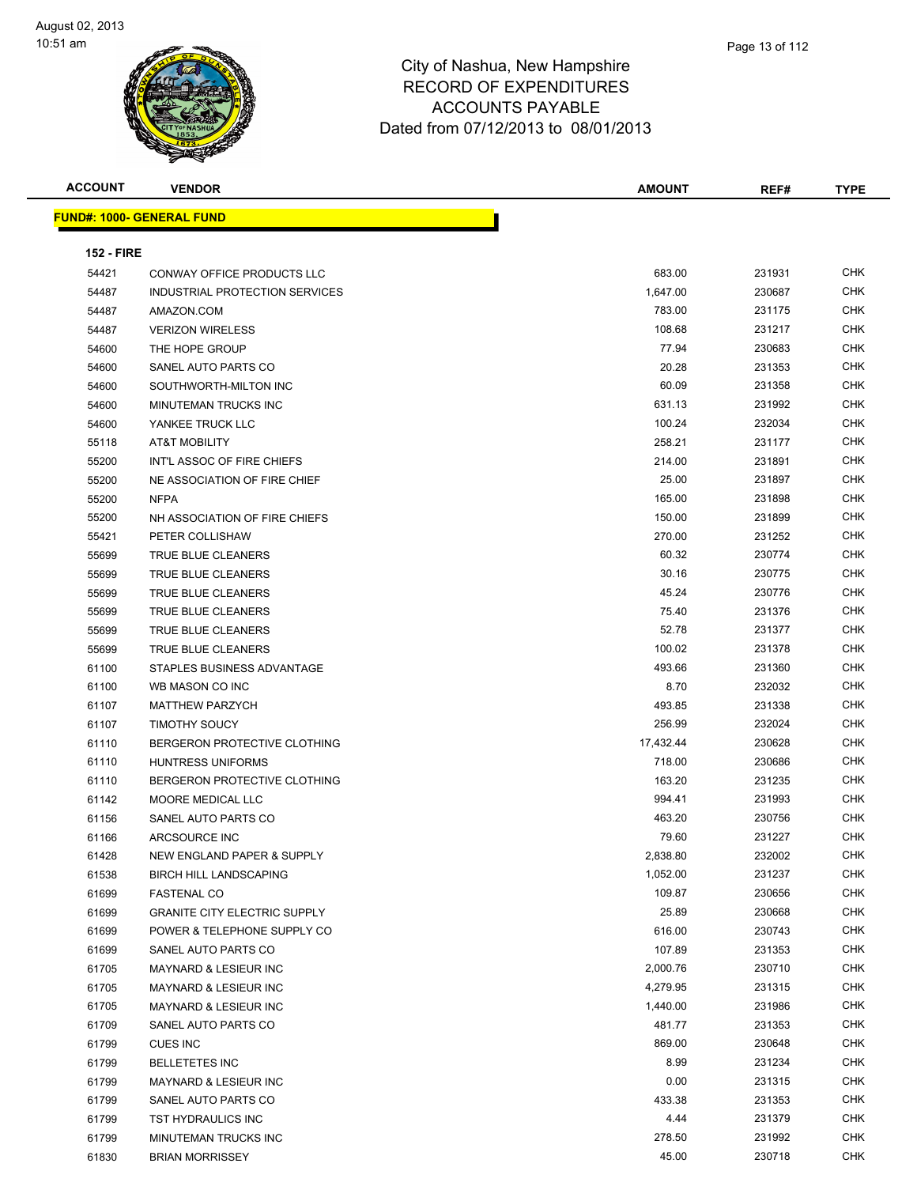# City of Nashua, New Hampshire
## RECORD OF EXPENDITURES
## ACCOUNTS PAYABLE
### Dated from 07/12/2013 to 08/01/2013

**FUND#: 1000- GENERAL FUND**

**152 - FIRE**

| ACCOUNT | VENDOR | AMOUNT | REF# | TYPE |
|---|---|---|---|---|
| 54421 | CONWAY OFFICE PRODUCTS LLC | 683.00 | 231931 | CHK |
| 54487 | INDUSTRIAL PROTECTION SERVICES | 1,647.00 | 230687 | CHK |
| 54487 | AMAZON.COM | 783.00 | 231175 | CHK |
| 54487 | VERIZON WIRELESS | 108.68 | 231217 | CHK |
| 54600 | THE HOPE GROUP | 77.94 | 230683 | CHK |
| 54600 | SANEL AUTO PARTS CO | 20.28 | 231353 | CHK |
| 54600 | SOUTHWORTH-MILTON INC | 60.09 | 231358 | CHK |
| 54600 | MINUTEMAN TRUCKS INC | 631.13 | 231992 | CHK |
| 54600 | YANKEE TRUCK LLC | 100.24 | 232034 | CHK |
| 55118 | AT&T MOBILITY | 258.21 | 231177 | CHK |
| 55200 | INT'L ASSOC OF FIRE CHIEFS | 214.00 | 231891 | CHK |
| 55200 | NE ASSOCIATION OF FIRE CHIEF | 25.00 | 231897 | CHK |
| 55200 | NFPA | 165.00 | 231898 | CHK |
| 55200 | NH ASSOCIATION OF FIRE CHIEFS | 150.00 | 231899 | CHK |
| 55421 | PETER COLLISHAW | 270.00 | 231252 | CHK |
| 55699 | TRUE BLUE CLEANERS | 60.32 | 230774 | CHK |
| 55699 | TRUE BLUE CLEANERS | 30.16 | 230775 | CHK |
| 55699 | TRUE BLUE CLEANERS | 45.24 | 230776 | CHK |
| 55699 | TRUE BLUE CLEANERS | 75.40 | 231376 | CHK |
| 55699 | TRUE BLUE CLEANERS | 52.78 | 231377 | CHK |
| 55699 | TRUE BLUE CLEANERS | 100.02 | 231378 | CHK |
| 61100 | STAPLES BUSINESS ADVANTAGE | 493.66 | 231360 | CHK |
| 61100 | WB MASON CO INC | 8.70 | 232032 | CHK |
| 61107 | MATTHEW PARZYCH | 493.85 | 231338 | CHK |
| 61107 | TIMOTHY SOUCY | 256.99 | 232024 | CHK |
| 61110 | BERGERON PROTECTIVE CLOTHING | 17,432.44 | 230628 | CHK |
| 61110 | HUNTRESS UNIFORMS | 718.00 | 230686 | CHK |
| 61110 | BERGERON PROTECTIVE CLOTHING | 163.20 | 231235 | CHK |
| 61142 | MOORE MEDICAL LLC | 994.41 | 231993 | CHK |
| 61156 | SANEL AUTO PARTS CO | 463.20 | 230756 | CHK |
| 61166 | ARCSOURCE INC | 79.60 | 231227 | CHK |
| 61428 | NEW ENGLAND PAPER & SUPPLY | 2,838.80 | 232002 | CHK |
| 61538 | BIRCH HILL LANDSCAPING | 1,052.00 | 231237 | CHK |
| 61699 | FASTENAL CO | 109.87 | 230656 | CHK |
| 61699 | GRANITE CITY ELECTRIC SUPPLY | 25.89 | 230668 | CHK |
| 61699 | POWER & TELEPHONE SUPPLY CO | 616.00 | 230743 | CHK |
| 61699 | SANEL AUTO PARTS CO | 107.89 | 231353 | CHK |
| 61705 | MAYNARD & LESIEUR INC | 2,000.76 | 230710 | CHK |
| 61705 | MAYNARD & LESIEUR INC | 4,279.95 | 231315 | CHK |
| 61705 | MAYNARD & LESIEUR INC | 1,440.00 | 231986 | CHK |
| 61709 | SANEL AUTO PARTS CO | 481.77 | 231353 | CHK |
| 61799 | CUES INC | 869.00 | 230648 | CHK |
| 61799 | BELLETETES INC | 8.99 | 231234 | CHK |
| 61799 | MAYNARD & LESIEUR INC | 0.00 | 231315 | CHK |
| 61799 | SANEL AUTO PARTS CO | 433.38 | 231353 | CHK |
| 61799 | TST HYDRAULICS INC | 4.44 | 231379 | CHK |
| 61799 | MINUTEMAN TRUCKS INC | 278.50 | 231992 | CHK |
| 61830 | BRIAN MORRISSEY | 45.00 | 230718 | CHK |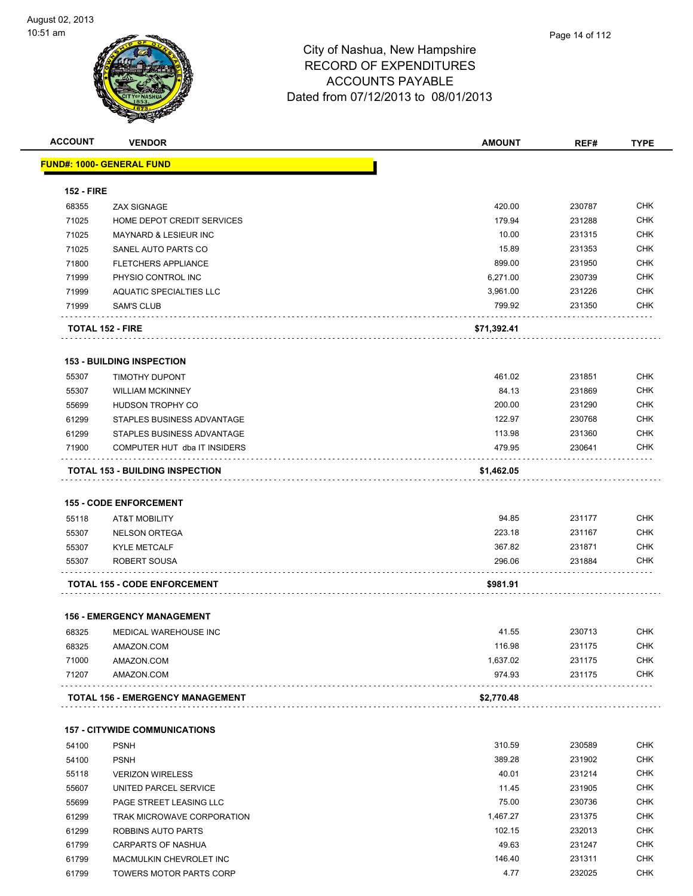City of Nashua, New Hampshire
RECORD OF EXPENDITURES
ACCOUNTS PAYABLE
Dated from 07/12/2013 to 08/01/2013

| ACCOUNT | VENDOR | AMOUNT | REF# | TYPE |
|---|---|---|---|---|
| **FUND#: 1000- GENERAL FUND** | | | | |
| **152 - FIRE** | | | | |
| 68355 | ZAX SIGNAGE | 420.00 | 230787 | CHK |
| 71025 | HOME DEPOT CREDIT SERVICES | 179.94 | 231288 | CHK |
| 71025 | MAYNARD & LESIEUR INC | 10.00 | 231315 | CHK |
| 71025 | SANEL AUTO PARTS CO | 15.89 | 231353 | CHK |
| 71800 | FLETCHERS APPLIANCE | 899.00 | 231950 | CHK |
| 71999 | PHYSIO CONTROL INC | 6,271.00 | 230739 | CHK |
| 71999 | AQUATIC SPECIALTIES LLC | 3,961.00 | 231226 | CHK |
| 71999 | SAM'S CLUB | 799.92 | 231350 | CHK |
| **TOTAL 152 - FIRE** | | **$71,392.41** | | |
| **153 - BUILDING INSPECTION** | | | | |
| 55307 | TIMOTHY DUPONT | 461.02 | 231851 | CHK |
| 55307 | WILLIAM MCKINNEY | 84.13 | 231869 | CHK |
| 55699 | HUDSON TROPHY CO | 200.00 | 231290 | CHK |
| 61299 | STAPLES BUSINESS ADVANTAGE | 122.97 | 230768 | CHK |
| 61299 | STAPLES BUSINESS ADVANTAGE | 113.98 | 231360 | CHK |
| 71900 | COMPUTER HUT dba IT INSIDERS | 479.95 | 230641 | CHK |
| **TOTAL 153 - BUILDING INSPECTION** | | **$1,462.05** | | |
| **155 - CODE ENFORCEMENT** | | | | |
| 55118 | AT&T MOBILITY | 94.85 | 231177 | CHK |
| 55307 | NELSON ORTEGA | 223.18 | 231167 | CHK |
| 55307 | KYLE METCALF | 367.82 | 231871 | CHK |
| 55307 | ROBERT SOUSA | 296.06 | 231884 | CHK |
| **TOTAL 155 - CODE ENFORCEMENT** | | **$981.91** | | |
| **156 - EMERGENCY MANAGEMENT** | | | | |
| 68325 | MEDICAL WAREHOUSE INC | 41.55 | 230713 | CHK |
| 68325 | AMAZON.COM | 116.98 | 231175 | CHK |
| 71000 | AMAZON.COM | 1,637.02 | 231175 | CHK |
| 71207 | AMAZON.COM | 974.93 | 231175 | CHK |
| **TOTAL 156 - EMERGENCY MANAGEMENT** | | **$2,770.48** | | |
| **157 - CITYWIDE COMMUNICATIONS** | | | | |
| 54100 | PSNH | 310.59 | 230589 | CHK |
| 54100 | PSNH | 389.28 | 231902 | CHK |
| 55118 | VERIZON WIRELESS | 40.01 | 231214 | CHK |
| 55607 | UNITED PARCEL SERVICE | 11.45 | 231905 | CHK |
| 55699 | PAGE STREET LEASING LLC | 75.00 | 230736 | CHK |
| 61299 | TRAK MICROWAVE CORPORATION | 1,467.27 | 231375 | CHK |
| 61299 | ROBBINS AUTO PARTS | 102.15 | 232013 | CHK |
| 61799 | CARPARTS OF NASHUA | 49.63 | 231247 | CHK |
| 61799 | MACMULKIN CHEVROLET INC | 146.40 | 231311 | CHK |
| 61799 | TOWERS MOTOR PARTS CORP | 4.77 | 232025 | CHK |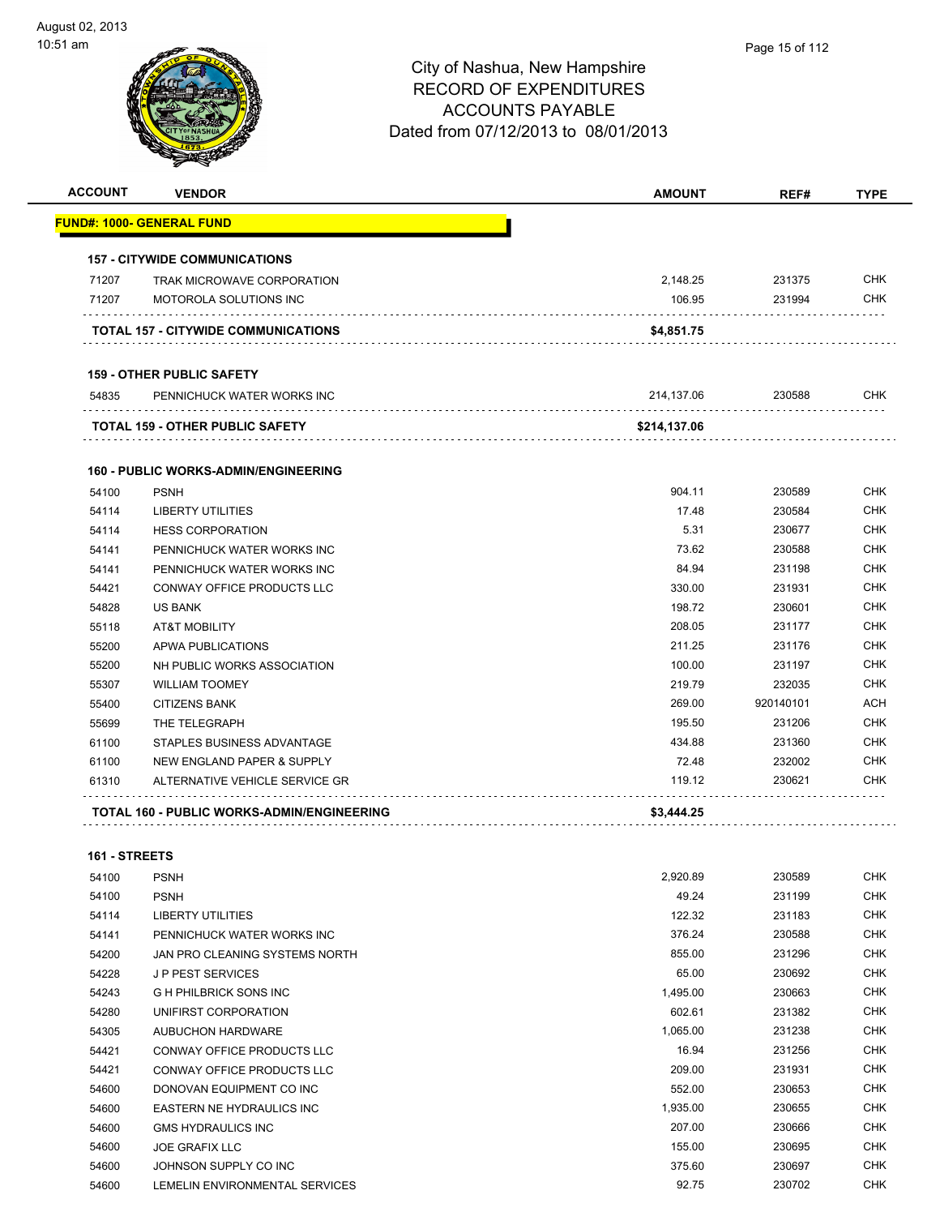# City of Nashua, New Hampshire
## RECORD OF EXPENDITURES
## ACCOUNTS PAYABLE
## Dated from 07/12/2013 to 08/01/2013

| ACCOUNT | VENDOR | AMOUNT | REF# | TYPE |
|---|---|---|---|---|
| **FUND#: 1000- GENERAL FUND** | | | | |
| **157 - CITYWIDE COMMUNICATIONS** | | | | |
| 71207 | TRAK MICROWAVE CORPORATION | 2,148.25 | 231375 | CHK |
| 71207 | MOTOROLA SOLUTIONS INC | 106.95 | 231994 | CHK |
| **TOTAL 157 - CITYWIDE COMMUNICATIONS** | | **$4,851.75** | | |
| **159 - OTHER PUBLIC SAFETY** | | | | |
| 54835 | PENNICHUCK WATER WORKS INC | 214,137.06 | 230588 | CHK |
| **TOTAL 159 - OTHER PUBLIC SAFETY** | | **$214,137.06** | | |
| **160 - PUBLIC WORKS-ADMIN/ENGINEERING** | | | | |
| 54100 | PSNH | 904.11 | 230589 | CHK |
| 54114 | LIBERTY UTILITIES | 17.48 | 230584 | CHK |
| 54114 | HESS CORPORATION | 5.31 | 230677 | CHK |
| 54141 | PENNICHUCK WATER WORKS INC | 73.62 | 230588 | CHK |
| 54141 | PENNICHUCK WATER WORKS INC | 84.94 | 231198 | CHK |
| 54421 | CONWAY OFFICE PRODUCTS LLC | 330.00 | 231931 | CHK |
| 54828 | US BANK | 198.72 | 230601 | CHK |
| 55118 | AT&T MOBILITY | 208.05 | 231177 | CHK |
| 55200 | APWA PUBLICATIONS | 211.25 | 231176 | CHK |
| 55200 | NH PUBLIC WORKS ASSOCIATION | 100.00 | 231197 | CHK |
| 55307 | WILLIAM TOOMEY | 219.79 | 232035 | CHK |
| 55400 | CITIZENS BANK | 269.00 | 920140101 | ACH |
| 55699 | THE TELEGRAPH | 195.50 | 231206 | CHK |
| 61100 | STAPLES BUSINESS ADVANTAGE | 434.88 | 231360 | CHK |
| 61100 | NEW ENGLAND PAPER & SUPPLY | 72.48 | 232002 | CHK |
| 61310 | ALTERNATIVE VEHICLE SERVICE GR | 119.12 | 230621 | CHK |
| **TOTAL 160 - PUBLIC WORKS-ADMIN/ENGINEERING** | | **$3,444.25** | | |
| **161 - STREETS** | | | | |
| 54100 | PSNH | 2,920.89 | 230589 | CHK |
| 54100 | PSNH | 49.24 | 231199 | CHK |
| 54114 | LIBERTY UTILITIES | 122.32 | 231183 | CHK |
| 54141 | PENNICHUCK WATER WORKS INC | 376.24 | 230588 | CHK |
| 54200 | JAN PRO CLEANING SYSTEMS NORTH | 855.00 | 231296 | CHK |
| 54228 | J P PEST SERVICES | 65.00 | 230692 | CHK |
| 54243 | G H PHILBRICK SONS INC | 1,495.00 | 230663 | CHK |
| 54280 | UNIFIRST CORPORATION | 602.61 | 231382 | CHK |
| 54305 | AUBUCHON HARDWARE | 1,065.00 | 231238 | CHK |
| 54421 | CONWAY OFFICE PRODUCTS LLC | 16.94 | 231256 | CHK |
| 54421 | CONWAY OFFICE PRODUCTS LLC | 209.00 | 231931 | CHK |
| 54600 | DONOVAN EQUIPMENT CO INC | 552.00 | 230653 | CHK |
| 54600 | EASTERN NE HYDRAULICS INC | 1,935.00 | 230655 | CHK |
| 54600 | GMS HYDRAULICS INC | 207.00 | 230666 | CHK |
| 54600 | JOE GRAFIX LLC | 155.00 | 230695 | CHK |
| 54600 | JOHNSON SUPPLY CO INC | 375.60 | 230697 | CHK |
| 54600 | LEMELIN ENVIRONMENTAL SERVICES | 92.75 | 230702 | CHK |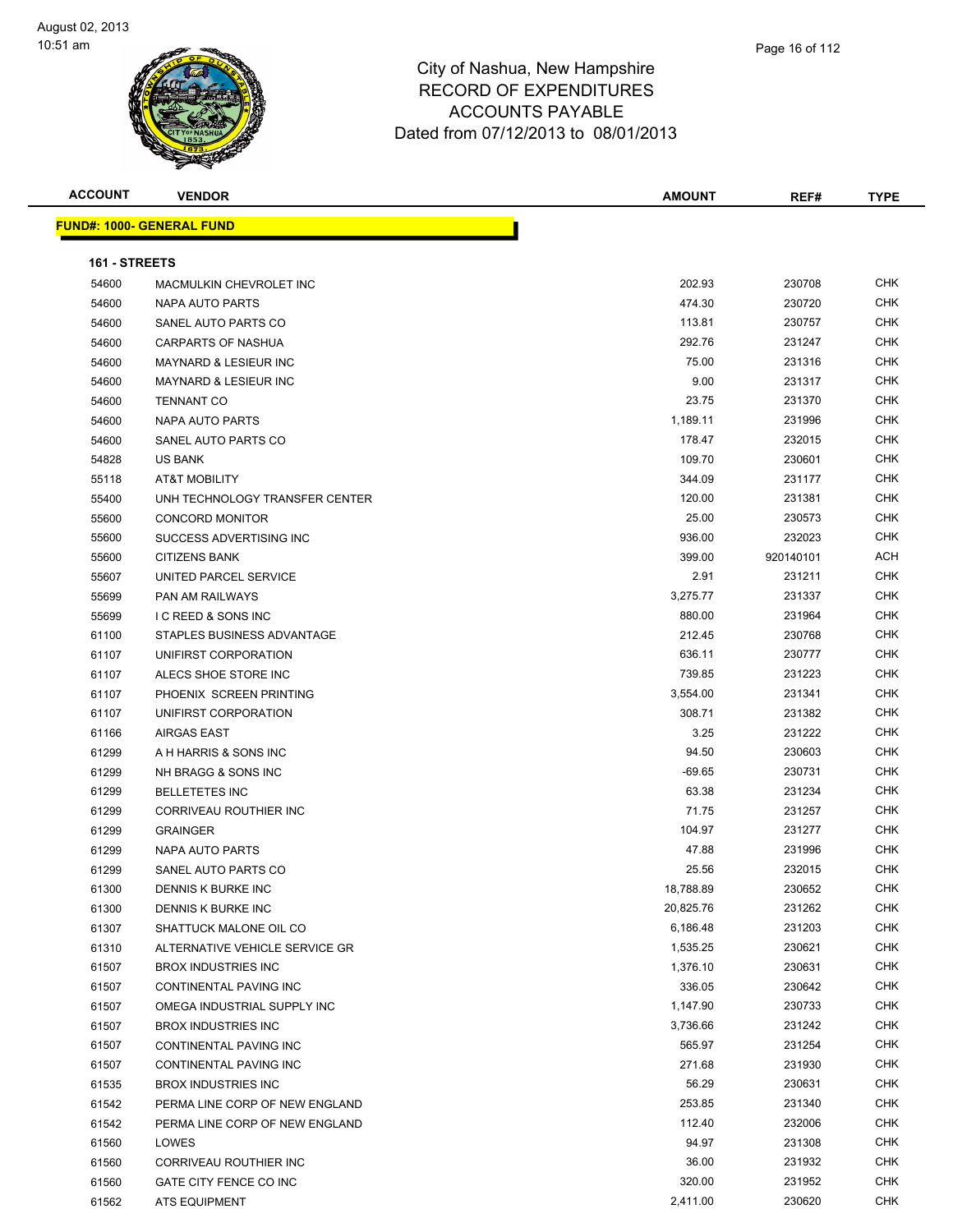# City of Nashua, New Hampshire
## RECORD OF EXPENDITURES
## ACCOUNTS PAYABLE
## Dated from 07/12/2013 to 08/01/2013

**FUND#: 1000- GENERAL FUND**

**161 - STREETS**

| ACCOUNT | VENDOR | AMOUNT | REF# | TYPE |
|---|---|---|---|---|
| 54600 | MACMULKIN CHEVROLET INC | 202.93 | 230708 | CHK |
| 54600 | NAPA AUTO PARTS | 474.30 | 230720 | CHK |
| 54600 | SANEL AUTO PARTS CO | 113.81 | 230757 | CHK |
| 54600 | CARPARTS OF NASHUA | 292.76 | 231247 | CHK |
| 54600 | MAYNARD & LESIEUR INC | 75.00 | 231316 | CHK |
| 54600 | MAYNARD & LESIEUR INC | 9.00 | 231317 | CHK |
| 54600 | TENNANT CO | 23.75 | 231370 | CHK |
| 54600 | NAPA AUTO PARTS | 1,189.11 | 231996 | CHK |
| 54600 | SANEL AUTO PARTS CO | 178.47 | 232015 | CHK |
| 54828 | US BANK | 109.70 | 230601 | CHK |
| 55118 | AT&T MOBILITY | 344.09 | 231177 | CHK |
| 55400 | UNH TECHNOLOGY TRANSFER CENTER | 120.00 | 231381 | CHK |
| 55600 | CONCORD MONITOR | 25.00 | 230573 | CHK |
| 55600 | SUCCESS ADVERTISING INC | 936.00 | 232023 | CHK |
| 55600 | CITIZENS BANK | 399.00 | 920140101 | ACH |
| 55607 | UNITED PARCEL SERVICE | 2.91 | 231211 | CHK |
| 55699 | PAN AM RAILWAYS | 3,275.77 | 231337 | CHK |
| 55699 | I C REED & SONS INC | 880.00 | 231964 | CHK |
| 61100 | STAPLES BUSINESS ADVANTAGE | 212.45 | 230768 | CHK |
| 61107 | UNIFIRST CORPORATION | 636.11 | 230777 | CHK |
| 61107 | ALECS SHOE STORE INC | 739.85 | 231223 | CHK |
| 61107 | PHOENIX SCREEN PRINTING | 3,554.00 | 231341 | CHK |
| 61107 | UNIFIRST CORPORATION | 308.71 | 231382 | CHK |
| 61166 | AIRGAS EAST | 3.25 | 231222 | CHK |
| 61299 | A H HARRIS & SONS INC | 94.50 | 230603 | CHK |
| 61299 | NH BRAGG & SONS INC | -69.65 | 230731 | CHK |
| 61299 | BELLETETES INC | 63.38 | 231234 | CHK |
| 61299 | CORRIVEAU ROUTHIER INC | 71.75 | 231257 | CHK |
| 61299 | GRAINGER | 104.97 | 231277 | CHK |
| 61299 | NAPA AUTO PARTS | 47.88 | 231996 | CHK |
| 61299 | SANEL AUTO PARTS CO | 25.56 | 232015 | CHK |
| 61300 | DENNIS K BURKE INC | 18,788.89 | 230652 | CHK |
| 61300 | DENNIS K BURKE INC | 20,825.76 | 231262 | CHK |
| 61307 | SHATTUCK MALONE OIL CO | 6,186.48 | 231203 | CHK |
| 61310 | ALTERNATIVE VEHICLE SERVICE GR | 1,535.25 | 230621 | CHK |
| 61507 | BROX INDUSTRIES INC | 1,376.10 | 230631 | CHK |
| 61507 | CONTINENTAL PAVING INC | 336.05 | 230642 | CHK |
| 61507 | OMEGA INDUSTRIAL SUPPLY INC | 1,147.90 | 230733 | CHK |
| 61507 | BROX INDUSTRIES INC | 3,736.66 | 231242 | CHK |
| 61507 | CONTINENTAL PAVING INC | 565.97 | 231254 | CHK |
| 61507 | CONTINENTAL PAVING INC | 271.68 | 231930 | CHK |
| 61535 | BROX INDUSTRIES INC | 56.29 | 230631 | CHK |
| 61542 | PERMA LINE CORP OF NEW ENGLAND | 253.85 | 231340 | CHK |
| 61542 | PERMA LINE CORP OF NEW ENGLAND | 112.40 | 232006 | CHK |
| 61560 | LOWES | 94.97 | 231308 | CHK |
| 61560 | CORRIVEAU ROUTHIER INC | 36.00 | 231932 | CHK |
| 61560 | GATE CITY FENCE CO INC | 320.00 | 231952 | CHK |
| 61562 | ATS EQUIPMENT | 2,411.00 | 230620 | CHK |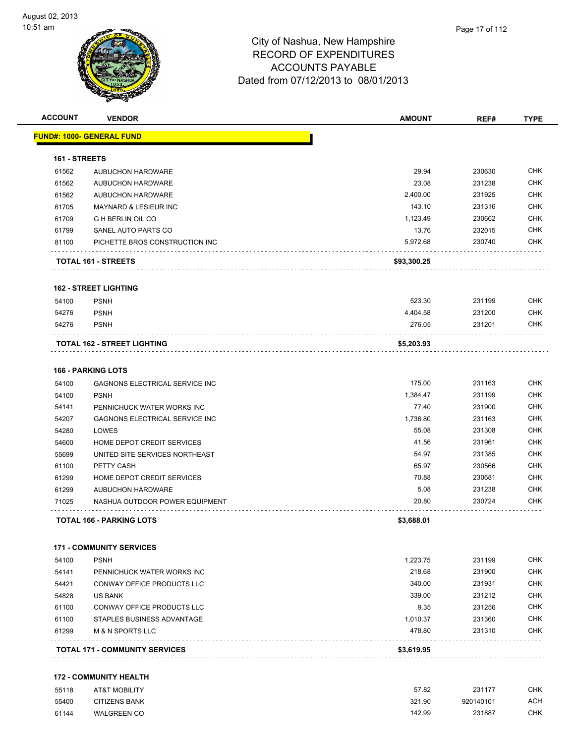City of Nashua, New Hampshire
RECORD OF EXPENDITURES
ACCOUNTS PAYABLE
Dated from 07/12/2013 to 08/01/2013

| ACCOUNT | VENDOR | AMOUNT | REF# | TYPE |
|---|---|---|---|---|
| **FUND#: 1000- GENERAL FUND** | | | | |
| **161 - STREETS** | | | | |
| 61562 | AUBUCHON HARDWARE | 29.94 | 230630 | CHK |
| 61562 | AUBUCHON HARDWARE | 23.08 | 231238 | CHK |
| 61562 | AUBUCHON HARDWARE | 2,400.00 | 231925 | CHK |
| 61705 | MAYNARD & LESIEUR INC | 143.10 | 231316 | CHK |
| 61709 | G H BERLIN OIL CO | 1,123.49 | 230662 | CHK |
| 61799 | SANEL AUTO PARTS CO | 13.76 | 232015 | CHK |
| 81100 | PICHETTE BROS CONSTRUCTION INC | 5,972.68 | 230740 | CHK |
| **TOTAL 161 - STREETS** | | **$93,300.25** | | |
| **162 - STREET LIGHTING** | | | | |
| 54100 | PSNH | 523.30 | 231199 | CHK |
| 54276 | PSNH | 4,404.58 | 231200 | CHK |
| 54276 | PSNH | 276.05 | 231201 | CHK |
| **TOTAL 162 - STREET LIGHTING** | | **$5,203.93** | | |
| **166 - PARKING LOTS** | | | | |
| 54100 | GAGNONS ELECTRICAL SERVICE INC | 175.00 | 231163 | CHK |
| 54100 | PSNH | 1,384.47 | 231199 | CHK |
| 54141 | PENNICHUCK WATER WORKS INC | 77.40 | 231900 | CHK |
| 54207 | GAGNONS ELECTRICAL SERVICE INC | 1,736.80 | 231163 | CHK |
| 54280 | LOWES | 55.08 | 231308 | CHK |
| 54600 | HOME DEPOT CREDIT SERVICES | 41.56 | 231961 | CHK |
| 55699 | UNITED SITE SERVICES NORTHEAST | 54.97 | 231385 | CHK |
| 61100 | PETTY CASH | 65.97 | 230566 | CHK |
| 61299 | HOME DEPOT CREDIT SERVICES | 70.88 | 230681 | CHK |
| 61299 | AUBUCHON HARDWARE | 5.08 | 231238 | CHK |
| 71025 | NASHUA OUTDOOR POWER EQUIPMENT | 20.80 | 230724 | CHK |
| **TOTAL 166 - PARKING LOTS** | | **$3,688.01** | | |
| **171 - COMMUNITY SERVICES** | | | | |
| 54100 | PSNH | 1,223.75 | 231199 | CHK |
| 54141 | PENNICHUCK WATER WORKS INC | 218.68 | 231900 | CHK |
| 54421 | CONWAY OFFICE PRODUCTS LLC | 340.00 | 231931 | CHK |
| 54828 | US BANK | 339.00 | 231212 | CHK |
| 61100 | CONWAY OFFICE PRODUCTS LLC | 9.35 | 231256 | CHK |
| 61100 | STAPLES BUSINESS ADVANTAGE | 1,010.37 | 231360 | CHK |
| 61299 | M & N SPORTS LLC | 478.80 | 231310 | CHK |
| **TOTAL 171 - COMMUNITY SERVICES** | | **$3,619.95** | | |
| **172 - COMMUNITY HEALTH** | | | | |
| 55118 | AT&T MOBILITY | 57.82 | 231177 | CHK |
| 55400 | CITIZENS BANK | 321.90 | 920140101 | ACH |
| 61144 | WALGREEN CO | 142.99 | 231887 | CHK |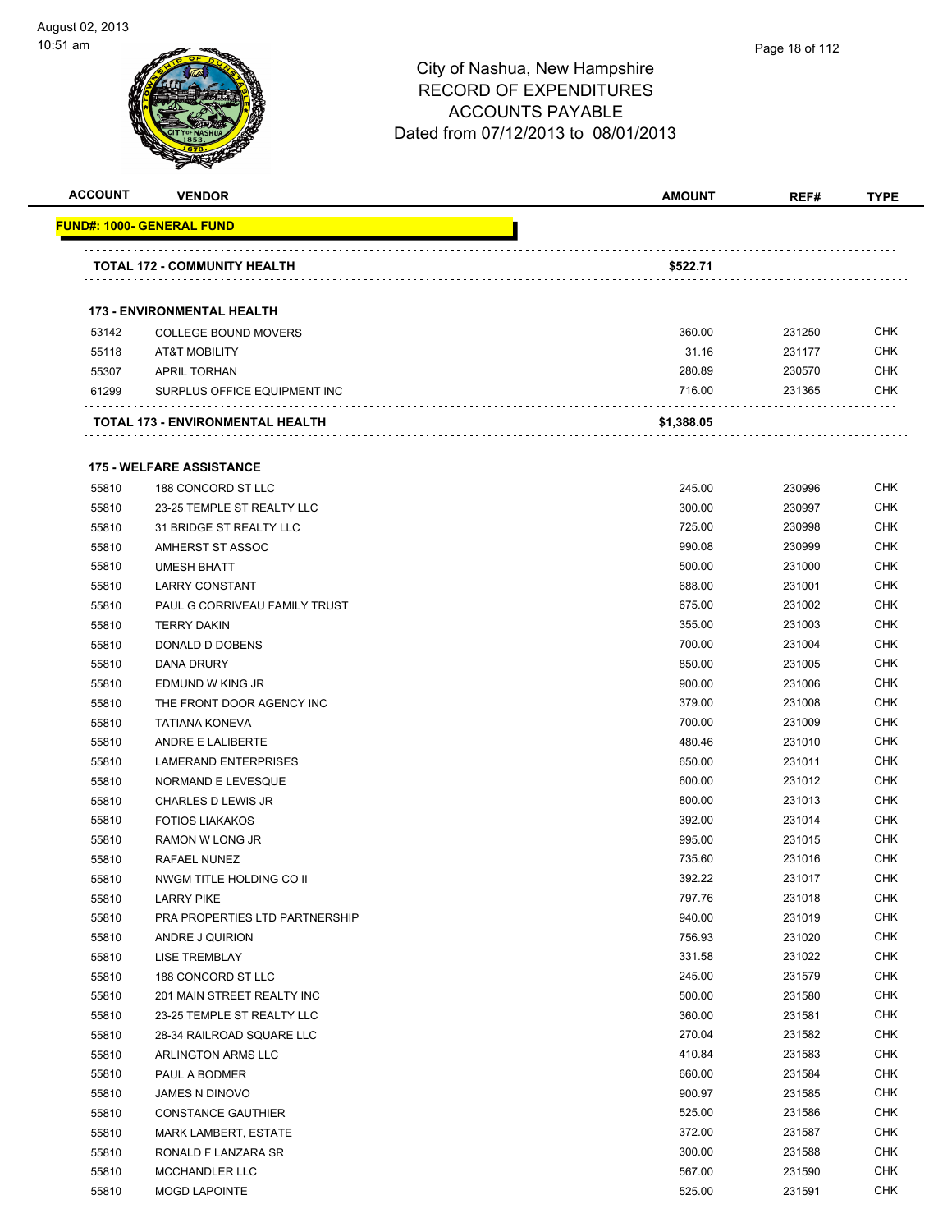# City of Nashua, New Hampshire
## RECORD OF EXPENDITURES
## ACCOUNTS PAYABLE
### Dated from 07/12/2013 to 08/01/2013

| ACCOUNT | VENDOR | AMOUNT | REF# | TYPE |
|---|---|---|---|---|
| **FUND#: 1000- GENERAL FUND** | | | | |
| | **TOTAL 172 - COMMUNITY HEALTH** | **$522.71** | | |
| **173 - ENVIRONMENTAL HEALTH** | | | | |
| 53142 | COLLEGE BOUND MOVERS | 360.00 | 231250 | CHK |
| 55118 | AT&T MOBILITY | 31.16 | 231177 | CHK |
| 55307 | APRIL TORHAN | 280.89 | 230570 | CHK |
| 61299 | SURPLUS OFFICE EQUIPMENT INC | 716.00 | 231365 | CHK |
| | **TOTAL 173 - ENVIRONMENTAL HEALTH** | **$1,388.05** | | |
| **175 - WELFARE ASSISTANCE** | | | | |
| 55810 | 188 CONCORD ST LLC | 245.00 | 230996 | CHK |
| 55810 | 23-25 TEMPLE ST REALTY LLC | 300.00 | 230997 | CHK |
| 55810 | 31 BRIDGE ST REALTY LLC | 725.00 | 230998 | CHK |
| 55810 | AMHERST ST ASSOC | 990.08 | 230999 | CHK |
| 55810 | UMESH BHATT | 500.00 | 231000 | CHK |
| 55810 | LARRY CONSTANT | 688.00 | 231001 | CHK |
| 55810 | PAUL G CORRIVEAU FAMILY TRUST | 675.00 | 231002 | CHK |
| 55810 | TERRY DAKIN | 355.00 | 231003 | CHK |
| 55810 | DONALD D DOBENS | 700.00 | 231004 | CHK |
| 55810 | DANA DRURY | 850.00 | 231005 | CHK |
| 55810 | EDMUND W KING JR | 900.00 | 231006 | CHK |
| 55810 | THE FRONT DOOR AGENCY INC | 379.00 | 231008 | CHK |
| 55810 | TATIANA KONEVA | 700.00 | 231009 | CHK |
| 55810 | ANDRE E LALIBERTE | 480.46 | 231010 | CHK |
| 55810 | LAMERAND ENTERPRISES | 650.00 | 231011 | CHK |
| 55810 | NORMAND E LEVESQUE | 600.00 | 231012 | CHK |
| 55810 | CHARLES D LEWIS JR | 800.00 | 231013 | CHK |
| 55810 | FOTIOS LIAKAKOS | 392.00 | 231014 | CHK |
| 55810 | RAMON W LONG JR | 995.00 | 231015 | CHK |
| 55810 | RAFAEL NUNEZ | 735.60 | 231016 | CHK |
| 55810 | NWGM TITLE HOLDING CO II | 392.22 | 231017 | CHK |
| 55810 | LARRY PIKE | 797.76 | 231018 | CHK |
| 55810 | PRA PROPERTIES LTD PARTNERSHIP | 940.00 | 231019 | CHK |
| 55810 | ANDRE J QUIRION | 756.93 | 231020 | CHK |
| 55810 | LISE TREMBLAY | 331.58 | 231022 | CHK |
| 55810 | 188 CONCORD ST LLC | 245.00 | 231579 | CHK |
| 55810 | 201 MAIN STREET REALTY INC | 500.00 | 231580 | CHK |
| 55810 | 23-25 TEMPLE ST REALTY LLC | 360.00 | 231581 | CHK |
| 55810 | 28-34 RAILROAD SQUARE LLC | 270.04 | 231582 | CHK |
| 55810 | ARLINGTON ARMS LLC | 410.84 | 231583 | CHK |
| 55810 | PAUL A BODMER | 660.00 | 231584 | CHK |
| 55810 | JAMES N DINOVO | 900.97 | 231585 | CHK |
| 55810 | CONSTANCE GAUTHIER | 525.00 | 231586 | CHK |
| 55810 | MARK LAMBERT, ESTATE | 372.00 | 231587 | CHK |
| 55810 | RONALD F LANZARA SR | 300.00 | 231588 | CHK |
| 55810 | MCCHANDLER LLC | 567.00 | 231590 | CHK |
| 55810 | MOGD LAPOINTE | 525.00 | 231591 | CHK |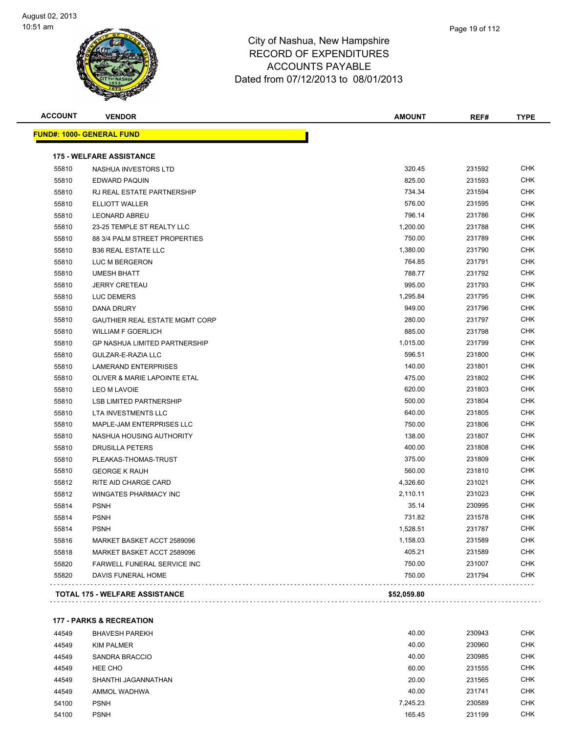# City of Nashua, New Hampshire
## RECORD OF EXPENDITURES
## ACCOUNTS PAYABLE
### Dated from 07/12/2013 to 08/01/2013

| ACCOUNT | VENDOR | AMOUNT | REF# | TYPE |
|---|---|---|---|---|
| **FUND#: 1000- GENERAL FUND** | | | | |
| **175 - WELFARE ASSISTANCE** | | | | |
| 55810 | NASHUA INVESTORS LTD | 320.45 | 231592 | CHK |
| 55810 | EDWARD PAQUIN | 825.00 | 231593 | CHK |
| 55810 | RJ REAL ESTATE PARTNERSHIP | 734.34 | 231594 | CHK |
| 55810 | ELLIOTT WALLER | 576.00 | 231595 | CHK |
| 55810 | LEONARD ABREU | 796.14 | 231786 | CHK |
| 55810 | 23-25 TEMPLE ST REALTY LLC | 1,200.00 | 231788 | CHK |
| 55810 | 88 3/4 PALM STREET PROPERTIES | 750.00 | 231789 | CHK |
| 55810 | B36 REAL ESTATE LLC | 1,380.00 | 231790 | CHK |
| 55810 | LUC M BERGERON | 764.85 | 231791 | CHK |
| 55810 | UMESH BHATT | 788.77 | 231792 | CHK |
| 55810 | JERRY CRETEAU | 995.00 | 231793 | CHK |
| 55810 | LUC DEMERS | 1,295.84 | 231795 | CHK |
| 55810 | DANA DRURY | 949.00 | 231796 | CHK |
| 55810 | GAUTHIER REAL ESTATE MGMT CORP | 280.00 | 231797 | CHK |
| 55810 | WILLIAM F GOERLICH | 885.00 | 231798 | CHK |
| 55810 | GP NASHUA LIMITED PARTNERSHIP | 1,015.00 | 231799 | CHK |
| 55810 | GULZAR-E-RAZIA LLC | 596.51 | 231800 | CHK |
| 55810 | LAMERAND ENTERPRISES | 140.00 | 231801 | CHK |
| 55810 | OLIVER & MARIE LAPOINTE ETAL | 475.00 | 231802 | CHK |
| 55810 | LEO M LAVOIE | 620.00 | 231803 | CHK |
| 55810 | LSB LIMITED PARTNERSHIP | 500.00 | 231804 | CHK |
| 55810 | LTA INVESTMENTS LLC | 640.00 | 231805 | CHK |
| 55810 | MAPLE-JAM ENTERPRISES LLC | 750.00 | 231806 | CHK |
| 55810 | NASHUA HOUSING AUTHORITY | 138.00 | 231807 | CHK |
| 55810 | DRUSILLA PETERS | 400.00 | 231808 | CHK |
| 55810 | PLEAKAS-THOMAS-TRUST | 375.00 | 231809 | CHK |
| 55810 | GEORGE K RAUH | 560.00 | 231810 | CHK |
| 55812 | RITE AID CHARGE CARD | 4,326.60 | 231021 | CHK |
| 55812 | WINGATES PHARMACY INC | 2,110.11 | 231023 | CHK |
| 55814 | PSNH | 35.14 | 230995 | CHK |
| 55814 | PSNH | 731.82 | 231578 | CHK |
| 55814 | PSNH | 1,528.51 | 231787 | CHK |
| 55816 | MARKET BASKET ACCT 2589096 | 1,158.03 | 231589 | CHK |
| 55818 | MARKET BASKET ACCT 2589096 | 405.21 | 231589 | CHK |
| 55820 | FARWELL FUNERAL SERVICE INC | 750.00 | 231007 | CHK |
| 55820 | DAVIS FUNERAL HOME | 750.00 | 231794 | CHK |
| **TOTAL 175 - WELFARE ASSISTANCE** | | **$52,059.80** | | |
| **177 - PARKS & RECREATION** | | | | |
| 44549 | BHAVESH PAREKH | 40.00 | 230943 | CHK |
| 44549 | KIM PALMER | 40.00 | 230960 | CHK |
| 44549 | SANDRA BRACCIO | 40.00 | 230985 | CHK |
| 44549 | HEE CHO | 60.00 | 231555 | CHK |
| 44549 | SHANTHI JAGANNATHAN | 20.00 | 231565 | CHK |
| 44549 | AMMOL WADHWA | 40.00 | 231741 | CHK |
| 54100 | PSNH | 7,245.23 | 230589 | CHK |
| 54100 | PSNH | 165.45 | 231199 | CHK |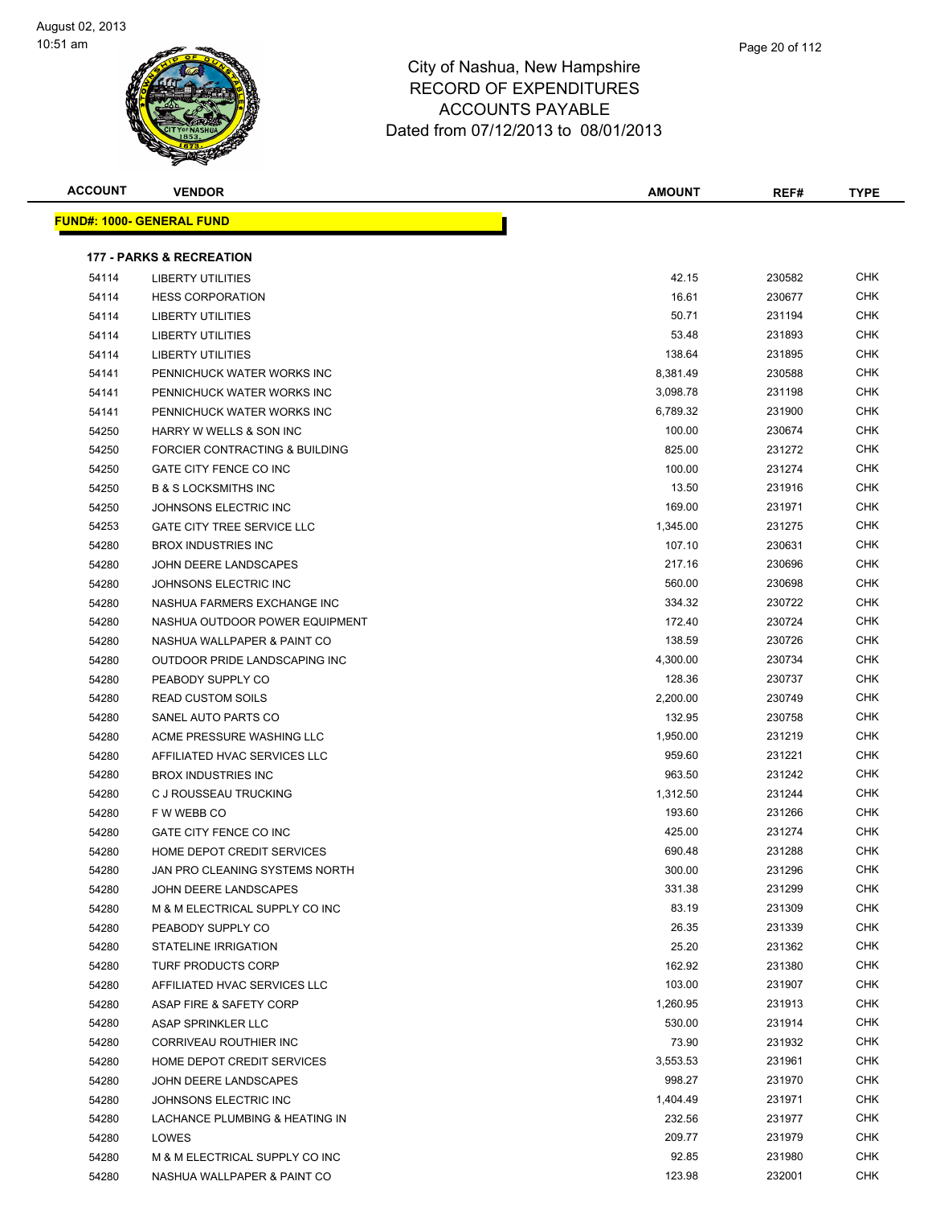# City of Nashua, New Hampshire
## RECORD OF EXPENDITURES
## ACCOUNTS PAYABLE
### Dated from 07/12/2013 to 08/01/2013

August 02, 2013
10:51 am

| ACCOUNT | VENDOR | AMOUNT | REF# | TYPE |
|---|---|---|---|---|
| **FUND#: 1000- GENERAL FUND** | | | | |
| **177 - PARKS & RECREATION** | | | | |
| 54114 | LIBERTY UTILITIES | 42.15 | 230582 | CHK |
| 54114 | HESS CORPORATION | 16.61 | 230677 | CHK |
| 54114 | LIBERTY UTILITIES | 50.71 | 231194 | CHK |
| 54114 | LIBERTY UTILITIES | 53.48 | 231893 | CHK |
| 54114 | LIBERTY UTILITIES | 138.64 | 231895 | CHK |
| 54141 | PENNICHUCK WATER WORKS INC | 8,381.49 | 230588 | CHK |
| 54141 | PENNICHUCK WATER WORKS INC | 3,098.78 | 231198 | CHK |
| 54141 | PENNICHUCK WATER WORKS INC | 6,789.32 | 231900 | CHK |
| 54250 | HARRY W WELLS & SON INC | 100.00 | 230674 | CHK |
| 54250 | FORCIER CONTRACTING & BUILDING | 825.00 | 231272 | CHK |
| 54250 | GATE CITY FENCE CO INC | 100.00 | 231274 | CHK |
| 54250 | B & S LOCKSMITHS INC | 13.50 | 231916 | CHK |
| 54250 | JOHNSONS ELECTRIC INC | 169.00 | 231971 | CHK |
| 54253 | GATE CITY TREE SERVICE LLC | 1,345.00 | 231275 | CHK |
| 54280 | BROX INDUSTRIES INC | 107.10 | 230631 | CHK |
| 54280 | JOHN DEERE LANDSCAPES | 217.16 | 230696 | CHK |
| 54280 | JOHNSONS ELECTRIC INC | 560.00 | 230698 | CHK |
| 54280 | NASHUA FARMERS EXCHANGE INC | 334.32 | 230722 | CHK |
| 54280 | NASHUA OUTDOOR POWER EQUIPMENT | 172.40 | 230724 | CHK |
| 54280 | NASHUA WALLPAPER & PAINT CO | 138.59 | 230726 | CHK |
| 54280 | OUTDOOR PRIDE LANDSCAPING INC | 4,300.00 | 230734 | CHK |
| 54280 | PEABODY SUPPLY CO | 128.36 | 230737 | CHK |
| 54280 | READ CUSTOM SOILS | 2,200.00 | 230749 | CHK |
| 54280 | SANEL AUTO PARTS CO | 132.95 | 230758 | CHK |
| 54280 | ACME PRESSURE WASHING LLC | 1,950.00 | 231219 | CHK |
| 54280 | AFFILIATED HVAC SERVICES LLC | 959.60 | 231221 | CHK |
| 54280 | BROX INDUSTRIES INC | 963.50 | 231242 | CHK |
| 54280 | C J ROUSSEAU TRUCKING | 1,312.50 | 231244 | CHK |
| 54280 | F W WEBB CO | 193.60 | 231266 | CHK |
| 54280 | GATE CITY FENCE CO INC | 425.00 | 231274 | CHK |
| 54280 | HOME DEPOT CREDIT SERVICES | 690.48 | 231288 | CHK |
| 54280 | JAN PRO CLEANING SYSTEMS NORTH | 300.00 | 231296 | CHK |
| 54280 | JOHN DEERE LANDSCAPES | 331.38 | 231299 | CHK |
| 54280 | M & M ELECTRICAL SUPPLY CO INC | 83.19 | 231309 | CHK |
| 54280 | PEABODY SUPPLY CO | 26.35 | 231339 | CHK |
| 54280 | STATELINE IRRIGATION | 25.20 | 231362 | CHK |
| 54280 | TURF PRODUCTS CORP | 162.92 | 231380 | CHK |
| 54280 | AFFILIATED HVAC SERVICES LLC | 103.00 | 231907 | CHK |
| 54280 | ASAP FIRE & SAFETY CORP | 1,260.95 | 231913 | CHK |
| 54280 | ASAP SPRINKLER LLC | 530.00 | 231914 | CHK |
| 54280 | CORRIVEAU ROUTHIER INC | 73.90 | 231932 | CHK |
| 54280 | HOME DEPOT CREDIT SERVICES | 3,553.53 | 231961 | CHK |
| 54280 | JOHN DEERE LANDSCAPES | 998.27 | 231970 | CHK |
| 54280 | JOHNSONS ELECTRIC INC | 1,404.49 | 231971 | CHK |
| 54280 | LACHANCE PLUMBING & HEATING IN | 232.56 | 231977 | CHK |
| 54280 | LOWES | 209.77 | 231979 | CHK |
| 54280 | M & M ELECTRICAL SUPPLY CO INC | 92.85 | 231980 | CHK |
| 54280 | NASHUA WALLPAPER & PAINT CO | 123.98 | 232001 | CHK |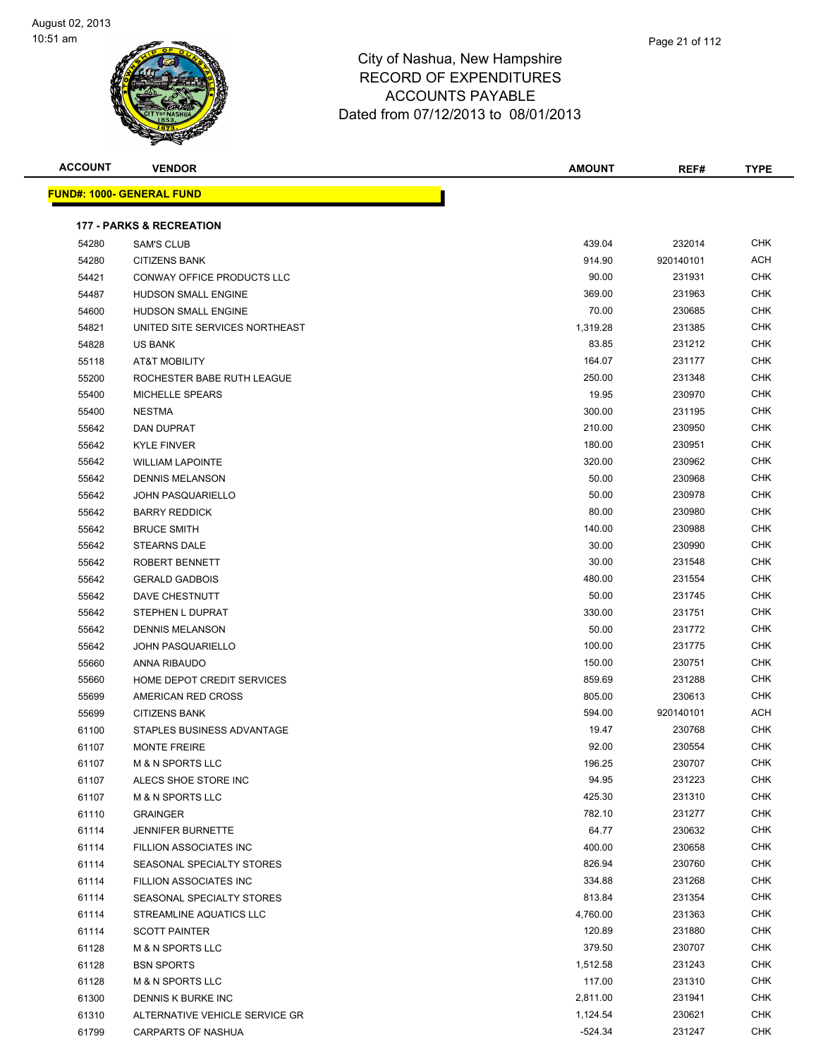# City of Nashua, New Hampshire
## RECORD OF EXPENDITURES
## ACCOUNTS PAYABLE
## Dated from 07/12/2013 to 08/01/2013

| ACCOUNT | VENDOR | AMOUNT | REF# | TYPE |
|---|---|---|---|---|

**FUND#: 1000- GENERAL FUND**

**177 - PARKS & RECREATION**

| ACCOUNT | VENDOR | AMOUNT | REF# | TYPE |
|---|---|---|---|---|
| 54280 | SAM'S CLUB | 439.04 | 232014 | CHK |
| 54280 | CITIZENS BANK | 914.90 | 920140101 | ACH |
| 54421 | CONWAY OFFICE PRODUCTS LLC | 90.00 | 231931 | CHK |
| 54487 | HUDSON SMALL ENGINE | 369.00 | 231963 | CHK |
| 54600 | HUDSON SMALL ENGINE | 70.00 | 230685 | CHK |
| 54821 | UNITED SITE SERVICES NORTHEAST | 1,319.28 | 231385 | CHK |
| 54828 | US BANK | 83.85 | 231212 | CHK |
| 55118 | AT&T MOBILITY | 164.07 | 231177 | CHK |
| 55200 | ROCHESTER BABE RUTH LEAGUE | 250.00 | 231348 | CHK |
| 55400 | MICHELLE SPEARS | 19.95 | 230970 | CHK |
| 55400 | NESTMA | 300.00 | 231195 | CHK |
| 55642 | DAN DUPRAT | 210.00 | 230950 | CHK |
| 55642 | KYLE FINVER | 180.00 | 230951 | CHK |
| 55642 | WILLIAM LAPOINTE | 320.00 | 230962 | CHK |
| 55642 | DENNIS MELANSON | 50.00 | 230968 | CHK |
| 55642 | JOHN PASQUARIELLO | 50.00 | 230978 | CHK |
| 55642 | BARRY REDDICK | 80.00 | 230980 | CHK |
| 55642 | BRUCE SMITH | 140.00 | 230988 | CHK |
| 55642 | STEARNS DALE | 30.00 | 230990 | CHK |
| 55642 | ROBERT BENNETT | 30.00 | 231548 | CHK |
| 55642 | GERALD GADBOIS | 480.00 | 231554 | CHK |
| 55642 | DAVE CHESTNUTT | 50.00 | 231745 | CHK |
| 55642 | STEPHEN L DUPRAT | 330.00 | 231751 | CHK |
| 55642 | DENNIS MELANSON | 50.00 | 231772 | CHK |
| 55642 | JOHN PASQUARIELLO | 100.00 | 231775 | CHK |
| 55660 | ANNA RIBAUDO | 150.00 | 230751 | CHK |
| 55660 | HOME DEPOT CREDIT SERVICES | 859.69 | 231288 | CHK |
| 55699 | AMERICAN RED CROSS | 805.00 | 230613 | CHK |
| 55699 | CITIZENS BANK | 594.00 | 920140101 | ACH |
| 61100 | STAPLES BUSINESS ADVANTAGE | 19.47 | 230768 | CHK |
| 61107 | MONTE FREIRE | 92.00 | 230554 | CHK |
| 61107 | M & N SPORTS LLC | 196.25 | 230707 | CHK |
| 61107 | ALECS SHOE STORE INC | 94.95 | 231223 | CHK |
| 61107 | M & N SPORTS LLC | 425.30 | 231310 | CHK |
| 61110 | GRAINGER | 782.10 | 231277 | CHK |
| 61114 | JENNIFER BURNETTE | 64.77 | 230632 | CHK |
| 61114 | FILLION ASSOCIATES INC | 400.00 | 230658 | CHK |
| 61114 | SEASONAL SPECIALTY STORES | 826.94 | 230760 | CHK |
| 61114 | FILLION ASSOCIATES INC | 334.88 | 231268 | CHK |
| 61114 | SEASONAL SPECIALTY STORES | 813.84 | 231354 | CHK |
| 61114 | STREAMLINE AQUATICS LLC | 4,760.00 | 231363 | CHK |
| 61114 | SCOTT PAINTER | 120.89 | 231880 | CHK |
| 61128 | M & N SPORTS LLC | 379.50 | 230707 | CHK |
| 61128 | BSN SPORTS | 1,512.58 | 231243 | CHK |
| 61128 | M & N SPORTS LLC | 117.00 | 231310 | CHK |
| 61300 | DENNIS K BURKE INC | 2,811.00 | 231941 | CHK |
| 61310 | ALTERNATIVE VEHICLE SERVICE GR | 1,124.54 | 230621 | CHK |
| 61799 | CARPARTS OF NASHUA | -524.34 | 231247 | CHK |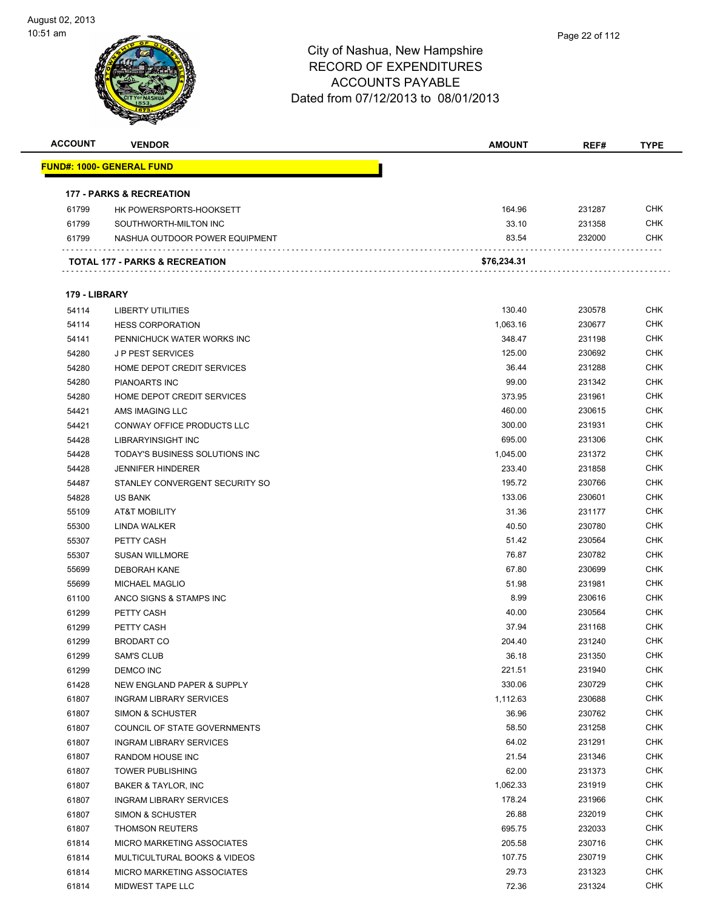City of Nashua, New Hampshire
RECORD OF EXPENDITURES
ACCOUNTS PAYABLE
Dated from 07/12/2013 to 08/01/2013

| ACCOUNT | VENDOR | AMOUNT | REF# | TYPE |
|---|---|---|---|---|
| **FUND#: 1000- GENERAL FUND** | | | | |
| **177 - PARKS & RECREATION** | | | | |
| 61799 | HK POWERSPORTS-HOOKSETT | 164.96 | 231287 | CHK |
| 61799 | SOUTHWORTH-MILTON INC | 33.10 | 231358 | CHK |
| 61799 | NASHUA OUTDOOR POWER EQUIPMENT | 83.54 | 232000 | CHK |
| **TOTAL 177 - PARKS & RECREATION** | | **$76,234.31** | | |
| **179 - LIBRARY** | | | | |
| 54114 | LIBERTY UTILITIES | 130.40 | 230578 | CHK |
| 54114 | HESS CORPORATION | 1,063.16 | 230677 | CHK |
| 54141 | PENNICHUCK WATER WORKS INC | 348.47 | 231198 | CHK |
| 54280 | J P PEST SERVICES | 125.00 | 230692 | CHK |
| 54280 | HOME DEPOT CREDIT SERVICES | 36.44 | 231288 | CHK |
| 54280 | PIANOARTS INC | 99.00 | 231342 | CHK |
| 54280 | HOME DEPOT CREDIT SERVICES | 373.95 | 231961 | CHK |
| 54421 | AMS IMAGING LLC | 460.00 | 230615 | CHK |
| 54421 | CONWAY OFFICE PRODUCTS LLC | 300.00 | 231931 | CHK |
| 54428 | LIBRARYINSIGHT INC | 695.00 | 231306 | CHK |
| 54428 | TODAY'S BUSINESS SOLUTIONS INC | 1,045.00 | 231372 | CHK |
| 54428 | JENNIFER HINDERER | 233.40 | 231858 | CHK |
| 54487 | STANLEY CONVERGENT SECURITY SO | 195.72 | 230766 | CHK |
| 54828 | US BANK | 133.06 | 230601 | CHK |
| 55109 | AT&T MOBILITY | 31.36 | 231177 | CHK |
| 55300 | LINDA WALKER | 40.50 | 230780 | CHK |
| 55307 | PETTY CASH | 51.42 | 230564 | CHK |
| 55307 | SUSAN WILLMORE | 76.87 | 230782 | CHK |
| 55699 | DEBORAH KANE | 67.80 | 230699 | CHK |
| 55699 | MICHAEL MAGLIO | 51.98 | 231981 | CHK |
| 61100 | ANCO SIGNS & STAMPS INC | 8.99 | 230616 | CHK |
| 61299 | PETTY CASH | 40.00 | 230564 | CHK |
| 61299 | PETTY CASH | 37.94 | 231168 | CHK |
| 61299 | BRODART CO | 204.40 | 231240 | CHK |
| 61299 | SAM'S CLUB | 36.18 | 231350 | CHK |
| 61299 | DEMCO INC | 221.51 | 231940 | CHK |
| 61428 | NEW ENGLAND PAPER & SUPPLY | 330.06 | 230729 | CHK |
| 61807 | INGRAM LIBRARY SERVICES | 1,112.63 | 230688 | CHK |
| 61807 | SIMON & SCHUSTER | 36.96 | 230762 | CHK |
| 61807 | COUNCIL OF STATE GOVERNMENTS | 58.50 | 231258 | CHK |
| 61807 | INGRAM LIBRARY SERVICES | 64.02 | 231291 | CHK |
| 61807 | RANDOM HOUSE INC | 21.54 | 231346 | CHK |
| 61807 | TOWER PUBLISHING | 62.00 | 231373 | CHK |
| 61807 | BAKER & TAYLOR, INC | 1,062.33 | 231919 | CHK |
| 61807 | INGRAM LIBRARY SERVICES | 178.24 | 231966 | CHK |
| 61807 | SIMON & SCHUSTER | 26.88 | 232019 | CHK |
| 61807 | THOMSON REUTERS | 695.75 | 232033 | CHK |
| 61814 | MICRO MARKETING ASSOCIATES | 205.58 | 230716 | CHK |
| 61814 | MULTICULTURAL BOOKS & VIDEOS | 107.75 | 230719 | CHK |
| 61814 | MICRO MARKETING ASSOCIATES | 29.73 | 231323 | CHK |
| 61814 | MIDWEST TAPE LLC | 72.36 | 231324 | CHK |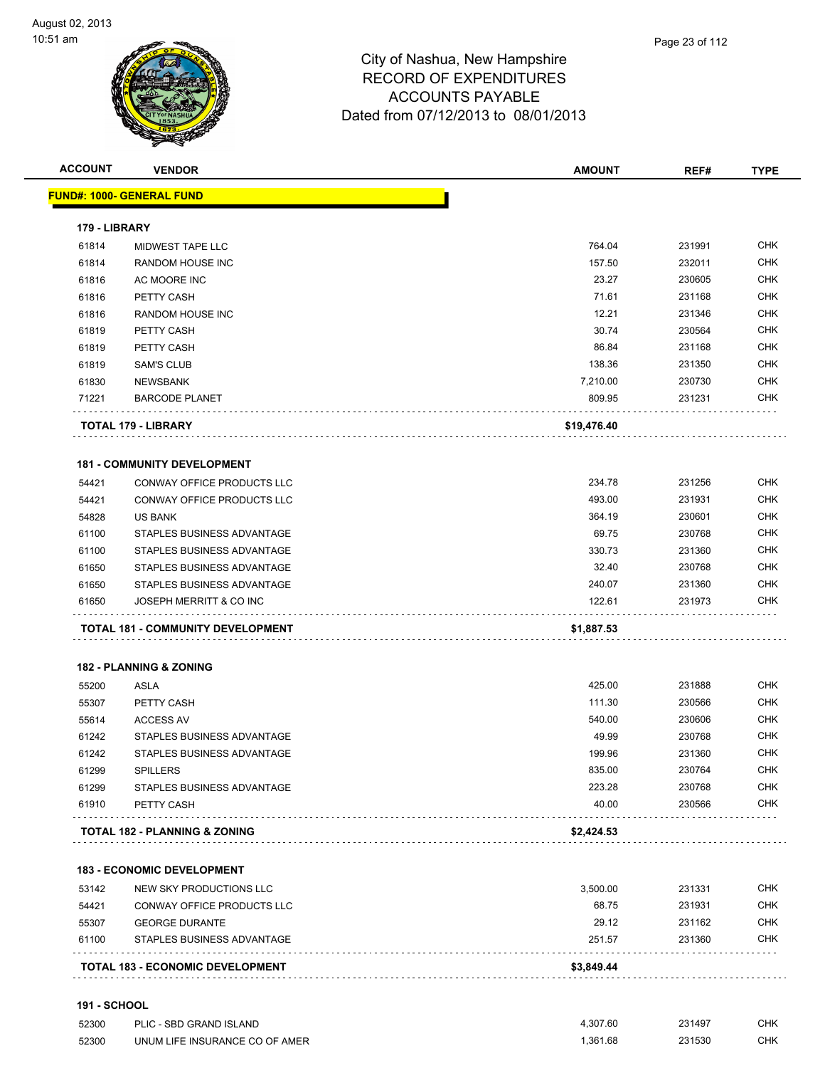# City of Nashua, New Hampshire
## RECORD OF EXPENDITURES
## ACCOUNTS PAYABLE
### Dated from 07/12/2013 to 08/01/2013

| ACCOUNT | VENDOR | AMOUNT | REF# | TYPE |
|---|---|---|---|---|
| **FUND#: 1000- GENERAL FUND** | | | | |
| **179 - LIBRARY** | | | | |
| 61814 | MIDWEST TAPE LLC | 764.04 | 231991 | CHK |
| 61814 | RANDOM HOUSE INC | 157.50 | 232011 | CHK |
| 61816 | AC MOORE INC | 23.27 | 230605 | CHK |
| 61816 | PETTY CASH | 71.61 | 231168 | CHK |
| 61816 | RANDOM HOUSE INC | 12.21 | 231346 | CHK |
| 61819 | PETTY CASH | 30.74 | 230564 | CHK |
| 61819 | PETTY CASH | 86.84 | 231168 | CHK |
| 61819 | SAM'S CLUB | 138.36 | 231350 | CHK |
| 61830 | NEWSBANK | 7,210.00 | 230730 | CHK |
| 71221 | BARCODE PLANET | 809.95 | 231231 | CHK |
| **TOTAL 179 - LIBRARY** | | **$19,476.40** | | |
| **181 - COMMUNITY DEVELOPMENT** | | | | |
| 54421 | CONWAY OFFICE PRODUCTS LLC | 234.78 | 231256 | CHK |
| 54421 | CONWAY OFFICE PRODUCTS LLC | 493.00 | 231931 | CHK |
| 54828 | US BANK | 364.19 | 230601 | CHK |
| 61100 | STAPLES BUSINESS ADVANTAGE | 69.75 | 230768 | CHK |
| 61100 | STAPLES BUSINESS ADVANTAGE | 330.73 | 231360 | CHK |
| 61650 | STAPLES BUSINESS ADVANTAGE | 32.40 | 230768 | CHK |
| 61650 | STAPLES BUSINESS ADVANTAGE | 240.07 | 231360 | CHK |
| 61650 | JOSEPH MERRITT & CO INC | 122.61 | 231973 | CHK |
| **TOTAL 181 - COMMUNITY DEVELOPMENT** | | **$1,887.53** | | |
| **182 - PLANNING & ZONING** | | | | |
| 55200 | ASLA | 425.00 | 231888 | CHK |
| 55307 | PETTY CASH | 111.30 | 230566 | CHK |
| 55614 | ACCESS AV | 540.00 | 230606 | CHK |
| 61242 | STAPLES BUSINESS ADVANTAGE | 49.99 | 230768 | CHK |
| 61242 | STAPLES BUSINESS ADVANTAGE | 199.96 | 231360 | CHK |
| 61299 | SPILLERS | 835.00 | 230764 | CHK |
| 61299 | STAPLES BUSINESS ADVANTAGE | 223.28 | 230768 | CHK |
| 61910 | PETTY CASH | 40.00 | 230566 | CHK |
| **TOTAL 182 - PLANNING & ZONING** | | **$2,424.53** | | |
| **183 - ECONOMIC DEVELOPMENT** | | | | |
| 53142 | NEW SKY PRODUCTIONS LLC | 3,500.00 | 231331 | CHK |
| 54421 | CONWAY OFFICE PRODUCTS LLC | 68.75 | 231931 | CHK |
| 55307 | GEORGE DURANTE | 29.12 | 231162 | CHK |
| 61100 | STAPLES BUSINESS ADVANTAGE | 251.57 | 231360 | CHK |
| **TOTAL 183 - ECONOMIC DEVELOPMENT** | | **$3,849.44** | | |
| **191 - SCHOOL** | | | | |
| 52300 | PLIC - SBD GRAND ISLAND | 4,307.60 | 231497 | CHK |
| 52300 | UNUM LIFE INSURANCE CO OF AMER | 1,361.68 | 231530 | CHK |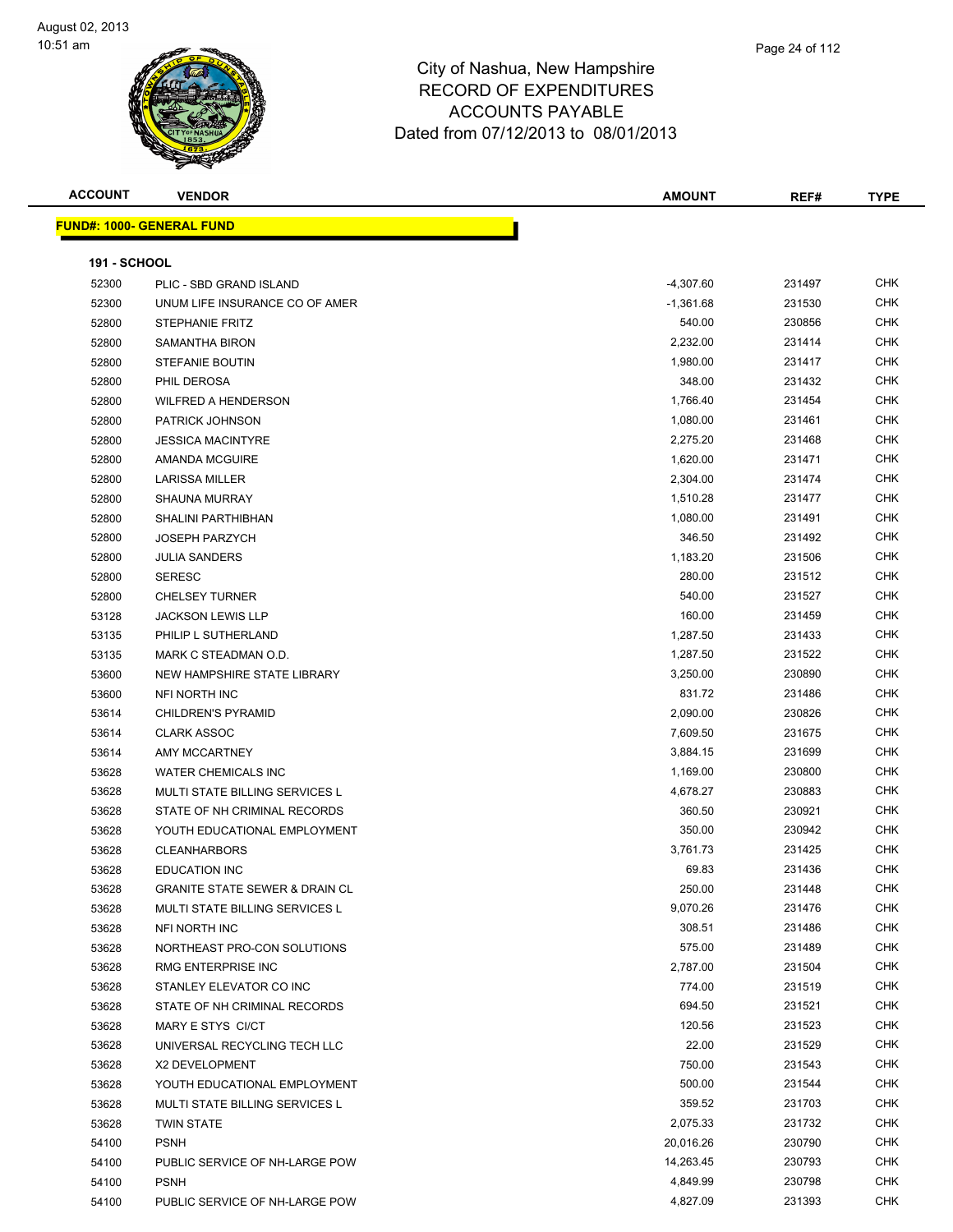# City of Nashua, New Hampshire
## RECORD OF EXPENDITURES
## ACCOUNTS PAYABLE
## Dated from 07/12/2013 to 08/01/2013

August 02, 2013
10:51 am

| ACCOUNT | VENDOR | AMOUNT | REF# | TYPE |
|---|---|---|---|---|

**FUND#: 1000- GENERAL FUND**

**191 - SCHOOL**

| ACCOUNT | VENDOR | AMOUNT | REF# | TYPE |
|---|---|---|---|---|
| 52300 | PLIC - SBD GRAND ISLAND | -4,307.60 | 231497 | CHK |
| 52300 | UNUM LIFE INSURANCE CO OF AMER | -1,361.68 | 231530 | CHK |
| 52800 | STEPHANIE FRITZ | 540.00 | 230856 | CHK |
| 52800 | SAMANTHA BIRON | 2,232.00 | 231414 | CHK |
| 52800 | STEFANIE BOUTIN | 1,980.00 | 231417 | CHK |
| 52800 | PHIL DEROSA | 348.00 | 231432 | CHK |
| 52800 | WILFRED A HENDERSON | 1,766.40 | 231454 | CHK |
| 52800 | PATRICK JOHNSON | 1,080.00 | 231461 | CHK |
| 52800 | JESSICA MACINTYRE | 2,275.20 | 231468 | CHK |
| 52800 | AMANDA MCGUIRE | 1,620.00 | 231471 | CHK |
| 52800 | LARISSA MILLER | 2,304.00 | 231474 | CHK |
| 52800 | SHAUNA MURRAY | 1,510.28 | 231477 | CHK |
| 52800 | SHALINI PARTHIBHAN | 1,080.00 | 231491 | CHK |
| 52800 | JOSEPH PARZYCH | 346.50 | 231492 | CHK |
| 52800 | JULIA SANDERS | 1,183.20 | 231506 | CHK |
| 52800 | SERESC | 280.00 | 231512 | CHK |
| 52800 | CHELSEY TURNER | 540.00 | 231527 | CHK |
| 53128 | JACKSON LEWIS LLP | 160.00 | 231459 | CHK |
| 53135 | PHILIP L SUTHERLAND | 1,287.50 | 231433 | CHK |
| 53135 | MARK C STEADMAN O.D. | 1,287.50 | 231522 | CHK |
| 53600 | NEW HAMPSHIRE STATE LIBRARY | 3,250.00 | 230890 | CHK |
| 53600 | NFI NORTH INC | 831.72 | 231486 | CHK |
| 53614 | CHILDREN'S PYRAMID | 2,090.00 | 230826 | CHK |
| 53614 | CLARK ASSOC | 7,609.50 | 231675 | CHK |
| 53614 | AMY MCCARTNEY | 3,884.15 | 231699 | CHK |
| 53628 | WATER CHEMICALS INC | 1,169.00 | 230800 | CHK |
| 53628 | MULTI STATE BILLING SERVICES L | 4,678.27 | 230883 | CHK |
| 53628 | STATE OF NH CRIMINAL RECORDS | 360.50 | 230921 | CHK |
| 53628 | YOUTH EDUCATIONAL EMPLOYMENT | 350.00 | 230942 | CHK |
| 53628 | CLEANHARBORS | 3,761.73 | 231425 | CHK |
| 53628 | EDUCATION INC | 69.83 | 231436 | CHK |
| 53628 | GRANITE STATE SEWER & DRAIN CL | 250.00 | 231448 | CHK |
| 53628 | MULTI STATE BILLING SERVICES L | 9,070.26 | 231476 | CHK |
| 53628 | NFI NORTH INC | 308.51 | 231486 | CHK |
| 53628 | NORTHEAST PRO-CON SOLUTIONS | 575.00 | 231489 | CHK |
| 53628 | RMG ENTERPRISE INC | 2,787.00 | 231504 | CHK |
| 53628 | STANLEY ELEVATOR CO INC | 774.00 | 231519 | CHK |
| 53628 | STATE OF NH CRIMINAL RECORDS | 694.50 | 231521 | CHK |
| 53628 | MARY E STYS CI/CT | 120.56 | 231523 | CHK |
| 53628 | UNIVERSAL RECYCLING TECH LLC | 22.00 | 231529 | CHK |
| 53628 | X2 DEVELOPMENT | 750.00 | 231543 | CHK |
| 53628 | YOUTH EDUCATIONAL EMPLOYMENT | 500.00 | 231544 | CHK |
| 53628 | MULTI STATE BILLING SERVICES L | 359.52 | 231703 | CHK |
| 53628 | TWIN STATE | 2,075.33 | 231732 | CHK |
| 54100 | PSNH | 20,016.26 | 230790 | CHK |
| 54100 | PUBLIC SERVICE OF NH-LARGE POW | 14,263.45 | 230793 | CHK |
| 54100 | PSNH | 4,849.99 | 230798 | CHK |
| 54100 | PUBLIC SERVICE OF NH-LARGE POW | 4,827.09 | 231393 | CHK |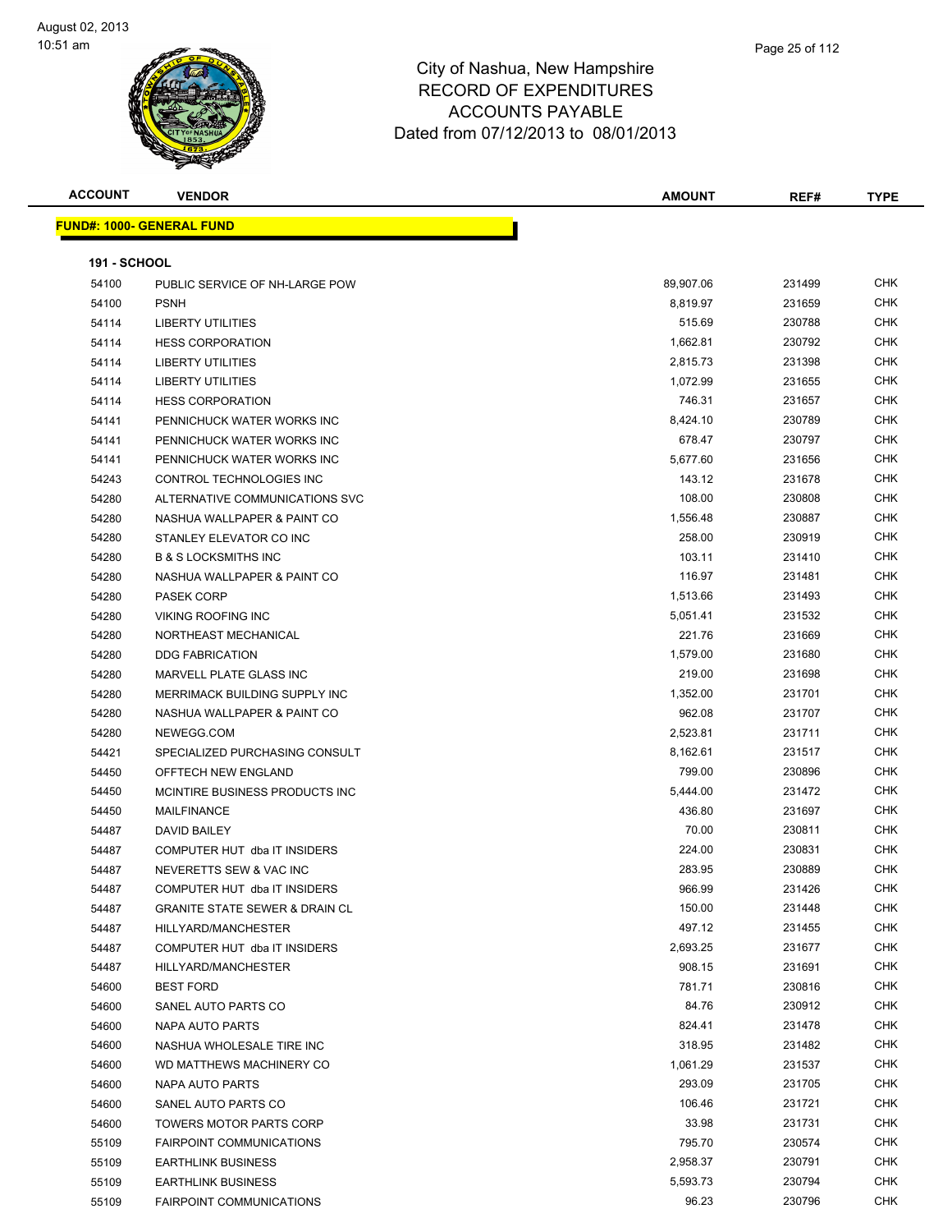# City of Nashua, New Hampshire
## RECORD OF EXPENDITURES
## ACCOUNTS PAYABLE
## Dated from 07/12/2013 to 08/01/2013

August 02, 2013
10:51 am

**FUND#: 1000- GENERAL FUND**

**191 - SCHOOL**

| ACCOUNT | VENDOR | AMOUNT | REF# | TYPE |
|---|---|---|---|---|
| 54100 | PUBLIC SERVICE OF NH-LARGE POW | 89,907.06 | 231499 | CHK |
| 54100 | PSNH | 8,819.97 | 231659 | CHK |
| 54114 | LIBERTY UTILITIES | 515.69 | 230788 | CHK |
| 54114 | HESS CORPORATION | 1,662.81 | 230792 | CHK |
| 54114 | LIBERTY UTILITIES | 2,815.73 | 231398 | CHK |
| 54114 | LIBERTY UTILITIES | 1,072.99 | 231655 | CHK |
| 54114 | HESS CORPORATION | 746.31 | 231657 | CHK |
| 54141 | PENNICHUCK WATER WORKS INC | 8,424.10 | 230789 | CHK |
| 54141 | PENNICHUCK WATER WORKS INC | 678.47 | 230797 | CHK |
| 54141 | PENNICHUCK WATER WORKS INC | 5,677.60 | 231656 | CHK |
| 54243 | CONTROL TECHNOLOGIES INC | 143.12 | 231678 | CHK |
| 54280 | ALTERNATIVE COMMUNICATIONS SVC | 108.00 | 230808 | CHK |
| 54280 | NASHUA WALLPAPER & PAINT CO | 1,556.48 | 230887 | CHK |
| 54280 | STANLEY ELEVATOR CO INC | 258.00 | 230919 | CHK |
| 54280 | B & S LOCKSMITHS INC | 103.11 | 231410 | CHK |
| 54280 | NASHUA WALLPAPER & PAINT CO | 116.97 | 231481 | CHK |
| 54280 | PASEK CORP | 1,513.66 | 231493 | CHK |
| 54280 | VIKING ROOFING INC | 5,051.41 | 231532 | CHK |
| 54280 | NORTHEAST MECHANICAL | 221.76 | 231669 | CHK |
| 54280 | DDG FABRICATION | 1,579.00 | 231680 | CHK |
| 54280 | MARVELL PLATE GLASS INC | 219.00 | 231698 | CHK |
| 54280 | MERRIMACK BUILDING SUPPLY INC | 1,352.00 | 231701 | CHK |
| 54280 | NASHUA WALLPAPER & PAINT CO | 962.08 | 231707 | CHK |
| 54280 | NEWEGG.COM | 2,523.81 | 231711 | CHK |
| 54421 | SPECIALIZED PURCHASING CONSULT | 8,162.61 | 231517 | CHK |
| 54450 | OFFTECH NEW ENGLAND | 799.00 | 230896 | CHK |
| 54450 | MCINTIRE BUSINESS PRODUCTS INC | 5,444.00 | 231472 | CHK |
| 54450 | MAILFINANCE | 436.80 | 231697 | CHK |
| 54487 | DAVID BAILEY | 70.00 | 230811 | CHK |
| 54487 | COMPUTER HUT dba IT INSIDERS | 224.00 | 230831 | CHK |
| 54487 | NEVERETTS SEW & VAC INC | 283.95 | 230889 | CHK |
| 54487 | COMPUTER HUT dba IT INSIDERS | 966.99 | 231426 | CHK |
| 54487 | GRANITE STATE SEWER & DRAIN CL | 150.00 | 231448 | CHK |
| 54487 | HILLYARD/MANCHESTER | 497.12 | 231455 | CHK |
| 54487 | COMPUTER HUT dba IT INSIDERS | 2,693.25 | 231677 | CHK |
| 54487 | HILLYARD/MANCHESTER | 908.15 | 231691 | CHK |
| 54600 | BEST FORD | 781.71 | 230816 | CHK |
| 54600 | SANEL AUTO PARTS CO | 84.76 | 230912 | CHK |
| 54600 | NAPA AUTO PARTS | 824.41 | 231478 | CHK |
| 54600 | NASHUA WHOLESALE TIRE INC | 318.95 | 231482 | CHK |
| 54600 | WD MATTHEWS MACHINERY CO | 1,061.29 | 231537 | CHK |
| 54600 | NAPA AUTO PARTS | 293.09 | 231705 | CHK |
| 54600 | SANEL AUTO PARTS CO | 106.46 | 231721 | CHK |
| 54600 | TOWERS MOTOR PARTS CORP | 33.98 | 231731 | CHK |
| 55109 | FAIRPOINT COMMUNICATIONS | 795.70 | 230574 | CHK |
| 55109 | EARTHLINK BUSINESS | 2,958.37 | 230791 | CHK |
| 55109 | EARTHLINK BUSINESS | 5,593.73 | 230794 | CHK |
| 55109 | FAIRPOINT COMMUNICATIONS | 96.23 | 230796 | CHK |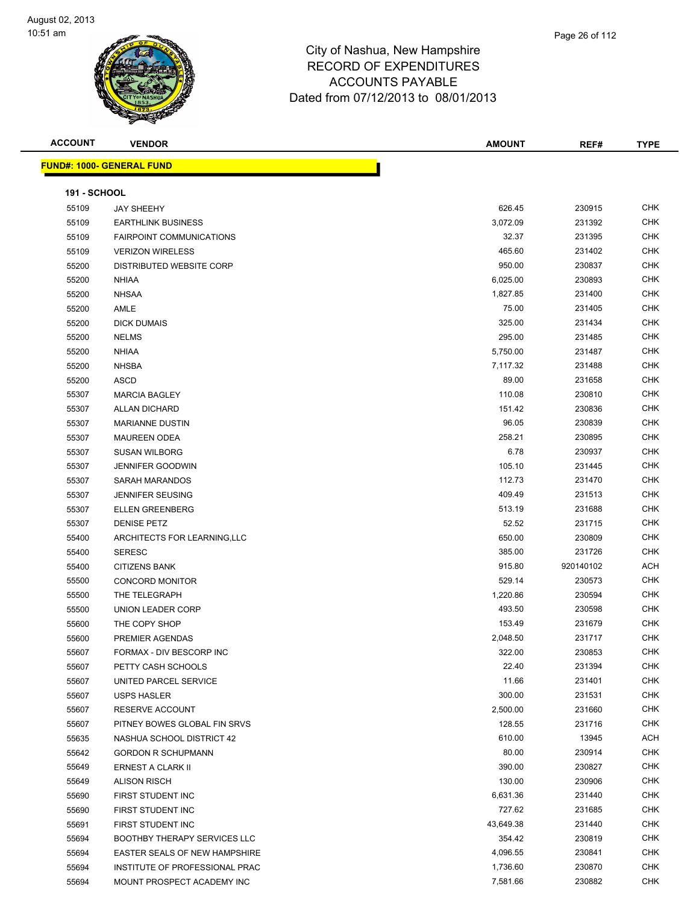# City of Nashua, New Hampshire
## RECORD OF EXPENDITURES
## ACCOUNTS PAYABLE
## Dated from 07/12/2013 to 08/01/2013

**FUND#: 1000- GENERAL FUND**

**191 - SCHOOL**

| ACCOUNT | VENDOR | AMOUNT | REF# | TYPE |
|---|---|---|---|---|
| 55109 | JAY SHEEHY | 626.45 | 230915 | CHK |
| 55109 | EARTHLINK BUSINESS | 3,072.09 | 231392 | CHK |
| 55109 | FAIRPOINT COMMUNICATIONS | 32.37 | 231395 | CHK |
| 55109 | VERIZON WIRELESS | 465.60 | 231402 | CHK |
| 55200 | DISTRIBUTED WEBSITE CORP | 950.00 | 230837 | CHK |
| 55200 | NHIAA | 6,025.00 | 230893 | CHK |
| 55200 | NHSAA | 1,827.85 | 231400 | CHK |
| 55200 | AMLE | 75.00 | 231405 | CHK |
| 55200 | DICK DUMAIS | 325.00 | 231434 | CHK |
| 55200 | NELMS | 295.00 | 231485 | CHK |
| 55200 | NHIAA | 5,750.00 | 231487 | CHK |
| 55200 | NHSBA | 7,117.32 | 231488 | CHK |
| 55200 | ASCD | 89.00 | 231658 | CHK |
| 55307 | MARCIA BAGLEY | 110.08 | 230810 | CHK |
| 55307 | ALLAN DICHARD | 151.42 | 230836 | CHK |
| 55307 | MARIANNE DUSTIN | 96.05 | 230839 | CHK |
| 55307 | MAUREEN ODEA | 258.21 | 230895 | CHK |
| 55307 | SUSAN WILBORG | 6.78 | 230937 | CHK |
| 55307 | JENNIFER GOODWIN | 105.10 | 231445 | CHK |
| 55307 | SARAH MARANDOS | 112.73 | 231470 | CHK |
| 55307 | JENNIFER SEUSING | 409.49 | 231513 | CHK |
| 55307 | ELLEN GREENBERG | 513.19 | 231688 | CHK |
| 55307 | DENISE PETZ | 52.52 | 231715 | CHK |
| 55400 | ARCHITECTS FOR LEARNING,LLC | 650.00 | 230809 | CHK |
| 55400 | SERESC | 385.00 | 231726 | CHK |
| 55400 | CITIZENS BANK | 915.80 | 920140102 | ACH |
| 55500 | CONCORD MONITOR | 529.14 | 230573 | CHK |
| 55500 | THE TELEGRAPH | 1,220.86 | 230594 | CHK |
| 55500 | UNION LEADER CORP | 493.50 | 230598 | CHK |
| 55600 | THE COPY SHOP | 153.49 | 231679 | CHK |
| 55600 | PREMIER AGENDAS | 2,048.50 | 231717 | CHK |
| 55607 | FORMAX - DIV BESCORP INC | 322.00 | 230853 | CHK |
| 55607 | PETTY CASH SCHOOLS | 22.40 | 231394 | CHK |
| 55607 | UNITED PARCEL SERVICE | 11.66 | 231401 | CHK |
| 55607 | USPS HASLER | 300.00 | 231531 | CHK |
| 55607 | RESERVE ACCOUNT | 2,500.00 | 231660 | CHK |
| 55607 | PITNEY BOWES GLOBAL FIN SRVS | 128.55 | 231716 | CHK |
| 55635 | NASHUA SCHOOL DISTRICT 42 | 610.00 | 13945 | ACH |
| 55642 | GORDON R SCHUPMANN | 80.00 | 230914 | CHK |
| 55649 | ERNEST A CLARK II | 390.00 | 230827 | CHK |
| 55649 | ALISON RISCH | 130.00 | 230906 | CHK |
| 55690 | FIRST STUDENT INC | 6,631.36 | 231440 | CHK |
| 55690 | FIRST STUDENT INC | 727.62 | 231685 | CHK |
| 55691 | FIRST STUDENT INC | 43,649.38 | 231440 | CHK |
| 55694 | BOOTHBY THERAPY SERVICES LLC | 354.42 | 230819 | CHK |
| 55694 | EASTER SEALS OF NEW HAMPSHIRE | 4,096.55 | 230841 | CHK |
| 55694 | INSTITUTE OF PROFESSIONAL PRAC | 1,736.60 | 230870 | CHK |
| 55694 | MOUNT PROSPECT ACADEMY INC | 7,581.66 | 230882 | CHK |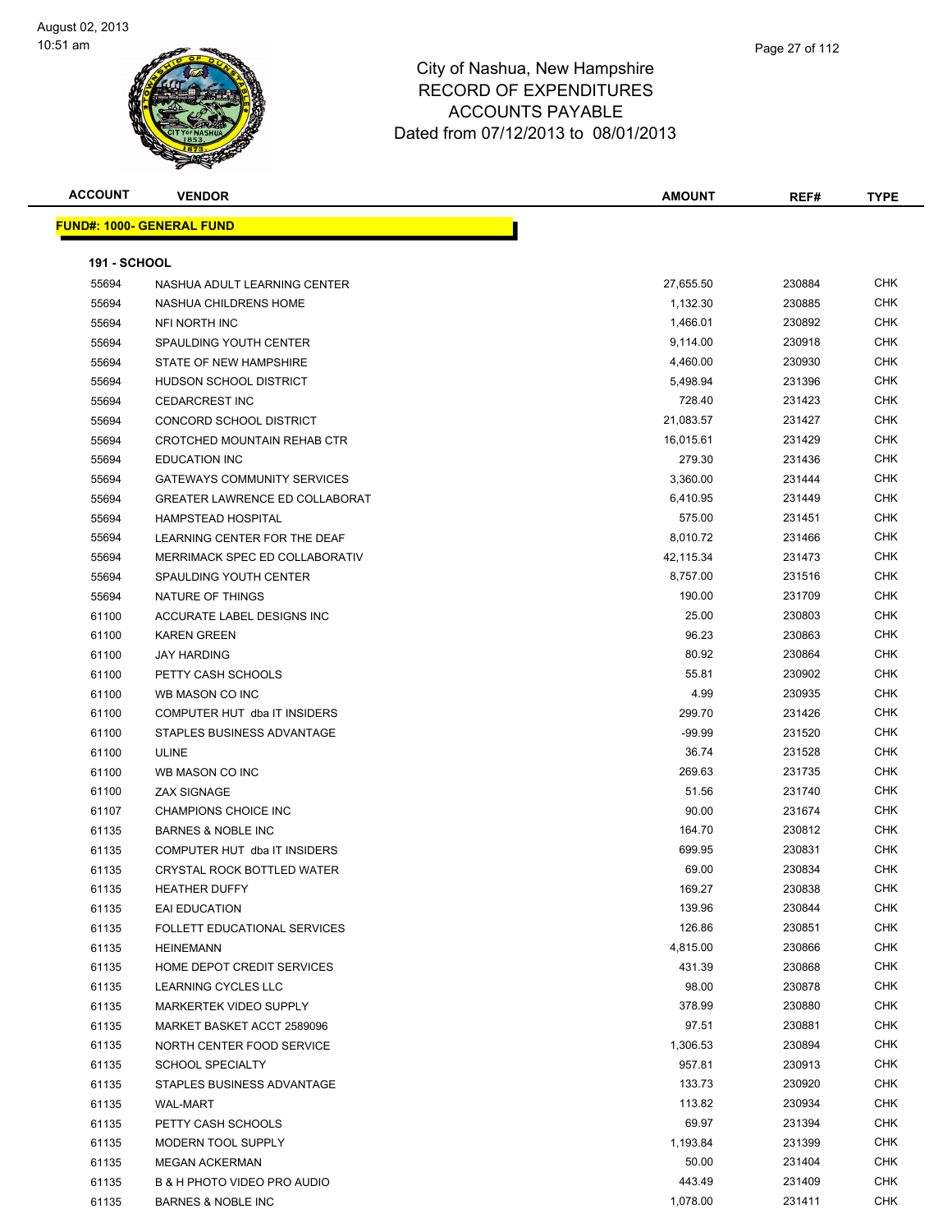# City of Nashua, New Hampshire
## RECORD OF EXPENDITURES
## ACCOUNTS PAYABLE
### Dated from 07/12/2013 to 08/01/2013

**FUND#: 1000- GENERAL FUND**

**191 - SCHOOL**

| ACCOUNT | VENDOR | AMOUNT | REF# | TYPE |
|---|---|---|---|---|
| 55694 | NASHUA ADULT LEARNING CENTER | 27,655.50 | 230884 | CHK |
| 55694 | NASHUA CHILDRENS HOME | 1,132.30 | 230885 | CHK |
| 55694 | NFI NORTH INC | 1,466.01 | 230892 | CHK |
| 55694 | SPAULDING YOUTH CENTER | 9,114.00 | 230918 | CHK |
| 55694 | STATE OF NEW HAMPSHIRE | 4,460.00 | 230930 | CHK |
| 55694 | HUDSON SCHOOL DISTRICT | 5,498.94 | 231396 | CHK |
| 55694 | CEDARCREST INC | 728.40 | 231423 | CHK |
| 55694 | CONCORD SCHOOL DISTRICT | 21,083.57 | 231427 | CHK |
| 55694 | CROTCHED MOUNTAIN REHAB CTR | 16,015.61 | 231429 | CHK |
| 55694 | EDUCATION INC | 279.30 | 231436 | CHK |
| 55694 | GATEWAYS COMMUNITY SERVICES | 3,360.00 | 231444 | CHK |
| 55694 | GREATER LAWRENCE ED COLLABORAT | 6,410.95 | 231449 | CHK |
| 55694 | HAMPSTEAD HOSPITAL | 575.00 | 231451 | CHK |
| 55694 | LEARNING CENTER FOR THE DEAF | 8,010.72 | 231466 | CHK |
| 55694 | MERRIMACK SPEC ED COLLABORATIV | 42,115.34 | 231473 | CHK |
| 55694 | SPAULDING YOUTH CENTER | 8,757.00 | 231516 | CHK |
| 55694 | NATURE OF THINGS | 190.00 | 231709 | CHK |
| 61100 | ACCURATE LABEL DESIGNS INC | 25.00 | 230803 | CHK |
| 61100 | KAREN GREEN | 96.23 | 230863 | CHK |
| 61100 | JAY HARDING | 80.92 | 230864 | CHK |
| 61100 | PETTY CASH SCHOOLS | 55.81 | 230902 | CHK |
| 61100 | WB MASON CO INC | 4.99 | 230935 | CHK |
| 61100 | COMPUTER HUT dba IT INSIDERS | 299.70 | 231426 | CHK |
| 61100 | STAPLES BUSINESS ADVANTAGE | -99.99 | 231520 | CHK |
| 61100 | ULINE | 36.74 | 231528 | CHK |
| 61100 | WB MASON CO INC | 269.63 | 231735 | CHK |
| 61100 | ZAX SIGNAGE | 51.56 | 231740 | CHK |
| 61107 | CHAMPIONS CHOICE INC | 90.00 | 231674 | CHK |
| 61135 | BARNES & NOBLE INC | 164.70 | 230812 | CHK |
| 61135 | COMPUTER HUT dba IT INSIDERS | 699.95 | 230831 | CHK |
| 61135 | CRYSTAL ROCK BOTTLED WATER | 69.00 | 230834 | CHK |
| 61135 | HEATHER DUFFY | 169.27 | 230838 | CHK |
| 61135 | EAI EDUCATION | 139.96 | 230844 | CHK |
| 61135 | FOLLETT EDUCATIONAL SERVICES | 126.86 | 230851 | CHK |
| 61135 | HEINEMANN | 4,815.00 | 230866 | CHK |
| 61135 | HOME DEPOT CREDIT SERVICES | 431.39 | 230868 | CHK |
| 61135 | LEARNING CYCLES LLC | 98.00 | 230878 | CHK |
| 61135 | MARKERTEK VIDEO SUPPLY | 378.99 | 230880 | CHK |
| 61135 | MARKET BASKET ACCT 2589096 | 97.51 | 230881 | CHK |
| 61135 | NORTH CENTER FOOD SERVICE | 1,306.53 | 230894 | CHK |
| 61135 | SCHOOL SPECIALTY | 957.81 | 230913 | CHK |
| 61135 | STAPLES BUSINESS ADVANTAGE | 133.73 | 230920 | CHK |
| 61135 | WAL-MART | 113.82 | 230934 | CHK |
| 61135 | PETTY CASH SCHOOLS | 69.97 | 231394 | CHK |
| 61135 | MODERN TOOL SUPPLY | 1,193.84 | 231399 | CHK |
| 61135 | MEGAN ACKERMAN | 50.00 | 231404 | CHK |
| 61135 | B & H PHOTO VIDEO PRO AUDIO | 443.49 | 231409 | CHK |
| 61135 | BARNES & NOBLE INC | 1,078.00 | 231411 | CHK |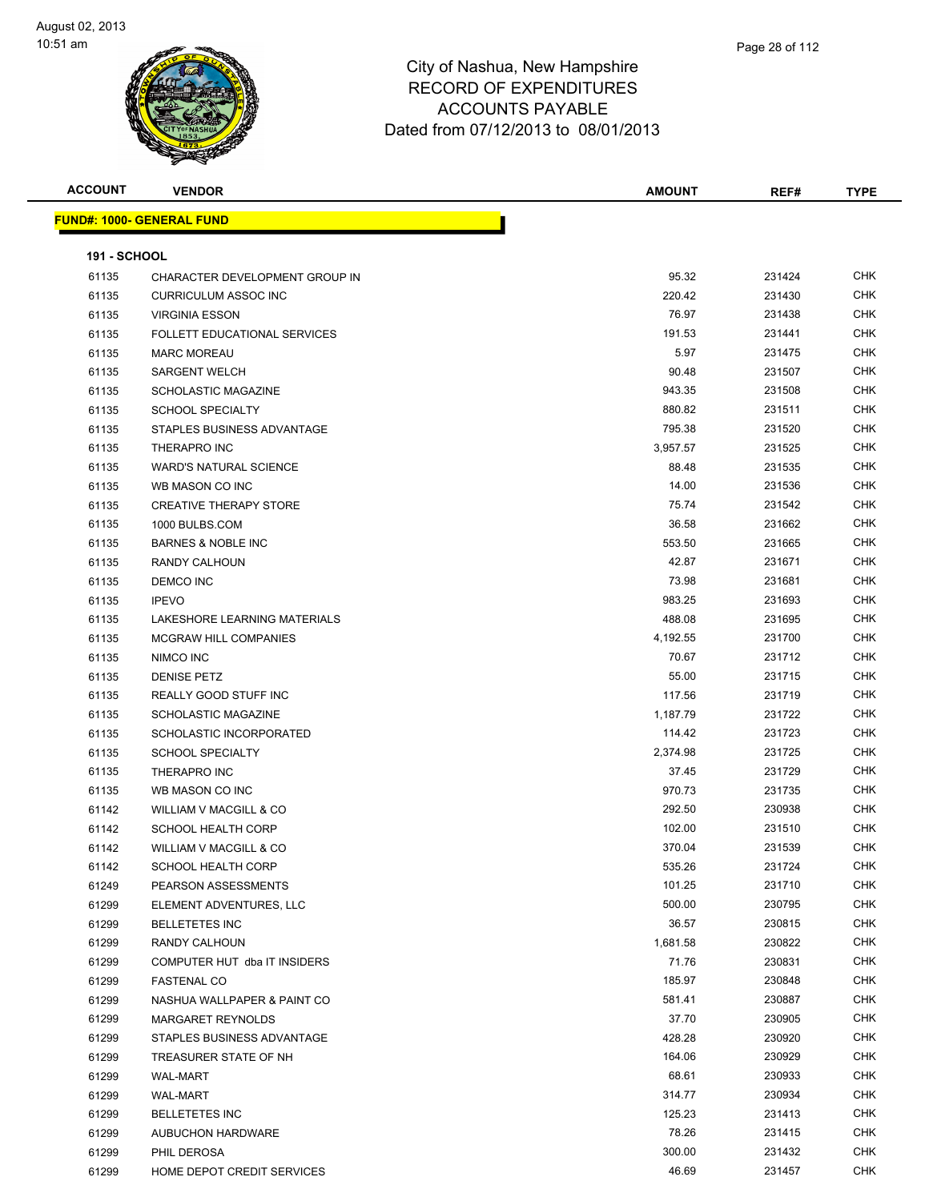# City of Nashua, New Hampshire
## RECORD OF EXPENDITURES
## ACCOUNTS PAYABLE
### Dated from 07/12/2013 to 08/01/2013

| ACCOUNT | VENDOR | AMOUNT | REF# | TYPE |
|---|---|---|---|---|

**FUND#: 1000- GENERAL FUND**

**191 - SCHOOL**

| ACCOUNT | VENDOR | AMOUNT | REF# | TYPE |
|---|---|---|---|---|
| 61135 | CHARACTER DEVELOPMENT GROUP IN | 95.32 | 231424 | CHK |
| 61135 | CURRICULUM ASSOC INC | 220.42 | 231430 | CHK |
| 61135 | VIRGINIA ESSON | 76.97 | 231438 | CHK |
| 61135 | FOLLETT EDUCATIONAL SERVICES | 191.53 | 231441 | CHK |
| 61135 | MARC MOREAU | 5.97 | 231475 | CHK |
| 61135 | SARGENT WELCH | 90.48 | 231507 | CHK |
| 61135 | SCHOLASTIC MAGAZINE | 943.35 | 231508 | CHK |
| 61135 | SCHOOL SPECIALTY | 880.82 | 231511 | CHK |
| 61135 | STAPLES BUSINESS ADVANTAGE | 795.38 | 231520 | CHK |
| 61135 | THERAPRO INC | 3,957.57 | 231525 | CHK |
| 61135 | WARD'S NATURAL SCIENCE | 88.48 | 231535 | CHK |
| 61135 | WB MASON CO INC | 14.00 | 231536 | CHK |
| 61135 | CREATIVE THERAPY STORE | 75.74 | 231542 | CHK |
| 61135 | 1000 BULBS.COM | 36.58 | 231662 | CHK |
| 61135 | BARNES & NOBLE INC | 553.50 | 231665 | CHK |
| 61135 | RANDY CALHOUN | 42.87 | 231671 | CHK |
| 61135 | DEMCO INC | 73.98 | 231681 | CHK |
| 61135 | IPEVO | 983.25 | 231693 | CHK |
| 61135 | LAKESHORE LEARNING MATERIALS | 488.08 | 231695 | CHK |
| 61135 | MCGRAW HILL COMPANIES | 4,192.55 | 231700 | CHK |
| 61135 | NIMCO INC | 70.67 | 231712 | CHK |
| 61135 | DENISE PETZ | 55.00 | 231715 | CHK |
| 61135 | REALLY GOOD STUFF INC | 117.56 | 231719 | CHK |
| 61135 | SCHOLASTIC MAGAZINE | 1,187.79 | 231722 | CHK |
| 61135 | SCHOLASTIC INCORPORATED | 114.42 | 231723 | CHK |
| 61135 | SCHOOL SPECIALTY | 2,374.98 | 231725 | CHK |
| 61135 | THERAPRO INC | 37.45 | 231729 | CHK |
| 61135 | WB MASON CO INC | 970.73 | 231735 | CHK |
| 61142 | WILLIAM V MACGILL & CO | 292.50 | 230938 | CHK |
| 61142 | SCHOOL HEALTH CORP | 102.00 | 231510 | CHK |
| 61142 | WILLIAM V MACGILL & CO | 370.04 | 231539 | CHK |
| 61142 | SCHOOL HEALTH CORP | 535.26 | 231724 | CHK |
| 61249 | PEARSON ASSESSMENTS | 101.25 | 231710 | CHK |
| 61299 | ELEMENT ADVENTURES, LLC | 500.00 | 230795 | CHK |
| 61299 | BELLETETES INC | 36.57 | 230815 | CHK |
| 61299 | RANDY CALHOUN | 1,681.58 | 230822 | CHK |
| 61299 | COMPUTER HUT dba IT INSIDERS | 71.76 | 230831 | CHK |
| 61299 | FASTENAL CO | 185.97 | 230848 | CHK |
| 61299 | NASHUA WALLPAPER & PAINT CO | 581.41 | 230887 | CHK |
| 61299 | MARGARET REYNOLDS | 37.70 | 230905 | CHK |
| 61299 | STAPLES BUSINESS ADVANTAGE | 428.28 | 230920 | CHK |
| 61299 | TREASURER STATE OF NH | 164.06 | 230929 | CHK |
| 61299 | WAL-MART | 68.61 | 230933 | CHK |
| 61299 | WAL-MART | 314.77 | 230934 | CHK |
| 61299 | BELLETETES INC | 125.23 | 231413 | CHK |
| 61299 | AUBUCHON HARDWARE | 78.26 | 231415 | CHK |
| 61299 | PHIL DEROSA | 300.00 | 231432 | CHK |
| 61299 | HOME DEPOT CREDIT SERVICES | 46.69 | 231457 | CHK |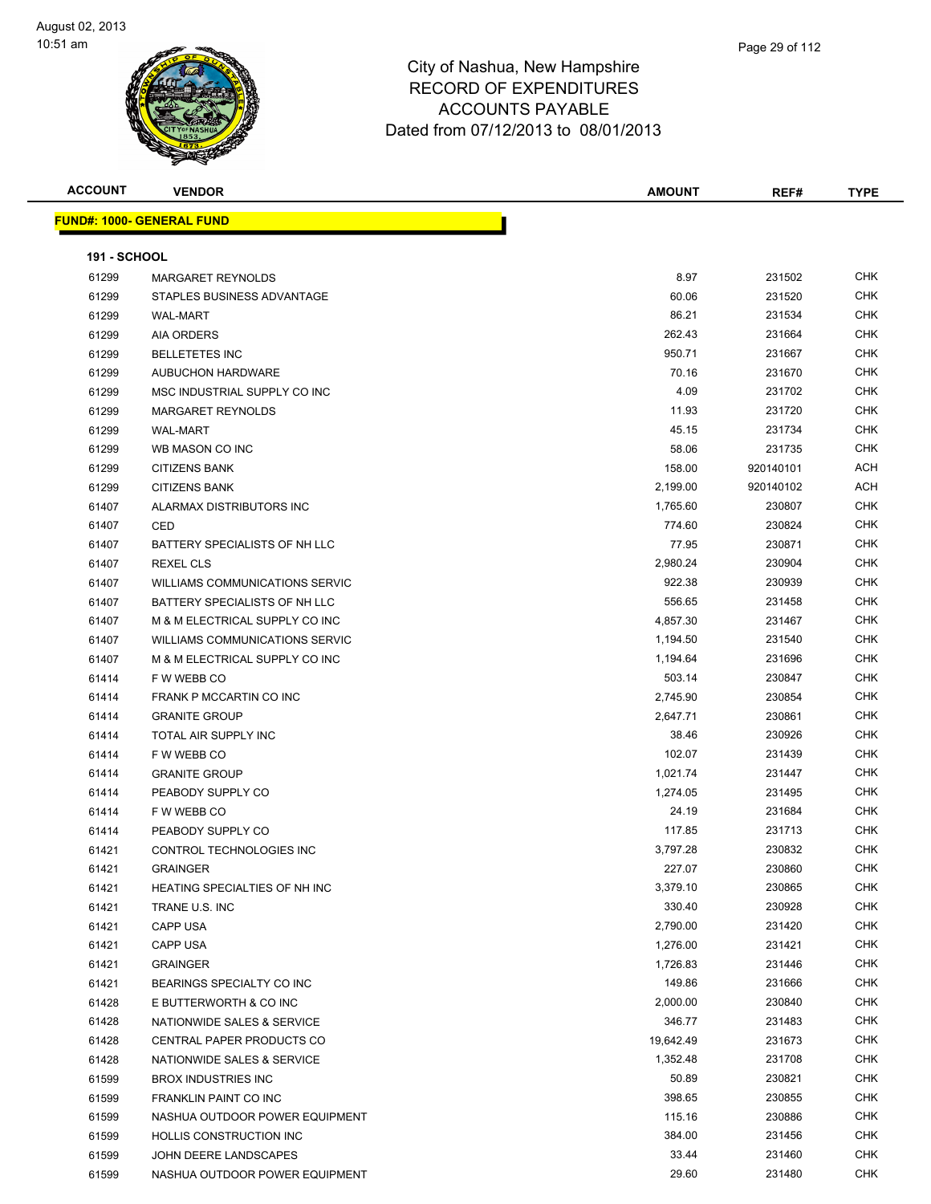# City of Nashua, New Hampshire
## RECORD OF EXPENDITURES
## ACCOUNTS PAYABLE
## Dated from 07/12/2013 to 08/01/2013

| ACCOUNT | VENDOR | AMOUNT | REF# | TYPE |
|---|---|---|---|---|
| **FUND#: 1000- GENERAL FUND** | | | | |
| **191 - SCHOOL** | | | | |
| 61299 | MARGARET REYNOLDS | 8.97 | 231502 | CHK |
| 61299 | STAPLES BUSINESS ADVANTAGE | 60.06 | 231520 | CHK |
| 61299 | WAL-MART | 86.21 | 231534 | CHK |
| 61299 | AIA ORDERS | 262.43 | 231664 | CHK |
| 61299 | BELLETETES INC | 950.71 | 231667 | CHK |
| 61299 | AUBUCHON HARDWARE | 70.16 | 231670 | CHK |
| 61299 | MSC INDUSTRIAL SUPPLY CO INC | 4.09 | 231702 | CHK |
| 61299 | MARGARET REYNOLDS | 11.93 | 231720 | CHK |
| 61299 | WAL-MART | 45.15 | 231734 | CHK |
| 61299 | WB MASON CO INC | 58.06 | 231735 | CHK |
| 61299 | CITIZENS BANK | 158.00 | 920140101 | ACH |
| 61299 | CITIZENS BANK | 2,199.00 | 920140102 | ACH |
| 61407 | ALARMAX DISTRIBUTORS INC | 1,765.60 | 230807 | CHK |
| 61407 | CED | 774.60 | 230824 | CHK |
| 61407 | BATTERY SPECIALISTS OF NH LLC | 77.95 | 230871 | CHK |
| 61407 | REXEL CLS | 2,980.24 | 230904 | CHK |
| 61407 | WILLIAMS COMMUNICATIONS SERVIC | 922.38 | 230939 | CHK |
| 61407 | BATTERY SPECIALISTS OF NH LLC | 556.65 | 231458 | CHK |
| 61407 | M & M ELECTRICAL SUPPLY CO INC | 4,857.30 | 231467 | CHK |
| 61407 | WILLIAMS COMMUNICATIONS SERVIC | 1,194.50 | 231540 | CHK |
| 61407 | M & M ELECTRICAL SUPPLY CO INC | 1,194.64 | 231696 | CHK |
| 61414 | F W WEBB CO | 503.14 | 230847 | CHK |
| 61414 | FRANK P MCCARTIN CO INC | 2,745.90 | 230854 | CHK |
| 61414 | GRANITE GROUP | 2,647.71 | 230861 | CHK |
| 61414 | TOTAL AIR SUPPLY INC | 38.46 | 230926 | CHK |
| 61414 | F W WEBB CO | 102.07 | 231439 | CHK |
| 61414 | GRANITE GROUP | 1,021.74 | 231447 | CHK |
| 61414 | PEABODY SUPPLY CO | 1,274.05 | 231495 | CHK |
| 61414 | F W WEBB CO | 24.19 | 231684 | CHK |
| 61414 | PEABODY SUPPLY CO | 117.85 | 231713 | CHK |
| 61421 | CONTROL TECHNOLOGIES INC | 3,797.28 | 230832 | CHK |
| 61421 | GRAINGER | 227.07 | 230860 | CHK |
| 61421 | HEATING SPECIALTIES OF NH INC | 3,379.10 | 230865 | CHK |
| 61421 | TRANE U.S. INC | 330.40 | 230928 | CHK |
| 61421 | CAPP USA | 2,790.00 | 231420 | CHK |
| 61421 | CAPP USA | 1,276.00 | 231421 | CHK |
| 61421 | GRAINGER | 1,726.83 | 231446 | CHK |
| 61421 | BEARINGS SPECIALTY CO INC | 149.86 | 231666 | CHK |
| 61428 | E BUTTERWORTH & CO INC | 2,000.00 | 230840 | CHK |
| 61428 | NATIONWIDE SALES & SERVICE | 346.77 | 231483 | CHK |
| 61428 | CENTRAL PAPER PRODUCTS CO | 19,642.49 | 231673 | CHK |
| 61428 | NATIONWIDE SALES & SERVICE | 1,352.48 | 231708 | CHK |
| 61599 | BROX INDUSTRIES INC | 50.89 | 230821 | CHK |
| 61599 | FRANKLIN PAINT CO INC | 398.65 | 230855 | CHK |
| 61599 | NASHUA OUTDOOR POWER EQUIPMENT | 115.16 | 230886 | CHK |
| 61599 | HOLLIS CONSTRUCTION INC | 384.00 | 231456 | CHK |
| 61599 | JOHN DEERE LANDSCAPES | 33.44 | 231460 | CHK |
| 61599 | NASHUA OUTDOOR POWER EQUIPMENT | 29.60 | 231480 | CHK |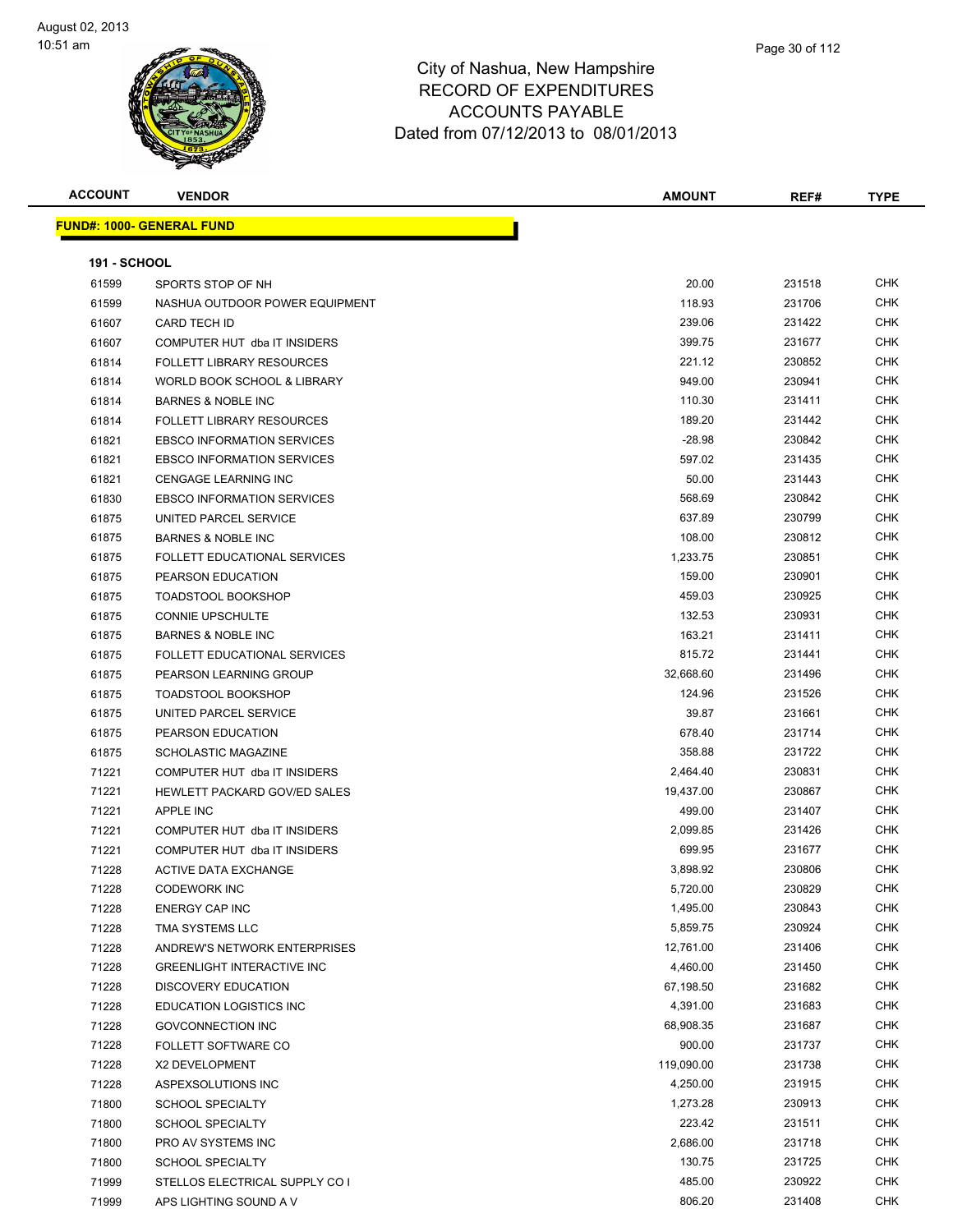# City of Nashua, New Hampshire
## RECORD OF EXPENDITURES
## ACCOUNTS PAYABLE
### Dated from 07/12/2013 to 08/01/2013

| ACCOUNT | VENDOR | AMOUNT | REF# | TYPE |
|---|---|---|---|---|

**FUND#: 1000- GENERAL FUND**

**191 - SCHOOL**

| ACCOUNT | VENDOR | AMOUNT | REF# | TYPE |
|---|---|---|---|---|
| 61599 | SPORTS STOP OF NH | 20.00 | 231518 | CHK |
| 61599 | NASHUA OUTDOOR POWER EQUIPMENT | 118.93 | 231706 | CHK |
| 61607 | CARD TECH ID | 239.06 | 231422 | CHK |
| 61607 | COMPUTER HUT dba IT INSIDERS | 399.75 | 231677 | CHK |
| 61814 | FOLLETT LIBRARY RESOURCES | 221.12 | 230852 | CHK |
| 61814 | WORLD BOOK SCHOOL & LIBRARY | 949.00 | 230941 | CHK |
| 61814 | BARNES & NOBLE INC | 110.30 | 231411 | CHK |
| 61814 | FOLLETT LIBRARY RESOURCES | 189.20 | 231442 | CHK |
| 61821 | EBSCO INFORMATION SERVICES | -28.98 | 230842 | CHK |
| 61821 | EBSCO INFORMATION SERVICES | 597.02 | 231435 | CHK |
| 61821 | CENGAGE LEARNING INC | 50.00 | 231443 | CHK |
| 61830 | EBSCO INFORMATION SERVICES | 568.69 | 230842 | CHK |
| 61875 | UNITED PARCEL SERVICE | 637.89 | 230799 | CHK |
| 61875 | BARNES & NOBLE INC | 108.00 | 230812 | CHK |
| 61875 | FOLLETT EDUCATIONAL SERVICES | 1,233.75 | 230851 | CHK |
| 61875 | PEARSON EDUCATION | 159.00 | 230901 | CHK |
| 61875 | TOADSTOOL BOOKSHOP | 459.03 | 230925 | CHK |
| 61875 | CONNIE UPSCHULTE | 132.53 | 230931 | CHK |
| 61875 | BARNES & NOBLE INC | 163.21 | 231411 | CHK |
| 61875 | FOLLETT EDUCATIONAL SERVICES | 815.72 | 231441 | CHK |
| 61875 | PEARSON LEARNING GROUP | 32,668.60 | 231496 | CHK |
| 61875 | TOADSTOOL BOOKSHOP | 124.96 | 231526 | CHK |
| 61875 | UNITED PARCEL SERVICE | 39.87 | 231661 | CHK |
| 61875 | PEARSON EDUCATION | 678.40 | 231714 | CHK |
| 61875 | SCHOLASTIC MAGAZINE | 358.88 | 231722 | CHK |
| 71221 | COMPUTER HUT dba IT INSIDERS | 2,464.40 | 230831 | CHK |
| 71221 | HEWLETT PACKARD GOV/ED SALES | 19,437.00 | 230867 | CHK |
| 71221 | APPLE INC | 499.00 | 231407 | CHK |
| 71221 | COMPUTER HUT dba IT INSIDERS | 2,099.85 | 231426 | CHK |
| 71221 | COMPUTER HUT dba IT INSIDERS | 699.95 | 231677 | CHK |
| 71228 | ACTIVE DATA EXCHANGE | 3,898.92 | 230806 | CHK |
| 71228 | CODEWORK INC | 5,720.00 | 230829 | CHK |
| 71228 | ENERGY CAP INC | 1,495.00 | 230843 | CHK |
| 71228 | TMA SYSTEMS LLC | 5,859.75 | 230924 | CHK |
| 71228 | ANDREW'S NETWORK ENTERPRISES | 12,761.00 | 231406 | CHK |
| 71228 | GREENLIGHT INTERACTIVE INC | 4,460.00 | 231450 | CHK |
| 71228 | DISCOVERY EDUCATION | 67,198.50 | 231682 | CHK |
| 71228 | EDUCATION LOGISTICS INC | 4,391.00 | 231683 | CHK |
| 71228 | GOVCONNECTION INC | 68,908.35 | 231687 | CHK |
| 71228 | FOLLETT SOFTWARE CO | 900.00 | 231737 | CHK |
| 71228 | X2 DEVELOPMENT | 119,090.00 | 231738 | CHK |
| 71228 | ASPEXSOLUTIONS INC | 4,250.00 | 231915 | CHK |
| 71800 | SCHOOL SPECIALTY | 1,273.28 | 230913 | CHK |
| 71800 | SCHOOL SPECIALTY | 223.42 | 231511 | CHK |
| 71800 | PRO AV SYSTEMS INC | 2,686.00 | 231718 | CHK |
| 71800 | SCHOOL SPECIALTY | 130.75 | 231725 | CHK |
| 71999 | STELLOS ELECTRICAL SUPPLY CO I | 485.00 | 230922 | CHK |
| 71999 | APS LIGHTING SOUND A V | 806.20 | 231408 | CHK |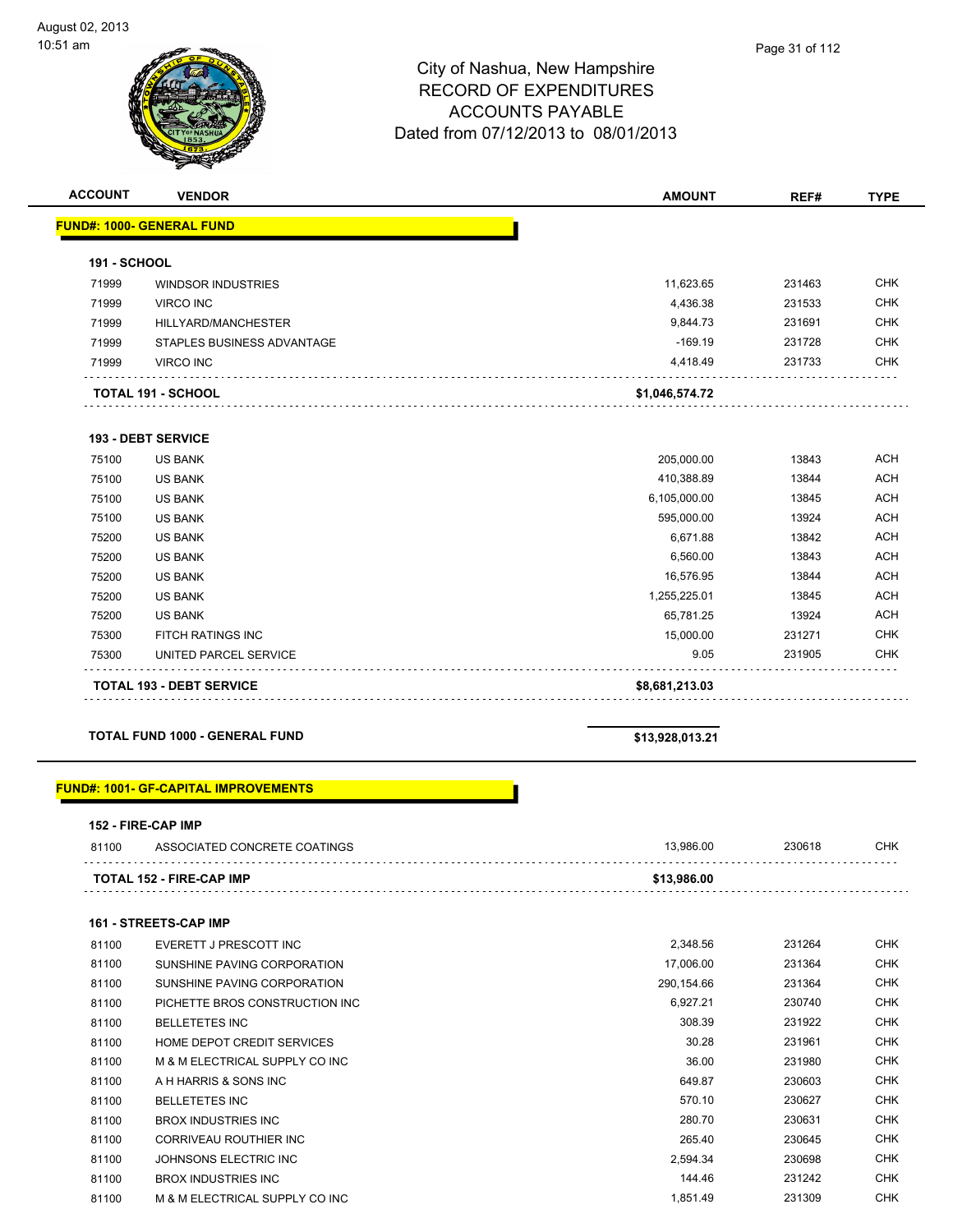# City of Nashua, New Hampshire
## RECORD OF EXPENDITURES
## ACCOUNTS PAYABLE
### Dated from 07/12/2013 to 08/01/2013

August 02, 2013
10:51 am

| ACCOUNT | VENDOR | AMOUNT | REF# | TYPE |
|---|---|---|---|---|
| **FUND#: 1000- GENERAL FUND** | | | | |
| **191 - SCHOOL** | | | | |
| 71999 | WINDSOR INDUSTRIES | 11,623.65 | 231463 | CHK |
| 71999 | VIRCO INC | 4,436.38 | 231533 | CHK |
| 71999 | HILLYARD/MANCHESTER | 9,844.73 | 231691 | CHK |
| 71999 | STAPLES BUSINESS ADVANTAGE | -169.19 | 231728 | CHK |
| 71999 | VIRCO INC | 4,418.49 | 231733 | CHK |
| **TOTAL 191 - SCHOOL** | | **$1,046,574.72** | | |
| **193 - DEBT SERVICE** | | | | |
| 75100 | US BANK | 205,000.00 | 13843 | ACH |
| 75100 | US BANK | 410,388.89 | 13844 | ACH |
| 75100 | US BANK | 6,105,000.00 | 13845 | ACH |
| 75100 | US BANK | 595,000.00 | 13924 | ACH |
| 75200 | US BANK | 6,671.88 | 13842 | ACH |
| 75200 | US BANK | 6,560.00 | 13843 | ACH |
| 75200 | US BANK | 16,576.95 | 13844 | ACH |
| 75200 | US BANK | 1,255,225.01 | 13845 | ACH |
| 75200 | US BANK | 65,781.25 | 13924 | ACH |
| 75300 | FITCH RATINGS INC | 15,000.00 | 231271 | CHK |
| 75300 | UNITED PARCEL SERVICE | 9.05 | 231905 | CHK |
| **TOTAL 193 - DEBT SERVICE** | | **$8,681,213.03** | | |
| **TOTAL FUND 1000 - GENERAL FUND** | | **$13,928,013.21** | | |
| **FUND#: 1001- GF-CAPITAL IMPROVEMENTS** | | | | |
| **152 - FIRE-CAP IMP** | | | | |
| 81100 | ASSOCIATED CONCRETE COATINGS | 13,986.00 | 230618 | CHK |
| **TOTAL 152 - FIRE-CAP IMP** | | **$13,986.00** | | |
| **161 - STREETS-CAP IMP** | | | | |
| 81100 | EVERETT J PRESCOTT INC | 2,348.56 | 231264 | CHK |
| 81100 | SUNSHINE PAVING CORPORATION | 17,006.00 | 231364 | CHK |
| 81100 | SUNSHINE PAVING CORPORATION | 290,154.66 | 231364 | CHK |
| 81100 | PICHETTE BROS CONSTRUCTION INC | 6,927.21 | 230740 | CHK |
| 81100 | BELLETETES INC | 308.39 | 231922 | CHK |
| 81100 | HOME DEPOT CREDIT SERVICES | 30.28 | 231961 | CHK |
| 81100 | M & M ELECTRICAL SUPPLY CO INC | 36.00 | 231980 | CHK |
| 81100 | A H HARRIS & SONS INC | 649.87 | 230603 | CHK |
| 81100 | BELLETETES INC | 570.10 | 230627 | CHK |
| 81100 | BROX INDUSTRIES INC | 280.70 | 230631 | CHK |
| 81100 | CORRIVEAU ROUTHIER INC | 265.40 | 230645 | CHK |
| 81100 | JOHNSONS ELECTRIC INC | 2,594.34 | 230698 | CHK |
| 81100 | BROX INDUSTRIES INC | 144.46 | 231242 | CHK |
| 81100 | M & M ELECTRICAL SUPPLY CO INC | 1,851.49 | 231309 | CHK |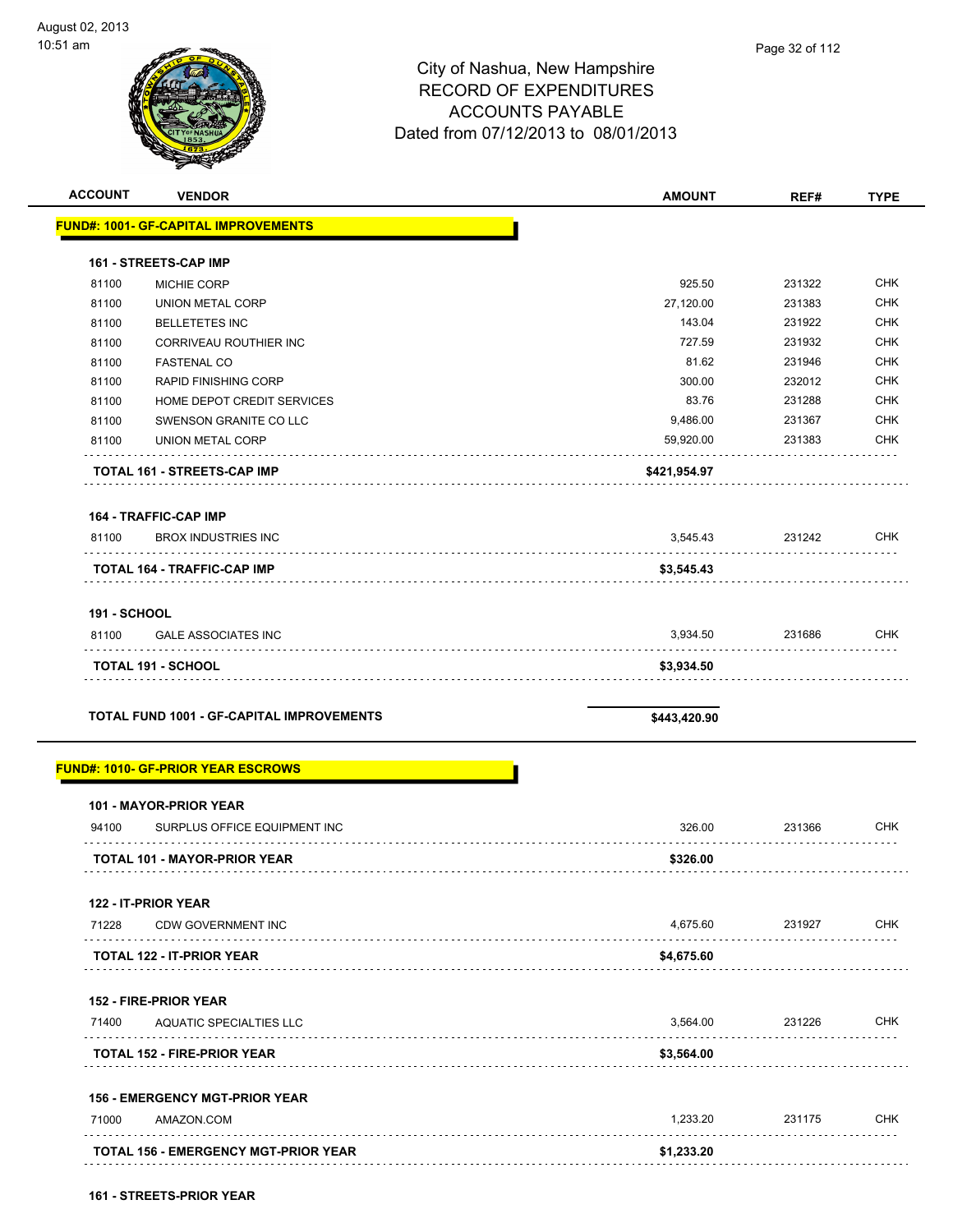City of Nashua, New Hampshire
RECORD OF EXPENDITURES
ACCOUNTS PAYABLE
Dated from 07/12/2013 to 08/01/2013

August 02, 2013
10:51 am

| ACCOUNT | VENDOR | AMOUNT | REF# | TYPE |
|---|---|---|---|---|
| **FUND#: 1001- GF-CAPITAL IMPROVEMENTS** | | | | |
| **161 - STREETS-CAP IMP** | | | | |
| 81100 | MICHIE CORP | 925.50 | 231322 | CHK |
| 81100 | UNION METAL CORP | 27,120.00 | 231383 | CHK |
| 81100 | BELLETETES INC | 143.04 | 231922 | CHK |
| 81100 | CORRIVEAU ROUTHIER INC | 727.59 | 231932 | CHK |
| 81100 | FASTENAL CO | 81.62 | 231946 | CHK |
| 81100 | RAPID FINISHING CORP | 300.00 | 232012 | CHK |
| 81100 | HOME DEPOT CREDIT SERVICES | 83.76 | 231288 | CHK |
| 81100 | SWENSON GRANITE CO LLC | 9,486.00 | 231367 | CHK |
| 81100 | UNION METAL CORP | 59,920.00 | 231383 | CHK |
| **TOTAL 161 - STREETS-CAP IMP** | | **$421,954.97** | | |
| **164 - TRAFFIC-CAP IMP** | | | | |
| 81100 | BROX INDUSTRIES INC | 3,545.43 | 231242 | CHK |
| **TOTAL 164 - TRAFFIC-CAP IMP** | | **$3,545.43** | | |
| **191 - SCHOOL** | | | | |
| 81100 | GALE ASSOCIATES INC | 3,934.50 | 231686 | CHK |
| **TOTAL 191 - SCHOOL** | | **$3,934.50** | | |
| **TOTAL FUND 1001 - GF-CAPITAL IMPROVEMENTS** | | **$443,420.90** | | |
| **FUND#: 1010- GF-PRIOR YEAR ESCROWS** | | | | |
| **101 - MAYOR-PRIOR YEAR** | | | | |
| 94100 | SURPLUS OFFICE EQUIPMENT INC | 326.00 | 231366 | CHK |
| **TOTAL 101 - MAYOR-PRIOR YEAR** | | **$326.00** | | |
| **122 - IT-PRIOR YEAR** | | | | |
| 71228 | CDW GOVERNMENT INC | 4,675.60 | 231927 | CHK |
| **TOTAL 122 - IT-PRIOR YEAR** | | **$4,675.60** | | |
| **152 - FIRE-PRIOR YEAR** | | | | |
| 71400 | AQUATIC SPECIALTIES LLC | 3,564.00 | 231226 | CHK |
| **TOTAL 152 - FIRE-PRIOR YEAR** | | **$3,564.00** | | |
| **156 - EMERGENCY MGT-PRIOR YEAR** | | | | |
| 71000 | AMAZON.COM | 1,233.20 | 231175 | CHK |
| **TOTAL 156 - EMERGENCY MGT-PRIOR YEAR** | | **$1,233.20** | | |
| **161 - STREETS-PRIOR YEAR** | | | | |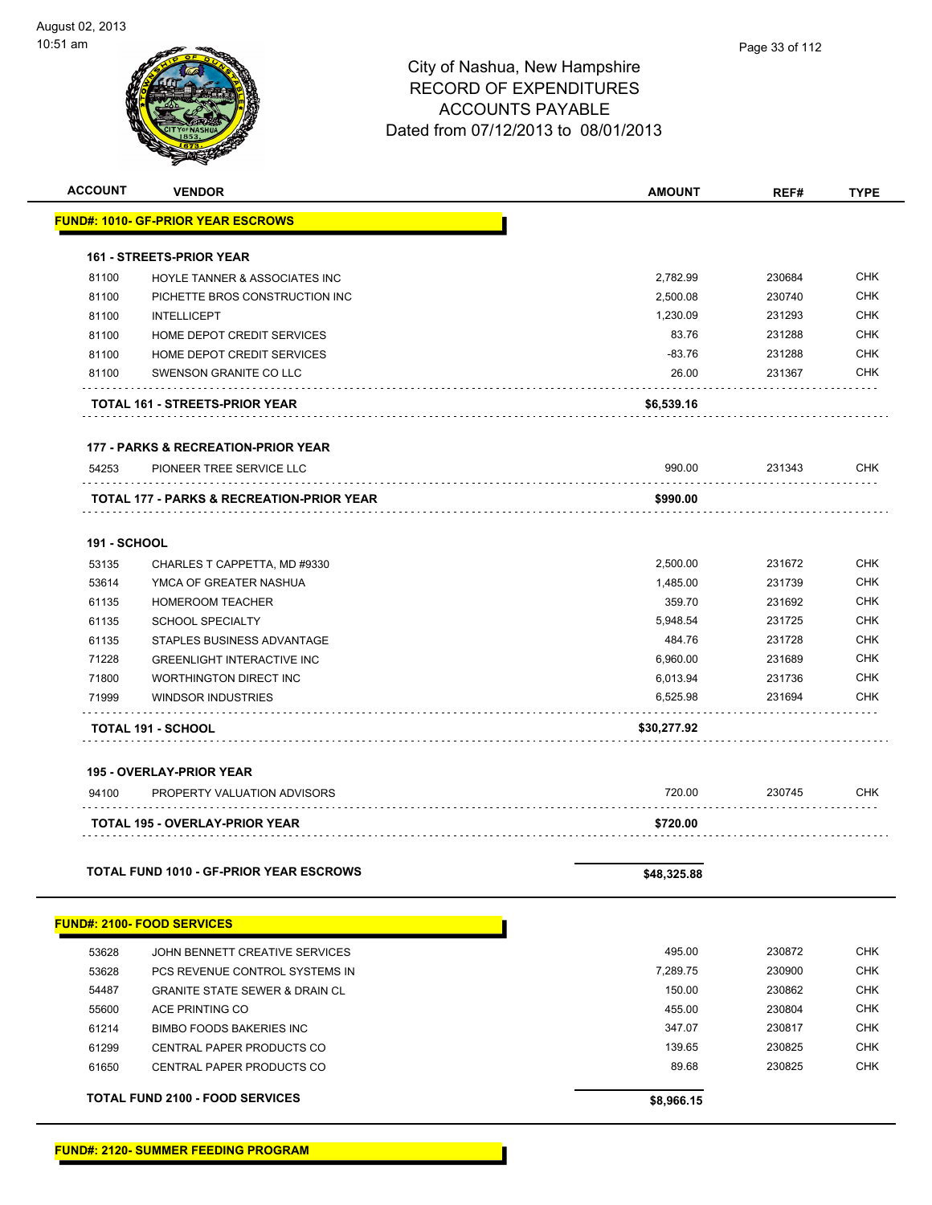# City of Nashua, New Hampshire
# RECORD OF EXPENDITURES
# ACCOUNTS PAYABLE
# Dated from 07/12/2013 to 08/01/2013

| ACCOUNT | VENDOR | AMOUNT | REF# | TYPE |
|---|---|---|---|---|
| **FUND#: 1010- GF-PRIOR YEAR ESCROWS** | | | | |
| **161 - STREETS-PRIOR YEAR** | | | | |
| 81100 | HOYLE TANNER & ASSOCIATES INC | 2,782.99 | 230684 | CHK |
| 81100 | PICHETTE BROS CONSTRUCTION INC | 2,500.08 | 230740 | CHK |
| 81100 | INTELLICEPT | 1,230.09 | 231293 | CHK |
| 81100 | HOME DEPOT CREDIT SERVICES | 83.76 | 231288 | CHK |
| 81100 | HOME DEPOT CREDIT SERVICES | -83.76 | 231288 | CHK |
| 81100 | SWENSON GRANITE CO LLC | 26.00 | 231367 | CHK |
| **TOTAL 161 - STREETS-PRIOR YEAR** | | **$6,539.16** | | |
| **177 - PARKS & RECREATION-PRIOR YEAR** | | | | |
| 54253 | PIONEER TREE SERVICE LLC | 990.00 | 231343 | CHK |
| **TOTAL 177 - PARKS & RECREATION-PRIOR YEAR** | | **$990.00** | | |
| **191 - SCHOOL** | | | | |
| 53135 | CHARLES T CAPPETTA, MD #9330 | 2,500.00 | 231672 | CHK |
| 53614 | YMCA OF GREATER NASHUA | 1,485.00 | 231739 | CHK |
| 61135 | HOMEROOM TEACHER | 359.70 | 231692 | CHK |
| 61135 | SCHOOL SPECIALTY | 5,948.54 | 231725 | CHK |
| 61135 | STAPLES BUSINESS ADVANTAGE | 484.76 | 231728 | CHK |
| 71228 | GREENLIGHT INTERACTIVE INC | 6,960.00 | 231689 | CHK |
| 71800 | WORTHINGTON DIRECT INC | 6,013.94 | 231736 | CHK |
| 71999 | WINDSOR INDUSTRIES | 6,525.98 | 231694 | CHK |
| **TOTAL 191 - SCHOOL** | | **$30,277.92** | | |
| **195 - OVERLAY-PRIOR YEAR** | | | | |
| 94100 | PROPERTY VALUATION ADVISORS | 720.00 | 230745 | CHK |
| **TOTAL 195 - OVERLAY-PRIOR YEAR** | | **$720.00** | | |
| **TOTAL FUND 1010 - GF-PRIOR YEAR ESCROWS** | | **$48,325.88** | | |
| **FUND#: 2100- FOOD SERVICES** | | | | |
| 53628 | JOHN BENNETT CREATIVE SERVICES | 495.00 | 230872 | CHK |
| 53628 | PCS REVENUE CONTROL SYSTEMS IN | 7,289.75 | 230900 | CHK |
| 54487 | GRANITE STATE SEWER & DRAIN CL | 150.00 | 230862 | CHK |
| 55600 | ACE PRINTING CO | 455.00 | 230804 | CHK |
| 61214 | BIMBO FOODS BAKERIES INC | 347.07 | 230817 | CHK |
| 61299 | CENTRAL PAPER PRODUCTS CO | 139.65 | 230825 | CHK |
| 61650 | CENTRAL PAPER PRODUCTS CO | 89.68 | 230825 | CHK |
| **TOTAL FUND 2100 - FOOD SERVICES** | | **$8,966.15** | | |
| **FUND#: 2120- SUMMER FEEDING PROGRAM** | | | | |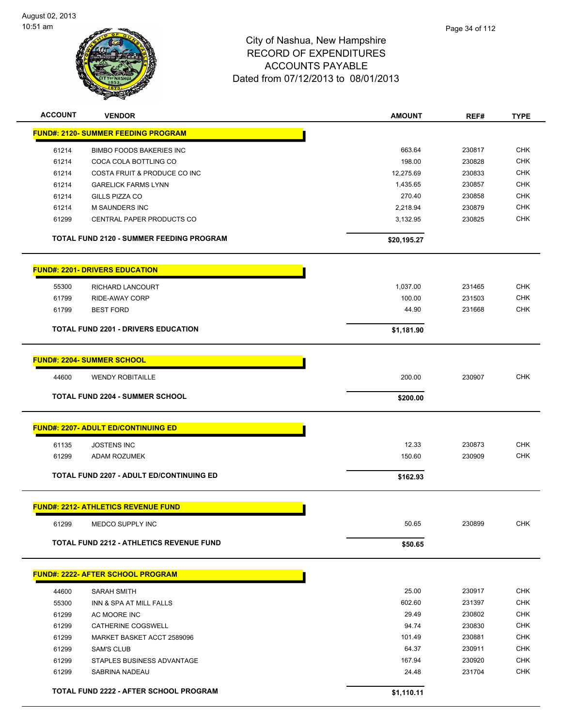City of Nashua, New Hampshire
RECORD OF EXPENDITURES
ACCOUNTS PAYABLE
Dated from 07/12/2013 to 08/01/2013

August 02, 2013
10:51 am

| ACCOUNT | VENDOR | AMOUNT | REF# | TYPE |
|---|---|---|---|---|
| **FUND#: 2120- SUMMER FEEDING PROGRAM** | | | | |
| 61214 | BIMBO FOODS BAKERIES INC | 663.64 | 230817 | CHK |
| 61214 | COCA COLA BOTTLING CO | 198.00 | 230828 | CHK |
| 61214 | COSTA FRUIT & PRODUCE CO INC | 12,275.69 | 230833 | CHK |
| 61214 | GARELICK FARMS LYNN | 1,435.65 | 230857 | CHK |
| 61214 | GILLS PIZZA CO | 270.40 | 230858 | CHK |
| 61214 | M SAUNDERS INC | 2,218.94 | 230879 | CHK |
| 61299 | CENTRAL PAPER PRODUCTS CO | 3,132.95 | 230825 | CHK |
| | **TOTAL FUND 2120 - SUMMER FEEDING PROGRAM** | **$20,195.27** | | |
| **FUND#: 2201- DRIVERS EDUCATION** | | | | |
| 55300 | RICHARD LANCOURT | 1,037.00 | 231465 | CHK |
| 61799 | RIDE-AWAY CORP | 100.00 | 231503 | CHK |
| 61799 | BEST FORD | 44.90 | 231668 | CHK |
| | **TOTAL FUND 2201 - DRIVERS EDUCATION** | **$1,181.90** | | |
| **FUND#: 2204- SUMMER SCHOOL** | | | | |
| 44600 | WENDY ROBITAILLE | 200.00 | 230907 | CHK |
| | **TOTAL FUND 2204 - SUMMER SCHOOL** | **$200.00** | | |
| **FUND#: 2207- ADULT ED/CONTINUING ED** | | | | |
| 61135 | JOSTENS INC | 12.33 | 230873 | CHK |
| 61299 | ADAM ROZUMEK | 150.60 | 230909 | CHK |
| | **TOTAL FUND 2207 - ADULT ED/CONTINUING ED** | **$162.93** | | |
| **FUND#: 2212- ATHLETICS REVENUE FUND** | | | | |
| 61299 | MEDCO SUPPLY INC | 50.65 | 230899 | CHK |
| | **TOTAL FUND 2212 - ATHLETICS REVENUE FUND** | **$50.65** | | |
| **FUND#: 2222- AFTER SCHOOL PROGRAM** | | | | |
| 44600 | SARAH SMITH | 25.00 | 230917 | CHK |
| 55300 | INN & SPA AT MILL FALLS | 602.60 | 231397 | CHK |
| 61299 | AC MOORE INC | 29.49 | 230802 | CHK |
| 61299 | CATHERINE COGSWELL | 94.74 | 230830 | CHK |
| 61299 | MARKET BASKET ACCT 2589096 | 101.49 | 230881 | CHK |
| 61299 | SAM'S CLUB | 64.37 | 230911 | CHK |
| 61299 | STAPLES BUSINESS ADVANTAGE | 167.94 | 230920 | CHK |
| 61299 | SABRINA NADEAU | 24.48 | 231704 | CHK |
| | **TOTAL FUND 2222 - AFTER SCHOOL PROGRAM** | **$1,110.11** | | |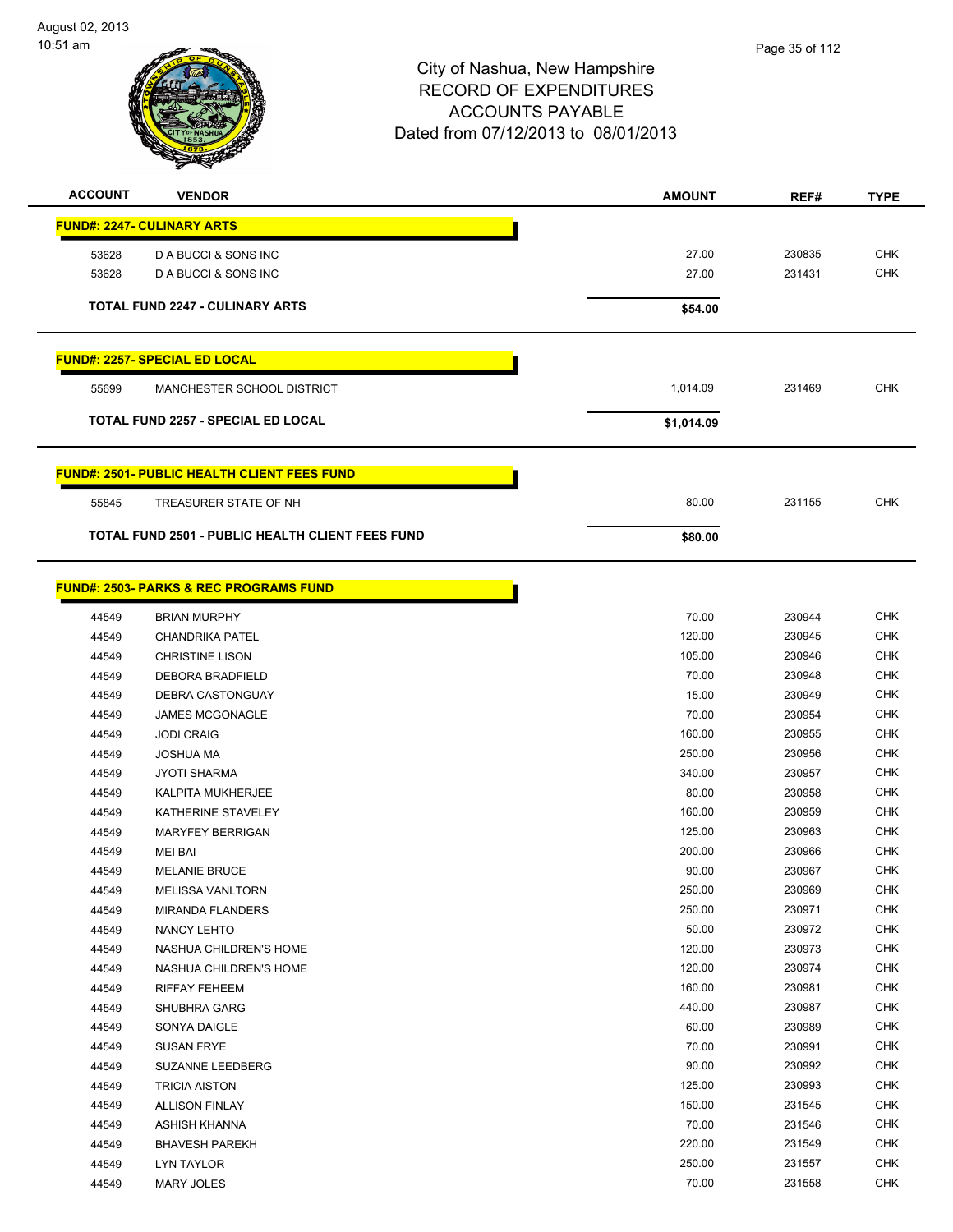# City of Nashua, New Hampshire
## RECORD OF EXPENDITURES
## ACCOUNTS PAYABLE
### Dated from 07/12/2013 to 08/01/2013

August 02, 2013
10:51 am

| ACCOUNT | VENDOR | AMOUNT | REF# | TYPE |
|---|---|---|---|---|
| **FUND#: 2247- CULINARY ARTS** | | | | |
| 53628 | D A BUCCI & SONS INC | 27.00 | 230835 | CHK |
| 53628 | D A BUCCI & SONS INC | 27.00 | 231431 | CHK |
| **TOTAL FUND 2247 - CULINARY ARTS** | | **$54.00** | | |
| **FUND#: 2257- SPECIAL ED LOCAL** | | | | |
| 55699 | MANCHESTER SCHOOL DISTRICT | 1,014.09 | 231469 | CHK |
| **TOTAL FUND 2257 - SPECIAL ED LOCAL** | | **$1,014.09** | | |
| **FUND#: 2501- PUBLIC HEALTH CLIENT FEES FUND** | | | | |
| 55845 | TREASURER STATE OF NH | 80.00 | 231155 | CHK |
| **TOTAL FUND 2501 - PUBLIC HEALTH CLIENT FEES FUND** | | **$80.00** | | |
| **FUND#: 2503- PARKS & REC PROGRAMS FUND** | | | | |
| 44549 | BRIAN MURPHY | 70.00 | 230944 | CHK |
| 44549 | CHANDRIKA PATEL | 120.00 | 230945 | CHK |
| 44549 | CHRISTINE LISON | 105.00 | 230946 | CHK |
| 44549 | DEBORA BRADFIELD | 70.00 | 230948 | CHK |
| 44549 | DEBRA CASTONGUAY | 15.00 | 230949 | CHK |
| 44549 | JAMES MCGONAGLE | 70.00 | 230954 | CHK |
| 44549 | JODI CRAIG | 160.00 | 230955 | CHK |
| 44549 | JOSHUA MA | 250.00 | 230956 | CHK |
| 44549 | JYOTI SHARMA | 340.00 | 230957 | CHK |
| 44549 | KALPITA MUKHERJEE | 80.00 | 230958 | CHK |
| 44549 | KATHERINE STAVELEY | 160.00 | 230959 | CHK |
| 44549 | MARYFEY BERRIGAN | 125.00 | 230963 | CHK |
| 44549 | MEI BAI | 200.00 | 230966 | CHK |
| 44549 | MELANIE BRUCE | 90.00 | 230967 | CHK |
| 44549 | MELISSA VANLTORN | 250.00 | 230969 | CHK |
| 44549 | MIRANDA FLANDERS | 250.00 | 230971 | CHK |
| 44549 | NANCY LEHTO | 50.00 | 230972 | CHK |
| 44549 | NASHUA CHILDREN'S HOME | 120.00 | 230973 | CHK |
| 44549 | NASHUA CHILDREN'S HOME | 120.00 | 230974 | CHK |
| 44549 | RIFFAY FEHEEM | 160.00 | 230981 | CHK |
| 44549 | SHUBHRA GARG | 440.00 | 230987 | CHK |
| 44549 | SONYA DAIGLE | 60.00 | 230989 | CHK |
| 44549 | SUSAN FRYE | 70.00 | 230991 | CHK |
| 44549 | SUZANNE LEEDBERG | 90.00 | 230992 | CHK |
| 44549 | TRICIA AISTON | 125.00 | 230993 | CHK |
| 44549 | ALLISON FINLAY | 150.00 | 231545 | CHK |
| 44549 | ASHISH KHANNA | 70.00 | 231546 | CHK |
| 44549 | BHAVESH PAREKH | 220.00 | 231549 | CHK |
| 44549 | LYN TAYLOR | 250.00 | 231557 | CHK |
| 44549 | MARY JOLES | 70.00 | 231558 | CHK |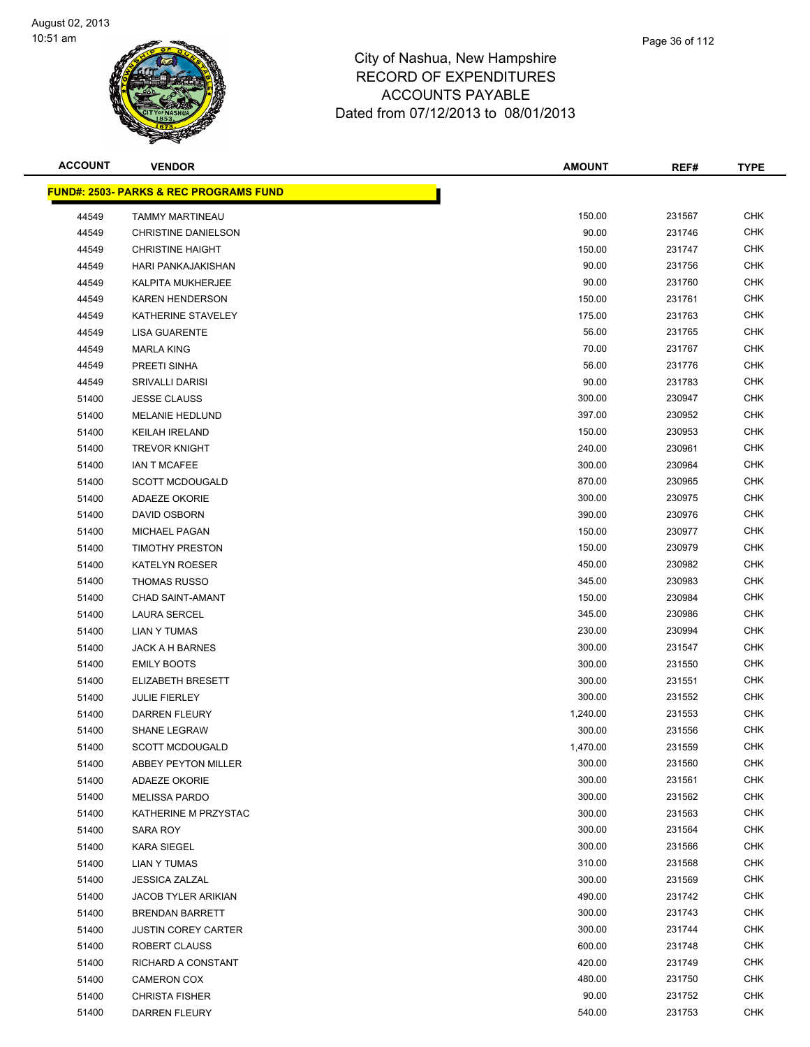# City of Nashua, New Hampshire
## RECORD OF EXPENDITURES
## ACCOUNTS PAYABLE
## Dated from 07/12/2013 to 08/01/2013

August 02, 2013
10:51 am

| ACCOUNT | VENDOR | AMOUNT | REF# | TYPE |
|---|---|---|---|---|
| **FUND#: 2503- PARKS & REC PROGRAMS FUND** | | | | |
| 44549 | TAMMY MARTINEAU | 150.00 | 231567 | CHK |
| 44549 | CHRISTINE DANIELSON | 90.00 | 231746 | CHK |
| 44549 | CHRISTINE HAIGHT | 150.00 | 231747 | CHK |
| 44549 | HARI PANKAJAKISHAN | 90.00 | 231756 | CHK |
| 44549 | KALPITA MUKHERJEE | 90.00 | 231760 | CHK |
| 44549 | KAREN HENDERSON | 150.00 | 231761 | CHK |
| 44549 | KATHERINE STAVELEY | 175.00 | 231763 | CHK |
| 44549 | LISA GUARENTE | 56.00 | 231765 | CHK |
| 44549 | MARLA KING | 70.00 | 231767 | CHK |
| 44549 | PREETI SINHA | 56.00 | 231776 | CHK |
| 44549 | SRIVALLI DARISI | 90.00 | 231783 | CHK |
| 51400 | JESSE CLAUSS | 300.00 | 230947 | CHK |
| 51400 | MELANIE HEDLUND | 397.00 | 230952 | CHK |
| 51400 | KEILAH IRELAND | 150.00 | 230953 | CHK |
| 51400 | TREVOR KNIGHT | 240.00 | 230961 | CHK |
| 51400 | IAN T MCAFEE | 300.00 | 230964 | CHK |
| 51400 | SCOTT MCDOUGALD | 870.00 | 230965 | CHK |
| 51400 | ADAEZE OKORIE | 300.00 | 230975 | CHK |
| 51400 | DAVID OSBORN | 390.00 | 230976 | CHK |
| 51400 | MICHAEL PAGAN | 150.00 | 230977 | CHK |
| 51400 | TIMOTHY PRESTON | 150.00 | 230979 | CHK |
| 51400 | KATELYN ROESER | 450.00 | 230982 | CHK |
| 51400 | THOMAS RUSSO | 345.00 | 230983 | CHK |
| 51400 | CHAD SAINT-AMANT | 150.00 | 230984 | CHK |
| 51400 | LAURA SERCEL | 345.00 | 230986 | CHK |
| 51400 | LIAN Y TUMAS | 230.00 | 230994 | CHK |
| 51400 | JACK A H BARNES | 300.00 | 231547 | CHK |
| 51400 | EMILY BOOTS | 300.00 | 231550 | CHK |
| 51400 | ELIZABETH BRESETT | 300.00 | 231551 | CHK |
| 51400 | JULIE FIERLEY | 300.00 | 231552 | CHK |
| 51400 | DARREN FLEURY | 1,240.00 | 231553 | CHK |
| 51400 | SHANE LEGRAW | 300.00 | 231556 | CHK |
| 51400 | SCOTT MCDOUGALD | 1,470.00 | 231559 | CHK |
| 51400 | ABBEY PEYTON MILLER | 300.00 | 231560 | CHK |
| 51400 | ADAEZE OKORIE | 300.00 | 231561 | CHK |
| 51400 | MELISSA PARDO | 300.00 | 231562 | CHK |
| 51400 | KATHERINE M PRZYSTAC | 300.00 | 231563 | CHK |
| 51400 | SARA ROY | 300.00 | 231564 | CHK |
| 51400 | KARA SIEGEL | 300.00 | 231566 | CHK |
| 51400 | LIAN Y TUMAS | 310.00 | 231568 | CHK |
| 51400 | JESSICA ZALZAL | 300.00 | 231569 | CHK |
| 51400 | JACOB TYLER ARIKIAN | 490.00 | 231742 | CHK |
| 51400 | BRENDAN BARRETT | 300.00 | 231743 | CHK |
| 51400 | JUSTIN COREY CARTER | 300.00 | 231744 | CHK |
| 51400 | ROBERT CLAUSS | 600.00 | 231748 | CHK |
| 51400 | RICHARD A CONSTANT | 420.00 | 231749 | CHK |
| 51400 | CAMERON COX | 480.00 | 231750 | CHK |
| 51400 | CHRISTA FISHER | 90.00 | 231752 | CHK |
| 51400 | DARREN FLEURY | 540.00 | 231753 | CHK |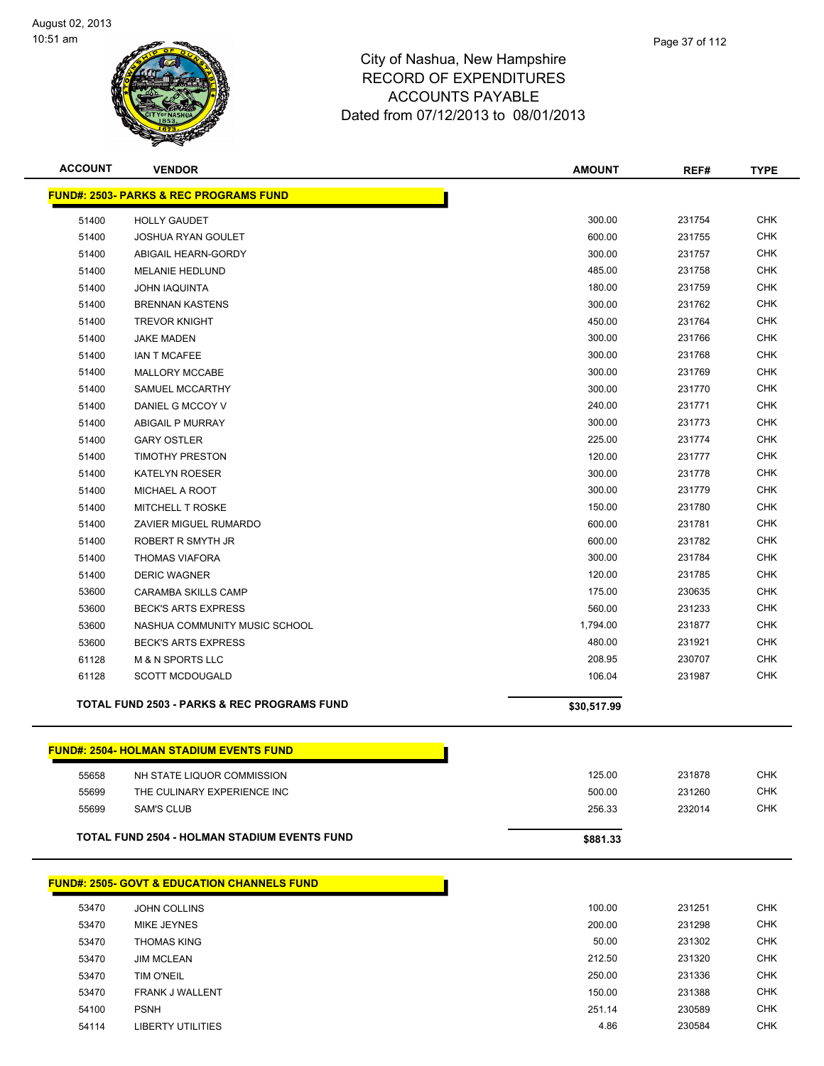# City of Nashua, New Hampshire
## RECORD OF EXPENDITURES
## ACCOUNTS PAYABLE
## Dated from 07/12/2013 to 08/01/2013

August 02, 2013
10:51 am

| ACCOUNT | VENDOR | AMOUNT | REF# | TYPE |
|---|---|---|---|---|
| **FUND#: 2503- PARKS & REC PROGRAMS FUND** | | | | |
| 51400 | HOLLY GAUDET | 300.00 | 231754 | CHK |
| 51400 | JOSHUA RYAN GOULET | 600.00 | 231755 | CHK |
| 51400 | ABIGAIL HEARN-GORDY | 300.00 | 231757 | CHK |
| 51400 | MELANIE HEDLUND | 485.00 | 231758 | CHK |
| 51400 | JOHN IAQUINTA | 180.00 | 231759 | CHK |
| 51400 | BRENNAN KASTENS | 300.00 | 231762 | CHK |
| 51400 | TREVOR KNIGHT | 450.00 | 231764 | CHK |
| 51400 | JAKE MADEN | 300.00 | 231766 | CHK |
| 51400 | IAN T MCAFEE | 300.00 | 231768 | CHK |
| 51400 | MALLORY MCCABE | 300.00 | 231769 | CHK |
| 51400 | SAMUEL MCCARTHY | 300.00 | 231770 | CHK |
| 51400 | DANIEL G MCCOY V | 240.00 | 231771 | CHK |
| 51400 | ABIGAIL P MURRAY | 300.00 | 231773 | CHK |
| 51400 | GARY OSTLER | 225.00 | 231774 | CHK |
| 51400 | TIMOTHY PRESTON | 120.00 | 231777 | CHK |
| 51400 | KATELYN ROESER | 300.00 | 231778 | CHK |
| 51400 | MICHAEL A ROOT | 300.00 | 231779 | CHK |
| 51400 | MITCHELL T ROSKE | 150.00 | 231780 | CHK |
| 51400 | ZAVIER MIGUEL RUMARDO | 600.00 | 231781 | CHK |
| 51400 | ROBERT R SMYTH JR | 600.00 | 231782 | CHK |
| 51400 | THOMAS VIAFORA | 300.00 | 231784 | CHK |
| 51400 | DERIC WAGNER | 120.00 | 231785 | CHK |
| 53600 | CARAMBA SKILLS CAMP | 175.00 | 230635 | CHK |
| 53600 | BECK'S ARTS EXPRESS | 560.00 | 231233 | CHK |
| 53600 | NASHUA COMMUNITY MUSIC SCHOOL | 1,794.00 | 231877 | CHK |
| 53600 | BECK'S ARTS EXPRESS | 480.00 | 231921 | CHK |
| 61128 | M & N SPORTS LLC | 208.95 | 230707 | CHK |
| 61128 | SCOTT MCDOUGALD | 106.04 | 231987 | CHK |
| **TOTAL FUND 2503 - PARKS & REC PROGRAMS FUND** | | **$30,517.99** | | |
| **FUND#: 2504- HOLMAN STADIUM EVENTS FUND** | | | | |
| 55658 | NH STATE LIQUOR COMMISSION | 125.00 | 231878 | CHK |
| 55699 | THE CULINARY EXPERIENCE INC | 500.00 | 231260 | CHK |
| 55699 | SAM'S CLUB | 256.33 | 232014 | CHK |
| **TOTAL FUND 2504 - HOLMAN STADIUM EVENTS FUND** | | **$881.33** | | |
| **FUND#: 2505- GOVT & EDUCATION CHANNELS FUND** | | | | |
| 53470 | JOHN COLLINS | 100.00 | 231251 | CHK |
| 53470 | MIKE JEYNES | 200.00 | 231298 | CHK |
| 53470 | THOMAS KING | 50.00 | 231302 | CHK |
| 53470 | JIM MCLEAN | 212.50 | 231320 | CHK |
| 53470 | TIM O'NEIL | 250.00 | 231336 | CHK |
| 53470 | FRANK J WALLENT | 150.00 | 231388 | CHK |
| 54100 | PSNH | 251.14 | 230589 | CHK |
| 54114 | LIBERTY UTILITIES | 4.86 | 230584 | CHK |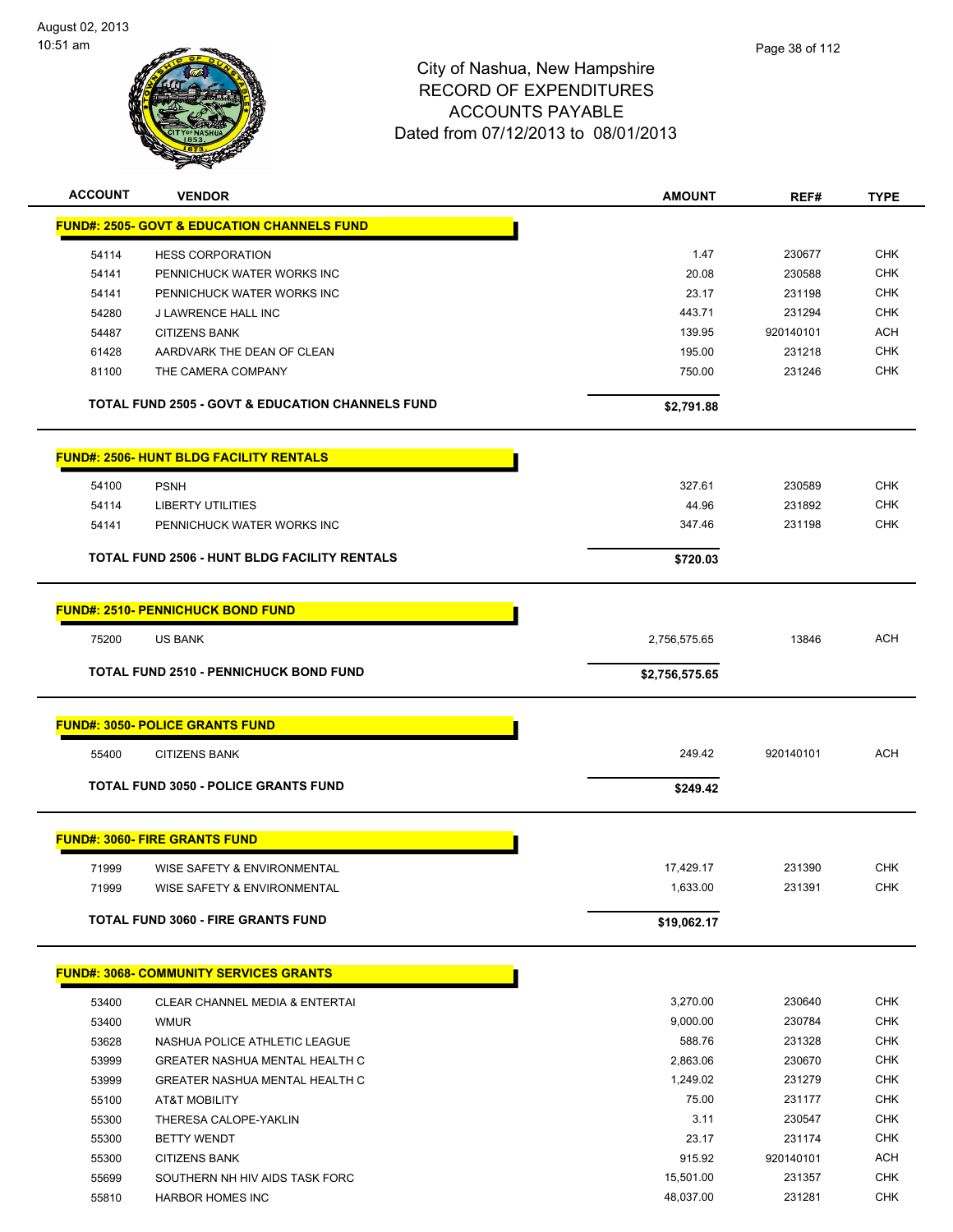City of Nashua, New Hampshire
RECORD OF EXPENDITURES
ACCOUNTS PAYABLE
Dated from 07/12/2013 to 08/01/2013

August 02, 2013
10:51 am

| ACCOUNT | VENDOR | AMOUNT | REF# | TYPE |
|---|---|---|---|---|
| **FUND#: 2505- GOVT & EDUCATION CHANNELS FUND** | | | | |
| 54114 | HESS CORPORATION | 1.47 | 230677 | CHK |
| 54141 | PENNICHUCK WATER WORKS INC | 20.08 | 230588 | CHK |
| 54141 | PENNICHUCK WATER WORKS INC | 23.17 | 231198 | CHK |
| 54280 | J LAWRENCE HALL INC | 443.71 | 231294 | CHK |
| 54487 | CITIZENS BANK | 139.95 | 920140101 | ACH |
| 61428 | AARDVARK THE DEAN OF CLEAN | 195.00 | 231218 | CHK |
| 81100 | THE CAMERA COMPANY | 750.00 | 231246 | CHK |
| **TOTAL FUND 2505 - GOVT & EDUCATION CHANNELS FUND** | | **$2,791.88** | | |
| **FUND#: 2506- HUNT BLDG FACILITY RENTALS** | | | | |
| 54100 | PSNH | 327.61 | 230589 | CHK |
| 54114 | LIBERTY UTILITIES | 44.96 | 231892 | CHK |
| 54141 | PENNICHUCK WATER WORKS INC | 347.46 | 231198 | CHK |
| **TOTAL FUND 2506 - HUNT BLDG FACILITY RENTALS** | | **$720.03** | | |
| **FUND#: 2510- PENNICHUCK BOND FUND** | | | | |
| 75200 | US BANK | 2,756,575.65 | 13846 | ACH |
| **TOTAL FUND 2510 - PENNICHUCK BOND FUND** | | **$2,756,575.65** | | |
| **FUND#: 3050- POLICE GRANTS FUND** | | | | |
| 55400 | CITIZENS BANK | 249.42 | 920140101 | ACH |
| **TOTAL FUND 3050 - POLICE GRANTS FUND** | | **$249.42** | | |
| **FUND#: 3060- FIRE GRANTS FUND** | | | | |
| 71999 | WISE SAFETY & ENVIRONMENTAL | 17,429.17 | 231390 | CHK |
| 71999 | WISE SAFETY & ENVIRONMENTAL | 1,633.00 | 231391 | CHK |
| **TOTAL FUND 3060 - FIRE GRANTS FUND** | | **$19,062.17** | | |
| **FUND#: 3068- COMMUNITY SERVICES GRANTS** | | | | |
| 53400 | CLEAR CHANNEL MEDIA & ENTERTAI | 3,270.00 | 230640 | CHK |
| 53400 | WMUR | 9,000.00 | 230784 | CHK |
| 53628 | NASHUA POLICE ATHLETIC LEAGUE | 588.76 | 231328 | CHK |
| 53999 | GREATER NASHUA MENTAL HEALTH C | 2,863.06 | 230670 | CHK |
| 53999 | GREATER NASHUA MENTAL HEALTH C | 1,249.02 | 231279 | CHK |
| 55100 | AT&T MOBILITY | 75.00 | 231177 | CHK |
| 55300 | THERESA CALOPE-YAKLIN | 3.11 | 230547 | CHK |
| 55300 | BETTY WENDT | 23.17 | 231174 | CHK |
| 55300 | CITIZENS BANK | 915.92 | 920140101 | ACH |
| 55699 | SOUTHERN NH HIV AIDS TASK FORC | 15,501.00 | 231357 | CHK |
| 55810 | HARBOR HOMES INC | 48,037.00 | 231281 | CHK |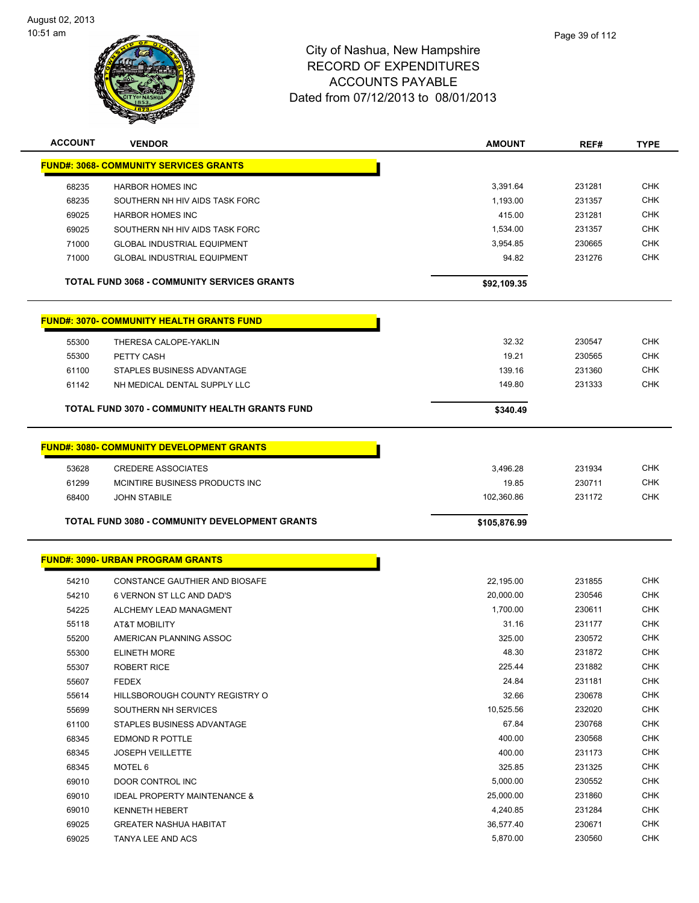# City of Nashua, New Hampshire
## RECORD OF EXPENDITURES
## ACCOUNTS PAYABLE
## Dated from 07/12/2013 to 08/01/2013

| ACCOUNT | VENDOR | AMOUNT | REF# | TYPE |
|---|---|---|---|---|
| **FUND#: 3068- COMMUNITY SERVICES GRANTS** | | | | |
| 68235 | HARBOR HOMES INC | 3,391.64 | 231281 | CHK |
| 68235 | SOUTHERN NH HIV AIDS TASK FORC | 1,193.00 | 231357 | CHK |
| 69025 | HARBOR HOMES INC | 415.00 | 231281 | CHK |
| 69025 | SOUTHERN NH HIV AIDS TASK FORC | 1,534.00 | 231357 | CHK |
| 71000 | GLOBAL INDUSTRIAL EQUIPMENT | 3,954.85 | 230665 | CHK |
| 71000 | GLOBAL INDUSTRIAL EQUIPMENT | 94.82 | 231276 | CHK |
| | **TOTAL FUND 3068 - COMMUNITY SERVICES GRANTS** | **$92,109.35** | | |

| ACCOUNT | VENDOR | AMOUNT | REF# | TYPE |
|---|---|---|---|---|
| **FUND#: 3070- COMMUNITY HEALTH GRANTS FUND** | | | | |
| 55300 | THERESA CALOPE-YAKLIN | 32.32 | 230547 | CHK |
| 55300 | PETTY CASH | 19.21 | 230565 | CHK |
| 61100 | STAPLES BUSINESS ADVANTAGE | 139.16 | 231360 | CHK |
| 61142 | NH MEDICAL DENTAL SUPPLY LLC | 149.80 | 231333 | CHK |
| | **TOTAL FUND 3070 - COMMUNITY HEALTH GRANTS FUND** | **$340.49** | | |

| ACCOUNT | VENDOR | AMOUNT | REF# | TYPE |
|---|---|---|---|---|
| **FUND#: 3080- COMMUNITY DEVELOPMENT GRANTS** | | | | |
| 53628 | CREDERE ASSOCIATES | 3,496.28 | 231934 | CHK |
| 61299 | MCINTIRE BUSINESS PRODUCTS INC | 19.85 | 230711 | CHK |
| 68400 | JOHN STABILE | 102,360.86 | 231172 | CHK |
| | **TOTAL FUND 3080 - COMMUNITY DEVELOPMENT GRANTS** | **$105,876.99** | | |

| ACCOUNT | VENDOR | AMOUNT | REF# | TYPE |
|---|---|---|---|---|
| **FUND#: 3090- URBAN PROGRAM GRANTS** | | | | |
| 54210 | CONSTANCE GAUTHIER AND BIOSAFE | 22,195.00 | 231855 | CHK |
| 54210 | 6 VERNON ST LLC AND DAD'S | 20,000.00 | 230546 | CHK |
| 54225 | ALCHEMY LEAD MANAGMENT | 1,700.00 | 230611 | CHK |
| 55118 | AT&T MOBILITY | 31.16 | 231177 | CHK |
| 55200 | AMERICAN PLANNING ASSOC | 325.00 | 230572 | CHK |
| 55300 | ELINETH MORE | 48.30 | 231872 | CHK |
| 55307 | ROBERT RICE | 225.44 | 231882 | CHK |
| 55607 | FEDEX | 24.84 | 231181 | CHK |
| 55614 | HILLSBOROUGH COUNTY REGISTRY O | 32.66 | 230678 | CHK |
| 55699 | SOUTHERN NH SERVICES | 10,525.56 | 232020 | CHK |
| 61100 | STAPLES BUSINESS ADVANTAGE | 67.84 | 230768 | CHK |
| 68345 | EDMOND R POTTLE | 400.00 | 230568 | CHK |
| 68345 | JOSEPH VEILLETTE | 400.00 | 231173 | CHK |
| 68345 | MOTEL 6 | 325.85 | 231325 | CHK |
| 69010 | DOOR CONTROL INC | 5,000.00 | 230552 | CHK |
| 69010 | IDEAL PROPERTY MAINTENANCE & | 25,000.00 | 231860 | CHK |
| 69010 | KENNETH HEBERT | 4,240.85 | 231284 | CHK |
| 69025 | GREATER NASHUA HABITAT | 36,577.40 | 230671 | CHK |
| 69025 | TANYA LEE AND ACS | 5,870.00 | 230560 | CHK |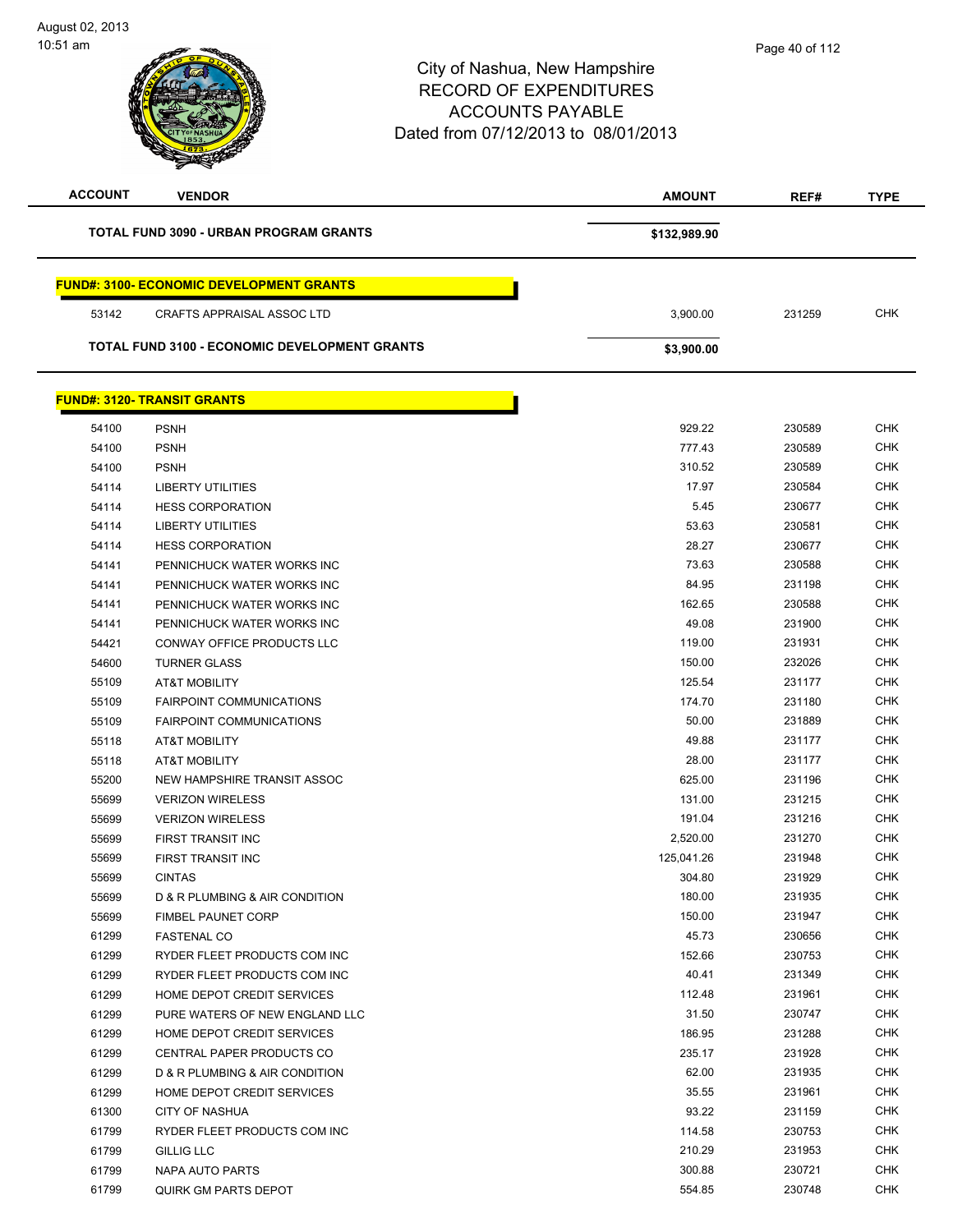# City of Nashua, New Hampshire
## RECORD OF EXPENDITURES
## ACCOUNTS PAYABLE
### Dated from 07/12/2013 to 08/01/2013

August 02, 2013
10:51 am

| ACCOUNT | VENDOR | AMOUNT | REF# | TYPE |
|---|---|---|---|---|
| | **TOTAL FUND 3090 - URBAN PROGRAM GRANTS** | **$132,989.90** | | |
| | **FUND#: 3100- ECONOMIC DEVELOPMENT GRANTS** | | | |
| 53142 | CRAFTS APPRAISAL ASSOC LTD | 3,900.00 | 231259 | CHK |
| | **TOTAL FUND 3100 - ECONOMIC DEVELOPMENT GRANTS** | **$3,900.00** | | |
| | **FUND#: 3120- TRANSIT GRANTS** | | | |
| 54100 | PSNH | 929.22 | 230589 | CHK |
| 54100 | PSNH | 777.43 | 230589 | CHK |
| 54100 | PSNH | 310.52 | 230589 | CHK |
| 54114 | LIBERTY UTILITIES | 17.97 | 230584 | CHK |
| 54114 | HESS CORPORATION | 5.45 | 230677 | CHK |
| 54114 | LIBERTY UTILITIES | 53.63 | 230581 | CHK |
| 54114 | HESS CORPORATION | 28.27 | 230677 | CHK |
| 54141 | PENNICHUCK WATER WORKS INC | 73.63 | 230588 | CHK |
| 54141 | PENNICHUCK WATER WORKS INC | 84.95 | 231198 | CHK |
| 54141 | PENNICHUCK WATER WORKS INC | 162.65 | 230588 | CHK |
| 54141 | PENNICHUCK WATER WORKS INC | 49.08 | 231900 | CHK |
| 54421 | CONWAY OFFICE PRODUCTS LLC | 119.00 | 231931 | CHK |
| 54600 | TURNER GLASS | 150.00 | 232026 | CHK |
| 55109 | AT&T MOBILITY | 125.54 | 231177 | CHK |
| 55109 | FAIRPOINT COMMUNICATIONS | 174.70 | 231180 | CHK |
| 55109 | FAIRPOINT COMMUNICATIONS | 50.00 | 231889 | CHK |
| 55118 | AT&T MOBILITY | 49.88 | 231177 | CHK |
| 55118 | AT&T MOBILITY | 28.00 | 231177 | CHK |
| 55200 | NEW HAMPSHIRE TRANSIT ASSOC | 625.00 | 231196 | CHK |
| 55699 | VERIZON WIRELESS | 131.00 | 231215 | CHK |
| 55699 | VERIZON WIRELESS | 191.04 | 231216 | CHK |
| 55699 | FIRST TRANSIT INC | 2,520.00 | 231270 | CHK |
| 55699 | FIRST TRANSIT INC | 125,041.26 | 231948 | CHK |
| 55699 | CINTAS | 304.80 | 231929 | CHK |
| 55699 | D & R PLUMBING & AIR CONDITION | 180.00 | 231935 | CHK |
| 55699 | FIMBEL PAUNET CORP | 150.00 | 231947 | CHK |
| 61299 | FASTENAL CO | 45.73 | 230656 | CHK |
| 61299 | RYDER FLEET PRODUCTS COM INC | 152.66 | 230753 | CHK |
| 61299 | RYDER FLEET PRODUCTS COM INC | 40.41 | 231349 | CHK |
| 61299 | HOME DEPOT CREDIT SERVICES | 112.48 | 231961 | CHK |
| 61299 | PURE WATERS OF NEW ENGLAND LLC | 31.50 | 230747 | CHK |
| 61299 | HOME DEPOT CREDIT SERVICES | 186.95 | 231288 | CHK |
| 61299 | CENTRAL PAPER PRODUCTS CO | 235.17 | 231928 | CHK |
| 61299 | D & R PLUMBING & AIR CONDITION | 62.00 | 231935 | CHK |
| 61299 | HOME DEPOT CREDIT SERVICES | 35.55 | 231961 | CHK |
| 61300 | CITY OF NASHUA | 93.22 | 231159 | CHK |
| 61799 | RYDER FLEET PRODUCTS COM INC | 114.58 | 230753 | CHK |
| 61799 | GILLIG LLC | 210.29 | 231953 | CHK |
| 61799 | NAPA AUTO PARTS | 300.88 | 230721 | CHK |
| 61799 | QUIRK GM PARTS DEPOT | 554.85 | 230748 | CHK |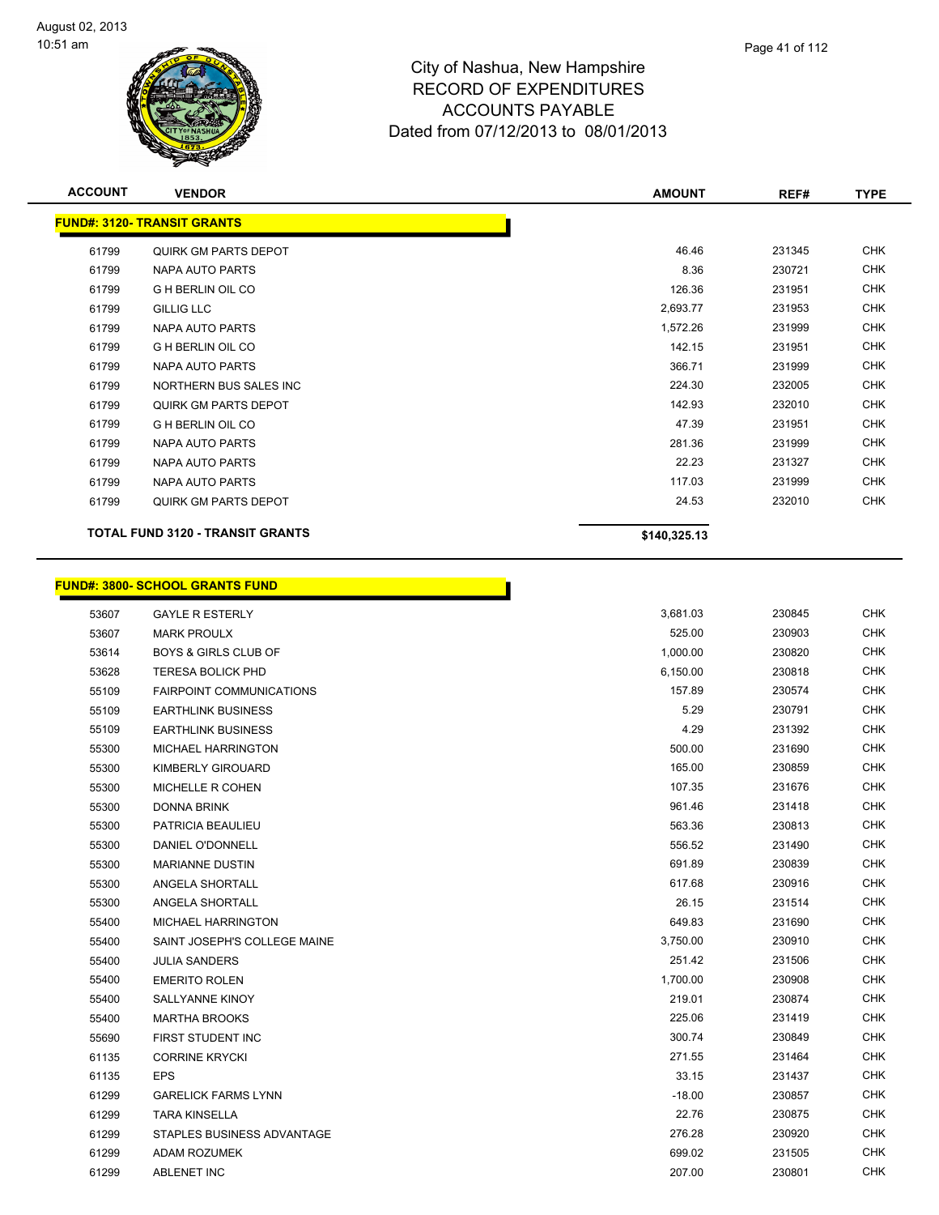# City of Nashua, New Hampshire
# RECORD OF EXPENDITURES
# ACCOUNTS PAYABLE
Dated from 07/12/2013 to 08/01/2013

| ACCOUNT | VENDOR | AMOUNT | REF# | TYPE |
|---|---|---|---|---|
| **FUND#: 3120- TRANSIT GRANTS** | | | | |
| 61799 | QUIRK GM PARTS DEPOT | 46.46 | 231345 | CHK |
| 61799 | NAPA AUTO PARTS | 8.36 | 230721 | CHK |
| 61799 | G H BERLIN OIL CO | 126.36 | 231951 | CHK |
| 61799 | GILLIG LLC | 2,693.77 | 231953 | CHK |
| 61799 | NAPA AUTO PARTS | 1,572.26 | 231999 | CHK |
| 61799 | G H BERLIN OIL CO | 142.15 | 231951 | CHK |
| 61799 | NAPA AUTO PARTS | 366.71 | 231999 | CHK |
| 61799 | NORTHERN BUS SALES INC | 224.30 | 232005 | CHK |
| 61799 | QUIRK GM PARTS DEPOT | 142.93 | 232010 | CHK |
| 61799 | G H BERLIN OIL CO | 47.39 | 231951 | CHK |
| 61799 | NAPA AUTO PARTS | 281.36 | 231999 | CHK |
| 61799 | NAPA AUTO PARTS | 22.23 | 231327 | CHK |
| 61799 | NAPA AUTO PARTS | 117.03 | 231999 | CHK |
| 61799 | QUIRK GM PARTS DEPOT | 24.53 | 232010 | CHK |
| **TOTAL FUND 3120 - TRANSIT GRANTS** | | **$140,325.13** | | |

| ACCOUNT | VENDOR | AMOUNT | REF# | TYPE |
|---|---|---|---|---|
| **FUND#: 3800- SCHOOL GRANTS FUND** | | | | |
| 53607 | GAYLE R ESTERLY | 3,681.03 | 230845 | CHK |
| 53607 | MARK PROULX | 525.00 | 230903 | CHK |
| 53614 | BOYS & GIRLS CLUB OF | 1,000.00 | 230820 | CHK |
| 53628 | TERESA BOLICK PHD | 6,150.00 | 230818 | CHK |
| 55109 | FAIRPOINT COMMUNICATIONS | 157.89 | 230574 | CHK |
| 55109 | EARTHLINK BUSINESS | 5.29 | 230791 | CHK |
| 55109 | EARTHLINK BUSINESS | 4.29 | 231392 | CHK |
| 55300 | MICHAEL HARRINGTON | 500.00 | 231690 | CHK |
| 55300 | KIMBERLY GIROUARD | 165.00 | 230859 | CHK |
| 55300 | MICHELLE R COHEN | 107.35 | 231676 | CHK |
| 55300 | DONNA BRINK | 961.46 | 231418 | CHK |
| 55300 | PATRICIA BEAULIEU | 563.36 | 230813 | CHK |
| 55300 | DANIEL O'DONNELL | 556.52 | 231490 | CHK |
| 55300 | MARIANNE DUSTIN | 691.89 | 230839 | CHK |
| 55300 | ANGELA SHORTALL | 617.68 | 230916 | CHK |
| 55300 | ANGELA SHORTALL | 26.15 | 231514 | CHK |
| 55400 | MICHAEL HARRINGTON | 649.83 | 231690 | CHK |
| 55400 | SAINT JOSEPH'S COLLEGE MAINE | 3,750.00 | 230910 | CHK |
| 55400 | JULIA SANDERS | 251.42 | 231506 | CHK |
| 55400 | EMERITO ROLEN | 1,700.00 | 230908 | CHK |
| 55400 | SALLYANNE KINOY | 219.01 | 230874 | CHK |
| 55400 | MARTHA BROOKS | 225.06 | 231419 | CHK |
| 55690 | FIRST STUDENT INC | 300.74 | 230849 | CHK |
| 61135 | CORRINE KRYCKI | 271.55 | 231464 | CHK |
| 61135 | EPS | 33.15 | 231437 | CHK |
| 61299 | GARELICK FARMS LYNN | -18.00 | 230857 | CHK |
| 61299 | TARA KINSELLA | 22.76 | 230875 | CHK |
| 61299 | STAPLES BUSINESS ADVANTAGE | 276.28 | 230920 | CHK |
| 61299 | ADAM ROZUMEK | 699.02 | 231505 | CHK |
| 61299 | ABLENET INC | 207.00 | 230801 | CHK |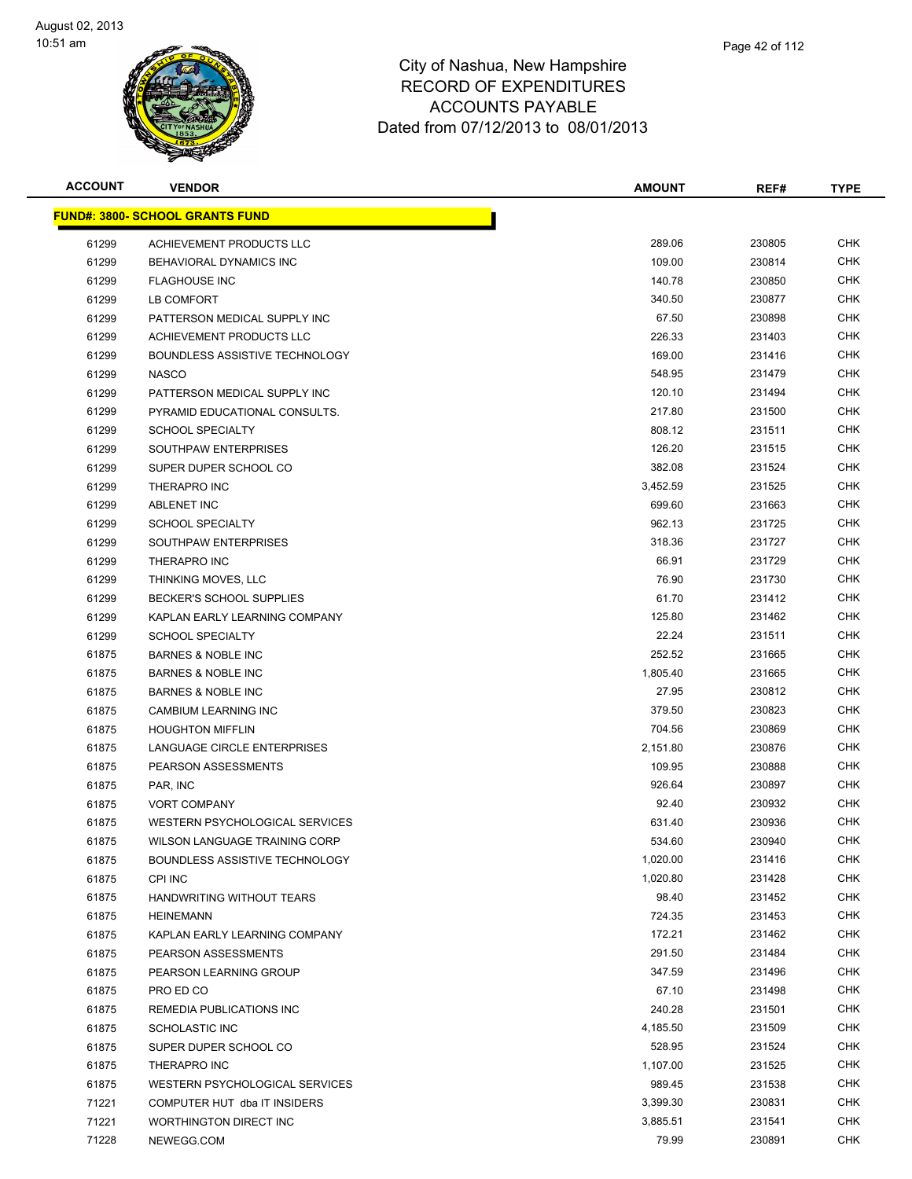August 02, 2013
10:51 am

# City of Nashua, New Hampshire
## RECORD OF EXPENDITURES
## ACCOUNTS PAYABLE
## Dated from 07/12/2013 to 08/01/2013

| ACCOUNT | VENDOR | AMOUNT | REF# | TYPE |
|---|---|---|---|---|
| **FUND#: 3800- SCHOOL GRANTS FUND** | | | | |
| 61299 | ACHIEVEMENT PRODUCTS LLC | 289.06 | 230805 | CHK |
| 61299 | BEHAVIORAL DYNAMICS INC | 109.00 | 230814 | CHK |
| 61299 | FLAGHOUSE INC | 140.78 | 230850 | CHK |
| 61299 | LB COMFORT | 340.50 | 230877 | CHK |
| 61299 | PATTERSON MEDICAL SUPPLY INC | 67.50 | 230898 | CHK |
| 61299 | ACHIEVEMENT PRODUCTS LLC | 226.33 | 231403 | CHK |
| 61299 | BOUNDLESS ASSISTIVE TECHNOLOGY | 169.00 | 231416 | CHK |
| 61299 | NASCO | 548.95 | 231479 | CHK |
| 61299 | PATTERSON MEDICAL SUPPLY INC | 120.10 | 231494 | CHK |
| 61299 | PYRAMID EDUCATIONAL CONSULTS. | 217.80 | 231500 | CHK |
| 61299 | SCHOOL SPECIALTY | 808.12 | 231511 | CHK |
| 61299 | SOUTHPAW ENTERPRISES | 126.20 | 231515 | CHK |
| 61299 | SUPER DUPER SCHOOL CO | 382.08 | 231524 | CHK |
| 61299 | THERAPRO INC | 3,452.59 | 231525 | CHK |
| 61299 | ABLENET INC | 699.60 | 231663 | CHK |
| 61299 | SCHOOL SPECIALTY | 962.13 | 231725 | CHK |
| 61299 | SOUTHPAW ENTERPRISES | 318.36 | 231727 | CHK |
| 61299 | THERAPRO INC | 66.91 | 231729 | CHK |
| 61299 | THINKING MOVES, LLC | 76.90 | 231730 | CHK |
| 61299 | BECKER'S SCHOOL SUPPLIES | 61.70 | 231412 | CHK |
| 61299 | KAPLAN EARLY LEARNING COMPANY | 125.80 | 231462 | CHK |
| 61299 | SCHOOL SPECIALTY | 22.24 | 231511 | CHK |
| 61875 | BARNES & NOBLE INC | 252.52 | 231665 | CHK |
| 61875 | BARNES & NOBLE INC | 1,805.40 | 231665 | CHK |
| 61875 | BARNES & NOBLE INC | 27.95 | 230812 | CHK |
| 61875 | CAMBIUM LEARNING INC | 379.50 | 230823 | CHK |
| 61875 | HOUGHTON MIFFLIN | 704.56 | 230869 | CHK |
| 61875 | LANGUAGE CIRCLE ENTERPRISES | 2,151.80 | 230876 | CHK |
| 61875 | PEARSON ASSESSMENTS | 109.95 | 230888 | CHK |
| 61875 | PAR, INC | 926.64 | 230897 | CHK |
| 61875 | VORT COMPANY | 92.40 | 230932 | CHK |
| 61875 | WESTERN PSYCHOLOGICAL SERVICES | 631.40 | 230936 | CHK |
| 61875 | WILSON LANGUAGE TRAINING CORP | 534.60 | 230940 | CHK |
| 61875 | BOUNDLESS ASSISTIVE TECHNOLOGY | 1,020.00 | 231416 | CHK |
| 61875 | CPI INC | 1,020.80 | 231428 | CHK |
| 61875 | HANDWRITING WITHOUT TEARS | 98.40 | 231452 | CHK |
| 61875 | HEINEMANN | 724.35 | 231453 | CHK |
| 61875 | KAPLAN EARLY LEARNING COMPANY | 172.21 | 231462 | CHK |
| 61875 | PEARSON ASSESSMENTS | 291.50 | 231484 | CHK |
| 61875 | PEARSON LEARNING GROUP | 347.59 | 231496 | CHK |
| 61875 | PRO ED CO | 67.10 | 231498 | CHK |
| 61875 | REMEDIA PUBLICATIONS INC | 240.28 | 231501 | CHK |
| 61875 | SCHOLASTIC INC | 4,185.50 | 231509 | CHK |
| 61875 | SUPER DUPER SCHOOL CO | 528.95 | 231524 | CHK |
| 61875 | THERAPRO INC | 1,107.00 | 231525 | CHK |
| 61875 | WESTERN PSYCHOLOGICAL SERVICES | 989.45 | 231538 | CHK |
| 71221 | COMPUTER HUT dba IT INSIDERS | 3,399.30 | 230831 | CHK |
| 71221 | WORTHINGTON DIRECT INC | 3,885.51 | 231541 | CHK |
| 71228 | NEWEGG.COM | 79.99 | 230891 | CHK |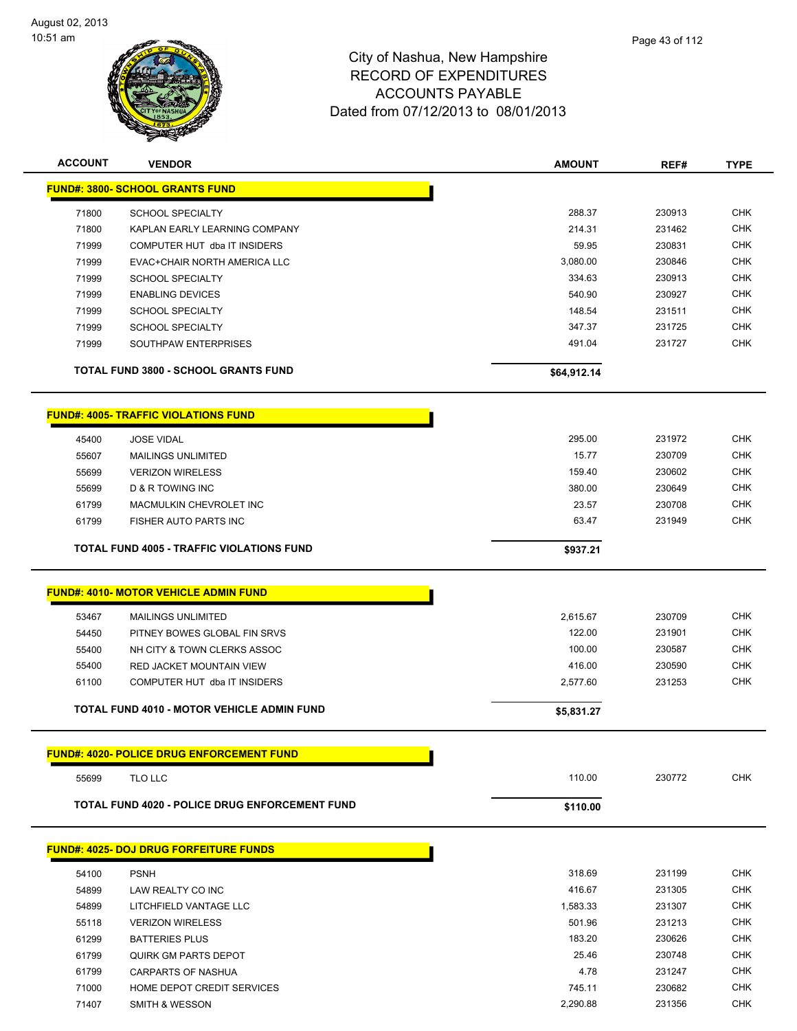# City of Nashua, New Hampshire
## RECORD OF EXPENDITURES
## ACCOUNTS PAYABLE
### Dated from 07/12/2013 to 08/01/2013

| ACCOUNT | VENDOR | AMOUNT | REF# | TYPE |
|---|---|---|---|---|
| **FUND#: 3800- SCHOOL GRANTS FUND** | | | | |
| 71800 | SCHOOL SPECIALTY | 288.37 | 230913 | CHK |
| 71800 | KAPLAN EARLY LEARNING COMPANY | 214.31 | 231462 | CHK |
| 71999 | COMPUTER HUT dba IT INSIDERS | 59.95 | 230831 | CHK |
| 71999 | EVAC+CHAIR NORTH AMERICA LLC | 3,080.00 | 230846 | CHK |
| 71999 | SCHOOL SPECIALTY | 334.63 | 230913 | CHK |
| 71999 | ENABLING DEVICES | 540.90 | 230927 | CHK |
| 71999 | SCHOOL SPECIALTY | 148.54 | 231511 | CHK |
| 71999 | SCHOOL SPECIALTY | 347.37 | 231725 | CHK |
| 71999 | SOUTHPAW ENTERPRISES | 491.04 | 231727 | CHK |
| **TOTAL FUND 3800 - SCHOOL GRANTS FUND** | | **$64,912.14** | | |
| **FUND#: 4005- TRAFFIC VIOLATIONS FUND** | | | | |
| 45400 | JOSE VIDAL | 295.00 | 231972 | CHK |
| 55607 | MAILINGS UNLIMITED | 15.77 | 230709 | CHK |
| 55699 | VERIZON WIRELESS | 159.40 | 230602 | CHK |
| 55699 | D & R TOWING INC | 380.00 | 230649 | CHK |
| 61799 | MACMULKIN CHEVROLET INC | 23.57 | 230708 | CHK |
| 61799 | FISHER AUTO PARTS INC | 63.47 | 231949 | CHK |
| **TOTAL FUND 4005 - TRAFFIC VIOLATIONS FUND** | | **$937.21** | | |
| **FUND#: 4010- MOTOR VEHICLE ADMIN FUND** | | | | |
| 53467 | MAILINGS UNLIMITED | 2,615.67 | 230709 | CHK |
| 54450 | PITNEY BOWES GLOBAL FIN SRVS | 122.00 | 231901 | CHK |
| 55400 | NH CITY & TOWN CLERKS ASSOC | 100.00 | 230587 | CHK |
| 55400 | RED JACKET MOUNTAIN VIEW | 416.00 | 230590 | CHK |
| 61100 | COMPUTER HUT dba IT INSIDERS | 2,577.60 | 231253 | CHK |
| **TOTAL FUND 4010 - MOTOR VEHICLE ADMIN FUND** | | **$5,831.27** | | |
| **FUND#: 4020- POLICE DRUG ENFORCEMENT FUND** | | | | |
| 55699 | TLO LLC | 110.00 | 230772 | CHK |
| **TOTAL FUND 4020 - POLICE DRUG ENFORCEMENT FUND** | | **$110.00** | | |
| **FUND#: 4025- DOJ DRUG FORFEITURE FUNDS** | | | | |
| 54100 | PSNH | 318.69 | 231199 | CHK |
| 54899 | LAW REALTY CO INC | 416.67 | 231305 | CHK |
| 54899 | LITCHFIELD VANTAGE LLC | 1,583.33 | 231307 | CHK |
| 55118 | VERIZON WIRELESS | 501.96 | 231213 | CHK |
| 61299 | BATTERIES PLUS | 183.20 | 230626 | CHK |
| 61799 | QUIRK GM PARTS DEPOT | 25.46 | 230748 | CHK |
| 61799 | CARPARTS OF NASHUA | 4.78 | 231247 | CHK |
| 71000 | HOME DEPOT CREDIT SERVICES | 745.11 | 230682 | CHK |
| 71407 | SMITH & WESSON | 2,290.88 | 231356 | CHK |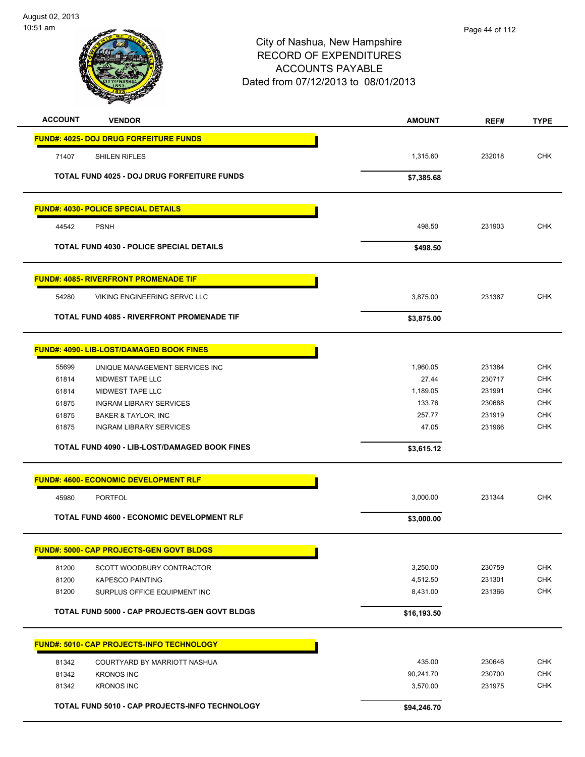City of Nashua, New Hampshire
RECORD OF EXPENDITURES
ACCOUNTS PAYABLE
Dated from 07/12/2013 to 08/01/2013

| ACCOUNT | VENDOR | AMOUNT | REF# | TYPE |
|---|---|---|---|---|
| **FUND#: 4025- DOJ DRUG FORFEITURE FUNDS** | | | | |
| 71407 | SHILEN RIFLES | 1,315.60 | 232018 | CHK |
| **TOTAL FUND 4025 - DOJ DRUG FORFEITURE FUNDS** | | **$7,385.68** | | |
| **FUND#: 4030- POLICE SPECIAL DETAILS** | | | | |
| 44542 | PSNH | 498.50 | 231903 | CHK |
| **TOTAL FUND 4030 - POLICE SPECIAL DETAILS** | | **$498.50** | | |
| **FUND#: 4085- RIVERFRONT PROMENADE TIF** | | | | |
| 54280 | VIKING ENGINEERING SERVC LLC | 3,875.00 | 231387 | CHK |
| **TOTAL FUND 4085 - RIVERFRONT PROMENADE TIF** | | **$3,875.00** | | |
| **FUND#: 4090- LIB-LOST/DAMAGED BOOK FINES** | | | | |
| 55699 | UNIQUE MANAGEMENT SERVICES INC | 1,960.05 | 231384 | CHK |
| 61814 | MIDWEST TAPE LLC | 27.44 | 230717 | CHK |
| 61814 | MIDWEST TAPE LLC | 1,189.05 | 231991 | CHK |
| 61875 | INGRAM LIBRARY SERVICES | 133.76 | 230688 | CHK |
| 61875 | BAKER & TAYLOR, INC | 257.77 | 231919 | CHK |
| 61875 | INGRAM LIBRARY SERVICES | 47.05 | 231966 | CHK |
| **TOTAL FUND 4090 - LIB-LOST/DAMAGED BOOK FINES** | | **$3,615.12** | | |
| **FUND#: 4600- ECONOMIC DEVELOPMENT RLF** | | | | |
| 45980 | PORTFOL | 3,000.00 | 231344 | CHK |
| **TOTAL FUND 4600 - ECONOMIC DEVELOPMENT RLF** | | **$3,000.00** | | |
| **FUND#: 5000- CAP PROJECTS-GEN GOVT BLDGS** | | | | |
| 81200 | SCOTT WOODBURY CONTRACTOR | 3,250.00 | 230759 | CHK |
| 81200 | KAPESCO PAINTING | 4,512.50 | 231301 | CHK |
| 81200 | SURPLUS OFFICE EQUIPMENT INC | 8,431.00 | 231366 | CHK |
| **TOTAL FUND 5000 - CAP PROJECTS-GEN GOVT BLDGS** | | **$16,193.50** | | |
| **FUND#: 5010- CAP PROJECTS-INFO TECHNOLOGY** | | | | |
| 81342 | COURTYARD BY MARRIOTT NASHUA | 435.00 | 230646 | CHK |
| 81342 | KRONOS INC | 90,241.70 | 230700 | CHK |
| 81342 | KRONOS INC | 3,570.00 | 231975 | CHK |
| **TOTAL FUND 5010 - CAP PROJECTS-INFO TECHNOLOGY** | | **$94,246.70** | | |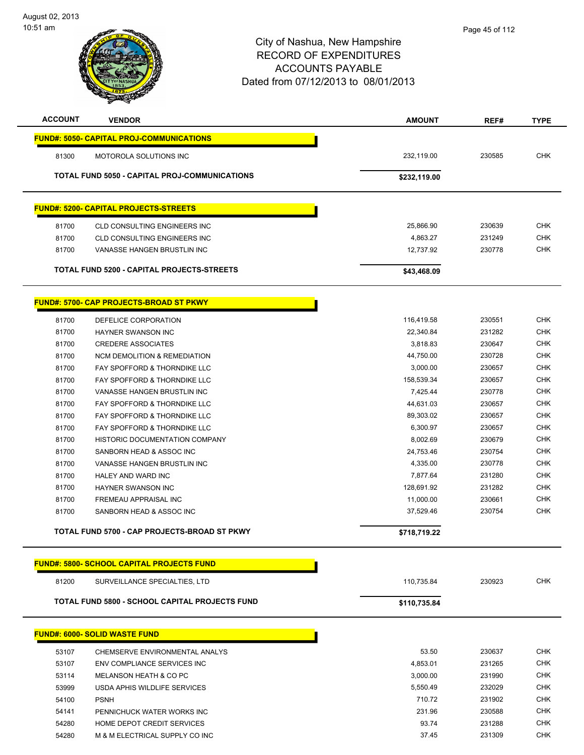# City of Nashua, New Hampshire
## RECORD OF EXPENDITURES
## ACCOUNTS PAYABLE
## Dated from 07/12/2013 to 08/01/2013

| ACCOUNT | VENDOR | AMOUNT | REF# | TYPE |
|---|---|---|---|---|
| **FUND#: 5050- CAPITAL PROJ-COMMUNICATIONS** | | | | |
| 81300 | MOTOROLA SOLUTIONS INC | 232,119.00 | 230585 | CHK |
| | **TOTAL FUND 5050 - CAPITAL PROJ-COMMUNICATIONS** | **$232,119.00** | | |
| **FUND#: 5200- CAPITAL PROJECTS-STREETS** | | | | |
| 81700 | CLD CONSULTING ENGINEERS INC | 25,866.90 | 230639 | CHK |
| 81700 | CLD CONSULTING ENGINEERS INC | 4,863.27 | 231249 | CHK |
| 81700 | VANASSE HANGEN BRUSTLIN INC | 12,737.92 | 230778 | CHK |
| | **TOTAL FUND 5200 - CAPITAL PROJECTS-STREETS** | **$43,468.09** | | |
| **FUND#: 5700- CAP PROJECTS-BROAD ST PKWY** | | | | |
| 81700 | DEFELICE CORPORATION | 116,419.58 | 230551 | CHK |
| 81700 | HAYNER SWANSON INC | 22,340.84 | 231282 | CHK |
| 81700 | CREDERE ASSOCIATES | 3,818.83 | 230647 | CHK |
| 81700 | NCM DEMOLITION & REMEDIATION | 44,750.00 | 230728 | CHK |
| 81700 | FAY SPOFFORD & THORNDIKE LLC | 3,000.00 | 230657 | CHK |
| 81700 | FAY SPOFFORD & THORNDIKE LLC | 158,539.34 | 230657 | CHK |
| 81700 | VANASSE HANGEN BRUSTLIN INC | 7,425.44 | 230778 | CHK |
| 81700 | FAY SPOFFORD & THORNDIKE LLC | 44,631.03 | 230657 | CHK |
| 81700 | FAY SPOFFORD & THORNDIKE LLC | 89,303.02 | 230657 | CHK |
| 81700 | FAY SPOFFORD & THORNDIKE LLC | 6,300.97 | 230657 | CHK |
| 81700 | HISTORIC DOCUMENTATION COMPANY | 8,002.69 | 230679 | CHK |
| 81700 | SANBORN HEAD & ASSOC INC | 24,753.46 | 230754 | CHK |
| 81700 | VANASSE HANGEN BRUSTLIN INC | 4,335.00 | 230778 | CHK |
| 81700 | HALEY AND WARD INC | 7,877.64 | 231280 | CHK |
| 81700 | HAYNER SWANSON INC | 128,691.92 | 231282 | CHK |
| 81700 | FREMEAU APPRAISAL INC | 11,000.00 | 230661 | CHK |
| 81700 | SANBORN HEAD & ASSOC INC | 37,529.46 | 230754 | CHK |
| | **TOTAL FUND 5700 - CAP PROJECTS-BROAD ST PKWY** | **$718,719.22** | | |
| **FUND#: 5800- SCHOOL CAPITAL PROJECTS FUND** | | | | |
| 81200 | SURVEILLANCE SPECIALTIES, LTD | 110,735.84 | 230923 | CHK |
| | **TOTAL FUND 5800 - SCHOOL CAPITAL PROJECTS FUND** | **$110,735.84** | | |
| **FUND#: 6000- SOLID WASTE FUND** | | | | |
| 53107 | CHEMSERVE ENVIRONMENTAL ANALYS | 53.50 | 230637 | CHK |
| 53107 | ENV COMPLIANCE SERVICES INC | 4,853.01 | 231265 | CHK |
| 53114 | MELANSON HEATH & CO PC | 3,000.00 | 231990 | CHK |
| 53999 | USDA APHIS WILDLIFE SERVICES | 5,550.49 | 232029 | CHK |
| 54100 | PSNH | 710.72 | 231902 | CHK |
| 54141 | PENNICHUCK WATER WORKS INC | 231.96 | 230588 | CHK |
| 54280 | HOME DEPOT CREDIT SERVICES | 93.74 | 231288 | CHK |
| 54280 | M & M ELECTRICAL SUPPLY CO INC | 37.45 | 231309 | CHK |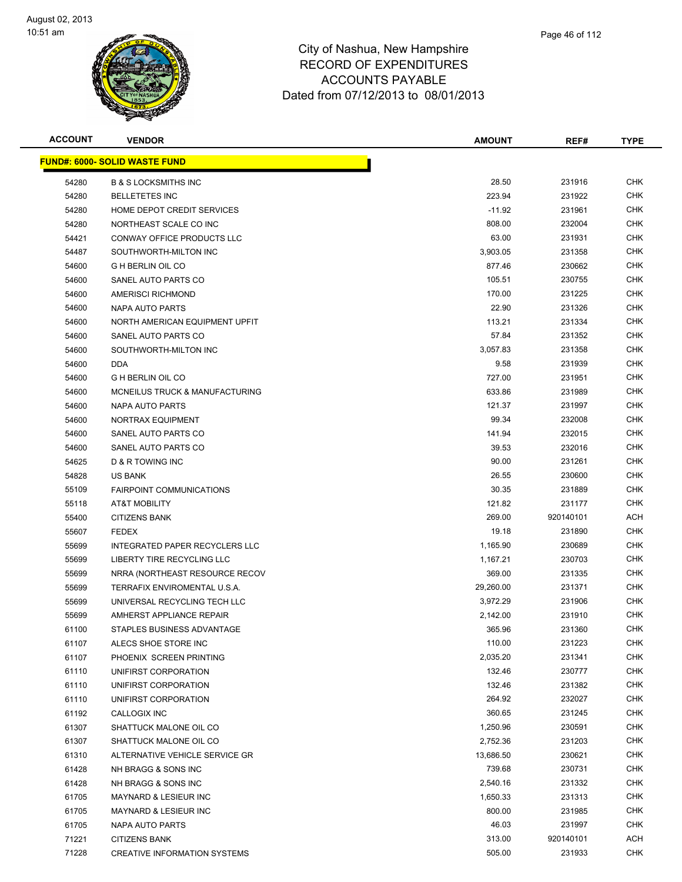# City of Nashua, New Hampshire
## RECORD OF EXPENDITURES
## ACCOUNTS PAYABLE
## Dated from 07/12/2013 to 08/01/2013

| ACCOUNT | VENDOR | AMOUNT | REF# | TYPE |
|---|---|---|---|---|
| **FUND#: 6000- SOLID WASTE FUND** | | | | |
| 54280 | B & S LOCKSMITHS INC | 28.50 | 231916 | CHK |
| 54280 | BELLETETES INC | 223.94 | 231922 | CHK |
| 54280 | HOME DEPOT CREDIT SERVICES | -11.92 | 231961 | CHK |
| 54280 | NORTHEAST SCALE CO INC | 808.00 | 232004 | CHK |
| 54421 | CONWAY OFFICE PRODUCTS LLC | 63.00 | 231931 | CHK |
| 54487 | SOUTHWORTH-MILTON INC | 3,903.05 | 231358 | CHK |
| 54600 | G H BERLIN OIL CO | 877.46 | 230662 | CHK |
| 54600 | SANEL AUTO PARTS CO | 105.51 | 230755 | CHK |
| 54600 | AMERISCI RICHMOND | 170.00 | 231225 | CHK |
| 54600 | NAPA AUTO PARTS | 22.90 | 231326 | CHK |
| 54600 | NORTH AMERICAN EQUIPMENT UPFIT | 113.21 | 231334 | CHK |
| 54600 | SANEL AUTO PARTS CO | 57.84 | 231352 | CHK |
| 54600 | SOUTHWORTH-MILTON INC | 3,057.83 | 231358 | CHK |
| 54600 | DDA | 9.58 | 231939 | CHK |
| 54600 | G H BERLIN OIL CO | 727.00 | 231951 | CHK |
| 54600 | MCNEILUS TRUCK & MANUFACTURING | 633.86 | 231989 | CHK |
| 54600 | NAPA AUTO PARTS | 121.37 | 231997 | CHK |
| 54600 | NORTRAX EQUIPMENT | 99.34 | 232008 | CHK |
| 54600 | SANEL AUTO PARTS CO | 141.94 | 232015 | CHK |
| 54600 | SANEL AUTO PARTS CO | 39.53 | 232016 | CHK |
| 54625 | D & R TOWING INC | 90.00 | 231261 | CHK |
| 54828 | US BANK | 26.55 | 230600 | CHK |
| 55109 | FAIRPOINT COMMUNICATIONS | 30.35 | 231889 | CHK |
| 55118 | AT&T MOBILITY | 121.82 | 231177 | CHK |
| 55400 | CITIZENS BANK | 269.00 | 920140101 | ACH |
| 55607 | FEDEX | 19.18 | 231890 | CHK |
| 55699 | INTEGRATED PAPER RECYCLERS LLC | 1,165.90 | 230689 | CHK |
| 55699 | LIBERTY TIRE RECYCLING LLC | 1,167.21 | 230703 | CHK |
| 55699 | NRRA (NORTHEAST RESOURCE RECOV | 369.00 | 231335 | CHK |
| 55699 | TERRAFIX ENVIROMENTAL U.S.A. | 29,260.00 | 231371 | CHK |
| 55699 | UNIVERSAL RECYCLING TECH LLC | 3,972.29 | 231906 | CHK |
| 55699 | AMHERST APPLIANCE REPAIR | 2,142.00 | 231910 | CHK |
| 61100 | STAPLES BUSINESS ADVANTAGE | 365.96 | 231360 | CHK |
| 61107 | ALECS SHOE STORE INC | 110.00 | 231223 | CHK |
| 61107 | PHOENIX SCREEN PRINTING | 2,035.20 | 231341 | CHK |
| 61110 | UNIFIRST CORPORATION | 132.46 | 230777 | CHK |
| 61110 | UNIFIRST CORPORATION | 132.46 | 231382 | CHK |
| 61110 | UNIFIRST CORPORATION | 264.92 | 232027 | CHK |
| 61192 | CALLOGIX INC | 360.65 | 231245 | CHK |
| 61307 | SHATTUCK MALONE OIL CO | 1,250.96 | 230591 | CHK |
| 61307 | SHATTUCK MALONE OIL CO | 2,752.36 | 231203 | CHK |
| 61310 | ALTERNATIVE VEHICLE SERVICE GR | 13,686.50 | 230621 | CHK |
| 61428 | NH BRAGG & SONS INC | 739.68 | 230731 | CHK |
| 61428 | NH BRAGG & SONS INC | 2,540.16 | 231332 | CHK |
| 61705 | MAYNARD & LESIEUR INC | 1,650.33 | 231313 | CHK |
| 61705 | MAYNARD & LESIEUR INC | 800.00 | 231985 | CHK |
| 61705 | NAPA AUTO PARTS | 46.03 | 231997 | CHK |
| 71221 | CITIZENS BANK | 313.00 | 920140101 | ACH |
| 71228 | CREATIVE INFORMATION SYSTEMS | 505.00 | 231933 | CHK |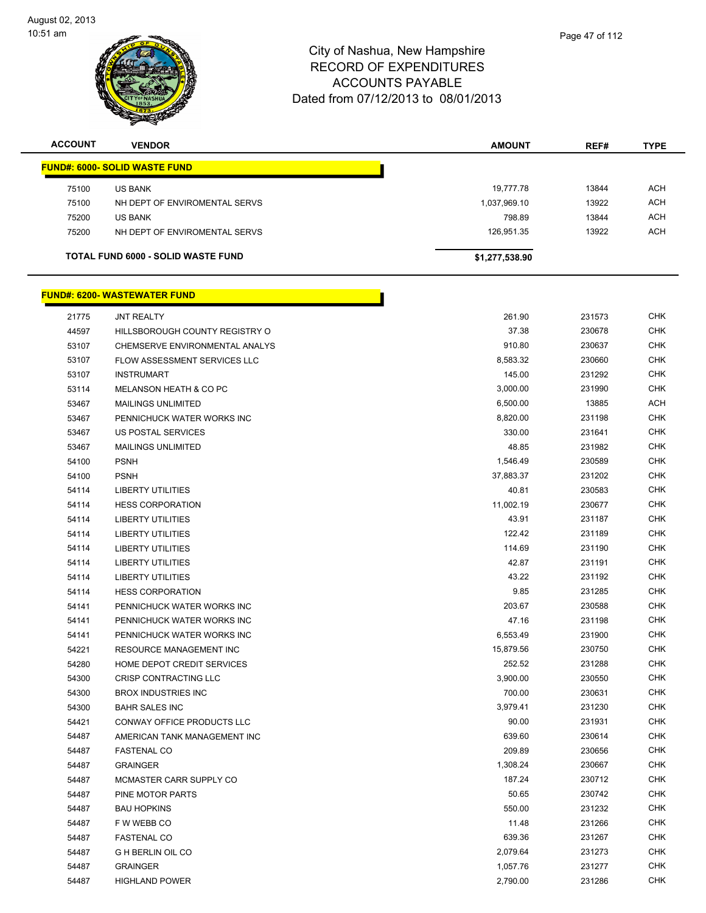# City of Nashua, New Hampshire
## RECORD OF EXPENDITURES
## ACCOUNTS PAYABLE
### Dated from 07/12/2013 to 08/01/2013

| ACCOUNT | VENDOR | AMOUNT | REF# | TYPE |
|---|---|---|---|---|
| **FUND#: 6000- SOLID WASTE FUND** | | | | |
| 75100 | US BANK | 19,777.78 | 13844 | ACH |
| 75100 | NH DEPT OF ENVIROMENTAL SERVS | 1,037,969.10 | 13922 | ACH |
| 75200 | US BANK | 798.89 | 13844 | ACH |
| 75200 | NH DEPT OF ENVIROMENTAL SERVS | 126,951.35 | 13922 | ACH |
| **TOTAL FUND 6000 - SOLID WASTE FUND** | | **$1,277,538.90** | | |

| ACCOUNT | VENDOR | AMOUNT | REF# | TYPE |
|---|---|---|---|---|
| **FUND#: 6200- WASTEWATER FUND** | | | | |
| 21775 | JNT REALTY | 261.90 | 231573 | CHK |
| 44597 | HILLSBOROUGH COUNTY REGISTRY O | 37.38 | 230678 | CHK |
| 53107 | CHEMSERVE ENVIRONMENTAL ANALYS | 910.80 | 230637 | CHK |
| 53107 | FLOW ASSESSMENT SERVICES LLC | 8,583.32 | 230660 | CHK |
| 53107 | INSTRUMART | 145.00 | 231292 | CHK |
| 53114 | MELANSON HEATH & CO PC | 3,000.00 | 231990 | CHK |
| 53467 | MAILINGS UNLIMITED | 6,500.00 | 13885 | ACH |
| 53467 | PENNICHUCK WATER WORKS INC | 8,820.00 | 231198 | CHK |
| 53467 | US POSTAL SERVICES | 330.00 | 231641 | CHK |
| 53467 | MAILINGS UNLIMITED | 48.85 | 231982 | CHK |
| 54100 | PSNH | 1,546.49 | 230589 | CHK |
| 54100 | PSNH | 37,883.37 | 231202 | CHK |
| 54114 | LIBERTY UTILITIES | 40.81 | 230583 | CHK |
| 54114 | HESS CORPORATION | 11,002.19 | 230677 | CHK |
| 54114 | LIBERTY UTILITIES | 43.91 | 231187 | CHK |
| 54114 | LIBERTY UTILITIES | 122.42 | 231189 | CHK |
| 54114 | LIBERTY UTILITIES | 114.69 | 231190 | CHK |
| 54114 | LIBERTY UTILITIES | 42.87 | 231191 | CHK |
| 54114 | LIBERTY UTILITIES | 43.22 | 231192 | CHK |
| 54114 | HESS CORPORATION | 9.85 | 231285 | CHK |
| 54141 | PENNICHUCK WATER WORKS INC | 203.67 | 230588 | CHK |
| 54141 | PENNICHUCK WATER WORKS INC | 47.16 | 231198 | CHK |
| 54141 | PENNICHUCK WATER WORKS INC | 6,553.49 | 231900 | CHK |
| 54221 | RESOURCE MANAGEMENT INC | 15,879.56 | 230750 | CHK |
| 54280 | HOME DEPOT CREDIT SERVICES | 252.52 | 231288 | CHK |
| 54300 | CRISP CONTRACTING LLC | 3,900.00 | 230550 | CHK |
| 54300 | BROX INDUSTRIES INC | 700.00 | 230631 | CHK |
| 54300 | BAHR SALES INC | 3,979.41 | 231230 | CHK |
| 54421 | CONWAY OFFICE PRODUCTS LLC | 90.00 | 231931 | CHK |
| 54487 | AMERICAN TANK MANAGEMENT INC | 639.60 | 230614 | CHK |
| 54487 | FASTENAL CO | 209.89 | 230656 | CHK |
| 54487 | GRAINGER | 1,308.24 | 230667 | CHK |
| 54487 | MCMASTER CARR SUPPLY CO | 187.24 | 230712 | CHK |
| 54487 | PINE MOTOR PARTS | 50.65 | 230742 | CHK |
| 54487 | BAU HOPKINS | 550.00 | 231232 | CHK |
| 54487 | F W WEBB CO | 11.48 | 231266 | CHK |
| 54487 | FASTENAL CO | 639.36 | 231267 | CHK |
| 54487 | G H BERLIN OIL CO | 2,079.64 | 231273 | CHK |
| 54487 | GRAINGER | 1,057.76 | 231277 | CHK |
| 54487 | HIGHLAND POWER | 2,790.00 | 231286 | CHK |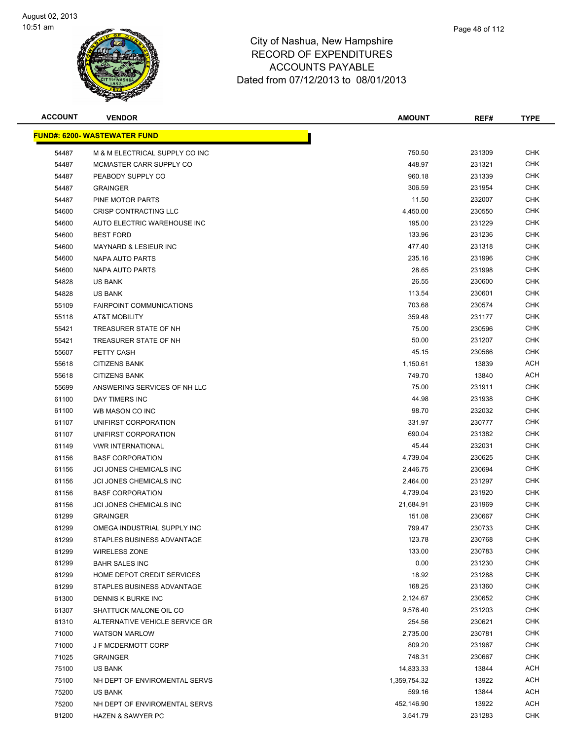# City of Nashua, New Hampshire
# RECORD OF EXPENDITURES
# ACCOUNTS PAYABLE
# Dated from 07/12/2013 to 08/01/2013

| ACCOUNT | VENDOR | AMOUNT | REF# | TYPE |
|---|---|---|---|---|
| **FUND#: 6200- WASTEWATER FUND** | | | | |
| 54487 | M & M ELECTRICAL SUPPLY CO INC | 750.50 | 231309 | CHK |
| 54487 | MCMASTER CARR SUPPLY CO | 448.97 | 231321 | CHK |
| 54487 | PEABODY SUPPLY CO | 960.18 | 231339 | CHK |
| 54487 | GRAINGER | 306.59 | 231954 | CHK |
| 54487 | PINE MOTOR PARTS | 11.50 | 232007 | CHK |
| 54600 | CRISP CONTRACTING LLC | 4,450.00 | 230550 | CHK |
| 54600 | AUTO ELECTRIC WAREHOUSE INC | 195.00 | 231229 | CHK |
| 54600 | BEST FORD | 133.96 | 231236 | CHK |
| 54600 | MAYNARD & LESIEUR INC | 477.40 | 231318 | CHK |
| 54600 | NAPA AUTO PARTS | 235.16 | 231996 | CHK |
| 54600 | NAPA AUTO PARTS | 28.65 | 231998 | CHK |
| 54828 | US BANK | 26.55 | 230600 | CHK |
| 54828 | US BANK | 113.54 | 230601 | CHK |
| 55109 | FAIRPOINT COMMUNICATIONS | 703.68 | 230574 | CHK |
| 55118 | AT&T MOBILITY | 359.48 | 231177 | CHK |
| 55421 | TREASURER STATE OF NH | 75.00 | 230596 | CHK |
| 55421 | TREASURER STATE OF NH | 50.00 | 231207 | CHK |
| 55607 | PETTY CASH | 45.15 | 230566 | CHK |
| 55618 | CITIZENS BANK | 1,150.61 | 13839 | ACH |
| 55618 | CITIZENS BANK | 749.70 | 13840 | ACH |
| 55699 | ANSWERING SERVICES OF NH LLC | 75.00 | 231911 | CHK |
| 61100 | DAY TIMERS INC | 44.98 | 231938 | CHK |
| 61100 | WB MASON CO INC | 98.70 | 232032 | CHK |
| 61107 | UNIFIRST CORPORATION | 331.97 | 230777 | CHK |
| 61107 | UNIFIRST CORPORATION | 690.04 | 231382 | CHK |
| 61149 | VWR INTERNATIONAL | 45.44 | 232031 | CHK |
| 61156 | BASF CORPORATION | 4,739.04 | 230625 | CHK |
| 61156 | JCI JONES CHEMICALS INC | 2,446.75 | 230694 | CHK |
| 61156 | JCI JONES CHEMICALS INC | 2,464.00 | 231297 | CHK |
| 61156 | BASF CORPORATION | 4,739.04 | 231920 | CHK |
| 61156 | JCI JONES CHEMICALS INC | 21,684.91 | 231969 | CHK |
| 61299 | GRAINGER | 151.08 | 230667 | CHK |
| 61299 | OMEGA INDUSTRIAL SUPPLY INC | 799.47 | 230733 | CHK |
| 61299 | STAPLES BUSINESS ADVANTAGE | 123.78 | 230768 | CHK |
| 61299 | WIRELESS ZONE | 133.00 | 230783 | CHK |
| 61299 | BAHR SALES INC | 0.00 | 231230 | CHK |
| 61299 | HOME DEPOT CREDIT SERVICES | 18.92 | 231288 | CHK |
| 61299 | STAPLES BUSINESS ADVANTAGE | 168.25 | 231360 | CHK |
| 61300 | DENNIS K BURKE INC | 2,124.67 | 230652 | CHK |
| 61307 | SHATTUCK MALONE OIL CO | 9,576.40 | 231203 | CHK |
| 61310 | ALTERNATIVE VEHICLE SERVICE GR | 254.56 | 230621 | CHK |
| 71000 | WATSON MARLOW | 2,735.00 | 230781 | CHK |
| 71000 | J F MCDERMOTT CORP | 809.20 | 231967 | CHK |
| 71025 | GRAINGER | 748.31 | 230667 | CHK |
| 75100 | US BANK | 14,833.33 | 13844 | ACH |
| 75100 | NH DEPT OF ENVIROMENTAL SERVS | 1,359,754.32 | 13922 | ACH |
| 75200 | US BANK | 599.16 | 13844 | ACH |
| 75200 | NH DEPT OF ENVIROMENTAL SERVS | 452,146.90 | 13922 | ACH |
| 81200 | HAZEN & SAWYER PC | 3,541.79 | 231283 | CHK |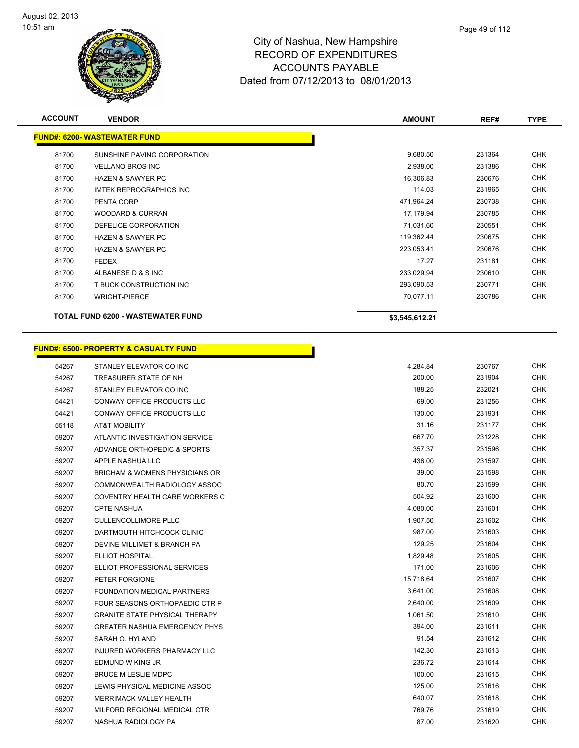# City of Nashua, New Hampshire
## RECORD OF EXPENDITURES
## ACCOUNTS PAYABLE
## Dated from 07/12/2013 to 08/01/2013

| ACCOUNT | VENDOR | AMOUNT | REF# | TYPE |
|---|---|---|---|---|
| **FUND#: 6200- WASTEWATER FUND** | | | | |
| 81700 | SUNSHINE PAVING CORPORATION | 9,680.50 | 231364 | CHK |
| 81700 | VELLANO BROS INC | 2,938.00 | 231386 | CHK |
| 81700 | HAZEN & SAWYER PC | 16,306.83 | 230676 | CHK |
| 81700 | IMTEK REPROGRAPHICS INC | 114.03 | 231965 | CHK |
| 81700 | PENTA CORP | 471,964.24 | 230738 | CHK |
| 81700 | WOODARD & CURRAN | 17,179.94 | 230785 | CHK |
| 81700 | DEFELICE CORPORATION | 71,031.60 | 230551 | CHK |
| 81700 | HAZEN & SAWYER PC | 119,362.44 | 230675 | CHK |
| 81700 | HAZEN & SAWYER PC | 223,053.41 | 230676 | CHK |
| 81700 | FEDEX | 17.27 | 231181 | CHK |
| 81700 | ALBANESE D & S INC | 233,029.94 | 230610 | CHK |
| 81700 | T BUCK CONSTRUCTION INC | 293,090.53 | 230771 | CHK |
| 81700 | WRIGHT-PIERCE | 70,077.11 | 230786 | CHK |
| **TOTAL FUND 6200 - WASTEWATER FUND** | | **$3,545,612.21** | | |

| ACCOUNT | VENDOR | AMOUNT | REF# | TYPE |
|---|---|---|---|---|
| **FUND#: 6500- PROPERTY & CASUALTY FUND** | | | | |
| 54267 | STANLEY ELEVATOR CO INC | 4,284.84 | 230767 | CHK |
| 54267 | TREASURER STATE OF NH | 200.00 | 231904 | CHK |
| 54267 | STANLEY ELEVATOR CO INC | 188.25 | 232021 | CHK |
| 54421 | CONWAY OFFICE PRODUCTS LLC | -69.00 | 231256 | CHK |
| 54421 | CONWAY OFFICE PRODUCTS LLC | 130.00 | 231931 | CHK |
| 55118 | AT&T MOBILITY | 31.16 | 231177 | CHK |
| 59207 | ATLANTIC INVESTIGATION SERVICE | 667.70 | 231228 | CHK |
| 59207 | ADVANCE ORTHOPEDIC & SPORTS | 357.37 | 231596 | CHK |
| 59207 | APPLE NASHUA LLC | 436.00 | 231597 | CHK |
| 59207 | BRIGHAM & WOMENS PHYSICIANS OR | 39.00 | 231598 | CHK |
| 59207 | COMMONWEALTH RADIOLOGY ASSOC | 80.70 | 231599 | CHK |
| 59207 | COVENTRY HEALTH CARE WORKERS C | 504.92 | 231600 | CHK |
| 59207 | CPTE NASHUA | 4,080.00 | 231601 | CHK |
| 59207 | CULLENCOLLIMORE PLLC | 1,907.50 | 231602 | CHK |
| 59207 | DARTMOUTH HITCHCOCK CLINIC | 987.00 | 231603 | CHK |
| 59207 | DEVINE MILLIMET & BRANCH PA | 129.25 | 231604 | CHK |
| 59207 | ELLIOT HOSPITAL | 1,829.48 | 231605 | CHK |
| 59207 | ELLIOT PROFESSIONAL SERVICES | 171.00 | 231606 | CHK |
| 59207 | PETER FORGIONE | 15,718.64 | 231607 | CHK |
| 59207 | FOUNDATION MEDICAL PARTNERS | 3,641.00 | 231608 | CHK |
| 59207 | FOUR SEASONS ORTHOPAEDIC CTR P | 2,640.00 | 231609 | CHK |
| 59207 | GRANITE STATE PHYSICAL THERAPY | 1,061.50 | 231610 | CHK |
| 59207 | GREATER NASHUA EMERGENCY PHYS | 394.00 | 231611 | CHK |
| 59207 | SARAH O. HYLAND | 91.54 | 231612 | CHK |
| 59207 | INJURED WORKERS PHARMACY LLC | 142.30 | 231613 | CHK |
| 59207 | EDMUND W KING JR | 236.72 | 231614 | CHK |
| 59207 | BRUCE M LESLIE MDPC | 100.00 | 231615 | CHK |
| 59207 | LEWIS PHYSICAL MEDICINE ASSOC | 125.00 | 231616 | CHK |
| 59207 | MERRIMACK VALLEY HEALTH | 640.07 | 231618 | CHK |
| 59207 | MILFORD REGIONAL MEDICAL CTR | 769.76 | 231619 | CHK |
| 59207 | NASHUA RADIOLOGY PA | 87.00 | 231620 | CHK |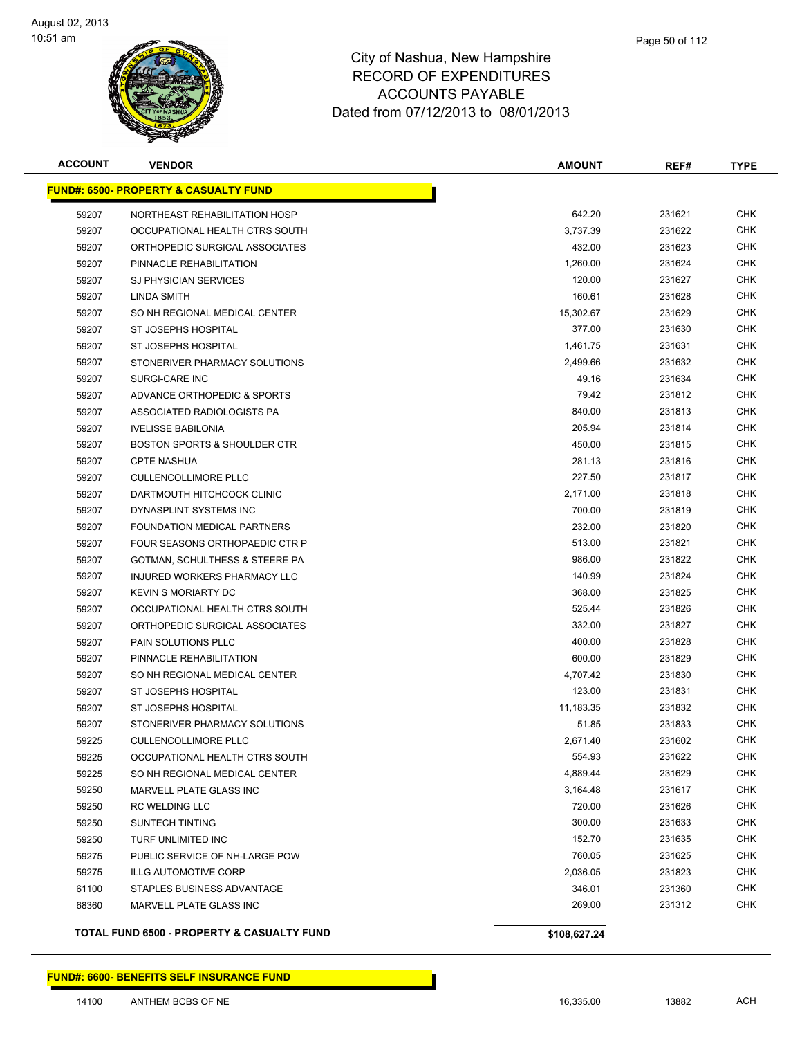# City of Nashua, New Hampshire
## RECORD OF EXPENDITURES
## ACCOUNTS PAYABLE
## Dated from 07/12/2013 to 08/01/2013

| ACCOUNT | VENDOR | AMOUNT | REF# | TYPE |
|---|---|---|---|---|
| **FUND#: 6500- PROPERTY & CASUALTY FUND** | | | | |
| 59207 | NORTHEAST REHABILITATION HOSP | 642.20 | 231621 | CHK |
| 59207 | OCCUPATIONAL HEALTH CTRS SOUTH | 3,737.39 | 231622 | CHK |
| 59207 | ORTHOPEDIC SURGICAL ASSOCIATES | 432.00 | 231623 | CHK |
| 59207 | PINNACLE REHABILITATION | 1,260.00 | 231624 | CHK |
| 59207 | SJ PHYSICIAN SERVICES | 120.00 | 231627 | CHK |
| 59207 | LINDA SMITH | 160.61 | 231628 | CHK |
| 59207 | SO NH REGIONAL MEDICAL CENTER | 15,302.67 | 231629 | CHK |
| 59207 | ST JOSEPHS HOSPITAL | 377.00 | 231630 | CHK |
| 59207 | ST JOSEPHS HOSPITAL | 1,461.75 | 231631 | CHK |
| 59207 | STONERIVER PHARMACY SOLUTIONS | 2,499.66 | 231632 | CHK |
| 59207 | SURGI-CARE INC | 49.16 | 231634 | CHK |
| 59207 | ADVANCE ORTHOPEDIC & SPORTS | 79.42 | 231812 | CHK |
| 59207 | ASSOCIATED RADIOLOGISTS PA | 840.00 | 231813 | CHK |
| 59207 | IVELISSE BABILONIA | 205.94 | 231814 | CHK |
| 59207 | BOSTON SPORTS & SHOULDER CTR | 450.00 | 231815 | CHK |
| 59207 | CPTE NASHUA | 281.13 | 231816 | CHK |
| 59207 | CULLENCOLLIMORE PLLC | 227.50 | 231817 | CHK |
| 59207 | DARTMOUTH HITCHCOCK CLINIC | 2,171.00 | 231818 | CHK |
| 59207 | DYNASPLINT SYSTEMS INC | 700.00 | 231819 | CHK |
| 59207 | FOUNDATION MEDICAL PARTNERS | 232.00 | 231820 | CHK |
| 59207 | FOUR SEASONS ORTHOPAEDIC CTR P | 513.00 | 231821 | CHK |
| 59207 | GOTMAN, SCHULTHESS & STEERE PA | 986.00 | 231822 | CHK |
| 59207 | INJURED WORKERS PHARMACY LLC | 140.99 | 231824 | CHK |
| 59207 | KEVIN S MORIARTY DC | 368.00 | 231825 | CHK |
| 59207 | OCCUPATIONAL HEALTH CTRS SOUTH | 525.44 | 231826 | CHK |
| 59207 | ORTHOPEDIC SURGICAL ASSOCIATES | 332.00 | 231827 | CHK |
| 59207 | PAIN SOLUTIONS PLLC | 400.00 | 231828 | CHK |
| 59207 | PINNACLE REHABILITATION | 600.00 | 231829 | CHK |
| 59207 | SO NH REGIONAL MEDICAL CENTER | 4,707.42 | 231830 | CHK |
| 59207 | ST JOSEPHS HOSPITAL | 123.00 | 231831 | CHK |
| 59207 | ST JOSEPHS HOSPITAL | 11,183.35 | 231832 | CHK |
| 59207 | STONERIVER PHARMACY SOLUTIONS | 51.85 | 231833 | CHK |
| 59225 | CULLENCOLLIMORE PLLC | 2,671.40 | 231602 | CHK |
| 59225 | OCCUPATIONAL HEALTH CTRS SOUTH | 554.93 | 231622 | CHK |
| 59225 | SO NH REGIONAL MEDICAL CENTER | 4,889.44 | 231629 | CHK |
| 59250 | MARVELL PLATE GLASS INC | 3,164.48 | 231617 | CHK |
| 59250 | RC WELDING LLC | 720.00 | 231626 | CHK |
| 59250 | SUNTECH TINTING | 300.00 | 231633 | CHK |
| 59250 | TURF UNLIMITED INC | 152.70 | 231635 | CHK |
| 59275 | PUBLIC SERVICE OF NH-LARGE POW | 760.05 | 231625 | CHK |
| 59275 | ILLG AUTOMOTIVE CORP | 2,036.05 | 231823 | CHK |
| 61100 | STAPLES BUSINESS ADVANTAGE | 346.01 | 231360 | CHK |
| 68360 | MARVELL PLATE GLASS INC | 269.00 | 231312 | CHK |
| **TOTAL FUND 6500 - PROPERTY & CASUALTY FUND** | | **$108,627.24** | | |

| ACCOUNT | VENDOR | AMOUNT | REF# | TYPE |
|---|---|---|---|---|
| **FUND#: 6600- BENEFITS SELF INSURANCE FUND** | | | | |
| 14100 | ANTHEM BCBS OF NE | 16,335.00 | 13882 | ACH |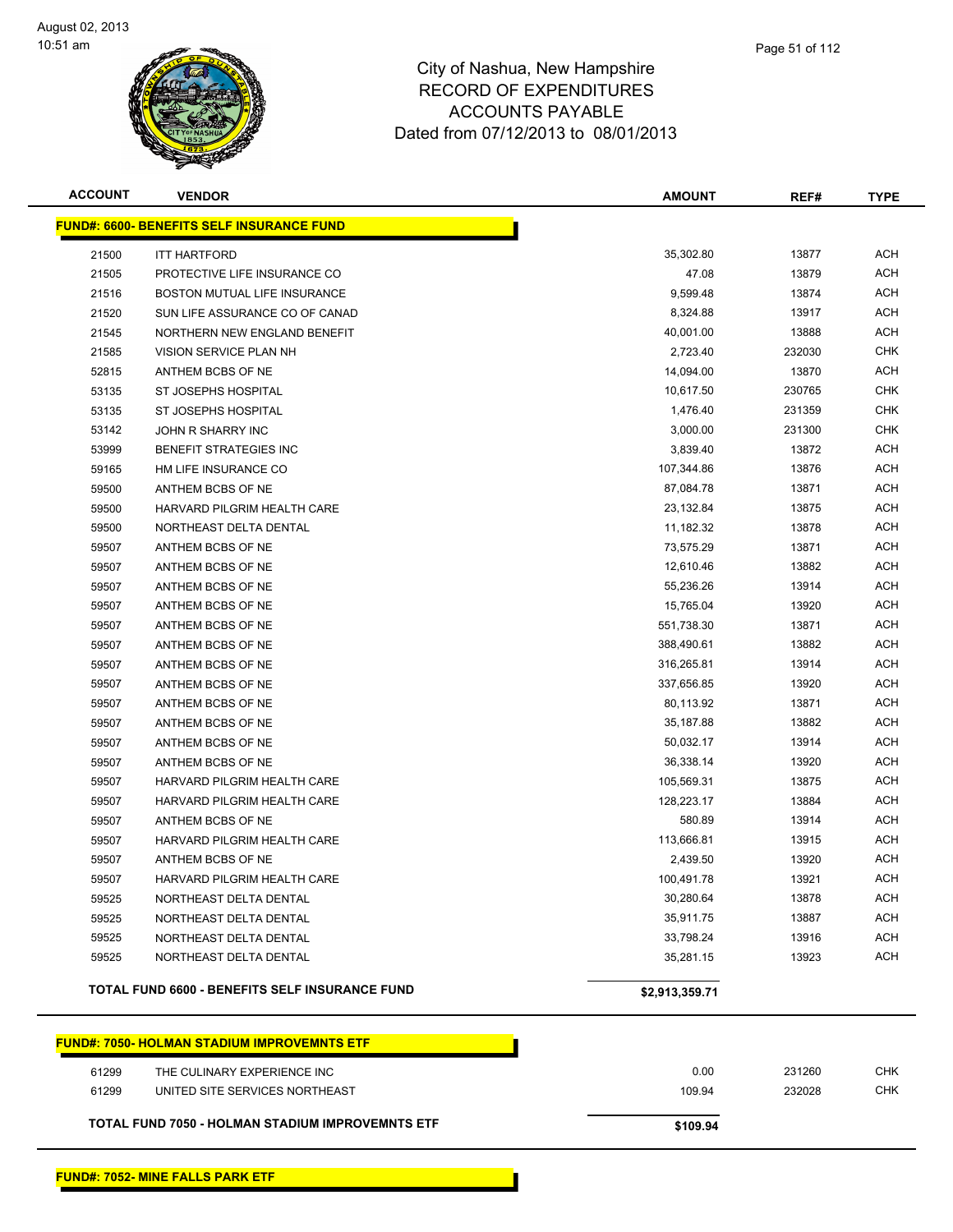City of Nashua, New Hampshire
RECORD OF EXPENDITURES
ACCOUNTS PAYABLE
Dated from 07/12/2013 to 08/01/2013

| ACCOUNT | VENDOR | AMOUNT | REF# | TYPE |
|---|---|---|---|---|
| **FUND#: 6600- BENEFITS SELF INSURANCE FUND** | | | | |
| 21500 | ITT HARTFORD | 35,302.80 | 13877 | ACH |
| 21505 | PROTECTIVE LIFE INSURANCE CO | 47.08 | 13879 | ACH |
| 21516 | BOSTON MUTUAL LIFE INSURANCE | 9,599.48 | 13874 | ACH |
| 21520 | SUN LIFE ASSURANCE CO OF CANAD | 8,324.88 | 13917 | ACH |
| 21545 | NORTHERN NEW ENGLAND BENEFIT | 40,001.00 | 13888 | ACH |
| 21585 | VISION SERVICE PLAN NH | 2,723.40 | 232030 | CHK |
| 52815 | ANTHEM BCBS OF NE | 14,094.00 | 13870 | ACH |
| 53135 | ST JOSEPHS HOSPITAL | 10,617.50 | 230765 | CHK |
| 53135 | ST JOSEPHS HOSPITAL | 1,476.40 | 231359 | CHK |
| 53142 | JOHN R SHARRY INC | 3,000.00 | 231300 | CHK |
| 53999 | BENEFIT STRATEGIES INC | 3,839.40 | 13872 | ACH |
| 59165 | HM LIFE INSURANCE CO | 107,344.86 | 13876 | ACH |
| 59500 | ANTHEM BCBS OF NE | 87,084.78 | 13871 | ACH |
| 59500 | HARVARD PILGRIM HEALTH CARE | 23,132.84 | 13875 | ACH |
| 59500 | NORTHEAST DELTA DENTAL | 11,182.32 | 13878 | ACH |
| 59507 | ANTHEM BCBS OF NE | 73,575.29 | 13871 | ACH |
| 59507 | ANTHEM BCBS OF NE | 12,610.46 | 13882 | ACH |
| 59507 | ANTHEM BCBS OF NE | 55,236.26 | 13914 | ACH |
| 59507 | ANTHEM BCBS OF NE | 15,765.04 | 13920 | ACH |
| 59507 | ANTHEM BCBS OF NE | 551,738.30 | 13871 | ACH |
| 59507 | ANTHEM BCBS OF NE | 388,490.61 | 13882 | ACH |
| 59507 | ANTHEM BCBS OF NE | 316,265.81 | 13914 | ACH |
| 59507 | ANTHEM BCBS OF NE | 337,656.85 | 13920 | ACH |
| 59507 | ANTHEM BCBS OF NE | 80,113.92 | 13871 | ACH |
| 59507 | ANTHEM BCBS OF NE | 35,187.88 | 13882 | ACH |
| 59507 | ANTHEM BCBS OF NE | 50,032.17 | 13914 | ACH |
| 59507 | ANTHEM BCBS OF NE | 36,338.14 | 13920 | ACH |
| 59507 | HARVARD PILGRIM HEALTH CARE | 105,569.31 | 13875 | ACH |
| 59507 | HARVARD PILGRIM HEALTH CARE | 128,223.17 | 13884 | ACH |
| 59507 | ANTHEM BCBS OF NE | 580.89 | 13914 | ACH |
| 59507 | HARVARD PILGRIM HEALTH CARE | 113,666.81 | 13915 | ACH |
| 59507 | ANTHEM BCBS OF NE | 2,439.50 | 13920 | ACH |
| 59507 | HARVARD PILGRIM HEALTH CARE | 100,491.78 | 13921 | ACH |
| 59525 | NORTHEAST DELTA DENTAL | 30,280.64 | 13878 | ACH |
| 59525 | NORTHEAST DELTA DENTAL | 35,911.75 | 13887 | ACH |
| 59525 | NORTHEAST DELTA DENTAL | 33,798.24 | 13916 | ACH |
| 59525 | NORTHEAST DELTA DENTAL | 35,281.15 | 13923 | ACH |
| **TOTAL FUND 6600 - BENEFITS SELF INSURANCE FUND** | | **$2,913,359.71** | | |
| **FUND#: 7050- HOLMAN STADIUM IMPROVEMNTS ETF** | | | | |
| 61299 | THE CULINARY EXPERIENCE INC | 0.00 | 231260 | CHK |
| 61299 | UNITED SITE SERVICES NORTHEAST | 109.94 | 232028 | CHK |
| **TOTAL FUND 7050 - HOLMAN STADIUM IMPROVEMNTS ETF** | | **$109.94** | | |

**FUND#: 7052- MINE FALLS PARK ETF**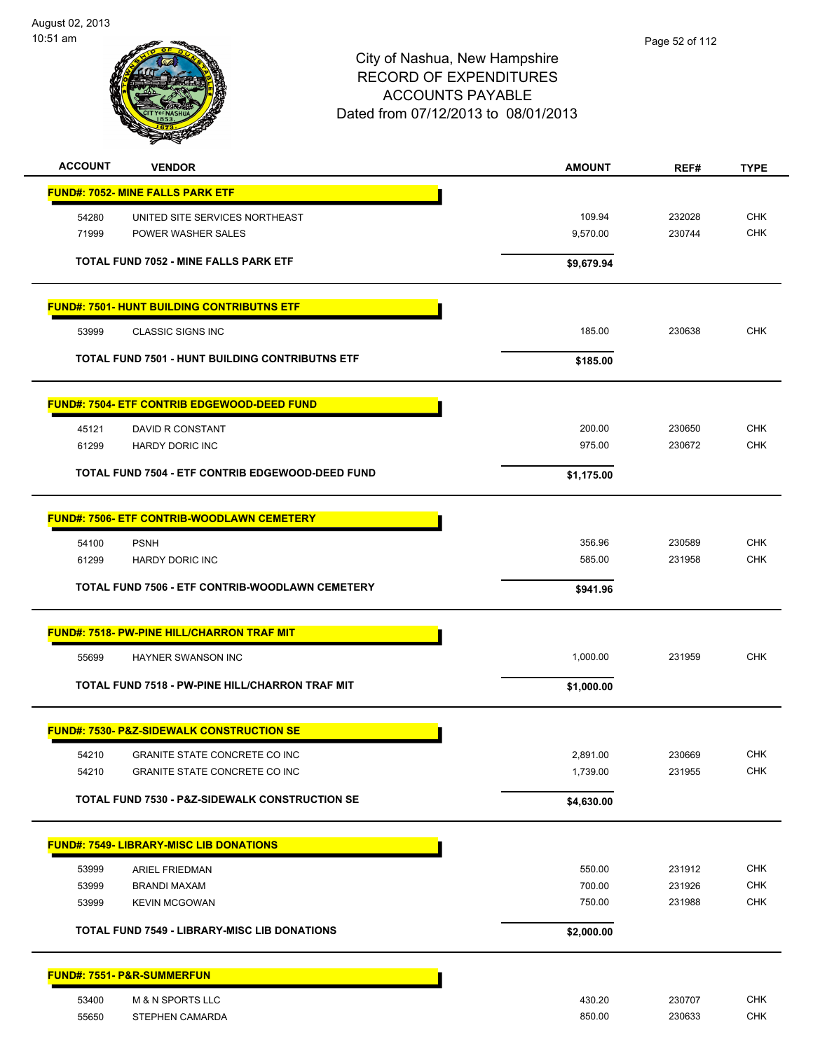City of Nashua, New Hampshire
RECORD OF EXPENDITURES
ACCOUNTS PAYABLE
Dated from 07/12/2013 to 08/01/2013

August 02, 2013
10:51 am

| ACCOUNT | VENDOR | AMOUNT | REF# | TYPE |
|---|---|---|---|---|
| **FUND#: 7052- MINE FALLS PARK ETF** | | | | |
| 54280 | UNITED SITE SERVICES NORTHEAST | 109.94 | 232028 | CHK |
| 71999 | POWER WASHER SALES | 9,570.00 | 230744 | CHK |
| **TOTAL FUND 7052 - MINE FALLS PARK ETF** | | **$9,679.94** | | |
| **FUND#: 7501- HUNT BUILDING CONTRIBUTNS ETF** | | | | |
| 53999 | CLASSIC SIGNS INC | 185.00 | 230638 | CHK |
| **TOTAL FUND 7501 - HUNT BUILDING CONTRIBUTNS ETF** | | **$185.00** | | |
| **FUND#: 7504- ETF CONTRIB EDGEWOOD-DEED FUND** | | | | |
| 45121 | DAVID R CONSTANT | 200.00 | 230650 | CHK |
| 61299 | HARDY DORIC INC | 975.00 | 230672 | CHK |
| **TOTAL FUND 7504 - ETF CONTRIB EDGEWOOD-DEED FUND** | | **$1,175.00** | | |
| **FUND#: 7506- ETF CONTRIB-WOODLAWN CEMETERY** | | | | |
| 54100 | PSNH | 356.96 | 230589 | CHK |
| 61299 | HARDY DORIC INC | 585.00 | 231958 | CHK |
| **TOTAL FUND 7506 - ETF CONTRIB-WOODLAWN CEMETERY** | | **$941.96** | | |
| **FUND#: 7518- PW-PINE HILL/CHARRON TRAF MIT** | | | | |
| 55699 | HAYNER SWANSON INC | 1,000.00 | 231959 | CHK |
| **TOTAL FUND 7518 - PW-PINE HILL/CHARRON TRAF MIT** | | **$1,000.00** | | |
| **FUND#: 7530- P&Z-SIDEWALK CONSTRUCTION SE** | | | | |
| 54210 | GRANITE STATE CONCRETE CO INC | 2,891.00 | 230669 | CHK |
| 54210 | GRANITE STATE CONCRETE CO INC | 1,739.00 | 231955 | CHK |
| **TOTAL FUND 7530 - P&Z-SIDEWALK CONSTRUCTION SE** | | **$4,630.00** | | |
| **FUND#: 7549- LIBRARY-MISC LIB DONATIONS** | | | | |
| 53999 | ARIEL FRIEDMAN | 550.00 | 231912 | CHK |
| 53999 | BRANDI MAXAM | 700.00 | 231926 | CHK |
| 53999 | KEVIN MCGOWAN | 750.00 | 231988 | CHK |
| **TOTAL FUND 7549 - LIBRARY-MISC LIB DONATIONS** | | **$2,000.00** | | |
| **FUND#: 7551- P&R-SUMMERFUN** | | | | |
| 53400 | M & N SPORTS LLC | 430.20 | 230707 | CHK |
| 55650 | STEPHEN CAMARDA | 850.00 | 230633 | CHK |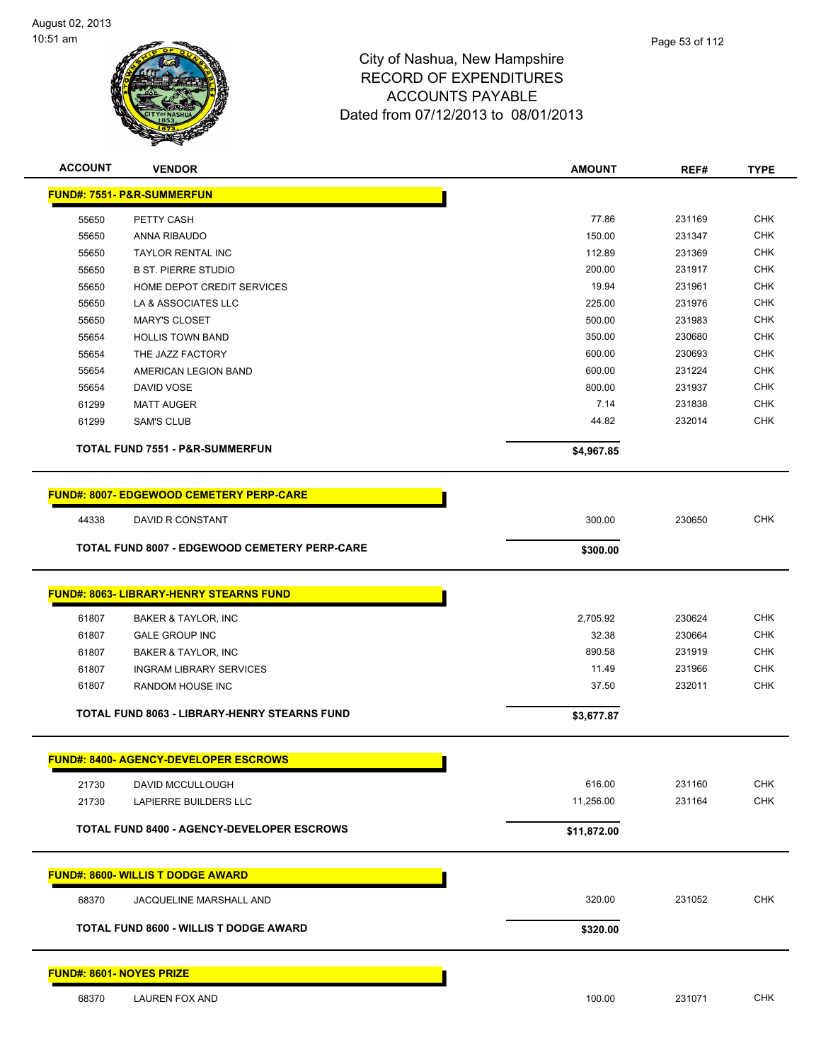# City of Nashua, New Hampshire
## RECORD OF EXPENDITURES
## ACCOUNTS PAYABLE
## Dated from 07/12/2013 to 08/01/2013

| ACCOUNT | VENDOR | AMOUNT | REF# | TYPE |
|---|---|---|---|---|
| **FUND#: 7551- P&R-SUMMERFUN** | | | | |
| 55650 | PETTY CASH | 77.86 | 231169 | CHK |
| 55650 | ANNA RIBAUDO | 150.00 | 231347 | CHK |
| 55650 | TAYLOR RENTAL INC | 112.89 | 231369 | CHK |
| 55650 | B ST. PIERRE STUDIO | 200.00 | 231917 | CHK |
| 55650 | HOME DEPOT CREDIT SERVICES | 19.94 | 231961 | CHK |
| 55650 | LA & ASSOCIATES LLC | 225.00 | 231976 | CHK |
| 55650 | MARY'S CLOSET | 500.00 | 231983 | CHK |
| 55654 | HOLLIS TOWN BAND | 350.00 | 230680 | CHK |
| 55654 | THE JAZZ FACTORY | 600.00 | 230693 | CHK |
| 55654 | AMERICAN LEGION BAND | 600.00 | 231224 | CHK |
| 55654 | DAVID VOSE | 800.00 | 231937 | CHK |
| 61299 | MATT AUGER | 7.14 | 231838 | CHK |
| 61299 | SAM'S CLUB | 44.82 | 232014 | CHK |
| **TOTAL FUND 7551 - P&R-SUMMERFUN** | | **$4,967.85** | | |
| **FUND#: 8007- EDGEWOOD CEMETERY PERP-CARE** | | | | |
| 44338 | DAVID R CONSTANT | 300.00 | 230650 | CHK |
| **TOTAL FUND 8007 - EDGEWOOD CEMETERY PERP-CARE** | | **$300.00** | | |
| **FUND#: 8063- LIBRARY-HENRY STEARNS FUND** | | | | |
| 61807 | BAKER & TAYLOR, INC | 2,705.92 | 230624 | CHK |
| 61807 | GALE GROUP INC | 32.38 | 230664 | CHK |
| 61807 | BAKER & TAYLOR, INC | 890.58 | 231919 | CHK |
| 61807 | INGRAM LIBRARY SERVICES | 11.49 | 231966 | CHK |
| 61807 | RANDOM HOUSE INC | 37.50 | 232011 | CHK |
| **TOTAL FUND 8063 - LIBRARY-HENRY STEARNS FUND** | | **$3,677.87** | | |
| **FUND#: 8400- AGENCY-DEVELOPER ESCROWS** | | | | |
| 21730 | DAVID MCCULLOUGH | 616.00 | 231160 | CHK |
| 21730 | LAPIERRE BUILDERS LLC | 11,256.00 | 231164 | CHK |
| **TOTAL FUND 8400 - AGENCY-DEVELOPER ESCROWS** | | **$11,872.00** | | |
| **FUND#: 8600- WILLIS T DODGE AWARD** | | | | |
| 68370 | JACQUELINE MARSHALL AND | 320.00 | 231052 | CHK |
| **TOTAL FUND 8600 - WILLIS T DODGE AWARD** | | **$320.00** | | |
| **FUND#: 8601- NOYES PRIZE** | | | | |
| 68370 | LAUREN FOX AND | 100.00 | 231071 | CHK |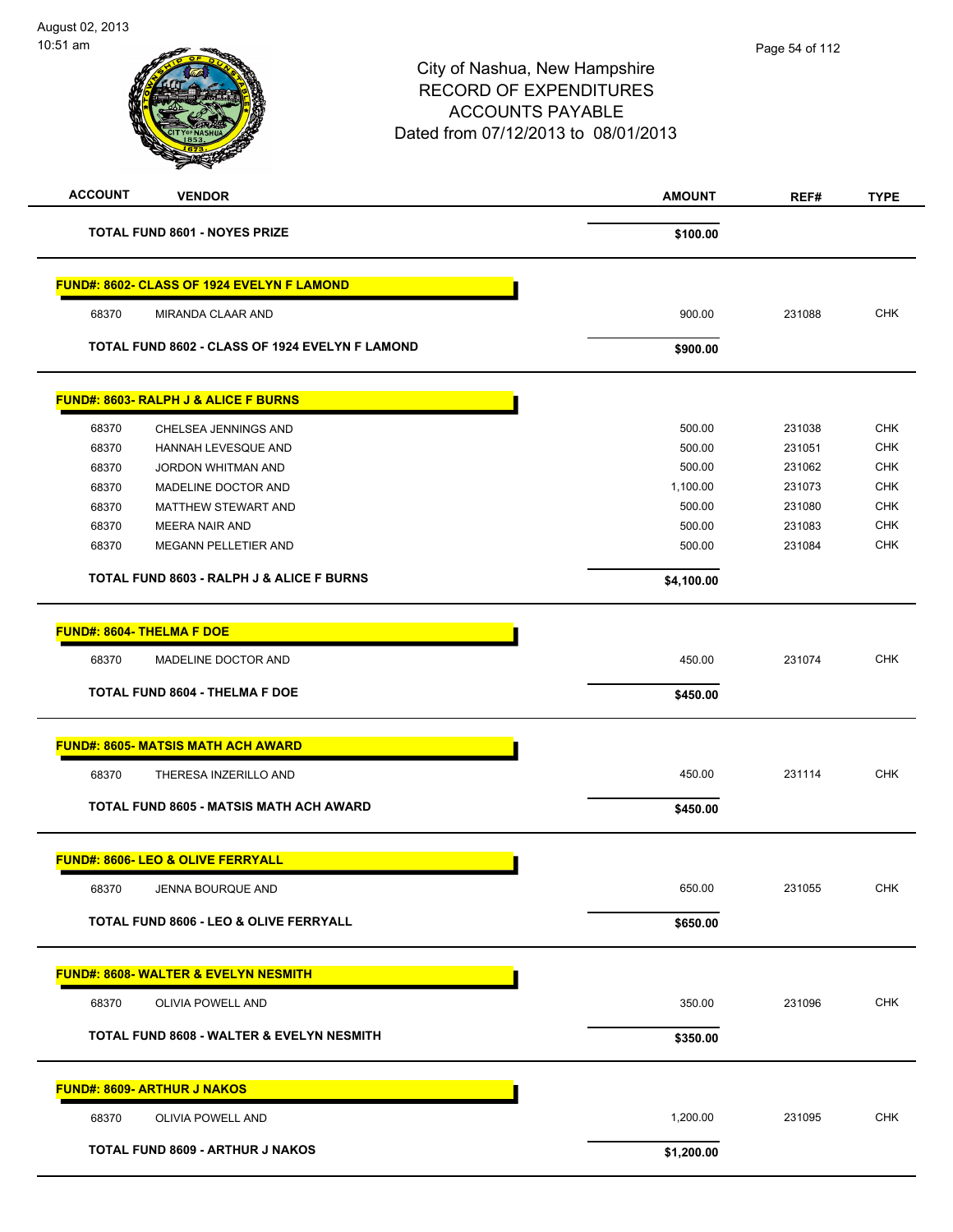# City of Nashua, New Hampshire
## RECORD OF EXPENDITURES
## ACCOUNTS PAYABLE
## Dated from 07/12/2013 to 08/01/2013

| ACCOUNT | VENDOR | AMOUNT | REF# | TYPE |
|---|---|---|---|---|
| | **TOTAL FUND 8601 - NOYES PRIZE** | **$100.00** | | |
| **FUND#: 8602- CLASS OF 1924 EVELYN F LAMOND** | | | | |
| 68370 | MIRANDA CLAAR AND | 900.00 | 231088 | CHK |
| | **TOTAL FUND 8602 - CLASS OF 1924 EVELYN F LAMOND** | **$900.00** | | |
| **FUND#: 8603- RALPH J & ALICE F BURNS** | | | | |
| 68370 | CHELSEA JENNINGS AND | 500.00 | 231038 | CHK |
| 68370 | HANNAH LEVESQUE AND | 500.00 | 231051 | CHK |
| 68370 | JORDON WHITMAN AND | 500.00 | 231062 | CHK |
| 68370 | MADELINE DOCTOR AND | 1,100.00 | 231073 | CHK |
| 68370 | MATTHEW STEWART AND | 500.00 | 231080 | CHK |
| 68370 | MEERA NAIR AND | 500.00 | 231083 | CHK |
| 68370 | MEGANN PELLETIER AND | 500.00 | 231084 | CHK |
| | **TOTAL FUND 8603 - RALPH J & ALICE F BURNS** | **$4,100.00** | | |
| **FUND#: 8604- THELMA F DOE** | | | | |
| 68370 | MADELINE DOCTOR AND | 450.00 | 231074 | CHK |
| | **TOTAL FUND 8604 - THELMA F DOE** | **$450.00** | | |
| **FUND#: 8605- MATSIS MATH ACH AWARD** | | | | |
| 68370 | THERESA INZERILLO AND | 450.00 | 231114 | CHK |
| | **TOTAL FUND 8605 - MATSIS MATH ACH AWARD** | **$450.00** | | |
| **FUND#: 8606- LEO & OLIVE FERRYALL** | | | | |
| 68370 | JENNA BOURQUE AND | 650.00 | 231055 | CHK |
| | **TOTAL FUND 8606 - LEO & OLIVE FERRYALL** | **$650.00** | | |
| **FUND#: 8608- WALTER & EVELYN NESMITH** | | | | |
| 68370 | OLIVIA POWELL AND | 350.00 | 231096 | CHK |
| | **TOTAL FUND 8608 - WALTER & EVELYN NESMITH** | **$350.00** | | |
| **FUND#: 8609- ARTHUR J NAKOS** | | | | |
| 68370 | OLIVIA POWELL AND | 1,200.00 | 231095 | CHK |
| | **TOTAL FUND 8609 - ARTHUR J NAKOS** | **$1,200.00** | | |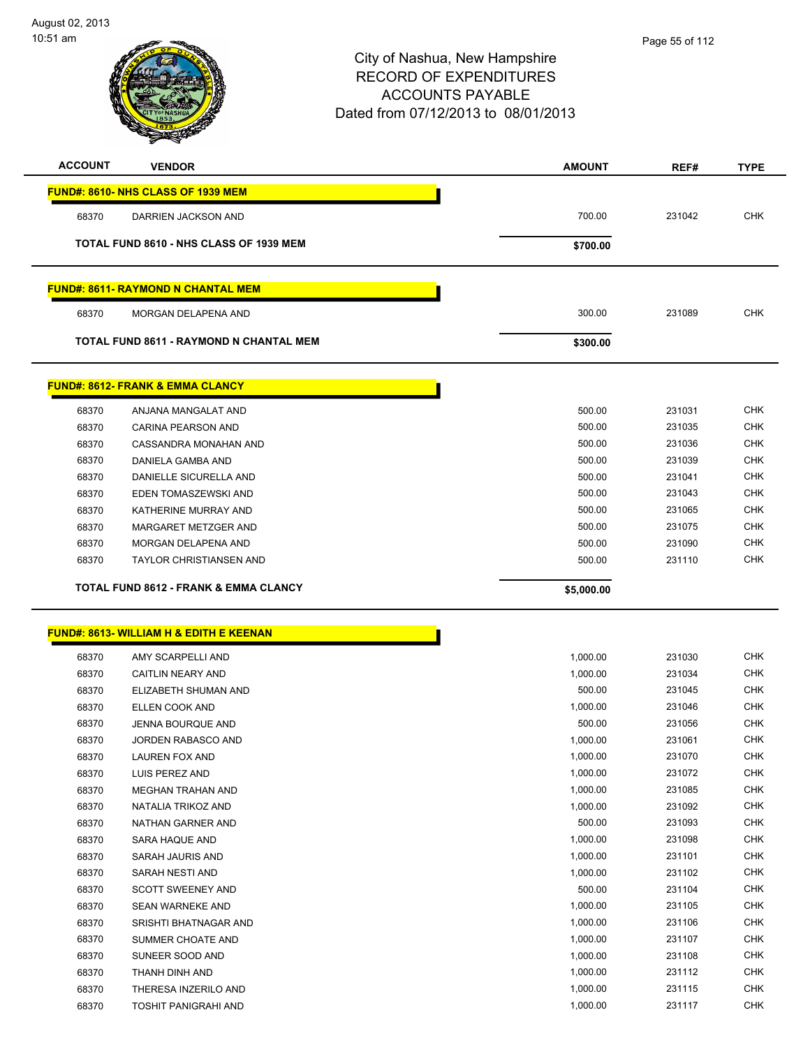City of Nashua, New Hampshire
RECORD OF EXPENDITURES
ACCOUNTS PAYABLE
Dated from 07/12/2013 to 08/01/2013

August 02, 2013
10:51 am

| ACCOUNT | VENDOR | AMOUNT | REF# | TYPE |
|---|---|---|---|---|
| **FUND#: 8610- NHS CLASS OF 1939 MEM** | | | | |
| 68370 | DARRIEN JACKSON AND | 700.00 | 231042 | CHK |
| **TOTAL FUND 8610 - NHS CLASS OF 1939 MEM** | | **$700.00** | | |
| **FUND#: 8611- RAYMOND N CHANTAL MEM** | | | | |
| 68370 | MORGAN DELAPENA AND | 300.00 | 231089 | CHK |
| **TOTAL FUND 8611 - RAYMOND N CHANTAL MEM** | | **$300.00** | | |
| **FUND#: 8612- FRANK & EMMA CLANCY** | | | | |
| 68370 | ANJANA MANGALAT AND | 500.00 | 231031 | CHK |
| 68370 | CARINA PEARSON AND | 500.00 | 231035 | CHK |
| 68370 | CASSANDRA MONAHAN AND | 500.00 | 231036 | CHK |
| 68370 | DANIELA GAMBA AND | 500.00 | 231039 | CHK |
| 68370 | DANIELLE SICURELLA AND | 500.00 | 231041 | CHK |
| 68370 | EDEN TOMASZEWSKI AND | 500.00 | 231043 | CHK |
| 68370 | KATHERINE MURRAY AND | 500.00 | 231065 | CHK |
| 68370 | MARGARET METZGER AND | 500.00 | 231075 | CHK |
| 68370 | MORGAN DELAPENA AND | 500.00 | 231090 | CHK |
| 68370 | TAYLOR CHRISTIANSEN AND | 500.00 | 231110 | CHK |
| **TOTAL FUND 8612 - FRANK & EMMA CLANCY** | | **$5,000.00** | | |
| **FUND#: 8613- WILLIAM H & EDITH E KEENAN** | | | | |
| 68370 | AMY SCARPELLI AND | 1,000.00 | 231030 | CHK |
| 68370 | CAITLIN NEARY AND | 1,000.00 | 231034 | CHK |
| 68370 | ELIZABETH SHUMAN AND | 500.00 | 231045 | CHK |
| 68370 | ELLEN COOK AND | 1,000.00 | 231046 | CHK |
| 68370 | JENNA BOURQUE AND | 500.00 | 231056 | CHK |
| 68370 | JORDEN RABASCO AND | 1,000.00 | 231061 | CHK |
| 68370 | LAUREN FOX AND | 1,000.00 | 231070 | CHK |
| 68370 | LUIS PEREZ AND | 1,000.00 | 231072 | CHK |
| 68370 | MEGHAN TRAHAN AND | 1,000.00 | 231085 | CHK |
| 68370 | NATALIA TRIKOZ AND | 1,000.00 | 231092 | CHK |
| 68370 | NATHAN GARNER AND | 500.00 | 231093 | CHK |
| 68370 | SARA HAQUE AND | 1,000.00 | 231098 | CHK |
| 68370 | SARAH JAURIS AND | 1,000.00 | 231101 | CHK |
| 68370 | SARAH NESTI AND | 1,000.00 | 231102 | CHK |
| 68370 | SCOTT SWEENEY AND | 500.00 | 231104 | CHK |
| 68370 | SEAN WARNEKE AND | 1,000.00 | 231105 | CHK |
| 68370 | SRISHTI BHATNAGAR AND | 1,000.00 | 231106 | CHK |
| 68370 | SUMMER CHOATE AND | 1,000.00 | 231107 | CHK |
| 68370 | SUNEER SOOD AND | 1,000.00 | 231108 | CHK |
| 68370 | THANH DINH AND | 1,000.00 | 231112 | CHK |
| 68370 | THERESA INZERILO AND | 1,000.00 | 231115 | CHK |
| 68370 | TOSHIT PANIGRAHI AND | 1,000.00 | 231117 | CHK |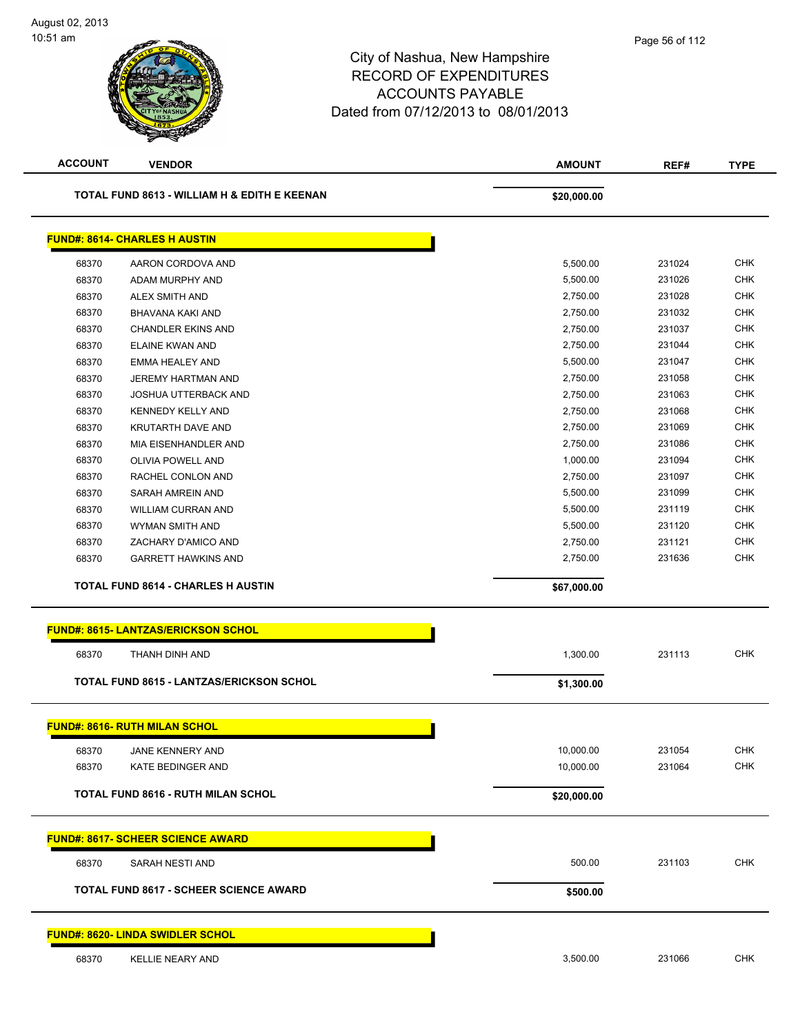# City of Nashua, New Hampshire
## RECORD OF EXPENDITURES
## ACCOUNTS PAYABLE
## Dated from 07/12/2013 to 08/01/2013

| ACCOUNT | VENDOR | AMOUNT | REF# | TYPE |
|---|---|---|---|---|
| | **TOTAL FUND 8613 - WILLIAM H & EDITH E KEENAN** | **$20,000.00** | | |
| **FUND#: 8614- CHARLES H AUSTIN** | | | | |
| 68370 | AARON CORDOVA AND | 5,500.00 | 231024 | CHK |
| 68370 | ADAM MURPHY AND | 5,500.00 | 231026 | CHK |
| 68370 | ALEX SMITH AND | 2,750.00 | 231028 | CHK |
| 68370 | BHAVANA KAKI AND | 2,750.00 | 231032 | CHK |
| 68370 | CHANDLER EKINS AND | 2,750.00 | 231037 | CHK |
| 68370 | ELAINE KWAN AND | 2,750.00 | 231044 | CHK |
| 68370 | EMMA HEALEY AND | 5,500.00 | 231047 | CHK |
| 68370 | JEREMY HARTMAN AND | 2,750.00 | 231058 | CHK |
| 68370 | JOSHUA UTTERBACK AND | 2,750.00 | 231063 | CHK |
| 68370 | KENNEDY KELLY AND | 2,750.00 | 231068 | CHK |
| 68370 | KRUTARTH DAVE AND | 2,750.00 | 231069 | CHK |
| 68370 | MIA EISENHANDLER AND | 2,750.00 | 231086 | CHK |
| 68370 | OLIVIA POWELL AND | 1,000.00 | 231094 | CHK |
| 68370 | RACHEL CONLON AND | 2,750.00 | 231097 | CHK |
| 68370 | SARAH AMREIN AND | 5,500.00 | 231099 | CHK |
| 68370 | WILLIAM CURRAN AND | 5,500.00 | 231119 | CHK |
| 68370 | WYMAN SMITH AND | 5,500.00 | 231120 | CHK |
| 68370 | ZACHARY D'AMICO AND | 2,750.00 | 231121 | CHK |
| 68370 | GARRETT HAWKINS AND | 2,750.00 | 231636 | CHK |
| | **TOTAL FUND 8614 - CHARLES H AUSTIN** | **$67,000.00** | | |
| **FUND#: 8615- LANTZAS/ERICKSON SCHOL** | | | | |
| 68370 | THANH DINH AND | 1,300.00 | 231113 | CHK |
| | **TOTAL FUND 8615 - LANTZAS/ERICKSON SCHOL** | **$1,300.00** | | |
| **FUND#: 8616- RUTH MILAN SCHOL** | | | | |
| 68370 | JANE KENNERY AND | 10,000.00 | 231054 | CHK |
| 68370 | KATE BEDINGER AND | 10,000.00 | 231064 | CHK |
| | **TOTAL FUND 8616 - RUTH MILAN SCHOL** | **$20,000.00** | | |
| **FUND#: 8617- SCHEER SCIENCE AWARD** | | | | |
| 68370 | SARAH NESTI AND | 500.00 | 231103 | CHK |
| | **TOTAL FUND 8617 - SCHEER SCIENCE AWARD** | **$500.00** | | |
| **FUND#: 8620- LINDA SWIDLER SCHOL** | | | | |
| 68370 | KELLIE NEARY AND | 3,500.00 | 231066 | CHK |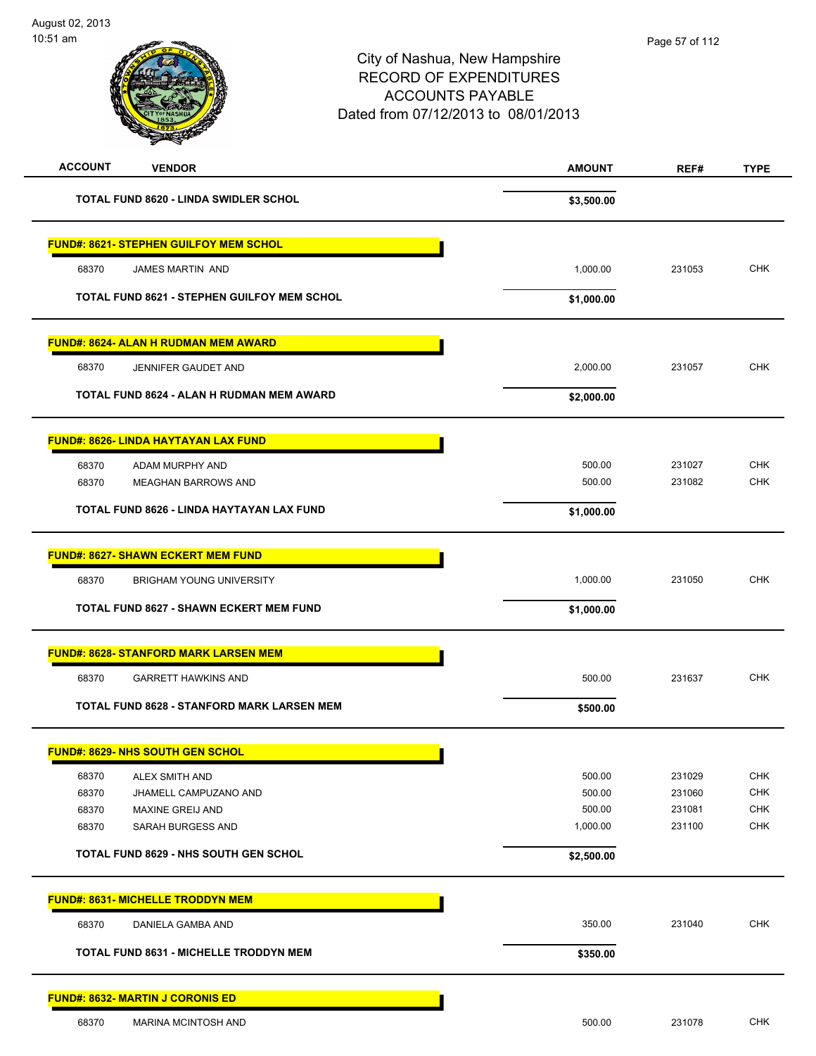# City of Nashua, New Hampshire
## RECORD OF EXPENDITURES
## ACCOUNTS PAYABLE
## Dated from 07/12/2013 to 08/01/2013

| ACCOUNT | VENDOR | AMOUNT | REF# | TYPE |
|---|---|---|---|---|
| | **TOTAL FUND 8620 - LINDA SWIDLER SCHOL** | **$3,500.00** | | |
| **FUND#: 8621- STEPHEN GUILFOY MEM SCHOL** | | | | |
| 68370 | JAMES MARTIN AND | 1,000.00 | 231053 | CHK |
| | **TOTAL FUND 8621 - STEPHEN GUILFOY MEM SCHOL** | **$1,000.00** | | |
| **FUND#: 8624- ALAN H RUDMAN MEM AWARD** | | | | |
| 68370 | JENNIFER GAUDET AND | 2,000.00 | 231057 | CHK |
| | **TOTAL FUND 8624 - ALAN H RUDMAN MEM AWARD** | **$2,000.00** | | |
| **FUND#: 8626- LINDA HAYTAYAN LAX FUND** | | | | |
| 68370 | ADAM MURPHY AND | 500.00 | 231027 | CHK |
| 68370 | MEAGHAN BARROWS AND | 500.00 | 231082 | CHK |
| | **TOTAL FUND 8626 - LINDA HAYTAYAN LAX FUND** | **$1,000.00** | | |
| **FUND#: 8627- SHAWN ECKERT MEM FUND** | | | | |
| 68370 | BRIGHAM YOUNG UNIVERSITY | 1,000.00 | 231050 | CHK |
| | **TOTAL FUND 8627 - SHAWN ECKERT MEM FUND** | **$1,000.00** | | |
| **FUND#: 8628- STANFORD MARK LARSEN MEM** | | | | |
| 68370 | GARRETT HAWKINS AND | 500.00 | 231637 | CHK |
| | **TOTAL FUND 8628 - STANFORD MARK LARSEN MEM** | **$500.00** | | |
| **FUND#: 8629- NHS SOUTH GEN SCHOL** | | | | |
| 68370 | ALEX SMITH AND | 500.00 | 231029 | CHK |
| 68370 | JHAMELL CAMPUZANO AND | 500.00 | 231060 | CHK |
| 68370 | MAXINE GREIJ AND | 500.00 | 231081 | CHK |
| 68370 | SARAH BURGESS AND | 1,000.00 | 231100 | CHK |
| | **TOTAL FUND 8629 - NHS SOUTH GEN SCHOL** | **$2,500.00** | | |
| **FUND#: 8631- MICHELLE TRODDYN MEM** | | | | |
| 68370 | DANIELA GAMBA AND | 350.00 | 231040 | CHK |
| | **TOTAL FUND 8631 - MICHELLE TRODDYN MEM** | **$350.00** | | |
| **FUND#: 8632- MARTIN J CORONIS ED** | | | | |
| 68370 | MARINA MCINTOSH AND | 500.00 | 231078 | CHK |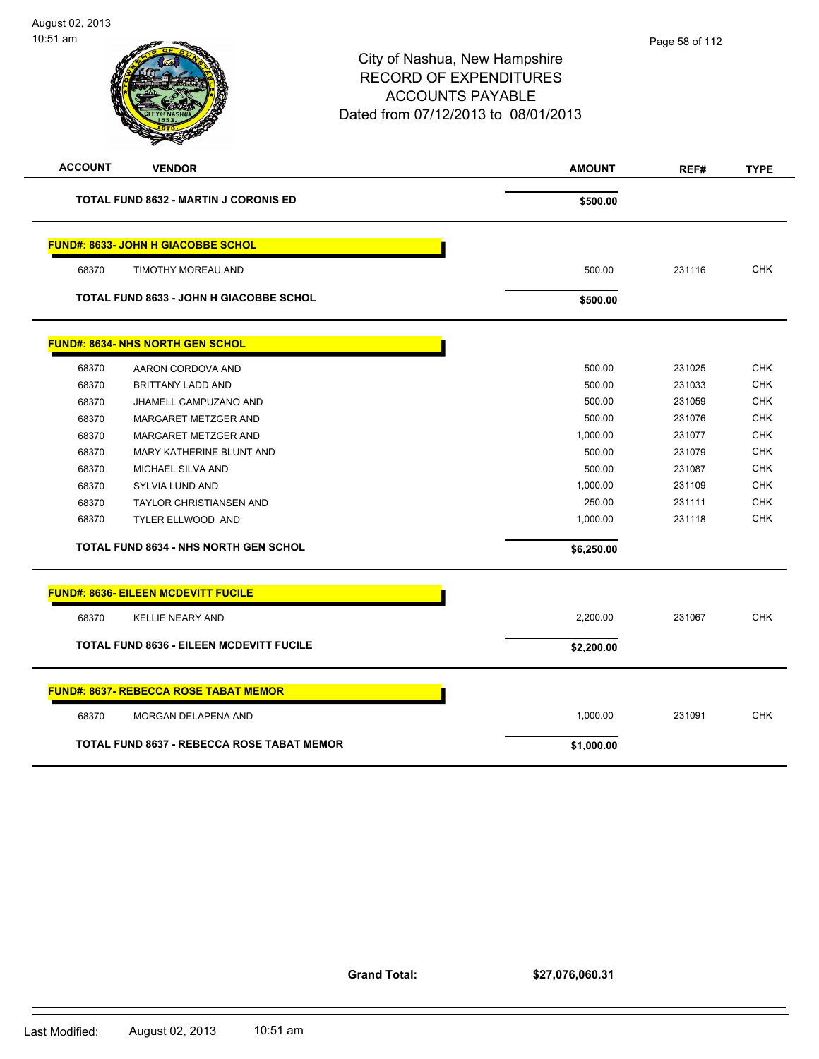# City of Nashua, New Hampshire
## RECORD OF EXPENDITURES
## ACCOUNTS PAYABLE
Dated from 07/12/2013 to 08/01/2013

| ACCOUNT | VENDOR | AMOUNT | REF# | TYPE |
|---|---|---|---|---|
| | **TOTAL FUND 8632 - MARTIN J CORONIS ED** | **$500.00** | | |
| | **FUND#: 8633- JOHN H GIACOBBE SCHOL** | | | |
| 68370 | TIMOTHY MOREAU AND | 500.00 | 231116 | CHK |
| | **TOTAL FUND 8633 - JOHN H GIACOBBE SCHOL** | **$500.00** | | |
| | **FUND#: 8634- NHS NORTH GEN SCHOL** | | | |
| 68370 | AARON CORDOVA AND | 500.00 | 231025 | CHK |
| 68370 | BRITTANY LADD AND | 500.00 | 231033 | CHK |
| 68370 | JHAMELL CAMPUZANO AND | 500.00 | 231059 | CHK |
| 68370 | MARGARET METZGER AND | 500.00 | 231076 | CHK |
| 68370 | MARGARET METZGER AND | 1,000.00 | 231077 | CHK |
| 68370 | MARY KATHERINE BLUNT AND | 500.00 | 231079 | CHK |
| 68370 | MICHAEL SILVA AND | 500.00 | 231087 | CHK |
| 68370 | SYLVIA LUND AND | 1,000.00 | 231109 | CHK |
| 68370 | TAYLOR CHRISTIANSEN AND | 250.00 | 231111 | CHK |
| 68370 | TYLER ELLWOOD AND | 1,000.00 | 231118 | CHK |
| | **TOTAL FUND 8634 - NHS NORTH GEN SCHOL** | **$6,250.00** | | |
| | **FUND#: 8636- EILEEN MCDEVITT FUCILE** | | | |
| 68370 | KELLIE NEARY AND | 2,200.00 | 231067 | CHK |
| | **TOTAL FUND 8636 - EILEEN MCDEVITT FUCILE** | **$2,200.00** | | |
| | **FUND#: 8637- REBECCA ROSE TABAT MEMOR** | | | |
| 68370 | MORGAN DELAPENA AND | 1,000.00 | 231091 | CHK |
| | **TOTAL FUND 8637 - REBECCA ROSE TABAT MEMOR** | **$1,000.00** | | |

**Grand Total:** **$27,076,060.31**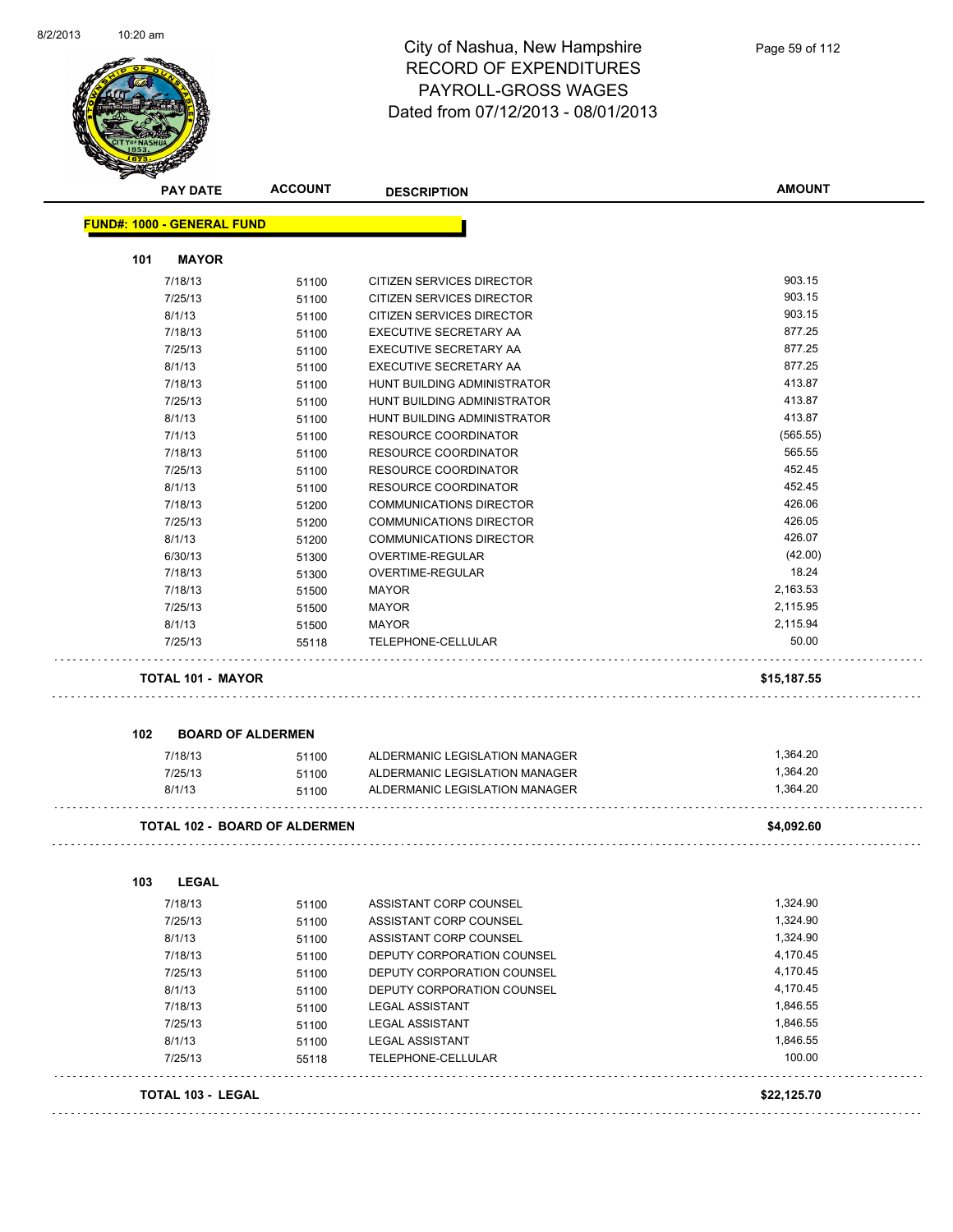# City of Nashua, New Hampshire
## RECORD OF EXPENDITURES
## PAYROLL-GROSS WAGES
## Dated from 07/12/2013 - 08/01/2013

| PAY DATE | ACCOUNT | DESCRIPTION | AMOUNT |
|---|---|---|---|

**FUND#: 1000 - GENERAL FUND**

### 101 MAYOR

| PAY DATE | ACCOUNT | DESCRIPTION | AMOUNT |
|---|---|---|---|
| 7/18/13 | 51100 | CITIZEN SERVICES DIRECTOR | 903.15 |
| 7/25/13 | 51100 | CITIZEN SERVICES DIRECTOR | 903.15 |
| 8/1/13 | 51100 | CITIZEN SERVICES DIRECTOR | 903.15 |
| 7/18/13 | 51100 | EXECUTIVE SECRETARY AA | 877.25 |
| 7/25/13 | 51100 | EXECUTIVE SECRETARY AA | 877.25 |
| 8/1/13 | 51100 | EXECUTIVE SECRETARY AA | 877.25 |
| 7/18/13 | 51100 | HUNT BUILDING ADMINISTRATOR | 413.87 |
| 7/25/13 | 51100 | HUNT BUILDING ADMINISTRATOR | 413.87 |
| 8/1/13 | 51100 | HUNT BUILDING ADMINISTRATOR | 413.87 |
| 7/1/13 | 51100 | RESOURCE COORDINATOR | (565.55) |
| 7/18/13 | 51100 | RESOURCE COORDINATOR | 565.55 |
| 7/25/13 | 51100 | RESOURCE COORDINATOR | 452.45 |
| 8/1/13 | 51100 | RESOURCE COORDINATOR | 452.45 |
| 7/18/13 | 51200 | COMMUNICATIONS DIRECTOR | 426.06 |
| 7/25/13 | 51200 | COMMUNICATIONS DIRECTOR | 426.05 |
| 8/1/13 | 51200 | COMMUNICATIONS DIRECTOR | 426.07 |
| 6/30/13 | 51300 | OVERTIME-REGULAR | (42.00) |
| 7/18/13 | 51300 | OVERTIME-REGULAR | 18.24 |
| 7/18/13 | 51500 | MAYOR | 2,163.53 |
| 7/25/13 | 51500 | MAYOR | 2,115.95 |
| 8/1/13 | 51500 | MAYOR | 2,115.94 |
| 7/25/13 | 55118 | TELEPHONE-CELLULAR | 50.00 |

**TOTAL 101 - MAYOR** **$15,187.55**

### 102 BOARD OF ALDERMEN

| PAY DATE | ACCOUNT | DESCRIPTION | AMOUNT |
|---|---|---|---|
| 7/18/13 | 51100 | ALDERMANIC LEGISLATION MANAGER | 1,364.20 |
| 7/25/13 | 51100 | ALDERMANIC LEGISLATION MANAGER | 1,364.20 |
| 8/1/13 | 51100 | ALDERMANIC LEGISLATION MANAGER | 1,364.20 |

**TOTAL 102 - BOARD OF ALDERMEN** **$4,092.60**

### 103 LEGAL

| PAY DATE | ACCOUNT | DESCRIPTION | AMOUNT |
|---|---|---|---|
| 7/18/13 | 51100 | ASSISTANT CORP COUNSEL | 1,324.90 |
| 7/25/13 | 51100 | ASSISTANT CORP COUNSEL | 1,324.90 |
| 8/1/13 | 51100 | ASSISTANT CORP COUNSEL | 1,324.90 |
| 7/18/13 | 51100 | DEPUTY CORPORATION COUNSEL | 4,170.45 |
| 7/25/13 | 51100 | DEPUTY CORPORATION COUNSEL | 4,170.45 |
| 8/1/13 | 51100 | DEPUTY CORPORATION COUNSEL | 4,170.45 |
| 7/18/13 | 51100 | LEGAL ASSISTANT | 1,846.55 |
| 7/25/13 | 51100 | LEGAL ASSISTANT | 1,846.55 |
| 8/1/13 | 51100 | LEGAL ASSISTANT | 1,846.55 |
| 7/25/13 | 55118 | TELEPHONE-CELLULAR | 100.00 |

**TOTAL 103 - LEGAL** **$22,125.70**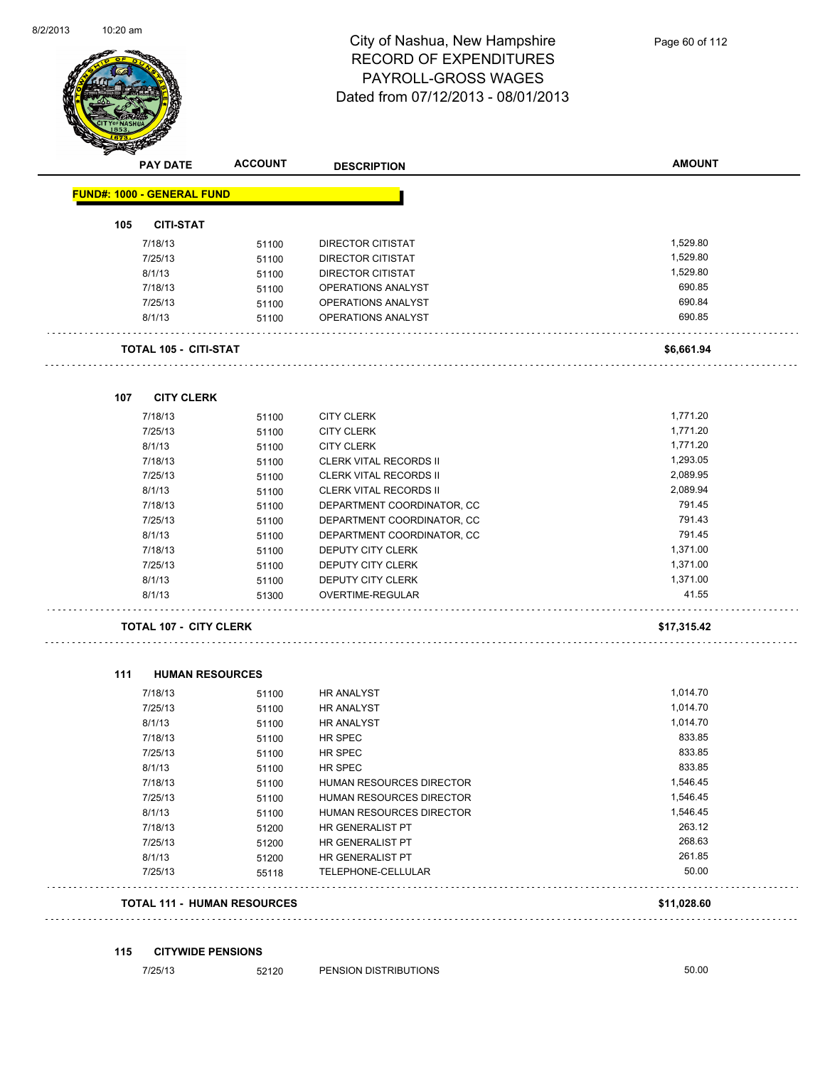# City of Nashua, New Hampshire
## RECORD OF EXPENDITURES
## PAYROLL-GROSS WAGES
## Dated from 07/12/2013 - 08/01/2013

| PAY DATE | ACCOUNT | DESCRIPTION | AMOUNT |
|---|---|---|---|
| **FUND#: 1000 - GENERAL FUND** | | | |
| **105 CITI-STAT** | | | |
| 7/18/13 | 51100 | DIRECTOR CITISTAT | 1,529.80 |
| 7/25/13 | 51100 | DIRECTOR CITISTAT | 1,529.80 |
| 8/1/13 | 51100 | DIRECTOR CITISTAT | 1,529.80 |
| 7/18/13 | 51100 | OPERATIONS ANALYST | 690.85 |
| 7/25/13 | 51100 | OPERATIONS ANALYST | 690.84 |
| 8/1/13 | 51100 | OPERATIONS ANALYST | 690.85 |
| **TOTAL 105 - CITI-STAT** | | | **$6,661.94** |
| **107 CITY CLERK** | | | |
| 7/18/13 | 51100 | CITY CLERK | 1,771.20 |
| 7/25/13 | 51100 | CITY CLERK | 1,771.20 |
| 8/1/13 | 51100 | CITY CLERK | 1,771.20 |
| 7/18/13 | 51100 | CLERK VITAL RECORDS II | 1,293.05 |
| 7/25/13 | 51100 | CLERK VITAL RECORDS II | 2,089.95 |
| 8/1/13 | 51100 | CLERK VITAL RECORDS II | 2,089.94 |
| 7/18/13 | 51100 | DEPARTMENT COORDINATOR, CC | 791.45 |
| 7/25/13 | 51100 | DEPARTMENT COORDINATOR, CC | 791.43 |
| 8/1/13 | 51100 | DEPARTMENT COORDINATOR, CC | 791.45 |
| 7/18/13 | 51100 | DEPUTY CITY CLERK | 1,371.00 |
| 7/25/13 | 51100 | DEPUTY CITY CLERK | 1,371.00 |
| 8/1/13 | 51100 | DEPUTY CITY CLERK | 1,371.00 |
| 8/1/13 | 51300 | OVERTIME-REGULAR | 41.55 |
| **TOTAL 107 - CITY CLERK** | | | **$17,315.42** |
| **111 HUMAN RESOURCES** | | | |
| 7/18/13 | 51100 | HR ANALYST | 1,014.70 |
| 7/25/13 | 51100 | HR ANALYST | 1,014.70 |
| 8/1/13 | 51100 | HR ANALYST | 1,014.70 |
| 7/18/13 | 51100 | HR SPEC | 833.85 |
| 7/25/13 | 51100 | HR SPEC | 833.85 |
| 8/1/13 | 51100 | HR SPEC | 833.85 |
| 7/18/13 | 51100 | HUMAN RESOURCES DIRECTOR | 1,546.45 |
| 7/25/13 | 51100 | HUMAN RESOURCES DIRECTOR | 1,546.45 |
| 8/1/13 | 51100 | HUMAN RESOURCES DIRECTOR | 1,546.45 |
| 7/18/13 | 51200 | HR GENERALIST PT | 263.12 |
| 7/25/13 | 51200 | HR GENERALIST PT | 268.63 |
| 8/1/13 | 51200 | HR GENERALIST PT | 261.85 |
| 7/25/13 | 55118 | TELEPHONE-CELLULAR | 50.00 |
| **TOTAL 111 - HUMAN RESOURCES** | | | **$11,028.60** |
| **115 CITYWIDE PENSIONS** | | | |
| 7/25/13 | 52120 | PENSION DISTRIBUTIONS | 50.00 |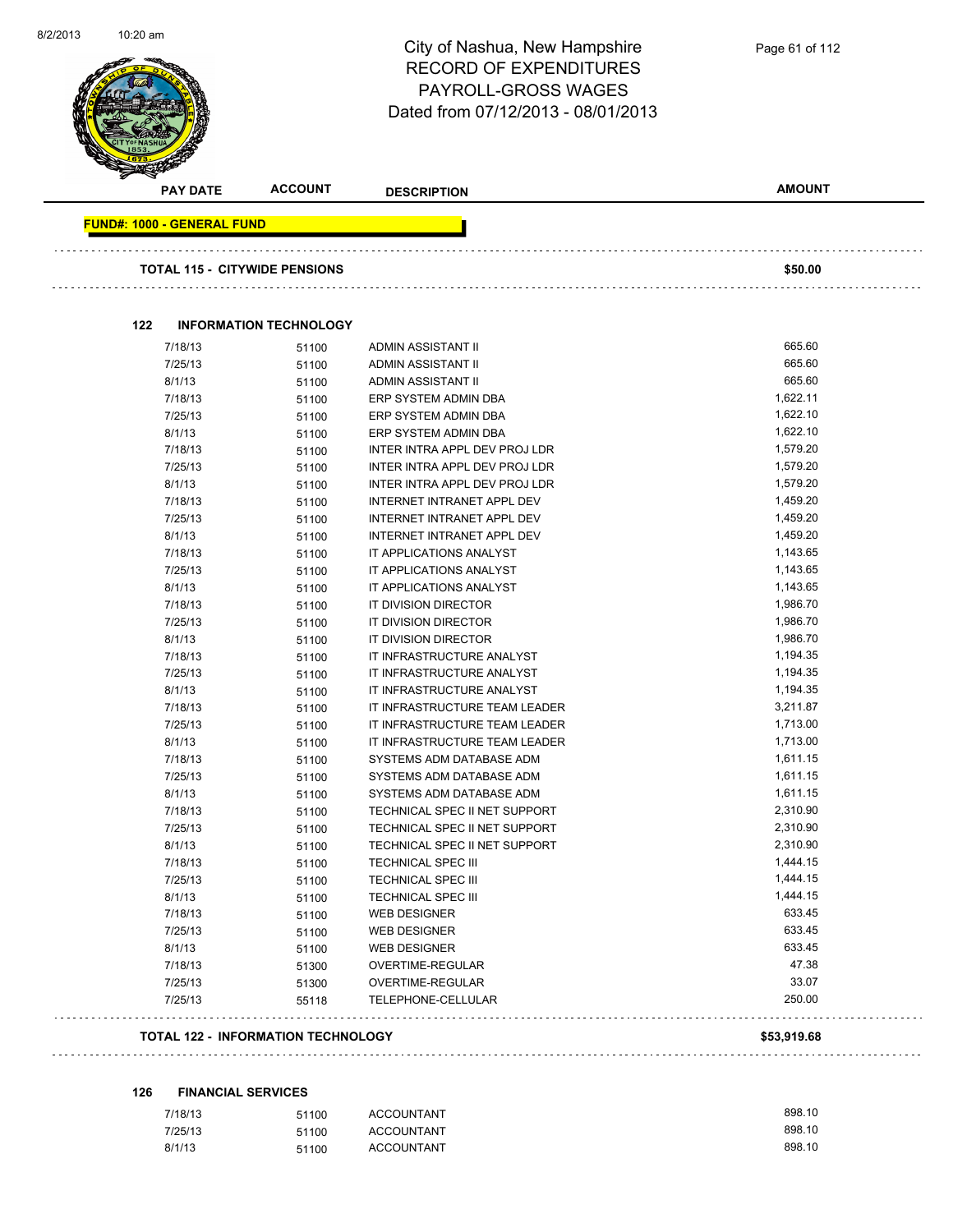City of Nashua, New Hampshire
RECORD OF EXPENDITURES
PAYROLL-GROSS WAGES
Dated from 07/12/2013 - 08/01/2013

| PAY DATE | ACCOUNT | DESCRIPTION | AMOUNT |
|---|---|---|---|
| **FUND#: 1000 - GENERAL FUND** | | | |
| **TOTAL 115 - CITYWIDE PENSIONS** | | | **$50.00** |
| **122 INFORMATION TECHNOLOGY** | | | |
| 7/18/13 | 51100 | ADMIN ASSISTANT II | 665.60 |
| 7/25/13 | 51100 | ADMIN ASSISTANT II | 665.60 |
| 8/1/13 | 51100 | ADMIN ASSISTANT II | 665.60 |
| 7/18/13 | 51100 | ERP SYSTEM ADMIN DBA | 1,622.11 |
| 7/25/13 | 51100 | ERP SYSTEM ADMIN DBA | 1,622.10 |
| 8/1/13 | 51100 | ERP SYSTEM ADMIN DBA | 1,622.10 |
| 7/18/13 | 51100 | INTER INTRA APPL DEV PROJ LDR | 1,579.20 |
| 7/25/13 | 51100 | INTER INTRA APPL DEV PROJ LDR | 1,579.20 |
| 8/1/13 | 51100 | INTER INTRA APPL DEV PROJ LDR | 1,579.20 |
| 7/18/13 | 51100 | INTERNET INTRANET APPL DEV | 1,459.20 |
| 7/25/13 | 51100 | INTERNET INTRANET APPL DEV | 1,459.20 |
| 8/1/13 | 51100 | INTERNET INTRANET APPL DEV | 1,459.20 |
| 7/18/13 | 51100 | IT APPLICATIONS ANALYST | 1,143.65 |
| 7/25/13 | 51100 | IT APPLICATIONS ANALYST | 1,143.65 |
| 8/1/13 | 51100 | IT APPLICATIONS ANALYST | 1,143.65 |
| 7/18/13 | 51100 | IT DIVISION DIRECTOR | 1,986.70 |
| 7/25/13 | 51100 | IT DIVISION DIRECTOR | 1,986.70 |
| 8/1/13 | 51100 | IT DIVISION DIRECTOR | 1,986.70 |
| 7/18/13 | 51100 | IT INFRASTRUCTURE ANALYST | 1,194.35 |
| 7/25/13 | 51100 | IT INFRASTRUCTURE ANALYST | 1,194.35 |
| 8/1/13 | 51100 | IT INFRASTRUCTURE ANALYST | 1,194.35 |
| 7/18/13 | 51100 | IT INFRASTRUCTURE TEAM LEADER | 3,211.87 |
| 7/25/13 | 51100 | IT INFRASTRUCTURE TEAM LEADER | 1,713.00 |
| 8/1/13 | 51100 | IT INFRASTRUCTURE TEAM LEADER | 1,713.00 |
| 7/18/13 | 51100 | SYSTEMS ADM DATABASE ADM | 1,611.15 |
| 7/25/13 | 51100 | SYSTEMS ADM DATABASE ADM | 1,611.15 |
| 8/1/13 | 51100 | SYSTEMS ADM DATABASE ADM | 1,611.15 |
| 7/18/13 | 51100 | TECHNICAL SPEC II NET SUPPORT | 2,310.90 |
| 7/25/13 | 51100 | TECHNICAL SPEC II NET SUPPORT | 2,310.90 |
| 8/1/13 | 51100 | TECHNICAL SPEC II NET SUPPORT | 2,310.90 |
| 7/18/13 | 51100 | TECHNICAL SPEC III | 1,444.15 |
| 7/25/13 | 51100 | TECHNICAL SPEC III | 1,444.15 |
| 8/1/13 | 51100 | TECHNICAL SPEC III | 1,444.15 |
| 7/18/13 | 51100 | WEB DESIGNER | 633.45 |
| 7/25/13 | 51100 | WEB DESIGNER | 633.45 |
| 8/1/13 | 51100 | WEB DESIGNER | 633.45 |
| 7/18/13 | 51300 | OVERTIME-REGULAR | 47.38 |
| 7/25/13 | 51300 | OVERTIME-REGULAR | 33.07 |
| 7/25/13 | 55118 | TELEPHONE-CELLULAR | 250.00 |
| **TOTAL 122 - INFORMATION TECHNOLOGY** | | | **$53,919.68** |
| **126 FINANCIAL SERVICES** | | | |
| 7/18/13 | 51100 | ACCOUNTANT | 898.10 |
| 7/25/13 | 51100 | ACCOUNTANT | 898.10 |
| 8/1/13 | 51100 | ACCOUNTANT | 898.10 |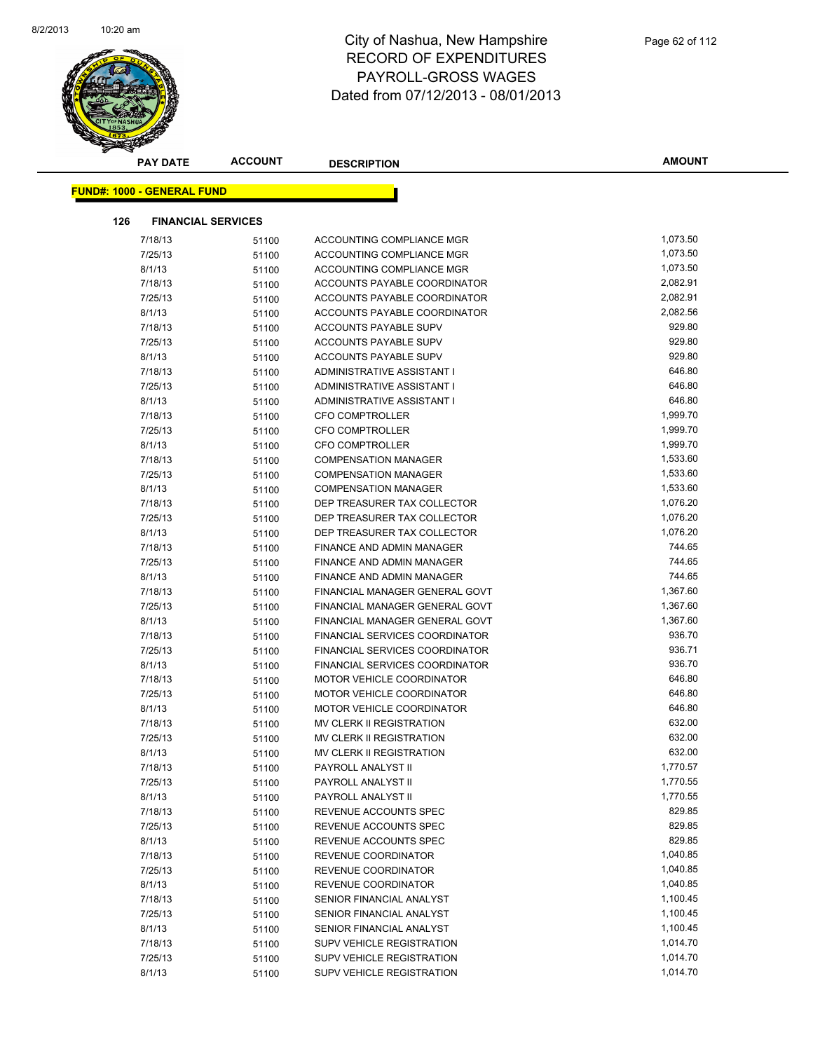# City of Nashua, New Hampshire
# RECORD OF EXPENDITURES
# PAYROLL-GROSS WAGES
# Dated from 07/12/2013 - 08/01/2013

**FUND#: 1000 - GENERAL FUND**

**126 FINANCIAL SERVICES**

| PAY DATE | ACCOUNT | DESCRIPTION | AMOUNT |
|---|---|---|---|
| 7/18/13 | 51100 | ACCOUNTING COMPLIANCE MGR | 1,073.50 |
| 7/25/13 | 51100 | ACCOUNTING COMPLIANCE MGR | 1,073.50 |
| 8/1/13 | 51100 | ACCOUNTING COMPLIANCE MGR | 1,073.50 |
| 7/18/13 | 51100 | ACCOUNTS PAYABLE COORDINATOR | 2,082.91 |
| 7/25/13 | 51100 | ACCOUNTS PAYABLE COORDINATOR | 2,082.91 |
| 8/1/13 | 51100 | ACCOUNTS PAYABLE COORDINATOR | 2,082.56 |
| 7/18/13 | 51100 | ACCOUNTS PAYABLE SUPV | 929.80 |
| 7/25/13 | 51100 | ACCOUNTS PAYABLE SUPV | 929.80 |
| 8/1/13 | 51100 | ACCOUNTS PAYABLE SUPV | 929.80 |
| 7/18/13 | 51100 | ADMINISTRATIVE ASSISTANT I | 646.80 |
| 7/25/13 | 51100 | ADMINISTRATIVE ASSISTANT I | 646.80 |
| 8/1/13 | 51100 | ADMINISTRATIVE ASSISTANT I | 646.80 |
| 7/18/13 | 51100 | CFO COMPTROLLER | 1,999.70 |
| 7/25/13 | 51100 | CFO COMPTROLLER | 1,999.70 |
| 8/1/13 | 51100 | CFO COMPTROLLER | 1,999.70 |
| 7/18/13 | 51100 | COMPENSATION MANAGER | 1,533.60 |
| 7/25/13 | 51100 | COMPENSATION MANAGER | 1,533.60 |
| 8/1/13 | 51100 | COMPENSATION MANAGER | 1,533.60 |
| 7/18/13 | 51100 | DEP TREASURER TAX COLLECTOR | 1,076.20 |
| 7/25/13 | 51100 | DEP TREASURER TAX COLLECTOR | 1,076.20 |
| 8/1/13 | 51100 | DEP TREASURER TAX COLLECTOR | 1,076.20 |
| 7/18/13 | 51100 | FINANCE AND ADMIN MANAGER | 744.65 |
| 7/25/13 | 51100 | FINANCE AND ADMIN MANAGER | 744.65 |
| 8/1/13 | 51100 | FINANCE AND ADMIN MANAGER | 744.65 |
| 7/18/13 | 51100 | FINANCIAL MANAGER GENERAL GOVT | 1,367.60 |
| 7/25/13 | 51100 | FINANCIAL MANAGER GENERAL GOVT | 1,367.60 |
| 8/1/13 | 51100 | FINANCIAL MANAGER GENERAL GOVT | 1,367.60 |
| 7/18/13 | 51100 | FINANCIAL SERVICES COORDINATOR | 936.70 |
| 7/25/13 | 51100 | FINANCIAL SERVICES COORDINATOR | 936.71 |
| 8/1/13 | 51100 | FINANCIAL SERVICES COORDINATOR | 936.70 |
| 7/18/13 | 51100 | MOTOR VEHICLE COORDINATOR | 646.80 |
| 7/25/13 | 51100 | MOTOR VEHICLE COORDINATOR | 646.80 |
| 8/1/13 | 51100 | MOTOR VEHICLE COORDINATOR | 646.80 |
| 7/18/13 | 51100 | MV CLERK II REGISTRATION | 632.00 |
| 7/25/13 | 51100 | MV CLERK II REGISTRATION | 632.00 |
| 8/1/13 | 51100 | MV CLERK II REGISTRATION | 632.00 |
| 7/18/13 | 51100 | PAYROLL ANALYST II | 1,770.57 |
| 7/25/13 | 51100 | PAYROLL ANALYST II | 1,770.55 |
| 8/1/13 | 51100 | PAYROLL ANALYST II | 1,770.55 |
| 7/18/13 | 51100 | REVENUE ACCOUNTS SPEC | 829.85 |
| 7/25/13 | 51100 | REVENUE ACCOUNTS SPEC | 829.85 |
| 8/1/13 | 51100 | REVENUE ACCOUNTS SPEC | 829.85 |
| 7/18/13 | 51100 | REVENUE COORDINATOR | 1,040.85 |
| 7/25/13 | 51100 | REVENUE COORDINATOR | 1,040.85 |
| 8/1/13 | 51100 | REVENUE COORDINATOR | 1,040.85 |
| 7/18/13 | 51100 | SENIOR FINANCIAL ANALYST | 1,100.45 |
| 7/25/13 | 51100 | SENIOR FINANCIAL ANALYST | 1,100.45 |
| 8/1/13 | 51100 | SENIOR FINANCIAL ANALYST | 1,100.45 |
| 7/18/13 | 51100 | SUPV VEHICLE REGISTRATION | 1,014.70 |
| 7/25/13 | 51100 | SUPV VEHICLE REGISTRATION | 1,014.70 |
| 8/1/13 | 51100 | SUPV VEHICLE REGISTRATION | 1,014.70 |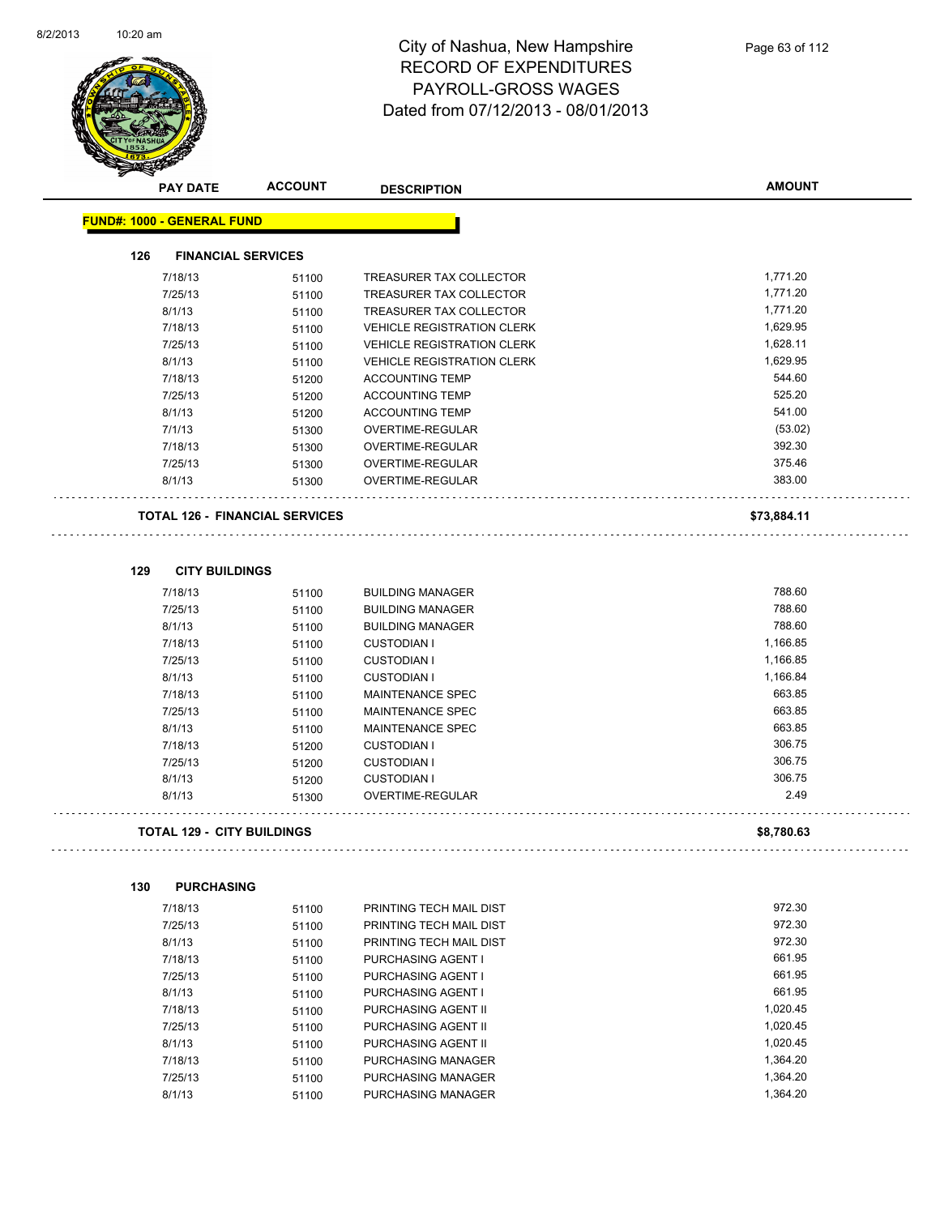# City of Nashua, New Hampshire
## RECORD OF EXPENDITURES
## PAYROLL-GROSS WAGES
## Dated from 07/12/2013 - 08/01/2013

| PAY DATE | ACCOUNT | DESCRIPTION | AMOUNT |
|---|---|---|---|

**FUND#: 1000 - GENERAL FUND**

### 126 FINANCIAL SERVICES

| PAY DATE | ACCOUNT | DESCRIPTION | AMOUNT |
|---|---|---|---|
| 7/18/13 | 51100 | TREASURER TAX COLLECTOR | 1,771.20 |
| 7/25/13 | 51100 | TREASURER TAX COLLECTOR | 1,771.20 |
| 8/1/13 | 51100 | TREASURER TAX COLLECTOR | 1,771.20 |
| 7/18/13 | 51100 | VEHICLE REGISTRATION CLERK | 1,629.95 |
| 7/25/13 | 51100 | VEHICLE REGISTRATION CLERK | 1,628.11 |
| 8/1/13 | 51100 | VEHICLE REGISTRATION CLERK | 1,629.95 |
| 7/18/13 | 51200 | ACCOUNTING TEMP | 544.60 |
| 7/25/13 | 51200 | ACCOUNTING TEMP | 525.20 |
| 8/1/13 | 51200 | ACCOUNTING TEMP | 541.00 |
| 7/1/13 | 51300 | OVERTIME-REGULAR | (53.02) |
| 7/18/13 | 51300 | OVERTIME-REGULAR | 392.30 |
| 7/25/13 | 51300 | OVERTIME-REGULAR | 375.46 |
| 8/1/13 | 51300 | OVERTIME-REGULAR | 383.00 |

**TOTAL 126 - FINANCIAL SERVICES** **$73,884.11**

### 129 CITY BUILDINGS

| PAY DATE | ACCOUNT | DESCRIPTION | AMOUNT |
|---|---|---|---|
| 7/18/13 | 51100 | BUILDING MANAGER | 788.60 |
| 7/25/13 | 51100 | BUILDING MANAGER | 788.60 |
| 8/1/13 | 51100 | BUILDING MANAGER | 788.60 |
| 7/18/13 | 51100 | CUSTODIAN I | 1,166.85 |
| 7/25/13 | 51100 | CUSTODIAN I | 1,166.85 |
| 8/1/13 | 51100 | CUSTODIAN I | 1,166.84 |
| 7/18/13 | 51100 | MAINTENANCE SPEC | 663.85 |
| 7/25/13 | 51100 | MAINTENANCE SPEC | 663.85 |
| 8/1/13 | 51100 | MAINTENANCE SPEC | 663.85 |
| 7/18/13 | 51200 | CUSTODIAN I | 306.75 |
| 7/25/13 | 51200 | CUSTODIAN I | 306.75 |
| 8/1/13 | 51200 | CUSTODIAN I | 306.75 |
| 8/1/13 | 51300 | OVERTIME-REGULAR | 2.49 |

**TOTAL 129 - CITY BUILDINGS** **$8,780.63**

### 130 PURCHASING

| PAY DATE | ACCOUNT | DESCRIPTION | AMOUNT |
|---|---|---|---|
| 7/18/13 | 51100 | PRINTING TECH MAIL DIST | 972.30 |
| 7/25/13 | 51100 | PRINTING TECH MAIL DIST | 972.30 |
| 8/1/13 | 51100 | PRINTING TECH MAIL DIST | 972.30 |
| 7/18/13 | 51100 | PURCHASING AGENT I | 661.95 |
| 7/25/13 | 51100 | PURCHASING AGENT I | 661.95 |
| 8/1/13 | 51100 | PURCHASING AGENT I | 661.95 |
| 7/18/13 | 51100 | PURCHASING AGENT II | 1,020.45 |
| 7/25/13 | 51100 | PURCHASING AGENT II | 1,020.45 |
| 8/1/13 | 51100 | PURCHASING AGENT II | 1,020.45 |
| 7/18/13 | 51100 | PURCHASING MANAGER | 1,364.20 |
| 7/25/13 | 51100 | PURCHASING MANAGER | 1,364.20 |
| 8/1/13 | 51100 | PURCHASING MANAGER | 1,364.20 |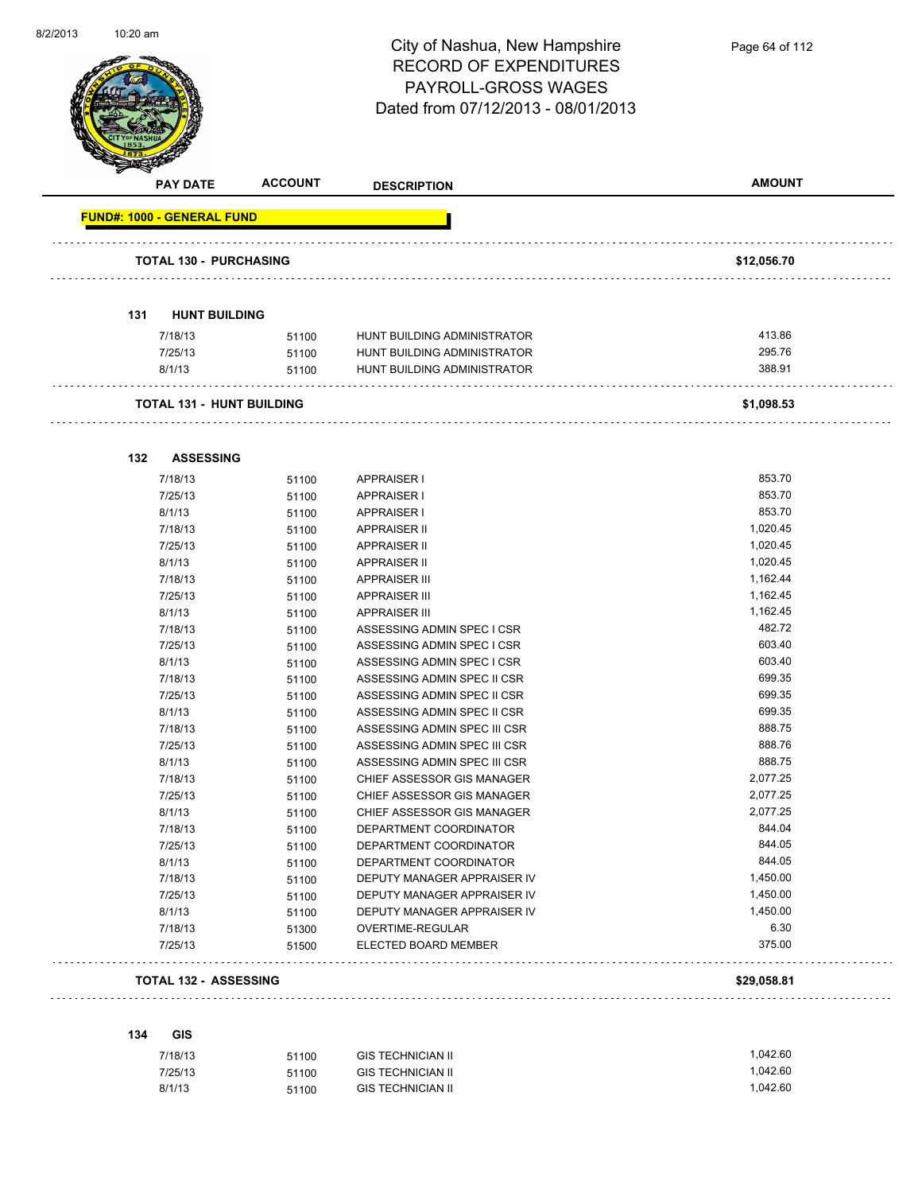# City of Nashua, New Hampshire
## RECORD OF EXPENDITURES
## PAYROLL-GROSS WAGES
## Dated from 07/12/2013 - 08/01/2013

| PAY DATE | ACCOUNT | DESCRIPTION | AMOUNT |
|---|---|---|---|
| **FUND#: 1000 - GENERAL FUND** | | | |
| **TOTAL 130 - PURCHASING** | | | **$12,056.70** |
| **131 HUNT BUILDING** | | | |
| 7/18/13 | 51100 | HUNT BUILDING ADMINISTRATOR | 413.86 |
| 7/25/13 | 51100 | HUNT BUILDING ADMINISTRATOR | 295.76 |
| 8/1/13 | 51100 | HUNT BUILDING ADMINISTRATOR | 388.91 |
| **TOTAL 131 - HUNT BUILDING** | | | **$1,098.53** |
| **132 ASSESSING** | | | |
| 7/18/13 | 51100 | APPRAISER I | 853.70 |
| 7/25/13 | 51100 | APPRAISER I | 853.70 |
| 8/1/13 | 51100 | APPRAISER I | 853.70 |
| 7/18/13 | 51100 | APPRAISER II | 1,020.45 |
| 7/25/13 | 51100 | APPRAISER II | 1,020.45 |
| 8/1/13 | 51100 | APPRAISER II | 1,020.45 |
| 7/18/13 | 51100 | APPRAISER III | 1,162.44 |
| 7/25/13 | 51100 | APPRAISER III | 1,162.45 |
| 8/1/13 | 51100 | APPRAISER III | 1,162.45 |
| 7/18/13 | 51100 | ASSESSING ADMIN SPEC I CSR | 482.72 |
| 7/25/13 | 51100 | ASSESSING ADMIN SPEC I CSR | 603.40 |
| 8/1/13 | 51100 | ASSESSING ADMIN SPEC I CSR | 603.40 |
| 7/18/13 | 51100 | ASSESSING ADMIN SPEC II CSR | 699.35 |
| 7/25/13 | 51100 | ASSESSING ADMIN SPEC II CSR | 699.35 |
| 8/1/13 | 51100 | ASSESSING ADMIN SPEC II CSR | 699.35 |
| 7/18/13 | 51100 | ASSESSING ADMIN SPEC III CSR | 888.75 |
| 7/25/13 | 51100 | ASSESSING ADMIN SPEC III CSR | 888.76 |
| 8/1/13 | 51100 | ASSESSING ADMIN SPEC III CSR | 888.75 |
| 7/18/13 | 51100 | CHIEF ASSESSOR GIS MANAGER | 2,077.25 |
| 7/25/13 | 51100 | CHIEF ASSESSOR GIS MANAGER | 2,077.25 |
| 8/1/13 | 51100 | CHIEF ASSESSOR GIS MANAGER | 2,077.25 |
| 7/18/13 | 51100 | DEPARTMENT COORDINATOR | 844.04 |
| 7/25/13 | 51100 | DEPARTMENT COORDINATOR | 844.05 |
| 8/1/13 | 51100 | DEPARTMENT COORDINATOR | 844.05 |
| 7/18/13 | 51100 | DEPUTY MANAGER APPRAISER IV | 1,450.00 |
| 7/25/13 | 51100 | DEPUTY MANAGER APPRAISER IV | 1,450.00 |
| 8/1/13 | 51100 | DEPUTY MANAGER APPRAISER IV | 1,450.00 |
| 7/18/13 | 51300 | OVERTIME-REGULAR | 6.30 |
| 7/25/13 | 51500 | ELECTED BOARD MEMBER | 375.00 |
| **TOTAL 132 - ASSESSING** | | | **$29,058.81** |
| **134 GIS** | | | |
| 7/18/13 | 51100 | GIS TECHNICIAN II | 1,042.60 |
| 7/25/13 | 51100 | GIS TECHNICIAN II | 1,042.60 |
| 8/1/13 | 51100 | GIS TECHNICIAN II | 1,042.60 |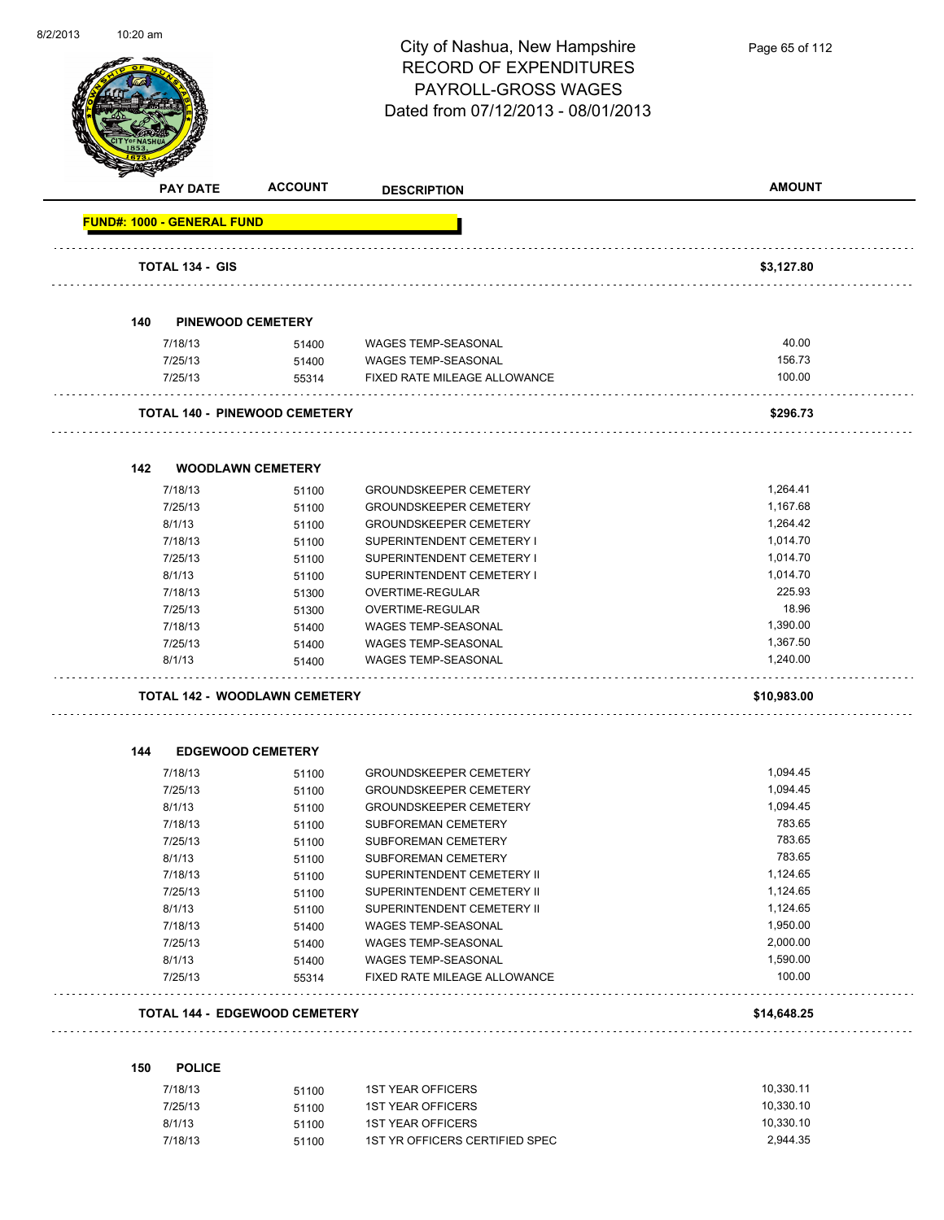# City of Nashua, New Hampshire
## RECORD OF EXPENDITURES
## PAYROLL-GROSS WAGES
## Dated from 07/12/2013 - 08/01/2013

| PAY DATE | ACCOUNT | DESCRIPTION | AMOUNT |
|---|---|---|---|
| **FUND#: 1000 - GENERAL FUND** | | | |
| **TOTAL 134 - GIS** | | | **$3,127.80** |
| **140 PINEWOOD CEMETERY** | | | |
| 7/18/13 | 51400 | WAGES TEMP-SEASONAL | 40.00 |
| 7/25/13 | 51400 | WAGES TEMP-SEASONAL | 156.73 |
| 7/25/13 | 55314 | FIXED RATE MILEAGE ALLOWANCE | 100.00 |
| **TOTAL 140 - PINEWOOD CEMETERY** | | | **$296.73** |
| **142 WOODLAWN CEMETERY** | | | |
| 7/18/13 | 51100 | GROUNDSKEEPER CEMETERY | 1,264.41 |
| 7/25/13 | 51100 | GROUNDSKEEPER CEMETERY | 1,167.68 |
| 8/1/13 | 51100 | GROUNDSKEEPER CEMETERY | 1,264.42 |
| 7/18/13 | 51100 | SUPERINTENDENT CEMETERY I | 1,014.70 |
| 7/25/13 | 51100 | SUPERINTENDENT CEMETERY I | 1,014.70 |
| 8/1/13 | 51100 | SUPERINTENDENT CEMETERY I | 1,014.70 |
| 7/18/13 | 51300 | OVERTIME-REGULAR | 225.93 |
| 7/25/13 | 51300 | OVERTIME-REGULAR | 18.96 |
| 7/18/13 | 51400 | WAGES TEMP-SEASONAL | 1,390.00 |
| 7/25/13 | 51400 | WAGES TEMP-SEASONAL | 1,367.50 |
| 8/1/13 | 51400 | WAGES TEMP-SEASONAL | 1,240.00 |
| **TOTAL 142 - WOODLAWN CEMETERY** | | | **$10,983.00** |
| **144 EDGEWOOD CEMETERY** | | | |
| 7/18/13 | 51100 | GROUNDSKEEPER CEMETERY | 1,094.45 |
| 7/25/13 | 51100 | GROUNDSKEEPER CEMETERY | 1,094.45 |
| 8/1/13 | 51100 | GROUNDSKEEPER CEMETERY | 1,094.45 |
| 7/18/13 | 51100 | SUBFOREMAN CEMETERY | 783.65 |
| 7/25/13 | 51100 | SUBFOREMAN CEMETERY | 783.65 |
| 8/1/13 | 51100 | SUBFOREMAN CEMETERY | 783.65 |
| 7/18/13 | 51100 | SUPERINTENDENT CEMETERY II | 1,124.65 |
| 7/25/13 | 51100 | SUPERINTENDENT CEMETERY II | 1,124.65 |
| 8/1/13 | 51100 | SUPERINTENDENT CEMETERY II | 1,124.65 |
| 7/18/13 | 51400 | WAGES TEMP-SEASONAL | 1,950.00 |
| 7/25/13 | 51400 | WAGES TEMP-SEASONAL | 2,000.00 |
| 8/1/13 | 51400 | WAGES TEMP-SEASONAL | 1,590.00 |
| 7/25/13 | 55314 | FIXED RATE MILEAGE ALLOWANCE | 100.00 |
| **TOTAL 144 - EDGEWOOD CEMETERY** | | | **$14,648.25** |
| **150 POLICE** | | | |
| 7/18/13 | 51100 | 1ST YEAR OFFICERS | 10,330.11 |
| 7/25/13 | 51100 | 1ST YEAR OFFICERS | 10,330.10 |
| 8/1/13 | 51100 | 1ST YEAR OFFICERS | 10,330.10 |
| 7/18/13 | 51100 | 1ST YR OFFICERS CERTIFIED SPEC | 2,944.35 |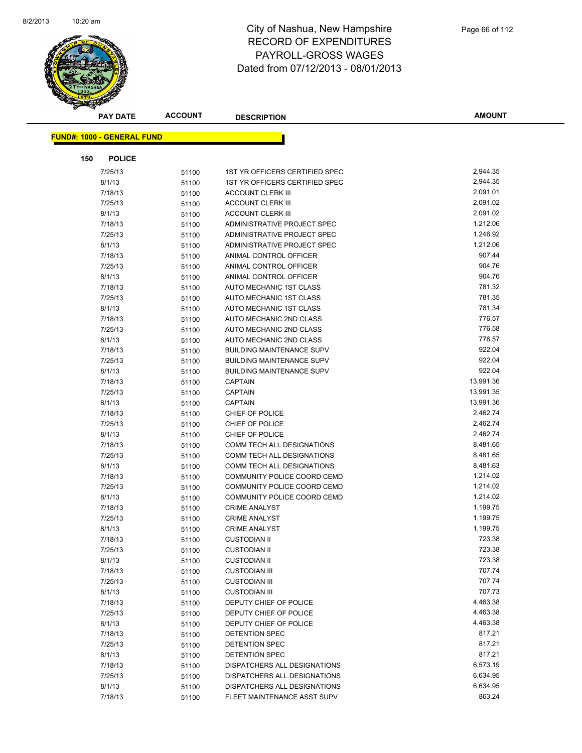# City of Nashua, New Hampshire
## RECORD OF EXPENDITURES
## PAYROLL-GROSS WAGES
## Dated from 07/12/2013 - 08/01/2013

**FUND#: 1000 - GENERAL FUND**

**150 POLICE**

| PAY DATE | ACCOUNT | DESCRIPTION | AMOUNT |
|---|---|---|---|
| 7/25/13 | 51100 | 1ST YR OFFICERS CERTIFIED SPEC | 2,944.35 |
| 8/1/13 | 51100 | 1ST YR OFFICERS CERTIFIED SPEC | 2,944.35 |
| 7/18/13 | 51100 | ACCOUNT CLERK III | 2,091.01 |
| 7/25/13 | 51100 | ACCOUNT CLERK III | 2,091.02 |
| 8/1/13 | 51100 | ACCOUNT CLERK III | 2,091.02 |
| 7/18/13 | 51100 | ADMINISTRATIVE PROJECT SPEC | 1,212.06 |
| 7/25/13 | 51100 | ADMINISTRATIVE PROJECT SPEC | 1,246.92 |
| 8/1/13 | 51100 | ADMINISTRATIVE PROJECT SPEC | 1,212.06 |
| 7/18/13 | 51100 | ANIMAL CONTROL OFFICER | 907.44 |
| 7/25/13 | 51100 | ANIMAL CONTROL OFFICER | 904.76 |
| 8/1/13 | 51100 | ANIMAL CONTROL OFFICER | 904.76 |
| 7/18/13 | 51100 | AUTO MECHANIC 1ST CLASS | 781.32 |
| 7/25/13 | 51100 | AUTO MECHANIC 1ST CLASS | 781.35 |
| 8/1/13 | 51100 | AUTO MECHANIC 1ST CLASS | 781.34 |
| 7/18/13 | 51100 | AUTO MECHANIC 2ND CLASS | 776.57 |
| 7/25/13 | 51100 | AUTO MECHANIC 2ND CLASS | 776.58 |
| 8/1/13 | 51100 | AUTO MECHANIC 2ND CLASS | 776.57 |
| 7/18/13 | 51100 | BUILDING MAINTENANCE SUPV | 922.04 |
| 7/25/13 | 51100 | BUILDING MAINTENANCE SUPV | 922.04 |
| 8/1/13 | 51100 | BUILDING MAINTENANCE SUPV | 922.04 |
| 7/18/13 | 51100 | CAPTAIN | 13,991.36 |
| 7/25/13 | 51100 | CAPTAIN | 13,991.35 |
| 8/1/13 | 51100 | CAPTAIN | 13,991.36 |
| 7/18/13 | 51100 | CHIEF OF POLICE | 2,462.74 |
| 7/25/13 | 51100 | CHIEF OF POLICE | 2,462.74 |
| 8/1/13 | 51100 | CHIEF OF POLICE | 2,462.74 |
| 7/18/13 | 51100 | COMM TECH ALL DESIGNATIONS | 8,481.65 |
| 7/25/13 | 51100 | COMM TECH ALL DESIGNATIONS | 8,481.65 |
| 8/1/13 | 51100 | COMM TECH ALL DESIGNATIONS | 8,481.63 |
| 7/18/13 | 51100 | COMMUNITY POLICE COORD CEMD | 1,214.02 |
| 7/25/13 | 51100 | COMMUNITY POLICE COORD CEMD | 1,214.02 |
| 8/1/13 | 51100 | COMMUNITY POLICE COORD CEMD | 1,214.02 |
| 7/18/13 | 51100 | CRIME ANALYST | 1,199.75 |
| 7/25/13 | 51100 | CRIME ANALYST | 1,199.75 |
| 8/1/13 | 51100 | CRIME ANALYST | 1,199.75 |
| 7/18/13 | 51100 | CUSTODIAN II | 723.38 |
| 7/25/13 | 51100 | CUSTODIAN II | 723.38 |
| 8/1/13 | 51100 | CUSTODIAN II | 723.38 |
| 7/18/13 | 51100 | CUSTODIAN III | 707.74 |
| 7/25/13 | 51100 | CUSTODIAN III | 707.74 |
| 8/1/13 | 51100 | CUSTODIAN III | 707.73 |
| 7/18/13 | 51100 | DEPUTY CHIEF OF POLICE | 4,463.38 |
| 7/25/13 | 51100 | DEPUTY CHIEF OF POLICE | 4,463.38 |
| 8/1/13 | 51100 | DEPUTY CHIEF OF POLICE | 4,463.38 |
| 7/18/13 | 51100 | DETENTION SPEC | 817.21 |
| 7/25/13 | 51100 | DETENTION SPEC | 817.21 |
| 8/1/13 | 51100 | DETENTION SPEC | 817.21 |
| 7/18/13 | 51100 | DISPATCHERS ALL DESIGNATIONS | 6,573.19 |
| 7/25/13 | 51100 | DISPATCHERS ALL DESIGNATIONS | 6,634.95 |
| 8/1/13 | 51100 | DISPATCHERS ALL DESIGNATIONS | 6,634.95 |
| 7/18/13 | 51100 | FLEET MAINTENANCE ASST SUPV | 863.24 |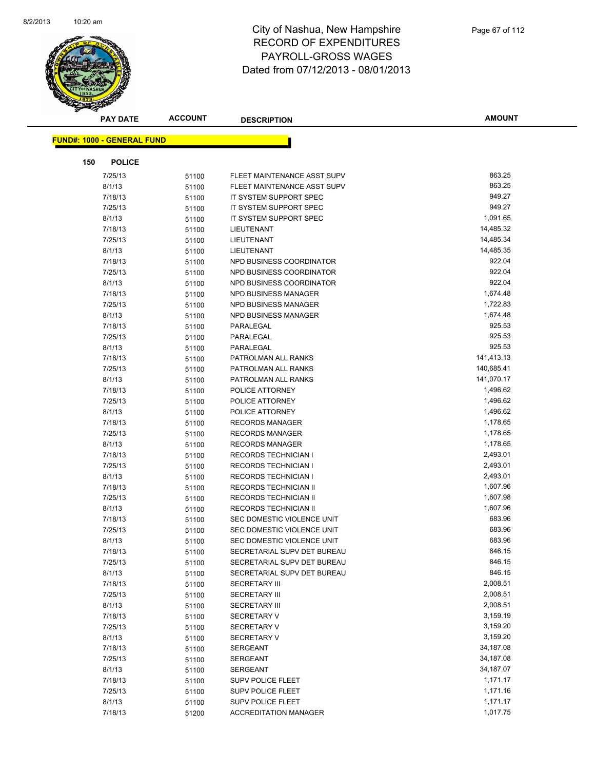# City of Nashua, New Hampshire
# RECORD OF EXPENDITURES
# PAYROLL-GROSS WAGES
# Dated from 07/12/2013 - 08/01/2013

**FUND#: 1000 - GENERAL FUND**

**150 POLICE**

| PAY DATE | ACCOUNT | DESCRIPTION | AMOUNT |
|---|---|---|---|
| 7/25/13 | 51100 | FLEET MAINTENANCE ASST SUPV | 863.25 |
| 8/1/13 | 51100 | FLEET MAINTENANCE ASST SUPV | 863.25 |
| 7/18/13 | 51100 | IT SYSTEM SUPPORT SPEC | 949.27 |
| 7/25/13 | 51100 | IT SYSTEM SUPPORT SPEC | 949.27 |
| 8/1/13 | 51100 | IT SYSTEM SUPPORT SPEC | 1,091.65 |
| 7/18/13 | 51100 | LIEUTENANT | 14,485.32 |
| 7/25/13 | 51100 | LIEUTENANT | 14,485.34 |
| 8/1/13 | 51100 | LIEUTENANT | 14,485.35 |
| 7/18/13 | 51100 | NPD BUSINESS COORDINATOR | 922.04 |
| 7/25/13 | 51100 | NPD BUSINESS COORDINATOR | 922.04 |
| 8/1/13 | 51100 | NPD BUSINESS COORDINATOR | 922.04 |
| 7/18/13 | 51100 | NPD BUSINESS MANAGER | 1,674.48 |
| 7/25/13 | 51100 | NPD BUSINESS MANAGER | 1,722.83 |
| 8/1/13 | 51100 | NPD BUSINESS MANAGER | 1,674.48 |
| 7/18/13 | 51100 | PARALEGAL | 925.53 |
| 7/25/13 | 51100 | PARALEGAL | 925.53 |
| 8/1/13 | 51100 | PARALEGAL | 925.53 |
| 7/18/13 | 51100 | PATROLMAN ALL RANKS | 141,413.13 |
| 7/25/13 | 51100 | PATROLMAN ALL RANKS | 140,685.41 |
| 8/1/13 | 51100 | PATROLMAN ALL RANKS | 141,070.17 |
| 7/18/13 | 51100 | POLICE ATTORNEY | 1,496.62 |
| 7/25/13 | 51100 | POLICE ATTORNEY | 1,496.62 |
| 8/1/13 | 51100 | POLICE ATTORNEY | 1,496.62 |
| 7/18/13 | 51100 | RECORDS MANAGER | 1,178.65 |
| 7/25/13 | 51100 | RECORDS MANAGER | 1,178.65 |
| 8/1/13 | 51100 | RECORDS MANAGER | 1,178.65 |
| 7/18/13 | 51100 | RECORDS TECHNICIAN I | 2,493.01 |
| 7/25/13 | 51100 | RECORDS TECHNICIAN I | 2,493.01 |
| 8/1/13 | 51100 | RECORDS TECHNICIAN I | 2,493.01 |
| 7/18/13 | 51100 | RECORDS TECHNICIAN II | 1,607.96 |
| 7/25/13 | 51100 | RECORDS TECHNICIAN II | 1,607.98 |
| 8/1/13 | 51100 | RECORDS TECHNICIAN II | 1,607.96 |
| 7/18/13 | 51100 | SEC DOMESTIC VIOLENCE UNIT | 683.96 |
| 7/25/13 | 51100 | SEC DOMESTIC VIOLENCE UNIT | 683.96 |
| 8/1/13 | 51100 | SEC DOMESTIC VIOLENCE UNIT | 683.96 |
| 7/18/13 | 51100 | SECRETARIAL SUPV DET BUREAU | 846.15 |
| 7/25/13 | 51100 | SECRETARIAL SUPV DET BUREAU | 846.15 |
| 8/1/13 | 51100 | SECRETARIAL SUPV DET BUREAU | 846.15 |
| 7/18/13 | 51100 | SECRETARY III | 2,008.51 |
| 7/25/13 | 51100 | SECRETARY III | 2,008.51 |
| 8/1/13 | 51100 | SECRETARY III | 2,008.51 |
| 7/18/13 | 51100 | SECRETARY V | 3,159.19 |
| 7/25/13 | 51100 | SECRETARY V | 3,159.20 |
| 8/1/13 | 51100 | SECRETARY V | 3,159.20 |
| 7/18/13 | 51100 | SERGEANT | 34,187.08 |
| 7/25/13 | 51100 | SERGEANT | 34,187.08 |
| 8/1/13 | 51100 | SERGEANT | 34,187.07 |
| 7/18/13 | 51100 | SUPV POLICE FLEET | 1,171.17 |
| 7/25/13 | 51100 | SUPV POLICE FLEET | 1,171.16 |
| 8/1/13 | 51100 | SUPV POLICE FLEET | 1,171.17 |
| 7/18/13 | 51200 | ACCREDITATION MANAGER | 1,017.75 |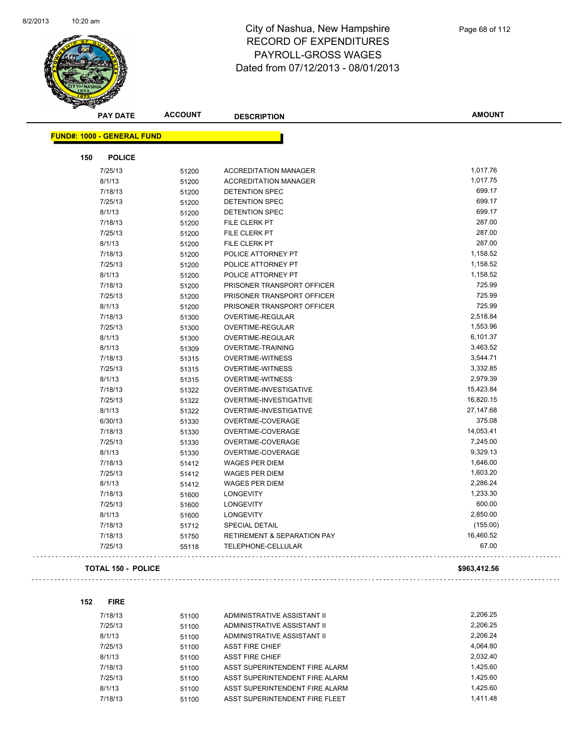# City of Nashua, New Hampshire
## RECORD OF EXPENDITURES
## PAYROLL-GROSS WAGES
## Dated from 07/12/2013 - 08/01/2013

| PAY DATE | ACCOUNT | DESCRIPTION | AMOUNT |
|---|---|---|---|

**FUND#: 1000 - GENERAL FUND**

**150 POLICE**

| PAY DATE | ACCOUNT | DESCRIPTION | AMOUNT |
|---|---|---|---|
| 7/25/13 | 51200 | ACCREDITATION MANAGER | 1,017.76 |
| 8/1/13 | 51200 | ACCREDITATION MANAGER | 1,017.75 |
| 7/18/13 | 51200 | DETENTION SPEC | 699.17 |
| 7/25/13 | 51200 | DETENTION SPEC | 699.17 |
| 8/1/13 | 51200 | DETENTION SPEC | 699.17 |
| 7/18/13 | 51200 | FILE CLERK PT | 287.00 |
| 7/25/13 | 51200 | FILE CLERK PT | 287.00 |
| 8/1/13 | 51200 | FILE CLERK PT | 287.00 |
| 7/18/13 | 51200 | POLICE ATTORNEY PT | 1,158.52 |
| 7/25/13 | 51200 | POLICE ATTORNEY PT | 1,158.52 |
| 8/1/13 | 51200 | POLICE ATTORNEY PT | 1,158.52 |
| 7/18/13 | 51200 | PRISONER TRANSPORT OFFICER | 725.99 |
| 7/25/13 | 51200 | PRISONER TRANSPORT OFFICER | 725.99 |
| 8/1/13 | 51200 | PRISONER TRANSPORT OFFICER | 725.99 |
| 7/18/13 | 51300 | OVERTIME-REGULAR | 2,518.84 |
| 7/25/13 | 51300 | OVERTIME-REGULAR | 1,553.96 |
| 8/1/13 | 51300 | OVERTIME-REGULAR | 6,101.37 |
| 8/1/13 | 51309 | OVERTIME-TRAINING | 3,463.52 |
| 7/18/13 | 51315 | OVERTIME-WITNESS | 3,544.71 |
| 7/25/13 | 51315 | OVERTIME-WITNESS | 3,332.85 |
| 8/1/13 | 51315 | OVERTIME-WITNESS | 2,979.39 |
| 7/18/13 | 51322 | OVERTIME-INVESTIGATIVE | 15,423.84 |
| 7/25/13 | 51322 | OVERTIME-INVESTIGATIVE | 16,820.15 |
| 8/1/13 | 51322 | OVERTIME-INVESTIGATIVE | 27,147.68 |
| 6/30/13 | 51330 | OVERTIME-COVERAGE | 375.08 |
| 7/18/13 | 51330 | OVERTIME-COVERAGE | 14,053.41 |
| 7/25/13 | 51330 | OVERTIME-COVERAGE | 7,245.00 |
| 8/1/13 | 51330 | OVERTIME-COVERAGE | 9,329.13 |
| 7/18/13 | 51412 | WAGES PER DIEM | 1,646.00 |
| 7/25/13 | 51412 | WAGES PER DIEM | 1,603.20 |
| 8/1/13 | 51412 | WAGES PER DIEM | 2,286.24 |
| 7/18/13 | 51600 | LONGEVITY | 1,233.30 |
| 7/25/13 | 51600 | LONGEVITY | 600.00 |
| 8/1/13 | 51600 | LONGEVITY | 2,850.00 |
| 7/18/13 | 51712 | SPECIAL DETAIL | (155.00) |
| 7/18/13 | 51750 | RETIREMENT & SEPARATION PAY | 16,460.52 |
| 7/25/13 | 55118 | TELEPHONE-CELLULAR | 67.00 |

**TOTAL 150 - POLICE** **$963,412.56**

**152 FIRE**

| PAY DATE | ACCOUNT | DESCRIPTION | AMOUNT |
|---|---|---|---|
| 7/18/13 | 51100 | ADMINISTRATIVE ASSISTANT II | 2,206.25 |
| 7/25/13 | 51100 | ADMINISTRATIVE ASSISTANT II | 2,206.25 |
| 8/1/13 | 51100 | ADMINISTRATIVE ASSISTANT II | 2,206.24 |
| 7/25/13 | 51100 | ASST FIRE CHIEF | 4,064.80 |
| 8/1/13 | 51100 | ASST FIRE CHIEF | 2,032.40 |
| 7/18/13 | 51100 | ASST SUPERINTENDENT FIRE ALARM | 1,425.60 |
| 7/25/13 | 51100 | ASST SUPERINTENDENT FIRE ALARM | 1,425.60 |
| 8/1/13 | 51100 | ASST SUPERINTENDENT FIRE ALARM | 1,425.60 |
| 7/18/13 | 51100 | ASST SUPERINTENDENT FIRE FLEET | 1,411.48 |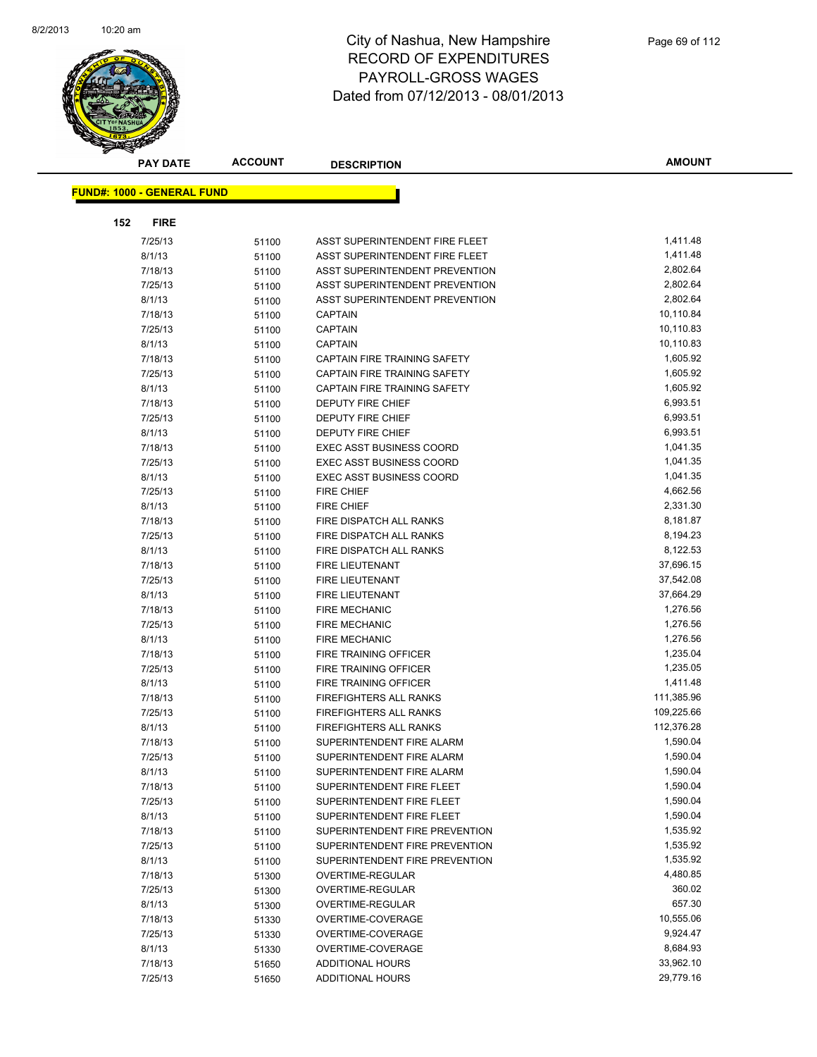# City of Nashua, New Hampshire
## RECORD OF EXPENDITURES
## PAYROLL-GROSS WAGES
## Dated from 07/12/2013 - 08/01/2013

| PAY DATE | ACCOUNT | DESCRIPTION | AMOUNT |
|---|---|---|---|

**FUND#: 1000 - GENERAL FUND**

**152 FIRE**

| PAY DATE | ACCOUNT | DESCRIPTION | AMOUNT |
|---|---|---|---|
| 7/25/13 | 51100 | ASST SUPERINTENDENT FIRE FLEET | 1,411.48 |
| 8/1/13 | 51100 | ASST SUPERINTENDENT FIRE FLEET | 1,411.48 |
| 7/18/13 | 51100 | ASST SUPERINTENDENT PREVENTION | 2,802.64 |
| 7/25/13 | 51100 | ASST SUPERINTENDENT PREVENTION | 2,802.64 |
| 8/1/13 | 51100 | ASST SUPERINTENDENT PREVENTION | 2,802.64 |
| 7/18/13 | 51100 | CAPTAIN | 10,110.84 |
| 7/25/13 | 51100 | CAPTAIN | 10,110.83 |
| 8/1/13 | 51100 | CAPTAIN | 10,110.83 |
| 7/18/13 | 51100 | CAPTAIN FIRE TRAINING SAFETY | 1,605.92 |
| 7/25/13 | 51100 | CAPTAIN FIRE TRAINING SAFETY | 1,605.92 |
| 8/1/13 | 51100 | CAPTAIN FIRE TRAINING SAFETY | 1,605.92 |
| 7/18/13 | 51100 | DEPUTY FIRE CHIEF | 6,993.51 |
| 7/25/13 | 51100 | DEPUTY FIRE CHIEF | 6,993.51 |
| 8/1/13 | 51100 | DEPUTY FIRE CHIEF | 6,993.51 |
| 7/18/13 | 51100 | EXEC ASST BUSINESS COORD | 1,041.35 |
| 7/25/13 | 51100 | EXEC ASST BUSINESS COORD | 1,041.35 |
| 8/1/13 | 51100 | EXEC ASST BUSINESS COORD | 1,041.35 |
| 7/25/13 | 51100 | FIRE CHIEF | 4,662.56 |
| 8/1/13 | 51100 | FIRE CHIEF | 2,331.30 |
| 7/18/13 | 51100 | FIRE DISPATCH ALL RANKS | 8,181.87 |
| 7/25/13 | 51100 | FIRE DISPATCH ALL RANKS | 8,194.23 |
| 8/1/13 | 51100 | FIRE DISPATCH ALL RANKS | 8,122.53 |
| 7/18/13 | 51100 | FIRE LIEUTENANT | 37,696.15 |
| 7/25/13 | 51100 | FIRE LIEUTENANT | 37,542.08 |
| 8/1/13 | 51100 | FIRE LIEUTENANT | 37,664.29 |
| 7/18/13 | 51100 | FIRE MECHANIC | 1,276.56 |
| 7/25/13 | 51100 | FIRE MECHANIC | 1,276.56 |
| 8/1/13 | 51100 | FIRE MECHANIC | 1,276.56 |
| 7/18/13 | 51100 | FIRE TRAINING OFFICER | 1,235.04 |
| 7/25/13 | 51100 | FIRE TRAINING OFFICER | 1,235.05 |
| 8/1/13 | 51100 | FIRE TRAINING OFFICER | 1,411.48 |
| 7/18/13 | 51100 | FIREFIGHTERS ALL RANKS | 111,385.96 |
| 7/25/13 | 51100 | FIREFIGHTERS ALL RANKS | 109,225.66 |
| 8/1/13 | 51100 | FIREFIGHTERS ALL RANKS | 112,376.28 |
| 7/18/13 | 51100 | SUPERINTENDENT FIRE ALARM | 1,590.04 |
| 7/25/13 | 51100 | SUPERINTENDENT FIRE ALARM | 1,590.04 |
| 8/1/13 | 51100 | SUPERINTENDENT FIRE ALARM | 1,590.04 |
| 7/18/13 | 51100 | SUPERINTENDENT FIRE FLEET | 1,590.04 |
| 7/25/13 | 51100 | SUPERINTENDENT FIRE FLEET | 1,590.04 |
| 8/1/13 | 51100 | SUPERINTENDENT FIRE FLEET | 1,590.04 |
| 7/18/13 | 51100 | SUPERINTENDENT FIRE PREVENTION | 1,535.92 |
| 7/25/13 | 51100 | SUPERINTENDENT FIRE PREVENTION | 1,535.92 |
| 8/1/13 | 51100 | SUPERINTENDENT FIRE PREVENTION | 1,535.92 |
| 7/18/13 | 51300 | OVERTIME-REGULAR | 4,480.85 |
| 7/25/13 | 51300 | OVERTIME-REGULAR | 360.02 |
| 8/1/13 | 51300 | OVERTIME-REGULAR | 657.30 |
| 7/18/13 | 51330 | OVERTIME-COVERAGE | 10,555.06 |
| 7/25/13 | 51330 | OVERTIME-COVERAGE | 9,924.47 |
| 8/1/13 | 51330 | OVERTIME-COVERAGE | 8,684.93 |
| 7/18/13 | 51650 | ADDITIONAL HOURS | 33,962.10 |
| 7/25/13 | 51650 | ADDITIONAL HOURS | 29,779.16 |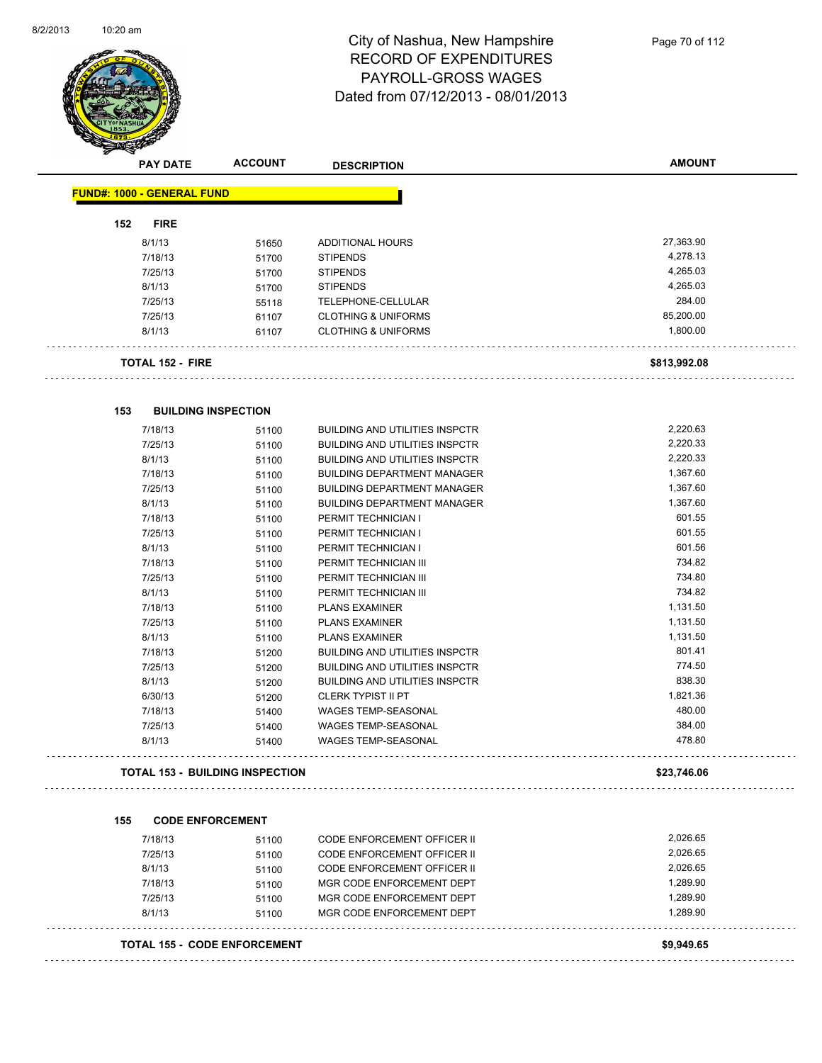# City of Nashua, New Hampshire
## RECORD OF EXPENDITURES
## PAYROLL-GROSS WAGES
## Dated from 07/12/2013 - 08/01/2013

| PAY DATE | ACCOUNT | DESCRIPTION | AMOUNT |
|---|---|---|---|

**FUND#: 1000 - GENERAL FUND**

**152 FIRE**

| PAY DATE | ACCOUNT | DESCRIPTION | AMOUNT |
|---|---|---|---|
| 8/1/13 | 51650 | ADDITIONAL HOURS | 27,363.90 |
| 7/18/13 | 51700 | STIPENDS | 4,278.13 |
| 7/25/13 | 51700 | STIPENDS | 4,265.03 |
| 8/1/13 | 51700 | STIPENDS | 4,265.03 |
| 7/25/13 | 55118 | TELEPHONE-CELLULAR | 284.00 |
| 7/25/13 | 61107 | CLOTHING & UNIFORMS | 85,200.00 |
| 8/1/13 | 61107 | CLOTHING & UNIFORMS | 1,800.00 |

**TOTAL 152 - FIRE** **$813,992.08**

**153 BUILDING INSPECTION**

| PAY DATE | ACCOUNT | DESCRIPTION | AMOUNT |
|---|---|---|---|
| 7/18/13 | 51100 | BUILDING AND UTILITIES INSPCTR | 2,220.63 |
| 7/25/13 | 51100 | BUILDING AND UTILITIES INSPCTR | 2,220.33 |
| 8/1/13 | 51100 | BUILDING AND UTILITIES INSPCTR | 2,220.33 |
| 7/18/13 | 51100 | BUILDING DEPARTMENT MANAGER | 1,367.60 |
| 7/25/13 | 51100 | BUILDING DEPARTMENT MANAGER | 1,367.60 |
| 8/1/13 | 51100 | BUILDING DEPARTMENT MANAGER | 1,367.60 |
| 7/18/13 | 51100 | PERMIT TECHNICIAN I | 601.55 |
| 7/25/13 | 51100 | PERMIT TECHNICIAN I | 601.55 |
| 8/1/13 | 51100 | PERMIT TECHNICIAN I | 601.56 |
| 7/18/13 | 51100 | PERMIT TECHNICIAN III | 734.82 |
| 7/25/13 | 51100 | PERMIT TECHNICIAN III | 734.80 |
| 8/1/13 | 51100 | PERMIT TECHNICIAN III | 734.82 |
| 7/18/13 | 51100 | PLANS EXAMINER | 1,131.50 |
| 7/25/13 | 51100 | PLANS EXAMINER | 1,131.50 |
| 8/1/13 | 51100 | PLANS EXAMINER | 1,131.50 |
| 7/18/13 | 51200 | BUILDING AND UTILITIES INSPCTR | 801.41 |
| 7/25/13 | 51200 | BUILDING AND UTILITIES INSPCTR | 774.50 |
| 8/1/13 | 51200 | BUILDING AND UTILITIES INSPCTR | 838.30 |
| 6/30/13 | 51200 | CLERK TYPIST II PT | 1,821.36 |
| 7/18/13 | 51400 | WAGES TEMP-SEASONAL | 480.00 |
| 7/25/13 | 51400 | WAGES TEMP-SEASONAL | 384.00 |
| 8/1/13 | 51400 | WAGES TEMP-SEASONAL | 478.80 |

**TOTAL 153 - BUILDING INSPECTION** **$23,746.06**

**155 CODE ENFORCEMENT**

| PAY DATE | ACCOUNT | DESCRIPTION | AMOUNT |
|---|---|---|---|
| 7/18/13 | 51100 | CODE ENFORCEMENT OFFICER II | 2,026.65 |
| 7/25/13 | 51100 | CODE ENFORCEMENT OFFICER II | 2,026.65 |
| 8/1/13 | 51100 | CODE ENFORCEMENT OFFICER II | 2,026.65 |
| 7/18/13 | 51100 | MGR CODE ENFORCEMENT DEPT | 1,289.90 |
| 7/25/13 | 51100 | MGR CODE ENFORCEMENT DEPT | 1,289.90 |
| 8/1/13 | 51100 | MGR CODE ENFORCEMENT DEPT | 1,289.90 |

**TOTAL 155 - CODE ENFORCEMENT** **$9,949.65**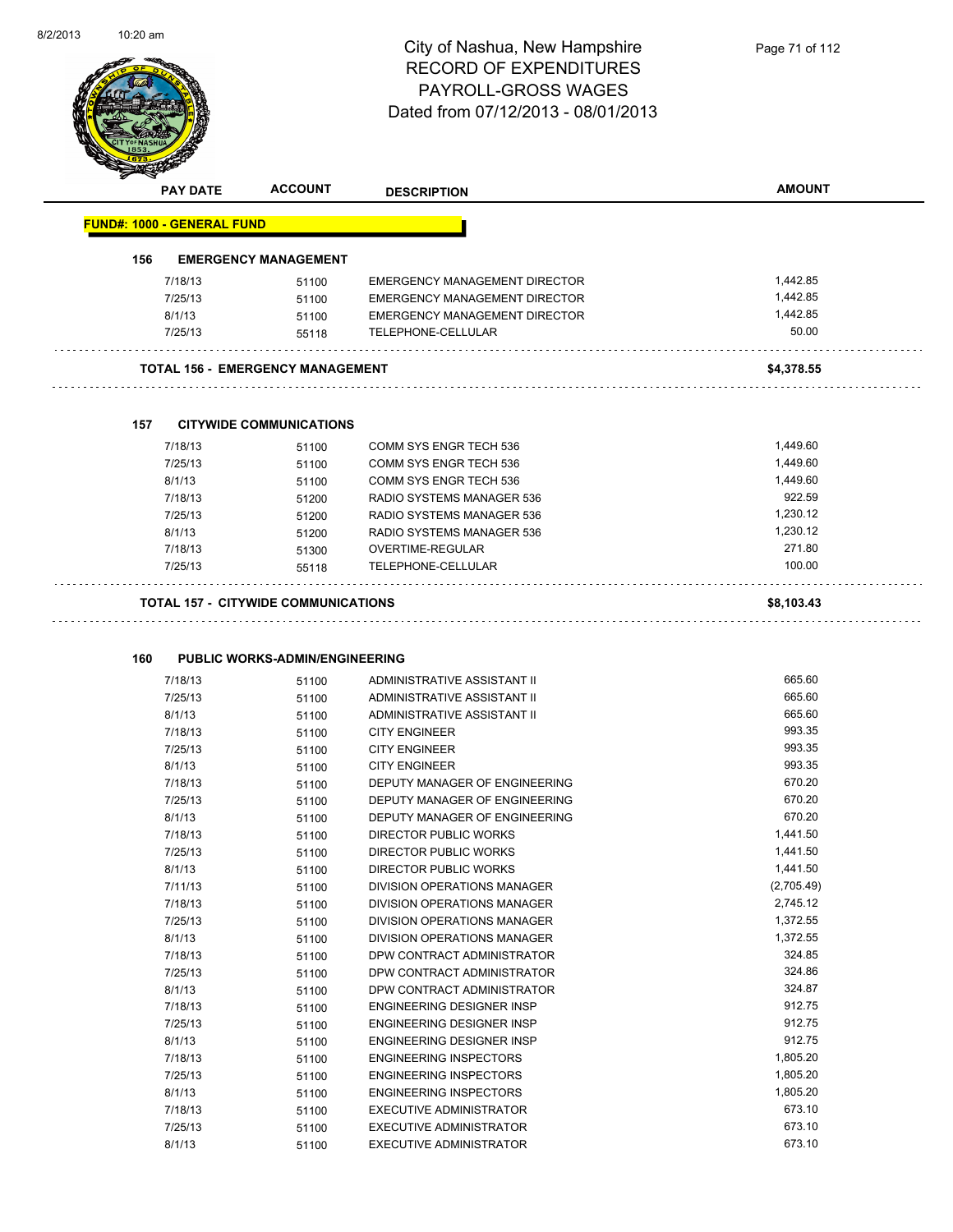# City of Nashua, New Hampshire
## RECORD OF EXPENDITURES
## PAYROLL-GROSS WAGES
## Dated from 07/12/2013 - 08/01/2013

| PAY DATE | ACCOUNT | DESCRIPTION | AMOUNT |
|---|---|---|---|
| **FUND#: 1000 - GENERAL FUND** | | | |
| **156 EMERGENCY MANAGEMENT** | | | |
| 7/18/13 | 51100 | EMERGENCY MANAGEMENT DIRECTOR | 1,442.85 |
| 7/25/13 | 51100 | EMERGENCY MANAGEMENT DIRECTOR | 1,442.85 |
| 8/1/13 | 51100 | EMERGENCY MANAGEMENT DIRECTOR | 1,442.85 |
| 7/25/13 | 55118 | TELEPHONE-CELLULAR | 50.00 |
| **TOTAL 156 - EMERGENCY MANAGEMENT** | | | **$4,378.55** |
| **157 CITYWIDE COMMUNICATIONS** | | | |
| 7/18/13 | 51100 | COMM SYS ENGR TECH 536 | 1,449.60 |
| 7/25/13 | 51100 | COMM SYS ENGR TECH 536 | 1,449.60 |
| 8/1/13 | 51100 | COMM SYS ENGR TECH 536 | 1,449.60 |
| 7/18/13 | 51200 | RADIO SYSTEMS MANAGER 536 | 922.59 |
| 7/25/13 | 51200 | RADIO SYSTEMS MANAGER 536 | 1,230.12 |
| 8/1/13 | 51200 | RADIO SYSTEMS MANAGER 536 | 1,230.12 |
| 7/18/13 | 51300 | OVERTIME-REGULAR | 271.80 |
| 7/25/13 | 55118 | TELEPHONE-CELLULAR | 100.00 |
| **TOTAL 157 - CITYWIDE COMMUNICATIONS** | | | **$8,103.43** |
| **160 PUBLIC WORKS-ADMIN/ENGINEERING** | | | |
| 7/18/13 | 51100 | ADMINISTRATIVE ASSISTANT II | 665.60 |
| 7/25/13 | 51100 | ADMINISTRATIVE ASSISTANT II | 665.60 |
| 8/1/13 | 51100 | ADMINISTRATIVE ASSISTANT II | 665.60 |
| 7/18/13 | 51100 | CITY ENGINEER | 993.35 |
| 7/25/13 | 51100 | CITY ENGINEER | 993.35 |
| 8/1/13 | 51100 | CITY ENGINEER | 993.35 |
| 7/18/13 | 51100 | DEPUTY MANAGER OF ENGINEERING | 670.20 |
| 7/25/13 | 51100 | DEPUTY MANAGER OF ENGINEERING | 670.20 |
| 8/1/13 | 51100 | DEPUTY MANAGER OF ENGINEERING | 670.20 |
| 7/18/13 | 51100 | DIRECTOR PUBLIC WORKS | 1,441.50 |
| 7/25/13 | 51100 | DIRECTOR PUBLIC WORKS | 1,441.50 |
| 8/1/13 | 51100 | DIRECTOR PUBLIC WORKS | 1,441.50 |
| 7/11/13 | 51100 | DIVISION OPERATIONS MANAGER | (2,705.49) |
| 7/18/13 | 51100 | DIVISION OPERATIONS MANAGER | 2,745.12 |
| 7/25/13 | 51100 | DIVISION OPERATIONS MANAGER | 1,372.55 |
| 8/1/13 | 51100 | DIVISION OPERATIONS MANAGER | 1,372.55 |
| 7/18/13 | 51100 | DPW CONTRACT ADMINISTRATOR | 324.85 |
| 7/25/13 | 51100 | DPW CONTRACT ADMINISTRATOR | 324.86 |
| 8/1/13 | 51100 | DPW CONTRACT ADMINISTRATOR | 324.87 |
| 7/18/13 | 51100 | ENGINEERING DESIGNER INSP | 912.75 |
| 7/25/13 | 51100 | ENGINEERING DESIGNER INSP | 912.75 |
| 8/1/13 | 51100 | ENGINEERING DESIGNER INSP | 912.75 |
| 7/18/13 | 51100 | ENGINEERING INSPECTORS | 1,805.20 |
| 7/25/13 | 51100 | ENGINEERING INSPECTORS | 1,805.20 |
| 8/1/13 | 51100 | ENGINEERING INSPECTORS | 1,805.20 |
| 7/18/13 | 51100 | EXECUTIVE ADMINISTRATOR | 673.10 |
| 7/25/13 | 51100 | EXECUTIVE ADMINISTRATOR | 673.10 |
| 8/1/13 | 51100 | EXECUTIVE ADMINISTRATOR | 673.10 |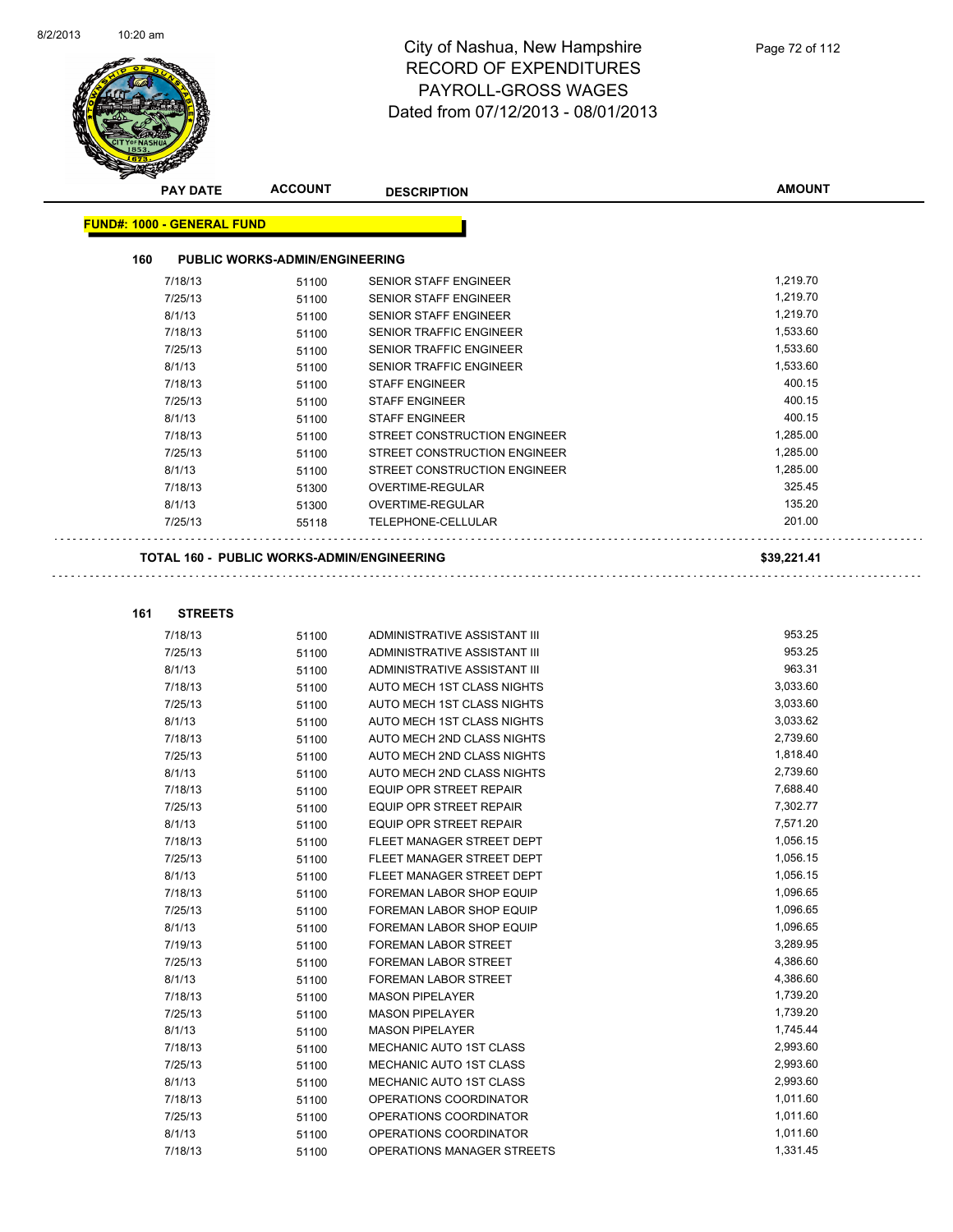# City of Nashua, New Hampshire
## RECORD OF EXPENDITURES
## PAYROLL-GROSS WAGES
## Dated from 07/12/2013 - 08/01/2013

| PAY DATE | ACCOUNT | DESCRIPTION | AMOUNT |
|---|---|---|---|

**FUND#: 1000 - GENERAL FUND**

### 160 PUBLIC WORKS-ADMIN/ENGINEERING

| PAY DATE | ACCOUNT | DESCRIPTION | AMOUNT |
|---|---|---|---|
| 7/18/13 | 51100 | SENIOR STAFF ENGINEER | 1,219.70 |
| 7/25/13 | 51100 | SENIOR STAFF ENGINEER | 1,219.70 |
| 8/1/13 | 51100 | SENIOR STAFF ENGINEER | 1,219.70 |
| 7/18/13 | 51100 | SENIOR TRAFFIC ENGINEER | 1,533.60 |
| 7/25/13 | 51100 | SENIOR TRAFFIC ENGINEER | 1,533.60 |
| 8/1/13 | 51100 | SENIOR TRAFFIC ENGINEER | 1,533.60 |
| 7/18/13 | 51100 | STAFF ENGINEER | 400.15 |
| 7/25/13 | 51100 | STAFF ENGINEER | 400.15 |
| 8/1/13 | 51100 | STAFF ENGINEER | 400.15 |
| 7/18/13 | 51100 | STREET CONSTRUCTION ENGINEER | 1,285.00 |
| 7/25/13 | 51100 | STREET CONSTRUCTION ENGINEER | 1,285.00 |
| 8/1/13 | 51100 | STREET CONSTRUCTION ENGINEER | 1,285.00 |
| 7/18/13 | 51300 | OVERTIME-REGULAR | 325.45 |
| 8/1/13 | 51300 | OVERTIME-REGULAR | 135.20 |
| 7/25/13 | 55118 | TELEPHONE-CELLULAR | 201.00 |

**TOTAL 160 - PUBLIC WORKS-ADMIN/ENGINEERING** **$39,221.41**

### 161 STREETS

| PAY DATE | ACCOUNT | DESCRIPTION | AMOUNT |
|---|---|---|---|
| 7/18/13 | 51100 | ADMINISTRATIVE ASSISTANT III | 953.25 |
| 7/25/13 | 51100 | ADMINISTRATIVE ASSISTANT III | 953.25 |
| 8/1/13 | 51100 | ADMINISTRATIVE ASSISTANT III | 963.31 |
| 7/18/13 | 51100 | AUTO MECH 1ST CLASS NIGHTS | 3,033.60 |
| 7/25/13 | 51100 | AUTO MECH 1ST CLASS NIGHTS | 3,033.60 |
| 8/1/13 | 51100 | AUTO MECH 1ST CLASS NIGHTS | 3,033.62 |
| 7/18/13 | 51100 | AUTO MECH 2ND CLASS NIGHTS | 2,739.60 |
| 7/25/13 | 51100 | AUTO MECH 2ND CLASS NIGHTS | 1,818.40 |
| 8/1/13 | 51100 | AUTO MECH 2ND CLASS NIGHTS | 2,739.60 |
| 7/18/13 | 51100 | EQUIP OPR STREET REPAIR | 7,688.40 |
| 7/25/13 | 51100 | EQUIP OPR STREET REPAIR | 7,302.77 |
| 8/1/13 | 51100 | EQUIP OPR STREET REPAIR | 7,571.20 |
| 7/18/13 | 51100 | FLEET MANAGER STREET DEPT | 1,056.15 |
| 7/25/13 | 51100 | FLEET MANAGER STREET DEPT | 1,056.15 |
| 8/1/13 | 51100 | FLEET MANAGER STREET DEPT | 1,056.15 |
| 7/18/13 | 51100 | FOREMAN LABOR SHOP EQUIP | 1,096.65 |
| 7/25/13 | 51100 | FOREMAN LABOR SHOP EQUIP | 1,096.65 |
| 8/1/13 | 51100 | FOREMAN LABOR SHOP EQUIP | 1,096.65 |
| 7/19/13 | 51100 | FOREMAN LABOR STREET | 3,289.95 |
| 7/25/13 | 51100 | FOREMAN LABOR STREET | 4,386.60 |
| 8/1/13 | 51100 | FOREMAN LABOR STREET | 4,386.60 |
| 7/18/13 | 51100 | MASON PIPELAYER | 1,739.20 |
| 7/25/13 | 51100 | MASON PIPELAYER | 1,739.20 |
| 8/1/13 | 51100 | MASON PIPELAYER | 1,745.44 |
| 7/18/13 | 51100 | MECHANIC AUTO 1ST CLASS | 2,993.60 |
| 7/25/13 | 51100 | MECHANIC AUTO 1ST CLASS | 2,993.60 |
| 8/1/13 | 51100 | MECHANIC AUTO 1ST CLASS | 2,993.60 |
| 7/18/13 | 51100 | OPERATIONS COORDINATOR | 1,011.60 |
| 7/25/13 | 51100 | OPERATIONS COORDINATOR | 1,011.60 |
| 8/1/13 | 51100 | OPERATIONS COORDINATOR | 1,011.60 |
| 7/18/13 | 51100 | OPERATIONS MANAGER STREETS | 1,331.45 |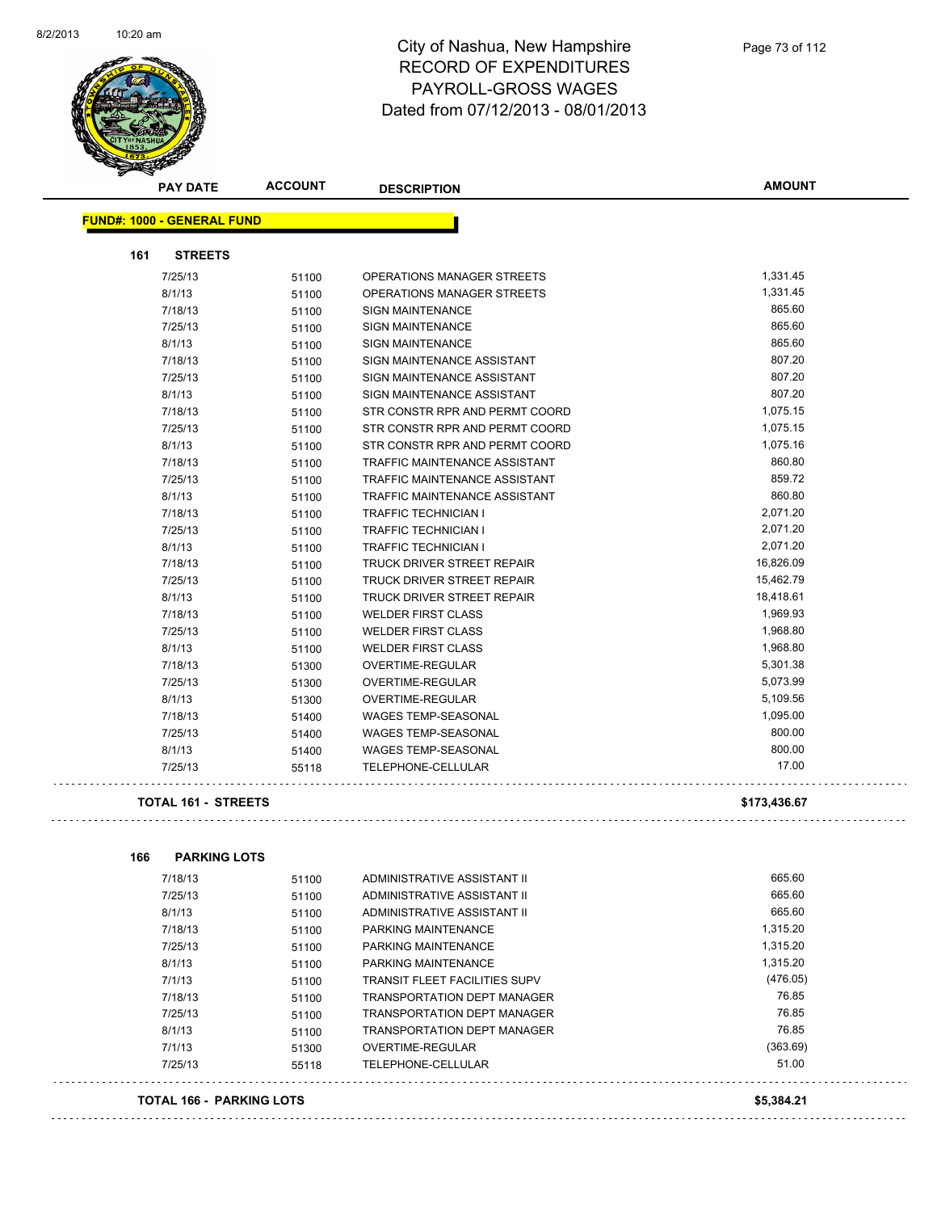# City of Nashua, New Hampshire
## RECORD OF EXPENDITURES
## PAYROLL-GROSS WAGES
## Dated from 07/12/2013 - 08/01/2013

| PAY DATE | ACCOUNT | DESCRIPTION | AMOUNT |
|---|---|---|---|

**FUND#: 1000 - GENERAL FUND**

### 161 STREETS

| PAY DATE | ACCOUNT | DESCRIPTION | AMOUNT |
|---|---|---|---|
| 7/25/13 | 51100 | OPERATIONS MANAGER STREETS | 1,331.45 |
| 8/1/13 | 51100 | OPERATIONS MANAGER STREETS | 1,331.45 |
| 7/18/13 | 51100 | SIGN MAINTENANCE | 865.60 |
| 7/25/13 | 51100 | SIGN MAINTENANCE | 865.60 |
| 8/1/13 | 51100 | SIGN MAINTENANCE | 865.60 |
| 7/18/13 | 51100 | SIGN MAINTENANCE ASSISTANT | 807.20 |
| 7/25/13 | 51100 | SIGN MAINTENANCE ASSISTANT | 807.20 |
| 8/1/13 | 51100 | SIGN MAINTENANCE ASSISTANT | 807.20 |
| 7/18/13 | 51100 | STR CONSTR RPR AND PERMT COORD | 1,075.15 |
| 7/25/13 | 51100 | STR CONSTR RPR AND PERMT COORD | 1,075.15 |
| 8/1/13 | 51100 | STR CONSTR RPR AND PERMT COORD | 1,075.16 |
| 7/18/13 | 51100 | TRAFFIC MAINTENANCE ASSISTANT | 860.80 |
| 7/25/13 | 51100 | TRAFFIC MAINTENANCE ASSISTANT | 859.72 |
| 8/1/13 | 51100 | TRAFFIC MAINTENANCE ASSISTANT | 860.80 |
| 7/18/13 | 51100 | TRAFFIC TECHNICIAN I | 2,071.20 |
| 7/25/13 | 51100 | TRAFFIC TECHNICIAN I | 2,071.20 |
| 8/1/13 | 51100 | TRAFFIC TECHNICIAN I | 2,071.20 |
| 7/18/13 | 51100 | TRUCK DRIVER STREET REPAIR | 16,826.09 |
| 7/25/13 | 51100 | TRUCK DRIVER STREET REPAIR | 15,462.79 |
| 8/1/13 | 51100 | TRUCK DRIVER STREET REPAIR | 18,418.61 |
| 7/18/13 | 51100 | WELDER FIRST CLASS | 1,969.93 |
| 7/25/13 | 51100 | WELDER FIRST CLASS | 1,968.80 |
| 8/1/13 | 51100 | WELDER FIRST CLASS | 1,968.80 |
| 7/18/13 | 51300 | OVERTIME-REGULAR | 5,301.38 |
| 7/25/13 | 51300 | OVERTIME-REGULAR | 5,073.99 |
| 8/1/13 | 51300 | OVERTIME-REGULAR | 5,109.56 |
| 7/18/13 | 51400 | WAGES TEMP-SEASONAL | 1,095.00 |
| 7/25/13 | 51400 | WAGES TEMP-SEASONAL | 800.00 |
| 8/1/13 | 51400 | WAGES TEMP-SEASONAL | 800.00 |
| 7/25/13 | 55118 | TELEPHONE-CELLULAR | 17.00 |

**TOTAL 161 - STREETS** **$173,436.67**

### 166 PARKING LOTS

| PAY DATE | ACCOUNT | DESCRIPTION | AMOUNT |
|---|---|---|---|
| 7/18/13 | 51100 | ADMINISTRATIVE ASSISTANT II | 665.60 |
| 7/25/13 | 51100 | ADMINISTRATIVE ASSISTANT II | 665.60 |
| 8/1/13 | 51100 | ADMINISTRATIVE ASSISTANT II | 665.60 |
| 7/18/13 | 51100 | PARKING MAINTENANCE | 1,315.20 |
| 7/25/13 | 51100 | PARKING MAINTENANCE | 1,315.20 |
| 8/1/13 | 51100 | PARKING MAINTENANCE | 1,315.20 |
| 7/1/13 | 51100 | TRANSIT FLEET FACILITIES SUPV | (476.05) |
| 7/18/13 | 51100 | TRANSPORTATION DEPT MANAGER | 76.85 |
| 7/25/13 | 51100 | TRANSPORTATION DEPT MANAGER | 76.85 |
| 8/1/13 | 51100 | TRANSPORTATION DEPT MANAGER | 76.85 |
| 7/1/13 | 51300 | OVERTIME-REGULAR | (363.69) |
| 7/25/13 | 55118 | TELEPHONE-CELLULAR | 51.00 |

**TOTAL 166 - PARKING LOTS** **$5,384.21**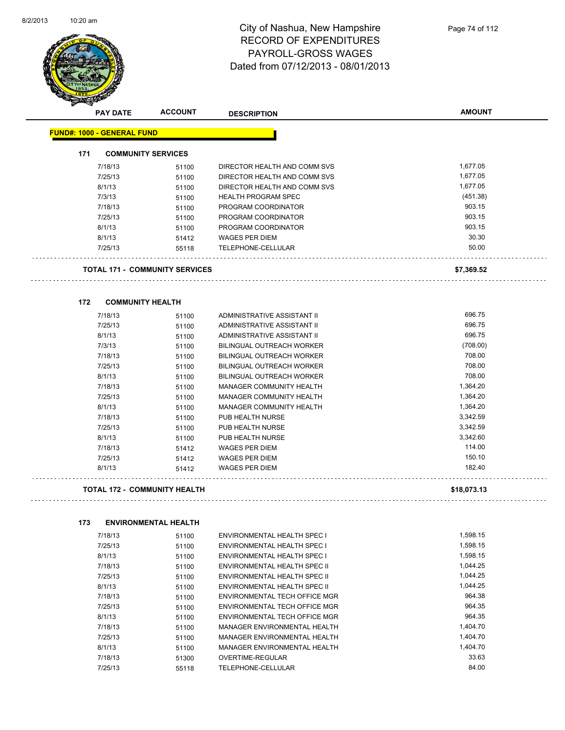# City of Nashua, New Hampshire
## RECORD OF EXPENDITURES
## PAYROLL-GROSS WAGES
## Dated from 07/12/2013 - 08/01/2013

| PAY DATE | ACCOUNT | DESCRIPTION | AMOUNT |
|---|---|---|---|

**FUND#: 1000 - GENERAL FUND**

### 171 COMMUNITY SERVICES

| PAY DATE | ACCOUNT | DESCRIPTION | AMOUNT |
|---|---|---|---|
| 7/18/13 | 51100 | DIRECTOR HEALTH AND COMM SVS | 1,677.05 |
| 7/25/13 | 51100 | DIRECTOR HEALTH AND COMM SVS | 1,677.05 |
| 8/1/13 | 51100 | DIRECTOR HEALTH AND COMM SVS | 1,677.05 |
| 7/3/13 | 51100 | HEALTH PROGRAM SPEC | (451.38) |
| 7/18/13 | 51100 | PROGRAM COORDINATOR | 903.15 |
| 7/25/13 | 51100 | PROGRAM COORDINATOR | 903.15 |
| 8/1/13 | 51100 | PROGRAM COORDINATOR | 903.15 |
| 8/1/13 | 51412 | WAGES PER DIEM | 30.30 |
| 7/25/13 | 55118 | TELEPHONE-CELLULAR | 50.00 |

**TOTAL 171 - COMMUNITY SERVICES** **$7,369.52**

### 172 COMMUNITY HEALTH

| PAY DATE | ACCOUNT | DESCRIPTION | AMOUNT |
|---|---|---|---|
| 7/18/13 | 51100 | ADMINISTRATIVE ASSISTANT II | 696.75 |
| 7/25/13 | 51100 | ADMINISTRATIVE ASSISTANT II | 696.75 |
| 8/1/13 | 51100 | ADMINISTRATIVE ASSISTANT II | 696.75 |
| 7/3/13 | 51100 | BILINGUAL OUTREACH WORKER | (708.00) |
| 7/18/13 | 51100 | BILINGUAL OUTREACH WORKER | 708.00 |
| 7/25/13 | 51100 | BILINGUAL OUTREACH WORKER | 708.00 |
| 8/1/13 | 51100 | BILINGUAL OUTREACH WORKER | 708.00 |
| 7/18/13 | 51100 | MANAGER COMMUNITY HEALTH | 1,364.20 |
| 7/25/13 | 51100 | MANAGER COMMUNITY HEALTH | 1,364.20 |
| 8/1/13 | 51100 | MANAGER COMMUNITY HEALTH | 1,364.20 |
| 7/18/13 | 51100 | PUB HEALTH NURSE | 3,342.59 |
| 7/25/13 | 51100 | PUB HEALTH NURSE | 3,342.59 |
| 8/1/13 | 51100 | PUB HEALTH NURSE | 3,342.60 |
| 7/18/13 | 51412 | WAGES PER DIEM | 114.00 |
| 7/25/13 | 51412 | WAGES PER DIEM | 150.10 |
| 8/1/13 | 51412 | WAGES PER DIEM | 182.40 |

**TOTAL 172 - COMMUNITY HEALTH** **$18,073.13**

### 173 ENVIRONMENTAL HEALTH

| PAY DATE | ACCOUNT | DESCRIPTION | AMOUNT |
|---|---|---|---|
| 7/18/13 | 51100 | ENVIRONMENTAL HEALTH SPEC I | 1,598.15 |
| 7/25/13 | 51100 | ENVIRONMENTAL HEALTH SPEC I | 1,598.15 |
| 8/1/13 | 51100 | ENVIRONMENTAL HEALTH SPEC I | 1,598.15 |
| 7/18/13 | 51100 | ENVIRONMENTAL HEALTH SPEC II | 1,044.25 |
| 7/25/13 | 51100 | ENVIRONMENTAL HEALTH SPEC II | 1,044.25 |
| 8/1/13 | 51100 | ENVIRONMENTAL HEALTH SPEC II | 1,044.25 |
| 7/18/13 | 51100 | ENVIRONMENTAL TECH OFFICE MGR | 964.38 |
| 7/25/13 | 51100 | ENVIRONMENTAL TECH OFFICE MGR | 964.35 |
| 8/1/13 | 51100 | ENVIRONMENTAL TECH OFFICE MGR | 964.35 |
| 7/18/13 | 51100 | MANAGER ENVIRONMENTAL HEALTH | 1,404.70 |
| 7/25/13 | 51100 | MANAGER ENVIRONMENTAL HEALTH | 1,404.70 |
| 8/1/13 | 51100 | MANAGER ENVIRONMENTAL HEALTH | 1,404.70 |
| 7/18/13 | 51300 | OVERTIME-REGULAR | 33.63 |
| 7/25/13 | 55118 | TELEPHONE-CELLULAR | 84.00 |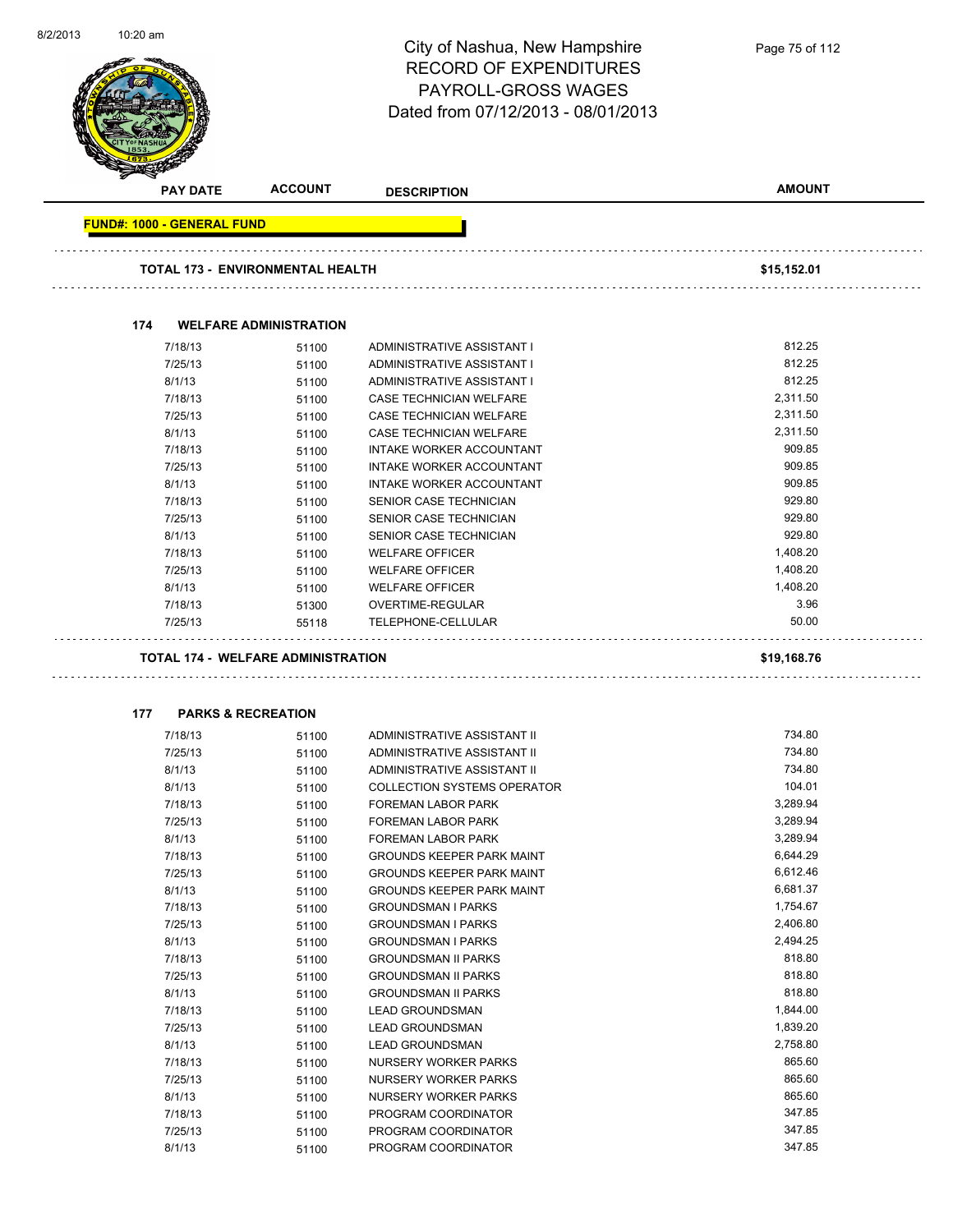# City of Nashua, New Hampshire
## RECORD OF EXPENDITURES
## PAYROLL-GROSS WAGES
### Dated from 07/12/2013 - 08/01/2013

| PAY DATE | ACCOUNT | DESCRIPTION | AMOUNT |
|---|---|---|---|
| **FUND#: 1000 - GENERAL FUND** | | | |
| **TOTAL 173 - ENVIRONMENTAL HEALTH** | | | **$15,152.01** |
| **174 WELFARE ADMINISTRATION** | | | |
| 7/18/13 | 51100 | ADMINISTRATIVE ASSISTANT I | 812.25 |
| 7/25/13 | 51100 | ADMINISTRATIVE ASSISTANT I | 812.25 |
| 8/1/13 | 51100 | ADMINISTRATIVE ASSISTANT I | 812.25 |
| 7/18/13 | 51100 | CASE TECHNICIAN WELFARE | 2,311.50 |
| 7/25/13 | 51100 | CASE TECHNICIAN WELFARE | 2,311.50 |
| 8/1/13 | 51100 | CASE TECHNICIAN WELFARE | 2,311.50 |
| 7/18/13 | 51100 | INTAKE WORKER ACCOUNTANT | 909.85 |
| 7/25/13 | 51100 | INTAKE WORKER ACCOUNTANT | 909.85 |
| 8/1/13 | 51100 | INTAKE WORKER ACCOUNTANT | 909.85 |
| 7/18/13 | 51100 | SENIOR CASE TECHNICIAN | 929.80 |
| 7/25/13 | 51100 | SENIOR CASE TECHNICIAN | 929.80 |
| 8/1/13 | 51100 | SENIOR CASE TECHNICIAN | 929.80 |
| 7/18/13 | 51100 | WELFARE OFFICER | 1,408.20 |
| 7/25/13 | 51100 | WELFARE OFFICER | 1,408.20 |
| 8/1/13 | 51100 | WELFARE OFFICER | 1,408.20 |
| 7/18/13 | 51300 | OVERTIME-REGULAR | 3.96 |
| 7/25/13 | 55118 | TELEPHONE-CELLULAR | 50.00 |
| **TOTAL 174 - WELFARE ADMINISTRATION** | | | **$19,168.76** |
| **177 PARKS & RECREATION** | | | |
| 7/18/13 | 51100 | ADMINISTRATIVE ASSISTANT II | 734.80 |
| 7/25/13 | 51100 | ADMINISTRATIVE ASSISTANT II | 734.80 |
| 8/1/13 | 51100 | ADMINISTRATIVE ASSISTANT II | 734.80 |
| 8/1/13 | 51100 | COLLECTION SYSTEMS OPERATOR | 104.01 |
| 7/18/13 | 51100 | FOREMAN LABOR PARK | 3,289.94 |
| 7/25/13 | 51100 | FOREMAN LABOR PARK | 3,289.94 |
| 8/1/13 | 51100 | FOREMAN LABOR PARK | 3,289.94 |
| 7/18/13 | 51100 | GROUNDS KEEPER PARK MAINT | 6,644.29 |
| 7/25/13 | 51100 | GROUNDS KEEPER PARK MAINT | 6,612.46 |
| 8/1/13 | 51100 | GROUNDS KEEPER PARK MAINT | 6,681.37 |
| 7/18/13 | 51100 | GROUNDSMAN I PARKS | 1,754.67 |
| 7/25/13 | 51100 | GROUNDSMAN I PARKS | 2,406.80 |
| 8/1/13 | 51100 | GROUNDSMAN I PARKS | 2,494.25 |
| 7/18/13 | 51100 | GROUNDSMAN II PARKS | 818.80 |
| 7/25/13 | 51100 | GROUNDSMAN II PARKS | 818.80 |
| 8/1/13 | 51100 | GROUNDSMAN II PARKS | 818.80 |
| 7/18/13 | 51100 | LEAD GROUNDSMAN | 1,844.00 |
| 7/25/13 | 51100 | LEAD GROUNDSMAN | 1,839.20 |
| 8/1/13 | 51100 | LEAD GROUNDSMAN | 2,758.80 |
| 7/18/13 | 51100 | NURSERY WORKER PARKS | 865.60 |
| 7/25/13 | 51100 | NURSERY WORKER PARKS | 865.60 |
| 8/1/13 | 51100 | NURSERY WORKER PARKS | 865.60 |
| 7/18/13 | 51100 | PROGRAM COORDINATOR | 347.85 |
| 7/25/13 | 51100 | PROGRAM COORDINATOR | 347.85 |
| 8/1/13 | 51100 | PROGRAM COORDINATOR | 347.85 |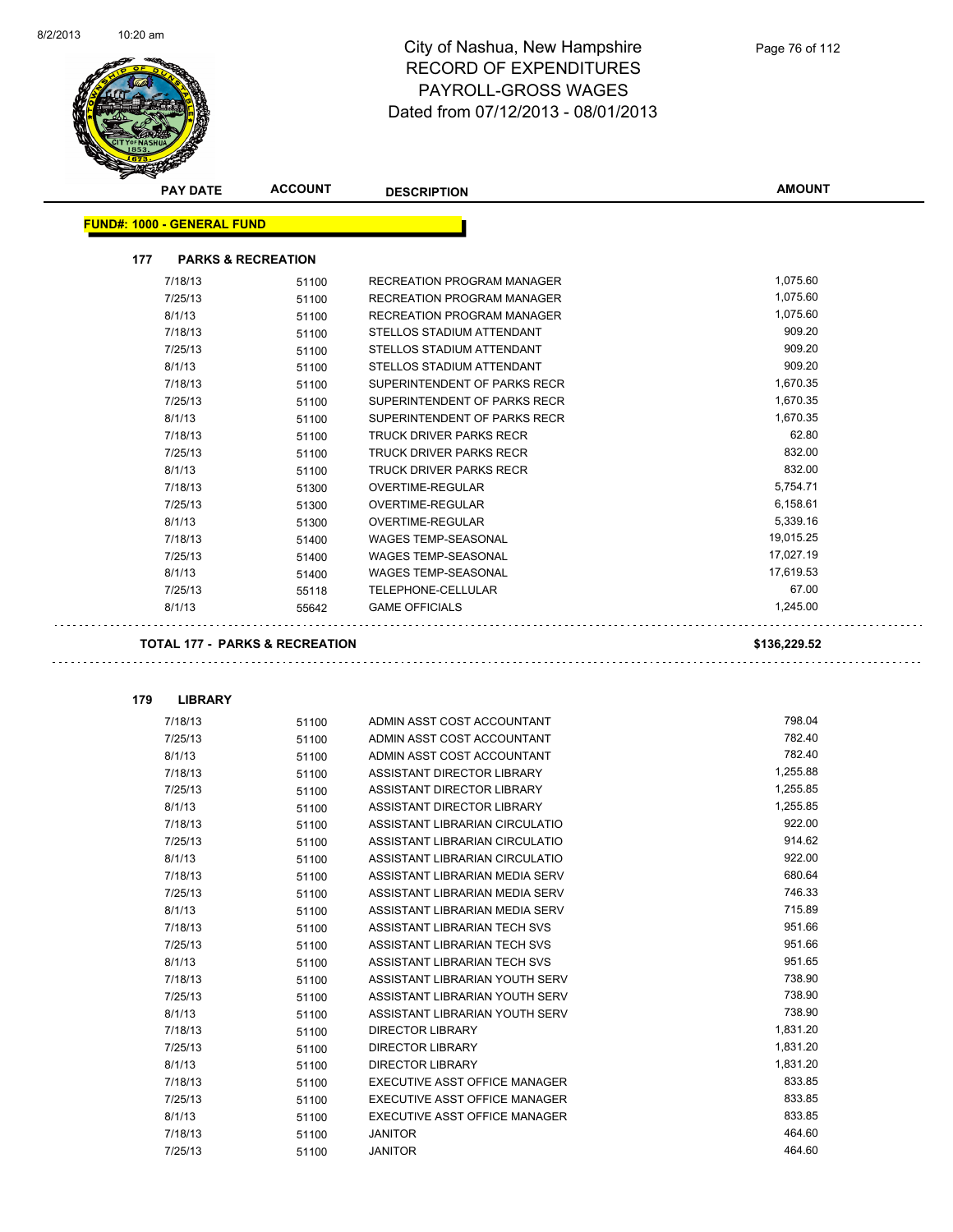# City of Nashua, New Hampshire
## RECORD OF EXPENDITURES
## PAYROLL-GROSS WAGES
## Dated from 07/12/2013 - 08/01/2013

| PAY DATE | ACCOUNT | DESCRIPTION | AMOUNT |
|---|---|---|---|

**FUND#: 1000 - GENERAL FUND**

**177 PARKS & RECREATION**

| PAY DATE | ACCOUNT | DESCRIPTION | AMOUNT |
|---|---|---|---|
| 7/18/13 | 51100 | RECREATION PROGRAM MANAGER | 1,075.60 |
| 7/25/13 | 51100 | RECREATION PROGRAM MANAGER | 1,075.60 |
| 8/1/13 | 51100 | RECREATION PROGRAM MANAGER | 1,075.60 |
| 7/18/13 | 51100 | STELLOS STADIUM ATTENDANT | 909.20 |
| 7/25/13 | 51100 | STELLOS STADIUM ATTENDANT | 909.20 |
| 8/1/13 | 51100 | STELLOS STADIUM ATTENDANT | 909.20 |
| 7/18/13 | 51100 | SUPERINTENDENT OF PARKS RECR | 1,670.35 |
| 7/25/13 | 51100 | SUPERINTENDENT OF PARKS RECR | 1,670.35 |
| 8/1/13 | 51100 | SUPERINTENDENT OF PARKS RECR | 1,670.35 |
| 7/18/13 | 51100 | TRUCK DRIVER PARKS RECR | 62.80 |
| 7/25/13 | 51100 | TRUCK DRIVER PARKS RECR | 832.00 |
| 8/1/13 | 51100 | TRUCK DRIVER PARKS RECR | 832.00 |
| 7/18/13 | 51300 | OVERTIME-REGULAR | 5,754.71 |
| 7/25/13 | 51300 | OVERTIME-REGULAR | 6,158.61 |
| 8/1/13 | 51300 | OVERTIME-REGULAR | 5,339.16 |
| 7/18/13 | 51400 | WAGES TEMP-SEASONAL | 19,015.25 |
| 7/25/13 | 51400 | WAGES TEMP-SEASONAL | 17,027.19 |
| 8/1/13 | 51400 | WAGES TEMP-SEASONAL | 17,619.53 |
| 7/25/13 | 55118 | TELEPHONE-CELLULAR | 67.00 |
| 8/1/13 | 55642 | GAME OFFICIALS | 1,245.00 |

**TOTAL 177 - PARKS & RECREATION** **$136,229.52**

**179 LIBRARY**

| PAY DATE | ACCOUNT | DESCRIPTION | AMOUNT |
|---|---|---|---|
| 7/18/13 | 51100 | ADMIN ASST COST ACCOUNTANT | 798.04 |
| 7/25/13 | 51100 | ADMIN ASST COST ACCOUNTANT | 782.40 |
| 8/1/13 | 51100 | ADMIN ASST COST ACCOUNTANT | 782.40 |
| 7/18/13 | 51100 | ASSISTANT DIRECTOR LIBRARY | 1,255.88 |
| 7/25/13 | 51100 | ASSISTANT DIRECTOR LIBRARY | 1,255.85 |
| 8/1/13 | 51100 | ASSISTANT DIRECTOR LIBRARY | 1,255.85 |
| 7/18/13 | 51100 | ASSISTANT LIBRARIAN CIRCULATIO | 922.00 |
| 7/25/13 | 51100 | ASSISTANT LIBRARIAN CIRCULATIO | 914.62 |
| 8/1/13 | 51100 | ASSISTANT LIBRARIAN CIRCULATIO | 922.00 |
| 7/18/13 | 51100 | ASSISTANT LIBRARIAN MEDIA SERV | 680.64 |
| 7/25/13 | 51100 | ASSISTANT LIBRARIAN MEDIA SERV | 746.33 |
| 8/1/13 | 51100 | ASSISTANT LIBRARIAN MEDIA SERV | 715.89 |
| 7/18/13 | 51100 | ASSISTANT LIBRARIAN TECH SVS | 951.66 |
| 7/25/13 | 51100 | ASSISTANT LIBRARIAN TECH SVS | 951.66 |
| 8/1/13 | 51100 | ASSISTANT LIBRARIAN TECH SVS | 951.65 |
| 7/18/13 | 51100 | ASSISTANT LIBRARIAN YOUTH SERV | 738.90 |
| 7/25/13 | 51100 | ASSISTANT LIBRARIAN YOUTH SERV | 738.90 |
| 8/1/13 | 51100 | ASSISTANT LIBRARIAN YOUTH SERV | 738.90 |
| 7/18/13 | 51100 | DIRECTOR LIBRARY | 1,831.20 |
| 7/25/13 | 51100 | DIRECTOR LIBRARY | 1,831.20 |
| 8/1/13 | 51100 | DIRECTOR LIBRARY | 1,831.20 |
| 7/18/13 | 51100 | EXECUTIVE ASST OFFICE MANAGER | 833.85 |
| 7/25/13 | 51100 | EXECUTIVE ASST OFFICE MANAGER | 833.85 |
| 8/1/13 | 51100 | EXECUTIVE ASST OFFICE MANAGER | 833.85 |
| 7/18/13 | 51100 | JANITOR | 464.60 |
| 7/25/13 | 51100 | JANITOR | 464.60 |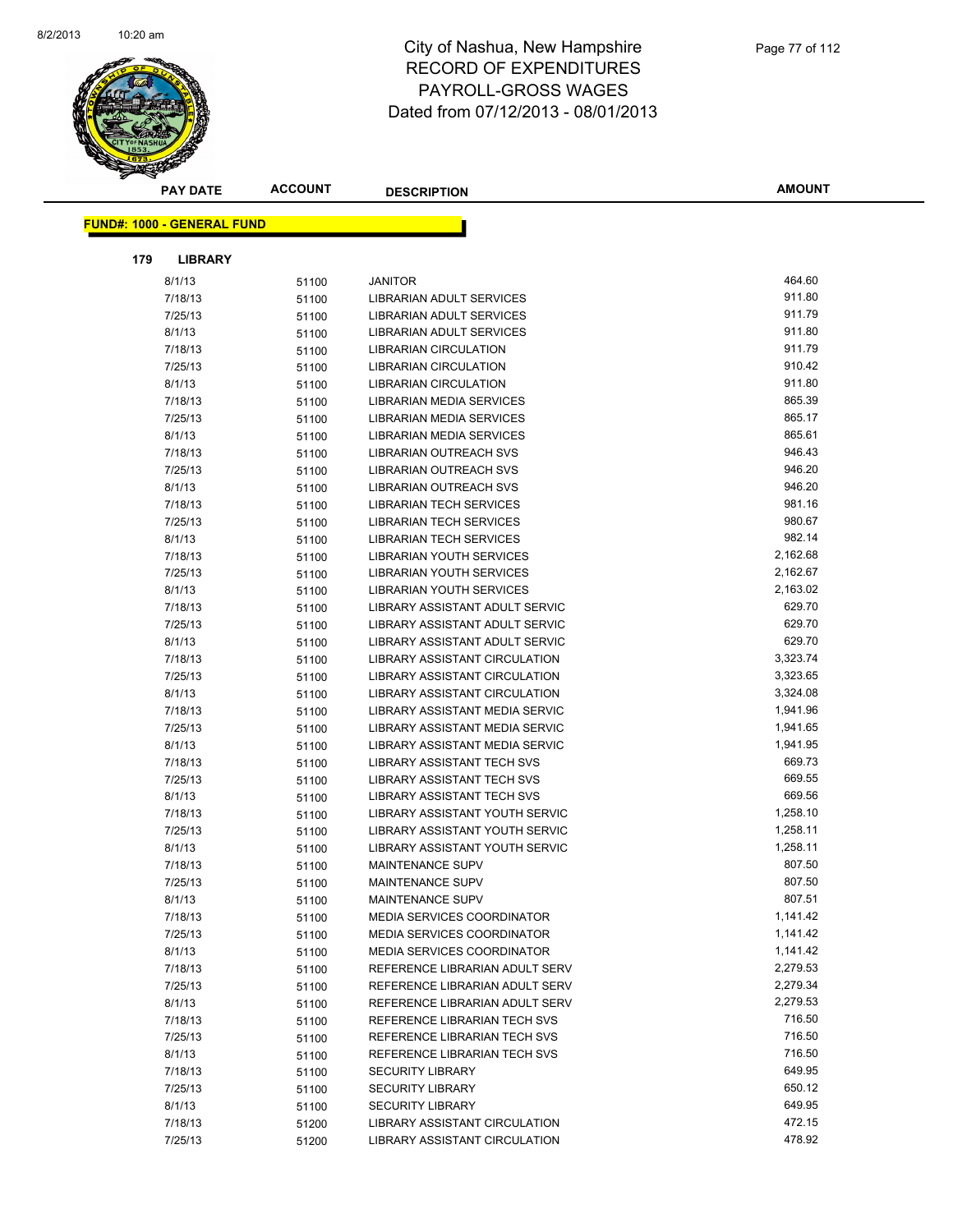# City of Nashua, New Hampshire
# RECORD OF EXPENDITURES
# PAYROLL-GROSS WAGES
# Dated from 07/12/2013 - 08/01/2013

| PAY DATE | ACCOUNT | DESCRIPTION | AMOUNT |
|---|---|---|---|
| **FUND#: 1000 - GENERAL FUND** | | | |
| **179 LIBRARY** | | | |
| 8/1/13 | 51100 | JANITOR | 464.60 |
| 7/18/13 | 51100 | LIBRARIAN ADULT SERVICES | 911.80 |
| 7/25/13 | 51100 | LIBRARIAN ADULT SERVICES | 911.79 |
| 8/1/13 | 51100 | LIBRARIAN ADULT SERVICES | 911.80 |
| 7/18/13 | 51100 | LIBRARIAN CIRCULATION | 911.79 |
| 7/25/13 | 51100 | LIBRARIAN CIRCULATION | 910.42 |
| 8/1/13 | 51100 | LIBRARIAN CIRCULATION | 911.80 |
| 7/18/13 | 51100 | LIBRARIAN MEDIA SERVICES | 865.39 |
| 7/25/13 | 51100 | LIBRARIAN MEDIA SERVICES | 865.17 |
| 8/1/13 | 51100 | LIBRARIAN MEDIA SERVICES | 865.61 |
| 7/18/13 | 51100 | LIBRARIAN OUTREACH SVS | 946.43 |
| 7/25/13 | 51100 | LIBRARIAN OUTREACH SVS | 946.20 |
| 8/1/13 | 51100 | LIBRARIAN OUTREACH SVS | 946.20 |
| 7/18/13 | 51100 | LIBRARIAN TECH SERVICES | 981.16 |
| 7/25/13 | 51100 | LIBRARIAN TECH SERVICES | 980.67 |
| 8/1/13 | 51100 | LIBRARIAN TECH SERVICES | 982.14 |
| 7/18/13 | 51100 | LIBRARIAN YOUTH SERVICES | 2,162.68 |
| 7/25/13 | 51100 | LIBRARIAN YOUTH SERVICES | 2,162.67 |
| 8/1/13 | 51100 | LIBRARIAN YOUTH SERVICES | 2,163.02 |
| 7/18/13 | 51100 | LIBRARY ASSISTANT ADULT SERVIC | 629.70 |
| 7/25/13 | 51100 | LIBRARY ASSISTANT ADULT SERVIC | 629.70 |
| 8/1/13 | 51100 | LIBRARY ASSISTANT ADULT SERVIC | 629.70 |
| 7/18/13 | 51100 | LIBRARY ASSISTANT CIRCULATION | 3,323.74 |
| 7/25/13 | 51100 | LIBRARY ASSISTANT CIRCULATION | 3,323.65 |
| 8/1/13 | 51100 | LIBRARY ASSISTANT CIRCULATION | 3,324.08 |
| 7/18/13 | 51100 | LIBRARY ASSISTANT MEDIA SERVIC | 1,941.96 |
| 7/25/13 | 51100 | LIBRARY ASSISTANT MEDIA SERVIC | 1,941.65 |
| 8/1/13 | 51100 | LIBRARY ASSISTANT MEDIA SERVIC | 1,941.95 |
| 7/18/13 | 51100 | LIBRARY ASSISTANT TECH SVS | 669.73 |
| 7/25/13 | 51100 | LIBRARY ASSISTANT TECH SVS | 669.55 |
| 8/1/13 | 51100 | LIBRARY ASSISTANT TECH SVS | 669.56 |
| 7/18/13 | 51100 | LIBRARY ASSISTANT YOUTH SERVIC | 1,258.10 |
| 7/25/13 | 51100 | LIBRARY ASSISTANT YOUTH SERVIC | 1,258.11 |
| 8/1/13 | 51100 | LIBRARY ASSISTANT YOUTH SERVIC | 1,258.11 |
| 7/18/13 | 51100 | MAINTENANCE SUPV | 807.50 |
| 7/25/13 | 51100 | MAINTENANCE SUPV | 807.50 |
| 8/1/13 | 51100 | MAINTENANCE SUPV | 807.51 |
| 7/18/13 | 51100 | MEDIA SERVICES COORDINATOR | 1,141.42 |
| 7/25/13 | 51100 | MEDIA SERVICES COORDINATOR | 1,141.42 |
| 8/1/13 | 51100 | MEDIA SERVICES COORDINATOR | 1,141.42 |
| 7/18/13 | 51100 | REFERENCE LIBRARIAN ADULT SERV | 2,279.53 |
| 7/25/13 | 51100 | REFERENCE LIBRARIAN ADULT SERV | 2,279.34 |
| 8/1/13 | 51100 | REFERENCE LIBRARIAN ADULT SERV | 2,279.53 |
| 7/18/13 | 51100 | REFERENCE LIBRARIAN TECH SVS | 716.50 |
| 7/25/13 | 51100 | REFERENCE LIBRARIAN TECH SVS | 716.50 |
| 8/1/13 | 51100 | REFERENCE LIBRARIAN TECH SVS | 716.50 |
| 7/18/13 | 51100 | SECURITY LIBRARY | 649.95 |
| 7/25/13 | 51100 | SECURITY LIBRARY | 650.12 |
| 8/1/13 | 51100 | SECURITY LIBRARY | 649.95 |
| 7/18/13 | 51200 | LIBRARY ASSISTANT CIRCULATION | 472.15 |
| 7/25/13 | 51200 | LIBRARY ASSISTANT CIRCULATION | 478.92 |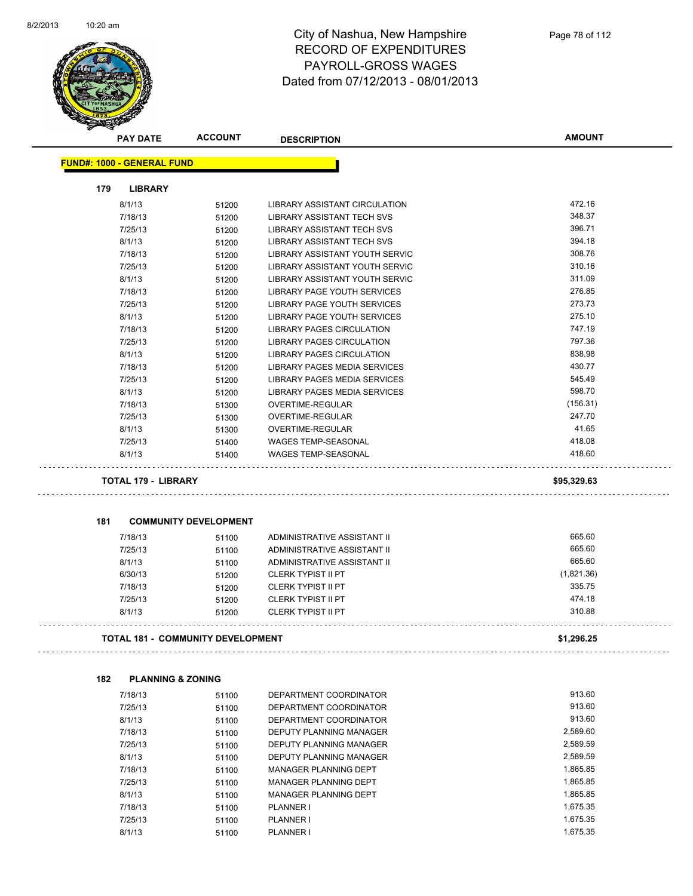City of Nashua, New Hampshire
RECORD OF EXPENDITURES
PAYROLL-GROSS WAGES
Dated from 07/12/2013 - 08/01/2013

| PAY DATE | ACCOUNT | DESCRIPTION | AMOUNT |
|---|---|---|---|
| **FUND#: 1000 - GENERAL FUND** | | | |
| **179 LIBRARY** | | | |
| 8/1/13 | 51200 | LIBRARY ASSISTANT CIRCULATION | 472.16 |
| 7/18/13 | 51200 | LIBRARY ASSISTANT TECH SVS | 348.37 |
| 7/25/13 | 51200 | LIBRARY ASSISTANT TECH SVS | 396.71 |
| 8/1/13 | 51200 | LIBRARY ASSISTANT TECH SVS | 394.18 |
| 7/18/13 | 51200 | LIBRARY ASSISTANT YOUTH SERVIC | 308.76 |
| 7/25/13 | 51200 | LIBRARY ASSISTANT YOUTH SERVIC | 310.16 |
| 8/1/13 | 51200 | LIBRARY ASSISTANT YOUTH SERVIC | 311.09 |
| 7/18/13 | 51200 | LIBRARY PAGE YOUTH SERVICES | 276.85 |
| 7/25/13 | 51200 | LIBRARY PAGE YOUTH SERVICES | 273.73 |
| 8/1/13 | 51200 | LIBRARY PAGE YOUTH SERVICES | 275.10 |
| 7/18/13 | 51200 | LIBRARY PAGES CIRCULATION | 747.19 |
| 7/25/13 | 51200 | LIBRARY PAGES CIRCULATION | 797.36 |
| 8/1/13 | 51200 | LIBRARY PAGES CIRCULATION | 838.98 |
| 7/18/13 | 51200 | LIBRARY PAGES MEDIA SERVICES | 430.77 |
| 7/25/13 | 51200 | LIBRARY PAGES MEDIA SERVICES | 545.49 |
| 8/1/13 | 51200 | LIBRARY PAGES MEDIA SERVICES | 598.70 |
| 7/18/13 | 51300 | OVERTIME-REGULAR | (156.31) |
| 7/25/13 | 51300 | OVERTIME-REGULAR | 247.70 |
| 8/1/13 | 51300 | OVERTIME-REGULAR | 41.65 |
| 7/25/13 | 51400 | WAGES TEMP-SEASONAL | 418.08 |
| 8/1/13 | 51400 | WAGES TEMP-SEASONAL | 418.60 |
| **TOTAL 179 - LIBRARY** | | | **$95,329.63** |
| **181 COMMUNITY DEVELOPMENT** | | | |
| 7/18/13 | 51100 | ADMINISTRATIVE ASSISTANT II | 665.60 |
| 7/25/13 | 51100 | ADMINISTRATIVE ASSISTANT II | 665.60 |
| 8/1/13 | 51100 | ADMINISTRATIVE ASSISTANT II | 665.60 |
| 6/30/13 | 51200 | CLERK TYPIST II PT | (1,821.36) |
| 7/18/13 | 51200 | CLERK TYPIST II PT | 335.75 |
| 7/25/13 | 51200 | CLERK TYPIST II PT | 474.18 |
| 8/1/13 | 51200 | CLERK TYPIST II PT | 310.88 |
| **TOTAL 181 - COMMUNITY DEVELOPMENT** | | | **$1,296.25** |
| **182 PLANNING & ZONING** | | | |
| 7/18/13 | 51100 | DEPARTMENT COORDINATOR | 913.60 |
| 7/25/13 | 51100 | DEPARTMENT COORDINATOR | 913.60 |
| 8/1/13 | 51100 | DEPARTMENT COORDINATOR | 913.60 |
| 7/18/13 | 51100 | DEPUTY PLANNING MANAGER | 2,589.60 |
| 7/25/13 | 51100 | DEPUTY PLANNING MANAGER | 2,589.59 |
| 8/1/13 | 51100 | DEPUTY PLANNING MANAGER | 2,589.59 |
| 7/18/13 | 51100 | MANAGER PLANNING DEPT | 1,865.85 |
| 7/25/13 | 51100 | MANAGER PLANNING DEPT | 1,865.85 |
| 8/1/13 | 51100 | MANAGER PLANNING DEPT | 1,865.85 |
| 7/18/13 | 51100 | PLANNER I | 1,675.35 |
| 7/25/13 | 51100 | PLANNER I | 1,675.35 |
| 8/1/13 | 51100 | PLANNER I | 1,675.35 |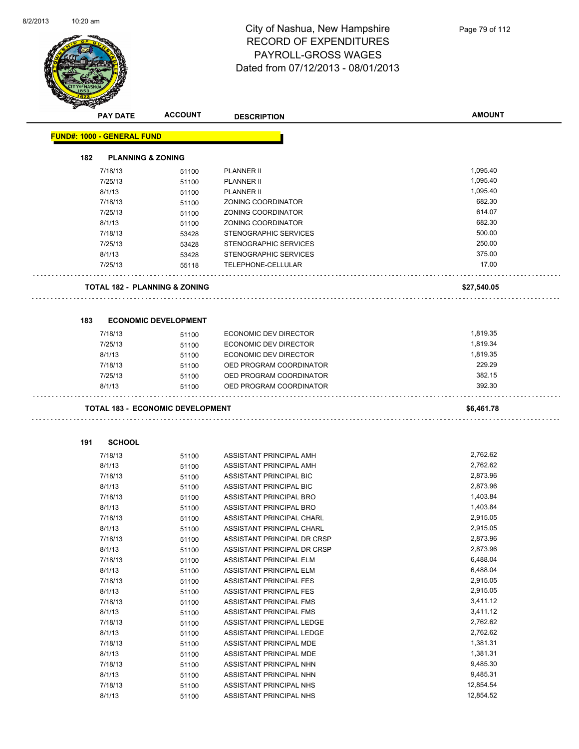# City of Nashua, New Hampshire
## RECORD OF EXPENDITURES
## PAYROLL-GROSS WAGES
## Dated from 07/12/2013 - 08/01/2013

| PAY DATE | ACCOUNT | DESCRIPTION | AMOUNT |
|---|---|---|---|

**FUND#: 1000 - GENERAL FUND**

### 182 PLANNING & ZONING

| PAY DATE | ACCOUNT | DESCRIPTION | AMOUNT |
|---|---|---|---|
| 7/18/13 | 51100 | PLANNER II | 1,095.40 |
| 7/25/13 | 51100 | PLANNER II | 1,095.40 |
| 8/1/13 | 51100 | PLANNER II | 1,095.40 |
| 7/18/13 | 51100 | ZONING COORDINATOR | 682.30 |
| 7/25/13 | 51100 | ZONING COORDINATOR | 614.07 |
| 8/1/13 | 51100 | ZONING COORDINATOR | 682.30 |
| 7/18/13 | 53428 | STENOGRAPHIC SERVICES | 500.00 |
| 7/25/13 | 53428 | STENOGRAPHIC SERVICES | 250.00 |
| 8/1/13 | 53428 | STENOGRAPHIC SERVICES | 375.00 |
| 7/25/13 | 55118 | TELEPHONE-CELLULAR | 17.00 |

**TOTAL 182 - PLANNING & ZONING** **$27,540.05**

### 183 ECONOMIC DEVELOPMENT

| PAY DATE | ACCOUNT | DESCRIPTION | AMOUNT |
|---|---|---|---|
| 7/18/13 | 51100 | ECONOMIC DEV DIRECTOR | 1,819.35 |
| 7/25/13 | 51100 | ECONOMIC DEV DIRECTOR | 1,819.34 |
| 8/1/13 | 51100 | ECONOMIC DEV DIRECTOR | 1,819.35 |
| 7/18/13 | 51100 | OED PROGRAM COORDINATOR | 229.29 |
| 7/25/13 | 51100 | OED PROGRAM COORDINATOR | 382.15 |
| 8/1/13 | 51100 | OED PROGRAM COORDINATOR | 392.30 |

**TOTAL 183 - ECONOMIC DEVELOPMENT** **$6,461.78**

### 191 SCHOOL

| PAY DATE | ACCOUNT | DESCRIPTION | AMOUNT |
|---|---|---|---|
| 7/18/13 | 51100 | ASSISTANT PRINCIPAL AMH | 2,762.62 |
| 8/1/13 | 51100 | ASSISTANT PRINCIPAL AMH | 2,762.62 |
| 7/18/13 | 51100 | ASSISTANT PRINCIPAL BIC | 2,873.96 |
| 8/1/13 | 51100 | ASSISTANT PRINCIPAL BIC | 2,873.96 |
| 7/18/13 | 51100 | ASSISTANT PRINCIPAL BRO | 1,403.84 |
| 8/1/13 | 51100 | ASSISTANT PRINCIPAL BRO | 1,403.84 |
| 7/18/13 | 51100 | ASSISTANT PRINCIPAL CHARL | 2,915.05 |
| 8/1/13 | 51100 | ASSISTANT PRINCIPAL CHARL | 2,915.05 |
| 7/18/13 | 51100 | ASSISTANT PRINCIPAL DR CRSP | 2,873.96 |
| 8/1/13 | 51100 | ASSISTANT PRINCIPAL DR CRSP | 2,873.96 |
| 7/18/13 | 51100 | ASSISTANT PRINCIPAL ELM | 6,488.04 |
| 8/1/13 | 51100 | ASSISTANT PRINCIPAL ELM | 6,488.04 |
| 7/18/13 | 51100 | ASSISTANT PRINCIPAL FES | 2,915.05 |
| 8/1/13 | 51100 | ASSISTANT PRINCIPAL FES | 2,915.05 |
| 7/18/13 | 51100 | ASSISTANT PRINCIPAL FMS | 3,411.12 |
| 8/1/13 | 51100 | ASSISTANT PRINCIPAL FMS | 3,411.12 |
| 7/18/13 | 51100 | ASSISTANT PRINCIPAL LEDGE | 2,762.62 |
| 8/1/13 | 51100 | ASSISTANT PRINCIPAL LEDGE | 2,762.62 |
| 7/18/13 | 51100 | ASSISTANT PRINCIPAL MDE | 1,381.31 |
| 8/1/13 | 51100 | ASSISTANT PRINCIPAL MDE | 1,381.31 |
| 7/18/13 | 51100 | ASSISTANT PRINCIPAL NHN | 9,485.30 |
| 8/1/13 | 51100 | ASSISTANT PRINCIPAL NHN | 9,485.31 |
| 7/18/13 | 51100 | ASSISTANT PRINCIPAL NHS | 12,854.54 |
| 8/1/13 | 51100 | ASSISTANT PRINCIPAL NHS | 12,854.52 |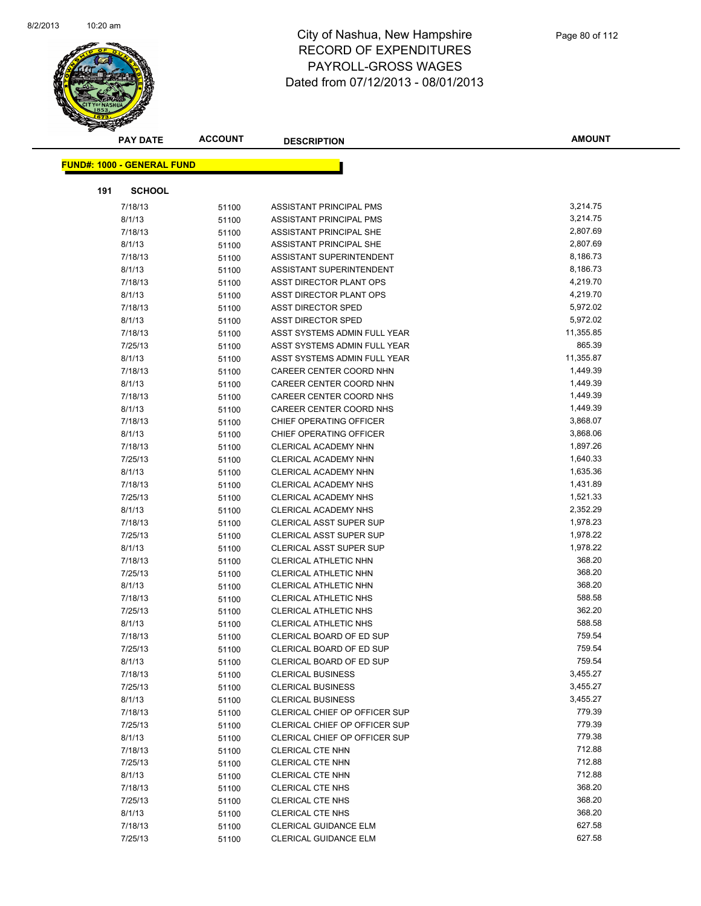# City of Nashua, New Hampshire
## RECORD OF EXPENDITURES
## PAYROLL-GROSS WAGES
## Dated from 07/12/2013 - 08/01/2013

**FUND#: 1000 - GENERAL FUND**

**191 SCHOOL**

| PAY DATE | ACCOUNT | DESCRIPTION | AMOUNT |
|---|---|---|---|
| 7/18/13 | 51100 | ASSISTANT PRINCIPAL PMS | 3,214.75 |
| 8/1/13 | 51100 | ASSISTANT PRINCIPAL PMS | 3,214.75 |
| 7/18/13 | 51100 | ASSISTANT PRINCIPAL SHE | 2,807.69 |
| 8/1/13 | 51100 | ASSISTANT PRINCIPAL SHE | 2,807.69 |
| 7/18/13 | 51100 | ASSISTANT SUPERINTENDENT | 8,186.73 |
| 8/1/13 | 51100 | ASSISTANT SUPERINTENDENT | 8,186.73 |
| 7/18/13 | 51100 | ASST DIRECTOR PLANT OPS | 4,219.70 |
| 8/1/13 | 51100 | ASST DIRECTOR PLANT OPS | 4,219.70 |
| 7/18/13 | 51100 | ASST DIRECTOR SPED | 5,972.02 |
| 8/1/13 | 51100 | ASST DIRECTOR SPED | 5,972.02 |
| 7/18/13 | 51100 | ASST SYSTEMS ADMIN FULL YEAR | 11,355.85 |
| 7/25/13 | 51100 | ASST SYSTEMS ADMIN FULL YEAR | 865.39 |
| 8/1/13 | 51100 | ASST SYSTEMS ADMIN FULL YEAR | 11,355.87 |
| 7/18/13 | 51100 | CAREER CENTER COORD NHN | 1,449.39 |
| 8/1/13 | 51100 | CAREER CENTER COORD NHN | 1,449.39 |
| 7/18/13 | 51100 | CAREER CENTER COORD NHS | 1,449.39 |
| 8/1/13 | 51100 | CAREER CENTER COORD NHS | 1,449.39 |
| 7/18/13 | 51100 | CHIEF OPERATING OFFICER | 3,868.07 |
| 8/1/13 | 51100 | CHIEF OPERATING OFFICER | 3,868.06 |
| 7/18/13 | 51100 | CLERICAL ACADEMY NHN | 1,897.26 |
| 7/25/13 | 51100 | CLERICAL ACADEMY NHN | 1,640.33 |
| 8/1/13 | 51100 | CLERICAL ACADEMY NHN | 1,635.36 |
| 7/18/13 | 51100 | CLERICAL ACADEMY NHS | 1,431.89 |
| 7/25/13 | 51100 | CLERICAL ACADEMY NHS | 1,521.33 |
| 8/1/13 | 51100 | CLERICAL ACADEMY NHS | 2,352.29 |
| 7/18/13 | 51100 | CLERICAL ASST SUPER SUP | 1,978.23 |
| 7/25/13 | 51100 | CLERICAL ASST SUPER SUP | 1,978.22 |
| 8/1/13 | 51100 | CLERICAL ASST SUPER SUP | 1,978.22 |
| 7/18/13 | 51100 | CLERICAL ATHLETIC NHN | 368.20 |
| 7/25/13 | 51100 | CLERICAL ATHLETIC NHN | 368.20 |
| 8/1/13 | 51100 | CLERICAL ATHLETIC NHN | 368.20 |
| 7/18/13 | 51100 | CLERICAL ATHLETIC NHS | 588.58 |
| 7/25/13 | 51100 | CLERICAL ATHLETIC NHS | 362.20 |
| 8/1/13 | 51100 | CLERICAL ATHLETIC NHS | 588.58 |
| 7/18/13 | 51100 | CLERICAL BOARD OF ED SUP | 759.54 |
| 7/25/13 | 51100 | CLERICAL BOARD OF ED SUP | 759.54 |
| 8/1/13 | 51100 | CLERICAL BOARD OF ED SUP | 759.54 |
| 7/18/13 | 51100 | CLERICAL BUSINESS | 3,455.27 |
| 7/25/13 | 51100 | CLERICAL BUSINESS | 3,455.27 |
| 8/1/13 | 51100 | CLERICAL BUSINESS | 3,455.27 |
| 7/18/13 | 51100 | CLERICAL CHIEF OP OFFICER SUP | 779.39 |
| 7/25/13 | 51100 | CLERICAL CHIEF OP OFFICER SUP | 779.39 |
| 8/1/13 | 51100 | CLERICAL CHIEF OP OFFICER SUP | 779.38 |
| 7/18/13 | 51100 | CLERICAL CTE NHN | 712.88 |
| 7/25/13 | 51100 | CLERICAL CTE NHN | 712.88 |
| 8/1/13 | 51100 | CLERICAL CTE NHN | 712.88 |
| 7/18/13 | 51100 | CLERICAL CTE NHS | 368.20 |
| 7/25/13 | 51100 | CLERICAL CTE NHS | 368.20 |
| 8/1/13 | 51100 | CLERICAL CTE NHS | 368.20 |
| 7/18/13 | 51100 | CLERICAL GUIDANCE ELM | 627.58 |
| 7/25/13 | 51100 | CLERICAL GUIDANCE ELM | 627.58 |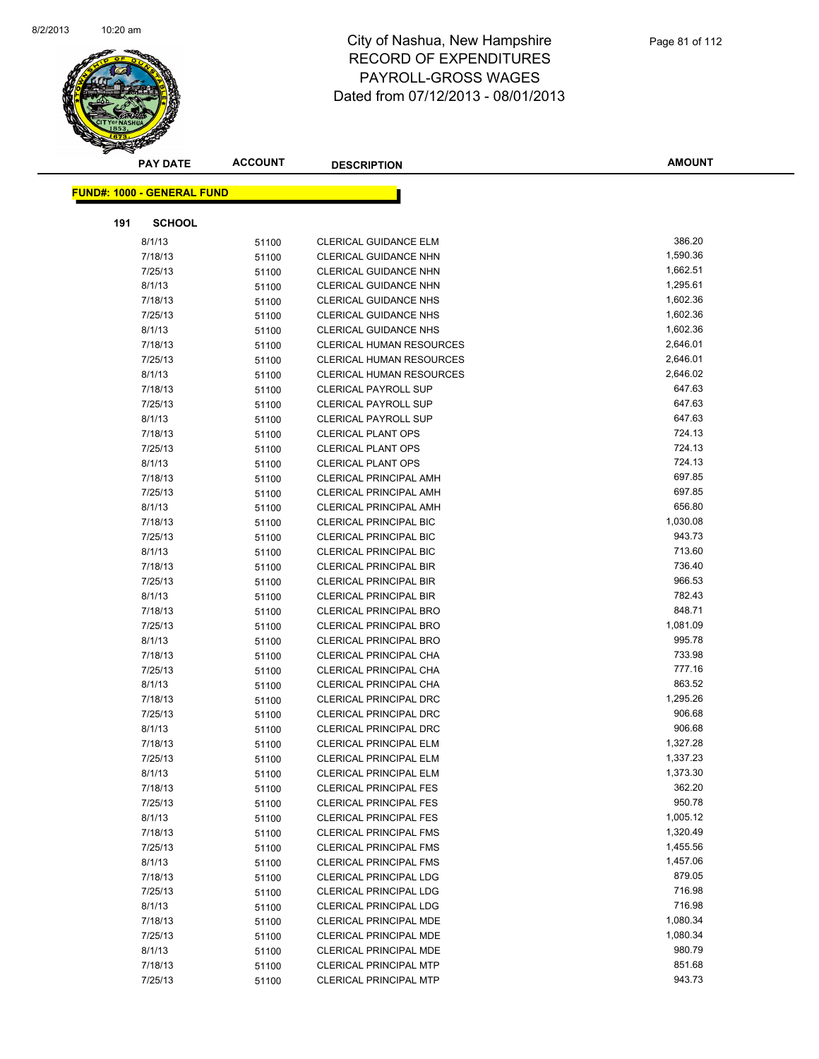# City of Nashua, New Hampshire
## RECORD OF EXPENDITURES
## PAYROLL-GROSS WAGES
## Dated from 07/12/2013 - 08/01/2013

**FUND#: 1000 - GENERAL FUND**

**191 SCHOOL**

| PAY DATE | ACCOUNT | DESCRIPTION | AMOUNT |
|---|---|---|---|
| 8/1/13 | 51100 | CLERICAL GUIDANCE ELM | 386.20 |
| 7/18/13 | 51100 | CLERICAL GUIDANCE NHN | 1,590.36 |
| 7/25/13 | 51100 | CLERICAL GUIDANCE NHN | 1,662.51 |
| 8/1/13 | 51100 | CLERICAL GUIDANCE NHN | 1,295.61 |
| 7/18/13 | 51100 | CLERICAL GUIDANCE NHS | 1,602.36 |
| 7/25/13 | 51100 | CLERICAL GUIDANCE NHS | 1,602.36 |
| 8/1/13 | 51100 | CLERICAL GUIDANCE NHS | 1,602.36 |
| 7/18/13 | 51100 | CLERICAL HUMAN RESOURCES | 2,646.01 |
| 7/25/13 | 51100 | CLERICAL HUMAN RESOURCES | 2,646.01 |
| 8/1/13 | 51100 | CLERICAL HUMAN RESOURCES | 2,646.02 |
| 7/18/13 | 51100 | CLERICAL PAYROLL SUP | 647.63 |
| 7/25/13 | 51100 | CLERICAL PAYROLL SUP | 647.63 |
| 8/1/13 | 51100 | CLERICAL PAYROLL SUP | 647.63 |
| 7/18/13 | 51100 | CLERICAL PLANT OPS | 724.13 |
| 7/25/13 | 51100 | CLERICAL PLANT OPS | 724.13 |
| 8/1/13 | 51100 | CLERICAL PLANT OPS | 724.13 |
| 7/18/13 | 51100 | CLERICAL PRINCIPAL AMH | 697.85 |
| 7/25/13 | 51100 | CLERICAL PRINCIPAL AMH | 697.85 |
| 8/1/13 | 51100 | CLERICAL PRINCIPAL AMH | 656.80 |
| 7/18/13 | 51100 | CLERICAL PRINCIPAL BIC | 1,030.08 |
| 7/25/13 | 51100 | CLERICAL PRINCIPAL BIC | 943.73 |
| 8/1/13 | 51100 | CLERICAL PRINCIPAL BIC | 713.60 |
| 7/18/13 | 51100 | CLERICAL PRINCIPAL BIR | 736.40 |
| 7/25/13 | 51100 | CLERICAL PRINCIPAL BIR | 966.53 |
| 8/1/13 | 51100 | CLERICAL PRINCIPAL BIR | 782.43 |
| 7/18/13 | 51100 | CLERICAL PRINCIPAL BRO | 848.71 |
| 7/25/13 | 51100 | CLERICAL PRINCIPAL BRO | 1,081.09 |
| 8/1/13 | 51100 | CLERICAL PRINCIPAL BRO | 995.78 |
| 7/18/13 | 51100 | CLERICAL PRINCIPAL CHA | 733.98 |
| 7/25/13 | 51100 | CLERICAL PRINCIPAL CHA | 777.16 |
| 8/1/13 | 51100 | CLERICAL PRINCIPAL CHA | 863.52 |
| 7/18/13 | 51100 | CLERICAL PRINCIPAL DRC | 1,295.26 |
| 7/25/13 | 51100 | CLERICAL PRINCIPAL DRC | 906.68 |
| 8/1/13 | 51100 | CLERICAL PRINCIPAL DRC | 906.68 |
| 7/18/13 | 51100 | CLERICAL PRINCIPAL ELM | 1,327.28 |
| 7/25/13 | 51100 | CLERICAL PRINCIPAL ELM | 1,337.23 |
| 8/1/13 | 51100 | CLERICAL PRINCIPAL ELM | 1,373.30 |
| 7/18/13 | 51100 | CLERICAL PRINCIPAL FES | 362.20 |
| 7/25/13 | 51100 | CLERICAL PRINCIPAL FES | 950.78 |
| 8/1/13 | 51100 | CLERICAL PRINCIPAL FES | 1,005.12 |
| 7/18/13 | 51100 | CLERICAL PRINCIPAL FMS | 1,320.49 |
| 7/25/13 | 51100 | CLERICAL PRINCIPAL FMS | 1,455.56 |
| 8/1/13 | 51100 | CLERICAL PRINCIPAL FMS | 1,457.06 |
| 7/18/13 | 51100 | CLERICAL PRINCIPAL LDG | 879.05 |
| 7/25/13 | 51100 | CLERICAL PRINCIPAL LDG | 716.98 |
| 8/1/13 | 51100 | CLERICAL PRINCIPAL LDG | 716.98 |
| 7/18/13 | 51100 | CLERICAL PRINCIPAL MDE | 1,080.34 |
| 7/25/13 | 51100 | CLERICAL PRINCIPAL MDE | 1,080.34 |
| 8/1/13 | 51100 | CLERICAL PRINCIPAL MDE | 980.79 |
| 7/18/13 | 51100 | CLERICAL PRINCIPAL MTP | 851.68 |
| 7/25/13 | 51100 | CLERICAL PRINCIPAL MTP | 943.73 |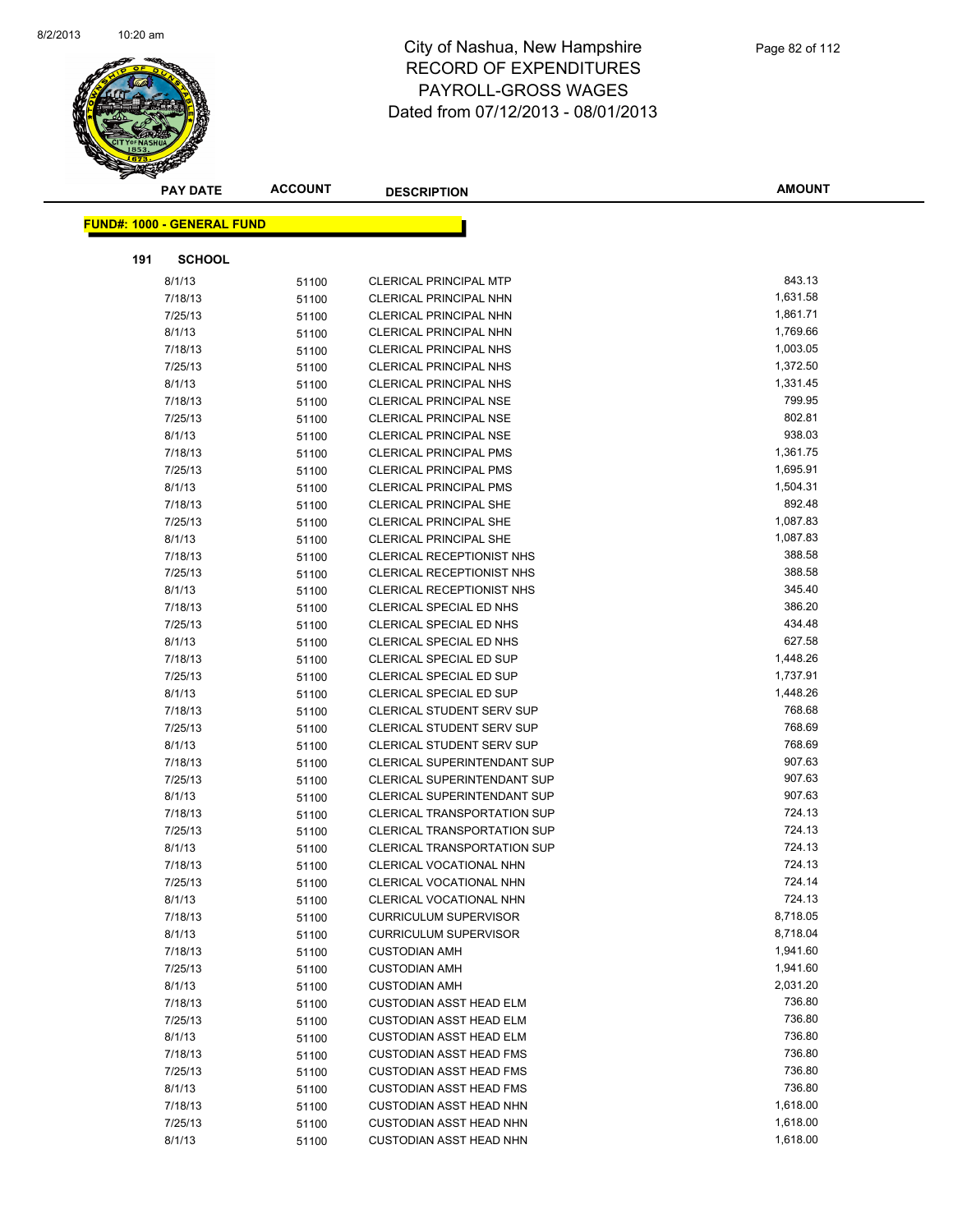# City of Nashua, New Hampshire
## RECORD OF EXPENDITURES
## PAYROLL-GROSS WAGES
## Dated from 07/12/2013 - 08/01/2013

| PAY DATE | ACCOUNT | DESCRIPTION | AMOUNT |
|---|---|---|---|

**FUND#: 1000 - GENERAL FUND**

**191 SCHOOL**

| PAY DATE | ACCOUNT | DESCRIPTION | AMOUNT |
|---|---|---|---|
| 8/1/13 | 51100 | CLERICAL PRINCIPAL MTP | 843.13 |
| 7/18/13 | 51100 | CLERICAL PRINCIPAL NHN | 1,631.58 |
| 7/25/13 | 51100 | CLERICAL PRINCIPAL NHN | 1,861.71 |
| 8/1/13 | 51100 | CLERICAL PRINCIPAL NHN | 1,769.66 |
| 7/18/13 | 51100 | CLERICAL PRINCIPAL NHS | 1,003.05 |
| 7/25/13 | 51100 | CLERICAL PRINCIPAL NHS | 1,372.50 |
| 8/1/13 | 51100 | CLERICAL PRINCIPAL NHS | 1,331.45 |
| 7/18/13 | 51100 | CLERICAL PRINCIPAL NSE | 799.95 |
| 7/25/13 | 51100 | CLERICAL PRINCIPAL NSE | 802.81 |
| 8/1/13 | 51100 | CLERICAL PRINCIPAL NSE | 938.03 |
| 7/18/13 | 51100 | CLERICAL PRINCIPAL PMS | 1,361.75 |
| 7/25/13 | 51100 | CLERICAL PRINCIPAL PMS | 1,695.91 |
| 8/1/13 | 51100 | CLERICAL PRINCIPAL PMS | 1,504.31 |
| 7/18/13 | 51100 | CLERICAL PRINCIPAL SHE | 892.48 |
| 7/25/13 | 51100 | CLERICAL PRINCIPAL SHE | 1,087.83 |
| 8/1/13 | 51100 | CLERICAL PRINCIPAL SHE | 1,087.83 |
| 7/18/13 | 51100 | CLERICAL RECEPTIONIST NHS | 388.58 |
| 7/25/13 | 51100 | CLERICAL RECEPTIONIST NHS | 388.58 |
| 8/1/13 | 51100 | CLERICAL RECEPTIONIST NHS | 345.40 |
| 7/18/13 | 51100 | CLERICAL SPECIAL ED NHS | 386.20 |
| 7/25/13 | 51100 | CLERICAL SPECIAL ED NHS | 434.48 |
| 8/1/13 | 51100 | CLERICAL SPECIAL ED NHS | 627.58 |
| 7/18/13 | 51100 | CLERICAL SPECIAL ED SUP | 1,448.26 |
| 7/25/13 | 51100 | CLERICAL SPECIAL ED SUP | 1,737.91 |
| 8/1/13 | 51100 | CLERICAL SPECIAL ED SUP | 1,448.26 |
| 7/18/13 | 51100 | CLERICAL STUDENT SERV SUP | 768.68 |
| 7/25/13 | 51100 | CLERICAL STUDENT SERV SUP | 768.69 |
| 8/1/13 | 51100 | CLERICAL STUDENT SERV SUP | 768.69 |
| 7/18/13 | 51100 | CLERICAL SUPERINTENDANT SUP | 907.63 |
| 7/25/13 | 51100 | CLERICAL SUPERINTENDANT SUP | 907.63 |
| 8/1/13 | 51100 | CLERICAL SUPERINTENDANT SUP | 907.63 |
| 7/18/13 | 51100 | CLERICAL TRANSPORTATION SUP | 724.13 |
| 7/25/13 | 51100 | CLERICAL TRANSPORTATION SUP | 724.13 |
| 8/1/13 | 51100 | CLERICAL TRANSPORTATION SUP | 724.13 |
| 7/18/13 | 51100 | CLERICAL VOCATIONAL NHN | 724.13 |
| 7/25/13 | 51100 | CLERICAL VOCATIONAL NHN | 724.14 |
| 8/1/13 | 51100 | CLERICAL VOCATIONAL NHN | 724.13 |
| 7/18/13 | 51100 | CURRICULUM SUPERVISOR | 8,718.05 |
| 8/1/13 | 51100 | CURRICULUM SUPERVISOR | 8,718.04 |
| 7/18/13 | 51100 | CUSTODIAN AMH | 1,941.60 |
| 7/25/13 | 51100 | CUSTODIAN AMH | 1,941.60 |
| 8/1/13 | 51100 | CUSTODIAN AMH | 2,031.20 |
| 7/18/13 | 51100 | CUSTODIAN ASST HEAD ELM | 736.80 |
| 7/25/13 | 51100 | CUSTODIAN ASST HEAD ELM | 736.80 |
| 8/1/13 | 51100 | CUSTODIAN ASST HEAD ELM | 736.80 |
| 7/18/13 | 51100 | CUSTODIAN ASST HEAD FMS | 736.80 |
| 7/25/13 | 51100 | CUSTODIAN ASST HEAD FMS | 736.80 |
| 8/1/13 | 51100 | CUSTODIAN ASST HEAD FMS | 736.80 |
| 7/18/13 | 51100 | CUSTODIAN ASST HEAD NHN | 1,618.00 |
| 7/25/13 | 51100 | CUSTODIAN ASST HEAD NHN | 1,618.00 |
| 8/1/13 | 51100 | CUSTODIAN ASST HEAD NHN | 1,618.00 |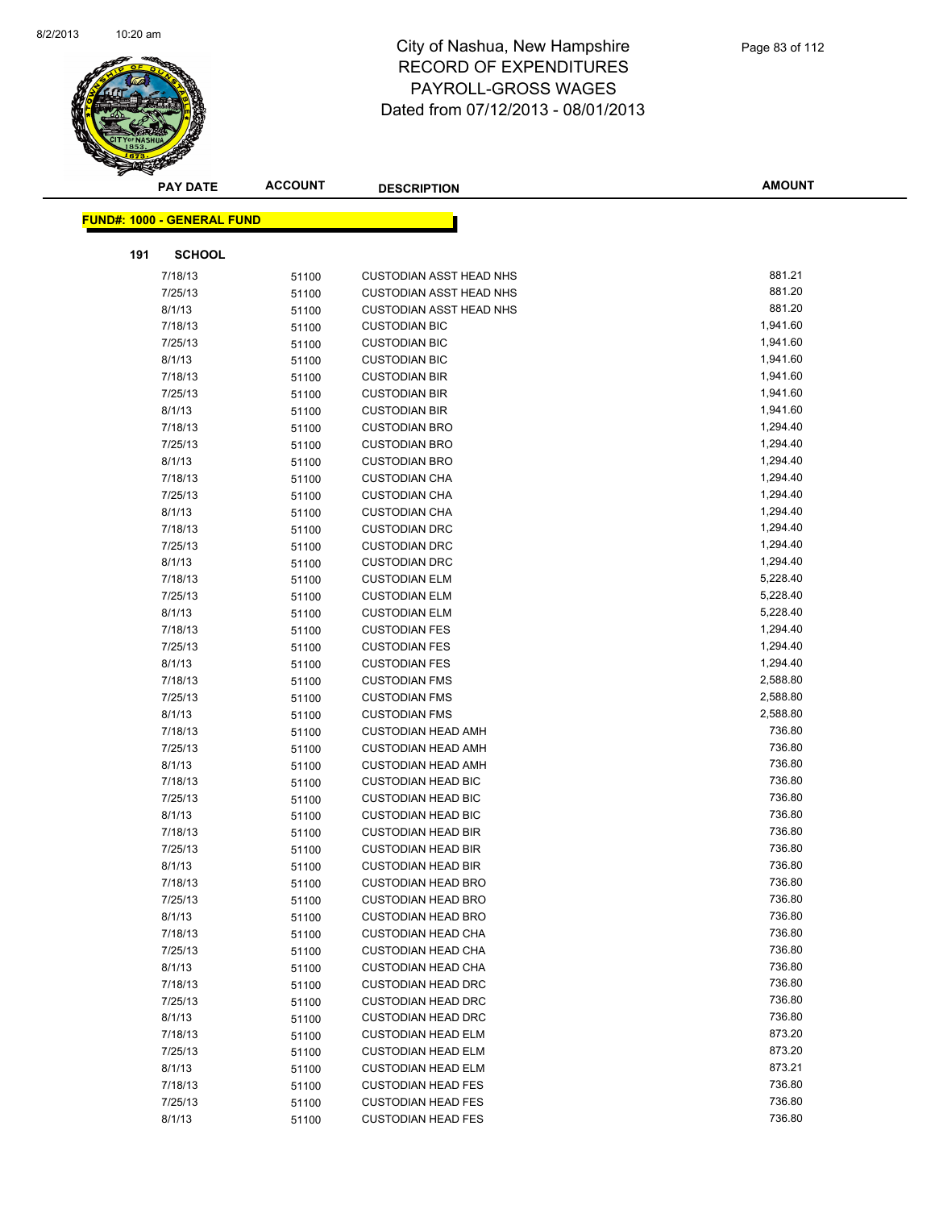# City of Nashua, New Hampshire
## RECORD OF EXPENDITURES
## PAYROLL-GROSS WAGES
## Dated from 07/12/2013 - 08/01/2013

| PAY DATE | ACCOUNT | DESCRIPTION | AMOUNT |
|---|---|---|---|

**FUND#: 1000 - GENERAL FUND**

**191 SCHOOL**

| PAY DATE | ACCOUNT | DESCRIPTION | AMOUNT |
|---|---|---|---|
| 7/18/13 | 51100 | CUSTODIAN ASST HEAD NHS | 881.21 |
| 7/25/13 | 51100 | CUSTODIAN ASST HEAD NHS | 881.20 |
| 8/1/13 | 51100 | CUSTODIAN ASST HEAD NHS | 881.20 |
| 7/18/13 | 51100 | CUSTODIAN BIC | 1,941.60 |
| 7/25/13 | 51100 | CUSTODIAN BIC | 1,941.60 |
| 8/1/13 | 51100 | CUSTODIAN BIC | 1,941.60 |
| 7/18/13 | 51100 | CUSTODIAN BIR | 1,941.60 |
| 7/25/13 | 51100 | CUSTODIAN BIR | 1,941.60 |
| 8/1/13 | 51100 | CUSTODIAN BIR | 1,941.60 |
| 7/18/13 | 51100 | CUSTODIAN BRO | 1,294.40 |
| 7/25/13 | 51100 | CUSTODIAN BRO | 1,294.40 |
| 8/1/13 | 51100 | CUSTODIAN BRO | 1,294.40 |
| 7/18/13 | 51100 | CUSTODIAN CHA | 1,294.40 |
| 7/25/13 | 51100 | CUSTODIAN CHA | 1,294.40 |
| 8/1/13 | 51100 | CUSTODIAN CHA | 1,294.40 |
| 7/18/13 | 51100 | CUSTODIAN DRC | 1,294.40 |
| 7/25/13 | 51100 | CUSTODIAN DRC | 1,294.40 |
| 8/1/13 | 51100 | CUSTODIAN DRC | 1,294.40 |
| 7/18/13 | 51100 | CUSTODIAN ELM | 5,228.40 |
| 7/25/13 | 51100 | CUSTODIAN ELM | 5,228.40 |
| 8/1/13 | 51100 | CUSTODIAN ELM | 5,228.40 |
| 7/18/13 | 51100 | CUSTODIAN FES | 1,294.40 |
| 7/25/13 | 51100 | CUSTODIAN FES | 1,294.40 |
| 8/1/13 | 51100 | CUSTODIAN FES | 1,294.40 |
| 7/18/13 | 51100 | CUSTODIAN FMS | 2,588.80 |
| 7/25/13 | 51100 | CUSTODIAN FMS | 2,588.80 |
| 8/1/13 | 51100 | CUSTODIAN FMS | 2,588.80 |
| 7/18/13 | 51100 | CUSTODIAN HEAD AMH | 736.80 |
| 7/25/13 | 51100 | CUSTODIAN HEAD AMH | 736.80 |
| 8/1/13 | 51100 | CUSTODIAN HEAD AMH | 736.80 |
| 7/18/13 | 51100 | CUSTODIAN HEAD BIC | 736.80 |
| 7/25/13 | 51100 | CUSTODIAN HEAD BIC | 736.80 |
| 8/1/13 | 51100 | CUSTODIAN HEAD BIC | 736.80 |
| 7/18/13 | 51100 | CUSTODIAN HEAD BIR | 736.80 |
| 7/25/13 | 51100 | CUSTODIAN HEAD BIR | 736.80 |
| 8/1/13 | 51100 | CUSTODIAN HEAD BIR | 736.80 |
| 7/18/13 | 51100 | CUSTODIAN HEAD BRO | 736.80 |
| 7/25/13 | 51100 | CUSTODIAN HEAD BRO | 736.80 |
| 8/1/13 | 51100 | CUSTODIAN HEAD BRO | 736.80 |
| 7/18/13 | 51100 | CUSTODIAN HEAD CHA | 736.80 |
| 7/25/13 | 51100 | CUSTODIAN HEAD CHA | 736.80 |
| 8/1/13 | 51100 | CUSTODIAN HEAD CHA | 736.80 |
| 7/18/13 | 51100 | CUSTODIAN HEAD DRC | 736.80 |
| 7/25/13 | 51100 | CUSTODIAN HEAD DRC | 736.80 |
| 8/1/13 | 51100 | CUSTODIAN HEAD DRC | 736.80 |
| 7/18/13 | 51100 | CUSTODIAN HEAD ELM | 873.20 |
| 7/25/13 | 51100 | CUSTODIAN HEAD ELM | 873.20 |
| 8/1/13 | 51100 | CUSTODIAN HEAD ELM | 873.21 |
| 7/18/13 | 51100 | CUSTODIAN HEAD FES | 736.80 |
| 7/25/13 | 51100 | CUSTODIAN HEAD FES | 736.80 |
| 8/1/13 | 51100 | CUSTODIAN HEAD FES | 736.80 |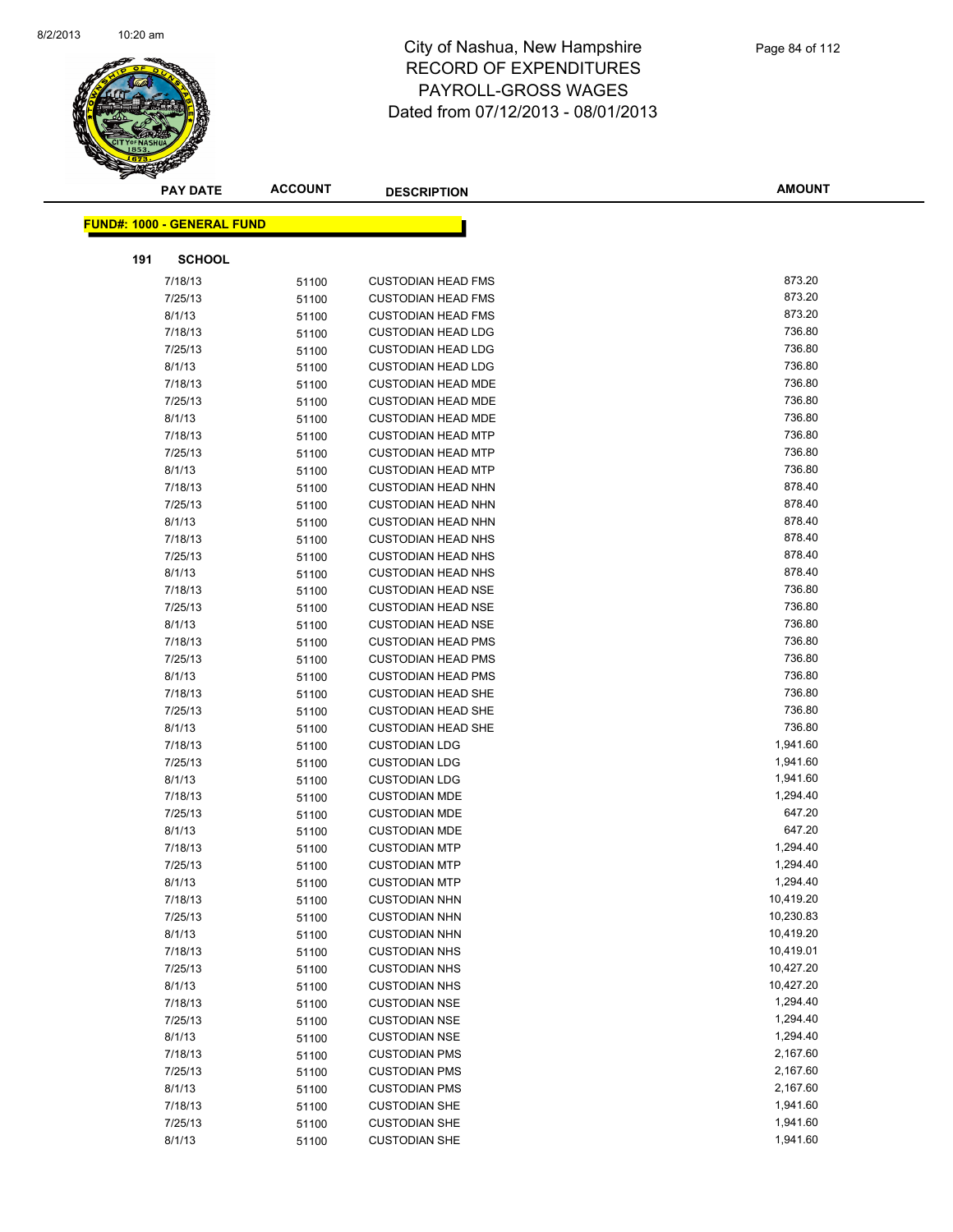# City of Nashua, New Hampshire
# RECORD OF EXPENDITURES
# PAYROLL-GROSS WAGES
# Dated from 07/12/2013 - 08/01/2013

**FUND#: 1000 - GENERAL FUND**

**191 SCHOOL**

| PAY DATE | ACCOUNT | DESCRIPTION | AMOUNT |
|---|---|---|---|
| 7/18/13 | 51100 | CUSTODIAN HEAD FMS | 873.20 |
| 7/25/13 | 51100 | CUSTODIAN HEAD FMS | 873.20 |
| 8/1/13 | 51100 | CUSTODIAN HEAD FMS | 873.20 |
| 7/18/13 | 51100 | CUSTODIAN HEAD LDG | 736.80 |
| 7/25/13 | 51100 | CUSTODIAN HEAD LDG | 736.80 |
| 8/1/13 | 51100 | CUSTODIAN HEAD LDG | 736.80 |
| 7/18/13 | 51100 | CUSTODIAN HEAD MDE | 736.80 |
| 7/25/13 | 51100 | CUSTODIAN HEAD MDE | 736.80 |
| 8/1/13 | 51100 | CUSTODIAN HEAD MDE | 736.80 |
| 7/18/13 | 51100 | CUSTODIAN HEAD MTP | 736.80 |
| 7/25/13 | 51100 | CUSTODIAN HEAD MTP | 736.80 |
| 8/1/13 | 51100 | CUSTODIAN HEAD MTP | 736.80 |
| 7/18/13 | 51100 | CUSTODIAN HEAD NHN | 878.40 |
| 7/25/13 | 51100 | CUSTODIAN HEAD NHN | 878.40 |
| 8/1/13 | 51100 | CUSTODIAN HEAD NHN | 878.40 |
| 7/18/13 | 51100 | CUSTODIAN HEAD NHS | 878.40 |
| 7/25/13 | 51100 | CUSTODIAN HEAD NHS | 878.40 |
| 8/1/13 | 51100 | CUSTODIAN HEAD NHS | 878.40 |
| 7/18/13 | 51100 | CUSTODIAN HEAD NSE | 736.80 |
| 7/25/13 | 51100 | CUSTODIAN HEAD NSE | 736.80 |
| 8/1/13 | 51100 | CUSTODIAN HEAD NSE | 736.80 |
| 7/18/13 | 51100 | CUSTODIAN HEAD PMS | 736.80 |
| 7/25/13 | 51100 | CUSTODIAN HEAD PMS | 736.80 |
| 8/1/13 | 51100 | CUSTODIAN HEAD PMS | 736.80 |
| 7/18/13 | 51100 | CUSTODIAN HEAD SHE | 736.80 |
| 7/25/13 | 51100 | CUSTODIAN HEAD SHE | 736.80 |
| 8/1/13 | 51100 | CUSTODIAN HEAD SHE | 736.80 |
| 7/18/13 | 51100 | CUSTODIAN LDG | 1,941.60 |
| 7/25/13 | 51100 | CUSTODIAN LDG | 1,941.60 |
| 8/1/13 | 51100 | CUSTODIAN LDG | 1,941.60 |
| 7/18/13 | 51100 | CUSTODIAN MDE | 1,294.40 |
| 7/25/13 | 51100 | CUSTODIAN MDE | 647.20 |
| 8/1/13 | 51100 | CUSTODIAN MDE | 647.20 |
| 7/18/13 | 51100 | CUSTODIAN MTP | 1,294.40 |
| 7/25/13 | 51100 | CUSTODIAN MTP | 1,294.40 |
| 8/1/13 | 51100 | CUSTODIAN MTP | 1,294.40 |
| 7/18/13 | 51100 | CUSTODIAN NHN | 10,419.20 |
| 7/25/13 | 51100 | CUSTODIAN NHN | 10,230.83 |
| 8/1/13 | 51100 | CUSTODIAN NHN | 10,419.20 |
| 7/18/13 | 51100 | CUSTODIAN NHS | 10,419.01 |
| 7/25/13 | 51100 | CUSTODIAN NHS | 10,427.20 |
| 8/1/13 | 51100 | CUSTODIAN NHS | 10,427.20 |
| 7/18/13 | 51100 | CUSTODIAN NSE | 1,294.40 |
| 7/25/13 | 51100 | CUSTODIAN NSE | 1,294.40 |
| 8/1/13 | 51100 | CUSTODIAN NSE | 1,294.40 |
| 7/18/13 | 51100 | CUSTODIAN PMS | 2,167.60 |
| 7/25/13 | 51100 | CUSTODIAN PMS | 2,167.60 |
| 8/1/13 | 51100 | CUSTODIAN PMS | 2,167.60 |
| 7/18/13 | 51100 | CUSTODIAN SHE | 1,941.60 |
| 7/25/13 | 51100 | CUSTODIAN SHE | 1,941.60 |
| 8/1/13 | 51100 | CUSTODIAN SHE | 1,941.60 |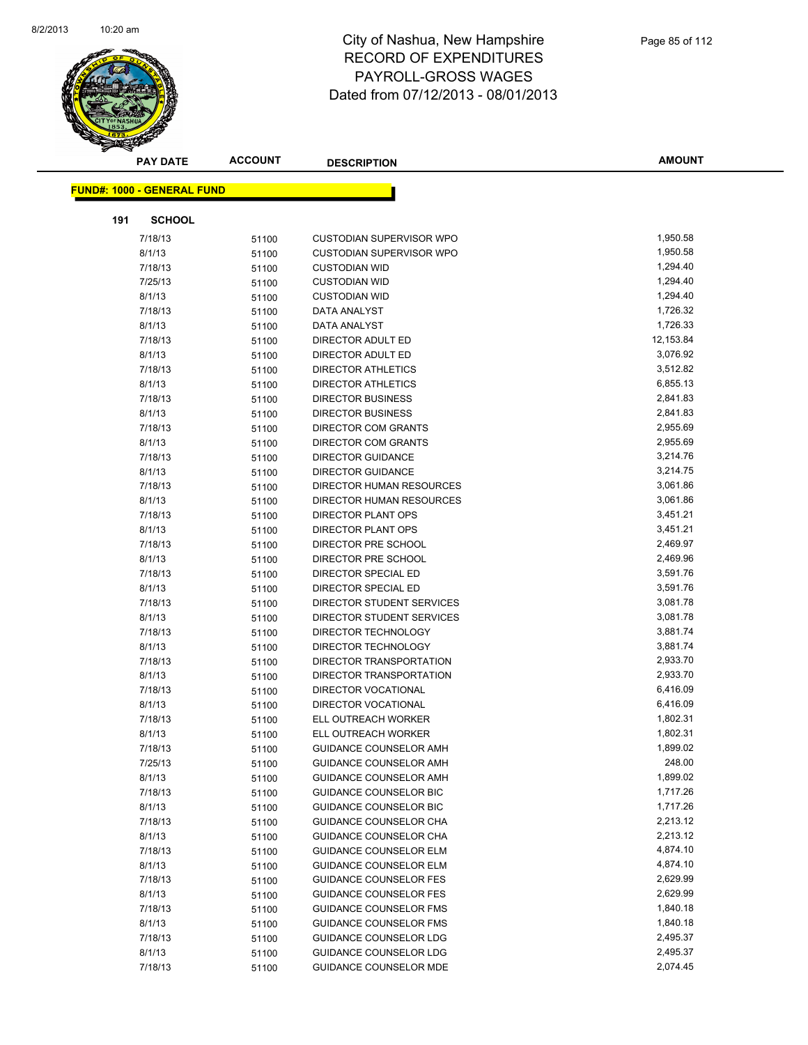# City of Nashua, New Hampshire
# RECORD OF EXPENDITURES
# PAYROLL-GROSS WAGES
# Dated from 07/12/2013 - 08/01/2013

**FUND#: 1000 - GENERAL FUND**

**191 SCHOOL**

| PAY DATE | ACCOUNT | DESCRIPTION | AMOUNT |
|---|---|---|---|
| 7/18/13 | 51100 | CUSTODIAN SUPERVISOR WPO | 1,950.58 |
| 8/1/13 | 51100 | CUSTODIAN SUPERVISOR WPO | 1,950.58 |
| 7/18/13 | 51100 | CUSTODIAN WID | 1,294.40 |
| 7/25/13 | 51100 | CUSTODIAN WID | 1,294.40 |
| 8/1/13 | 51100 | CUSTODIAN WID | 1,294.40 |
| 7/18/13 | 51100 | DATA ANALYST | 1,726.32 |
| 8/1/13 | 51100 | DATA ANALYST | 1,726.33 |
| 7/18/13 | 51100 | DIRECTOR ADULT ED | 12,153.84 |
| 8/1/13 | 51100 | DIRECTOR ADULT ED | 3,076.92 |
| 7/18/13 | 51100 | DIRECTOR ATHLETICS | 3,512.82 |
| 8/1/13 | 51100 | DIRECTOR ATHLETICS | 6,855.13 |
| 7/18/13 | 51100 | DIRECTOR BUSINESS | 2,841.83 |
| 8/1/13 | 51100 | DIRECTOR BUSINESS | 2,841.83 |
| 7/18/13 | 51100 | DIRECTOR COM GRANTS | 2,955.69 |
| 8/1/13 | 51100 | DIRECTOR COM GRANTS | 2,955.69 |
| 7/18/13 | 51100 | DIRECTOR GUIDANCE | 3,214.76 |
| 8/1/13 | 51100 | DIRECTOR GUIDANCE | 3,214.75 |
| 7/18/13 | 51100 | DIRECTOR HUMAN RESOURCES | 3,061.86 |
| 8/1/13 | 51100 | DIRECTOR HUMAN RESOURCES | 3,061.86 |
| 7/18/13 | 51100 | DIRECTOR PLANT OPS | 3,451.21 |
| 8/1/13 | 51100 | DIRECTOR PLANT OPS | 3,451.21 |
| 7/18/13 | 51100 | DIRECTOR PRE SCHOOL | 2,469.97 |
| 8/1/13 | 51100 | DIRECTOR PRE SCHOOL | 2,469.96 |
| 7/18/13 | 51100 | DIRECTOR SPECIAL ED | 3,591.76 |
| 8/1/13 | 51100 | DIRECTOR SPECIAL ED | 3,591.76 |
| 7/18/13 | 51100 | DIRECTOR STUDENT SERVICES | 3,081.78 |
| 8/1/13 | 51100 | DIRECTOR STUDENT SERVICES | 3,081.78 |
| 7/18/13 | 51100 | DIRECTOR TECHNOLOGY | 3,881.74 |
| 8/1/13 | 51100 | DIRECTOR TECHNOLOGY | 3,881.74 |
| 7/18/13 | 51100 | DIRECTOR TRANSPORTATION | 2,933.70 |
| 8/1/13 | 51100 | DIRECTOR TRANSPORTATION | 2,933.70 |
| 7/18/13 | 51100 | DIRECTOR VOCATIONAL | 6,416.09 |
| 8/1/13 | 51100 | DIRECTOR VOCATIONAL | 6,416.09 |
| 7/18/13 | 51100 | ELL OUTREACH WORKER | 1,802.31 |
| 8/1/13 | 51100 | ELL OUTREACH WORKER | 1,802.31 |
| 7/18/13 | 51100 | GUIDANCE COUNSELOR AMH | 1,899.02 |
| 7/25/13 | 51100 | GUIDANCE COUNSELOR AMH | 248.00 |
| 8/1/13 | 51100 | GUIDANCE COUNSELOR AMH | 1,899.02 |
| 7/18/13 | 51100 | GUIDANCE COUNSELOR BIC | 1,717.26 |
| 8/1/13 | 51100 | GUIDANCE COUNSELOR BIC | 1,717.26 |
| 7/18/13 | 51100 | GUIDANCE COUNSELOR CHA | 2,213.12 |
| 8/1/13 | 51100 | GUIDANCE COUNSELOR CHA | 2,213.12 |
| 7/18/13 | 51100 | GUIDANCE COUNSELOR ELM | 4,874.10 |
| 8/1/13 | 51100 | GUIDANCE COUNSELOR ELM | 4,874.10 |
| 7/18/13 | 51100 | GUIDANCE COUNSELOR FES | 2,629.99 |
| 8/1/13 | 51100 | GUIDANCE COUNSELOR FES | 2,629.99 |
| 7/18/13 | 51100 | GUIDANCE COUNSELOR FMS | 1,840.18 |
| 8/1/13 | 51100 | GUIDANCE COUNSELOR FMS | 1,840.18 |
| 7/18/13 | 51100 | GUIDANCE COUNSELOR LDG | 2,495.37 |
| 8/1/13 | 51100 | GUIDANCE COUNSELOR LDG | 2,495.37 |
| 7/18/13 | 51100 | GUIDANCE COUNSELOR MDE | 2,074.45 |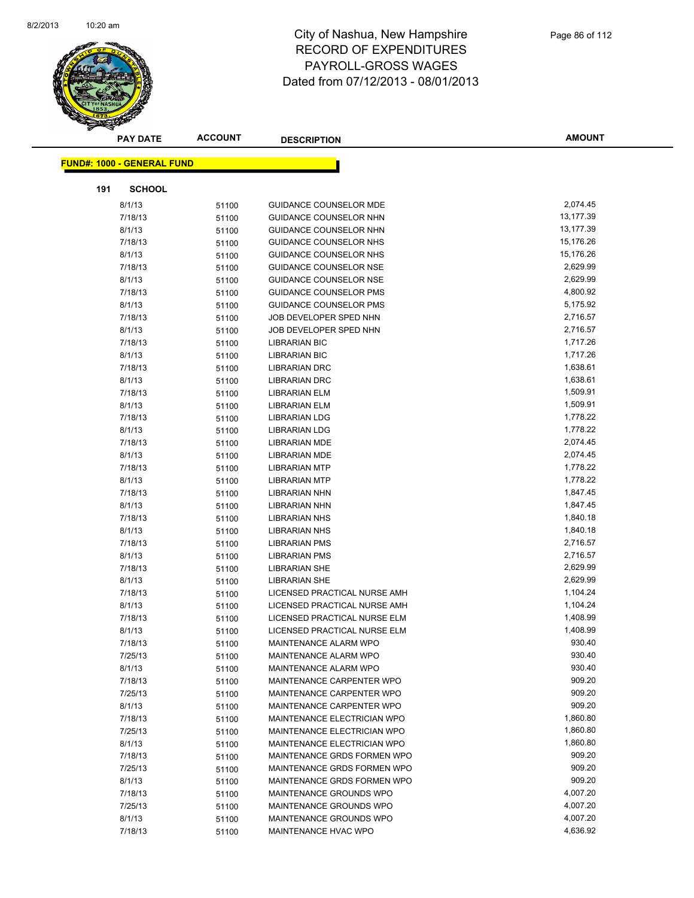# City of Nashua, New Hampshire
## RECORD OF EXPENDITURES
## PAYROLL-GROSS WAGES
## Dated from 07/12/2013 - 08/01/2013

| PAY DATE | ACCOUNT | DESCRIPTION | AMOUNT |
|---|---|---|---|

**FUND#: 1000 - GENERAL FUND**

**191 SCHOOL**

| PAY DATE | ACCOUNT | DESCRIPTION | AMOUNT |
|---|---|---|---|
| 8/1/13 | 51100 | GUIDANCE COUNSELOR MDE | 2,074.45 |
| 7/18/13 | 51100 | GUIDANCE COUNSELOR NHN | 13,177.39 |
| 8/1/13 | 51100 | GUIDANCE COUNSELOR NHN | 13,177.39 |
| 7/18/13 | 51100 | GUIDANCE COUNSELOR NHS | 15,176.26 |
| 8/1/13 | 51100 | GUIDANCE COUNSELOR NHS | 15,176.26 |
| 7/18/13 | 51100 | GUIDANCE COUNSELOR NSE | 2,629.99 |
| 8/1/13 | 51100 | GUIDANCE COUNSELOR NSE | 2,629.99 |
| 7/18/13 | 51100 | GUIDANCE COUNSELOR PMS | 4,800.92 |
| 8/1/13 | 51100 | GUIDANCE COUNSELOR PMS | 5,175.92 |
| 7/18/13 | 51100 | JOB DEVELOPER SPED NHN | 2,716.57 |
| 8/1/13 | 51100 | JOB DEVELOPER SPED NHN | 2,716.57 |
| 7/18/13 | 51100 | LIBRARIAN BIC | 1,717.26 |
| 8/1/13 | 51100 | LIBRARIAN BIC | 1,717.26 |
| 7/18/13 | 51100 | LIBRARIAN DRC | 1,638.61 |
| 8/1/13 | 51100 | LIBRARIAN DRC | 1,638.61 |
| 7/18/13 | 51100 | LIBRARIAN ELM | 1,509.91 |
| 8/1/13 | 51100 | LIBRARIAN ELM | 1,509.91 |
| 7/18/13 | 51100 | LIBRARIAN LDG | 1,778.22 |
| 8/1/13 | 51100 | LIBRARIAN LDG | 1,778.22 |
| 7/18/13 | 51100 | LIBRARIAN MDE | 2,074.45 |
| 8/1/13 | 51100 | LIBRARIAN MDE | 2,074.45 |
| 7/18/13 | 51100 | LIBRARIAN MTP | 1,778.22 |
| 8/1/13 | 51100 | LIBRARIAN MTP | 1,778.22 |
| 7/18/13 | 51100 | LIBRARIAN NHN | 1,847.45 |
| 8/1/13 | 51100 | LIBRARIAN NHN | 1,847.45 |
| 7/18/13 | 51100 | LIBRARIAN NHS | 1,840.18 |
| 8/1/13 | 51100 | LIBRARIAN NHS | 1,840.18 |
| 7/18/13 | 51100 | LIBRARIAN PMS | 2,716.57 |
| 8/1/13 | 51100 | LIBRARIAN PMS | 2,716.57 |
| 7/18/13 | 51100 | LIBRARIAN SHE | 2,629.99 |
| 8/1/13 | 51100 | LIBRARIAN SHE | 2,629.99 |
| 7/18/13 | 51100 | LICENSED PRACTICAL NURSE AMH | 1,104.24 |
| 8/1/13 | 51100 | LICENSED PRACTICAL NURSE AMH | 1,104.24 |
| 7/18/13 | 51100 | LICENSED PRACTICAL NURSE ELM | 1,408.99 |
| 8/1/13 | 51100 | LICENSED PRACTICAL NURSE ELM | 1,408.99 |
| 7/18/13 | 51100 | MAINTENANCE ALARM WPO | 930.40 |
| 7/25/13 | 51100 | MAINTENANCE ALARM WPO | 930.40 |
| 8/1/13 | 51100 | MAINTENANCE ALARM WPO | 930.40 |
| 7/18/13 | 51100 | MAINTENANCE CARPENTER WPO | 909.20 |
| 7/25/13 | 51100 | MAINTENANCE CARPENTER WPO | 909.20 |
| 8/1/13 | 51100 | MAINTENANCE CARPENTER WPO | 909.20 |
| 7/18/13 | 51100 | MAINTENANCE ELECTRICIAN WPO | 1,860.80 |
| 7/25/13 | 51100 | MAINTENANCE ELECTRICIAN WPO | 1,860.80 |
| 8/1/13 | 51100 | MAINTENANCE ELECTRICIAN WPO | 1,860.80 |
| 7/18/13 | 51100 | MAINTENANCE GRDS FORMEN WPO | 909.20 |
| 7/25/13 | 51100 | MAINTENANCE GRDS FORMEN WPO | 909.20 |
| 8/1/13 | 51100 | MAINTENANCE GRDS FORMEN WPO | 909.20 |
| 7/18/13 | 51100 | MAINTENANCE GROUNDS WPO | 4,007.20 |
| 7/25/13 | 51100 | MAINTENANCE GROUNDS WPO | 4,007.20 |
| 8/1/13 | 51100 | MAINTENANCE GROUNDS WPO | 4,007.20 |
| 7/18/13 | 51100 | MAINTENANCE HVAC WPO | 4,636.92 |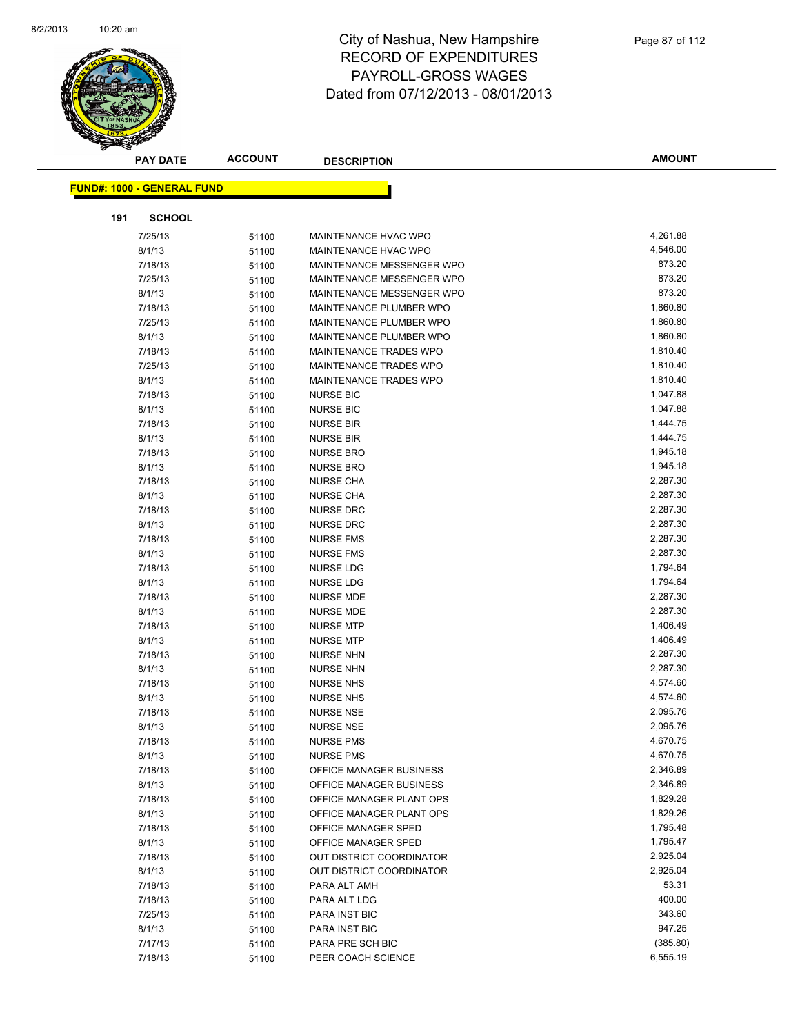# City of Nashua, New Hampshire
## RECORD OF EXPENDITURES
## PAYROLL-GROSS WAGES
## Dated from 07/12/2013 - 08/01/2013

| PAY DATE | ACCOUNT | DESCRIPTION | AMOUNT |
|---|---|---|---|

**FUND#: 1000 - GENERAL FUND**

**191 SCHOOL**

| PAY DATE | ACCOUNT | DESCRIPTION | AMOUNT |
|---|---|---|---|
| 7/25/13 | 51100 | MAINTENANCE HVAC WPO | 4,261.88 |
| 8/1/13 | 51100 | MAINTENANCE HVAC WPO | 4,546.00 |
| 7/18/13 | 51100 | MAINTENANCE MESSENGER WPO | 873.20 |
| 7/25/13 | 51100 | MAINTENANCE MESSENGER WPO | 873.20 |
| 8/1/13 | 51100 | MAINTENANCE MESSENGER WPO | 873.20 |
| 7/18/13 | 51100 | MAINTENANCE PLUMBER WPO | 1,860.80 |
| 7/25/13 | 51100 | MAINTENANCE PLUMBER WPO | 1,860.80 |
| 8/1/13 | 51100 | MAINTENANCE PLUMBER WPO | 1,860.80 |
| 7/18/13 | 51100 | MAINTENANCE TRADES WPO | 1,810.40 |
| 7/25/13 | 51100 | MAINTENANCE TRADES WPO | 1,810.40 |
| 8/1/13 | 51100 | MAINTENANCE TRADES WPO | 1,810.40 |
| 7/18/13 | 51100 | NURSE BIC | 1,047.88 |
| 8/1/13 | 51100 | NURSE BIC | 1,047.88 |
| 7/18/13 | 51100 | NURSE BIR | 1,444.75 |
| 8/1/13 | 51100 | NURSE BIR | 1,444.75 |
| 7/18/13 | 51100 | NURSE BRO | 1,945.18 |
| 8/1/13 | 51100 | NURSE BRO | 1,945.18 |
| 7/18/13 | 51100 | NURSE CHA | 2,287.30 |
| 8/1/13 | 51100 | NURSE CHA | 2,287.30 |
| 7/18/13 | 51100 | NURSE DRC | 2,287.30 |
| 8/1/13 | 51100 | NURSE DRC | 2,287.30 |
| 7/18/13 | 51100 | NURSE FMS | 2,287.30 |
| 8/1/13 | 51100 | NURSE FMS | 2,287.30 |
| 7/18/13 | 51100 | NURSE LDG | 1,794.64 |
| 8/1/13 | 51100 | NURSE LDG | 1,794.64 |
| 7/18/13 | 51100 | NURSE MDE | 2,287.30 |
| 8/1/13 | 51100 | NURSE MDE | 2,287.30 |
| 7/18/13 | 51100 | NURSE MTP | 1,406.49 |
| 8/1/13 | 51100 | NURSE MTP | 1,406.49 |
| 7/18/13 | 51100 | NURSE NHN | 2,287.30 |
| 8/1/13 | 51100 | NURSE NHN | 2,287.30 |
| 7/18/13 | 51100 | NURSE NHS | 4,574.60 |
| 8/1/13 | 51100 | NURSE NHS | 4,574.60 |
| 7/18/13 | 51100 | NURSE NSE | 2,095.76 |
| 8/1/13 | 51100 | NURSE NSE | 2,095.76 |
| 7/18/13 | 51100 | NURSE PMS | 4,670.75 |
| 8/1/13 | 51100 | NURSE PMS | 4,670.75 |
| 7/18/13 | 51100 | OFFICE MANAGER BUSINESS | 2,346.89 |
| 8/1/13 | 51100 | OFFICE MANAGER BUSINESS | 2,346.89 |
| 7/18/13 | 51100 | OFFICE MANAGER PLANT OPS | 1,829.28 |
| 8/1/13 | 51100 | OFFICE MANAGER PLANT OPS | 1,829.26 |
| 7/18/13 | 51100 | OFFICE MANAGER SPED | 1,795.48 |
| 8/1/13 | 51100 | OFFICE MANAGER SPED | 1,795.47 |
| 7/18/13 | 51100 | OUT DISTRICT COORDINATOR | 2,925.04 |
| 8/1/13 | 51100 | OUT DISTRICT COORDINATOR | 2,925.04 |
| 7/18/13 | 51100 | PARA ALT AMH | 53.31 |
| 7/18/13 | 51100 | PARA ALT LDG | 400.00 |
| 7/25/13 | 51100 | PARA INST BIC | 343.60 |
| 8/1/13 | 51100 | PARA INST BIC | 947.25 |
| 7/17/13 | 51100 | PARA PRE SCH BIC | (385.80) |
| 7/18/13 | 51100 | PEER COACH SCIENCE | 6,555.19 |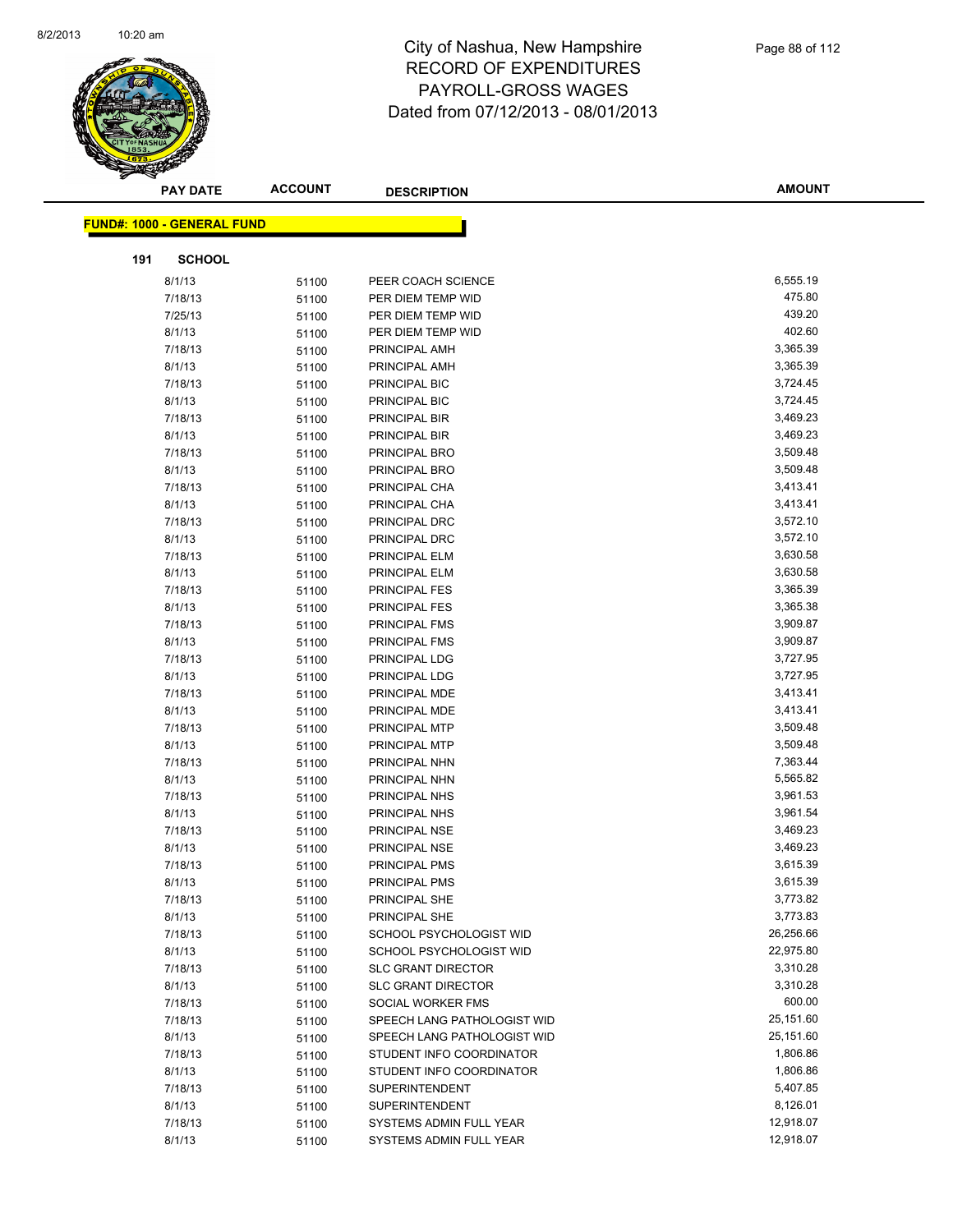# City of Nashua, New Hampshire
## RECORD OF EXPENDITURES
## PAYROLL-GROSS WAGES
## Dated from 07/12/2013 - 08/01/2013

| PAY DATE | ACCOUNT | DESCRIPTION | AMOUNT |
|---|---|---|---|

**FUND#: 1000 - GENERAL FUND**

**191 SCHOOL**

| PAY DATE | ACCOUNT | DESCRIPTION | AMOUNT |
|---|---|---|---|
| 8/1/13 | 51100 | PEER COACH SCIENCE | 6,555.19 |
| 7/18/13 | 51100 | PER DIEM TEMP WID | 475.80 |
| 7/25/13 | 51100 | PER DIEM TEMP WID | 439.20 |
| 8/1/13 | 51100 | PER DIEM TEMP WID | 402.60 |
| 7/18/13 | 51100 | PRINCIPAL AMH | 3,365.39 |
| 8/1/13 | 51100 | PRINCIPAL AMH | 3,365.39 |
| 7/18/13 | 51100 | PRINCIPAL BIC | 3,724.45 |
| 8/1/13 | 51100 | PRINCIPAL BIC | 3,724.45 |
| 7/18/13 | 51100 | PRINCIPAL BIR | 3,469.23 |
| 8/1/13 | 51100 | PRINCIPAL BIR | 3,469.23 |
| 7/18/13 | 51100 | PRINCIPAL BRO | 3,509.48 |
| 8/1/13 | 51100 | PRINCIPAL BRO | 3,509.48 |
| 7/18/13 | 51100 | PRINCIPAL CHA | 3,413.41 |
| 8/1/13 | 51100 | PRINCIPAL CHA | 3,413.41 |
| 7/18/13 | 51100 | PRINCIPAL DRC | 3,572.10 |
| 8/1/13 | 51100 | PRINCIPAL DRC | 3,572.10 |
| 7/18/13 | 51100 | PRINCIPAL ELM | 3,630.58 |
| 8/1/13 | 51100 | PRINCIPAL ELM | 3,630.58 |
| 7/18/13 | 51100 | PRINCIPAL FES | 3,365.39 |
| 8/1/13 | 51100 | PRINCIPAL FES | 3,365.38 |
| 7/18/13 | 51100 | PRINCIPAL FMS | 3,909.87 |
| 8/1/13 | 51100 | PRINCIPAL FMS | 3,909.87 |
| 7/18/13 | 51100 | PRINCIPAL LDG | 3,727.95 |
| 8/1/13 | 51100 | PRINCIPAL LDG | 3,727.95 |
| 7/18/13 | 51100 | PRINCIPAL MDE | 3,413.41 |
| 8/1/13 | 51100 | PRINCIPAL MDE | 3,413.41 |
| 7/18/13 | 51100 | PRINCIPAL MTP | 3,509.48 |
| 8/1/13 | 51100 | PRINCIPAL MTP | 3,509.48 |
| 7/18/13 | 51100 | PRINCIPAL NHN | 7,363.44 |
| 8/1/13 | 51100 | PRINCIPAL NHN | 5,565.82 |
| 7/18/13 | 51100 | PRINCIPAL NHS | 3,961.53 |
| 8/1/13 | 51100 | PRINCIPAL NHS | 3,961.54 |
| 7/18/13 | 51100 | PRINCIPAL NSE | 3,469.23 |
| 8/1/13 | 51100 | PRINCIPAL NSE | 3,469.23 |
| 7/18/13 | 51100 | PRINCIPAL PMS | 3,615.39 |
| 8/1/13 | 51100 | PRINCIPAL PMS | 3,615.39 |
| 7/18/13 | 51100 | PRINCIPAL SHE | 3,773.82 |
| 8/1/13 | 51100 | PRINCIPAL SHE | 3,773.83 |
| 7/18/13 | 51100 | SCHOOL PSYCHOLOGIST WID | 26,256.66 |
| 8/1/13 | 51100 | SCHOOL PSYCHOLOGIST WID | 22,975.80 |
| 7/18/13 | 51100 | SLC GRANT DIRECTOR | 3,310.28 |
| 8/1/13 | 51100 | SLC GRANT DIRECTOR | 3,310.28 |
| 7/18/13 | 51100 | SOCIAL WORKER FMS | 600.00 |
| 7/18/13 | 51100 | SPEECH LANG PATHOLOGIST WID | 25,151.60 |
| 8/1/13 | 51100 | SPEECH LANG PATHOLOGIST WID | 25,151.60 |
| 7/18/13 | 51100 | STUDENT INFO COORDINATOR | 1,806.86 |
| 8/1/13 | 51100 | STUDENT INFO COORDINATOR | 1,806.86 |
| 7/18/13 | 51100 | SUPERINTENDENT | 5,407.85 |
| 8/1/13 | 51100 | SUPERINTENDENT | 8,126.01 |
| 7/18/13 | 51100 | SYSTEMS ADMIN FULL YEAR | 12,918.07 |
| 8/1/13 | 51100 | SYSTEMS ADMIN FULL YEAR | 12,918.07 |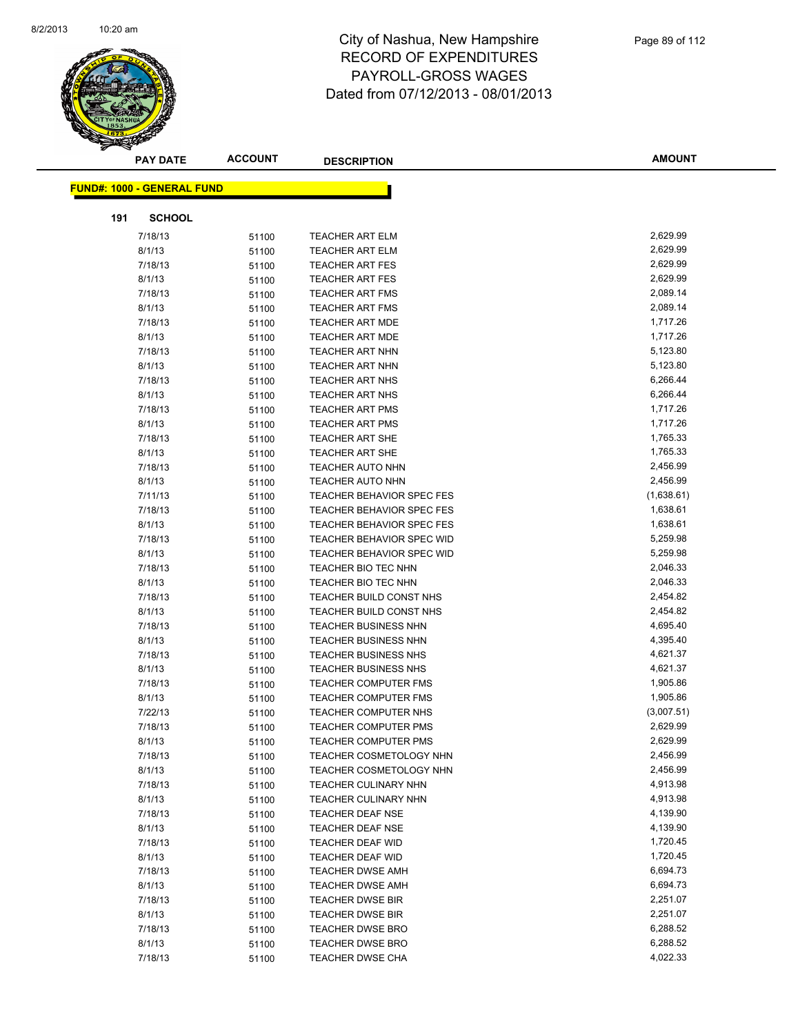# City of Nashua, New Hampshire
## RECORD OF EXPENDITURES
## PAYROLL-GROSS WAGES
## Dated from 07/12/2013 - 08/01/2013

| PAY DATE | ACCOUNT | DESCRIPTION | AMOUNT |
|---|---|---|---|

**FUND#: 1000 - GENERAL FUND**

**191 SCHOOL**

| PAY DATE | ACCOUNT | DESCRIPTION | AMOUNT |
|---|---|---|---|
| 7/18/13 | 51100 | TEACHER ART ELM | 2,629.99 |
| 8/1/13 | 51100 | TEACHER ART ELM | 2,629.99 |
| 7/18/13 | 51100 | TEACHER ART FES | 2,629.99 |
| 8/1/13 | 51100 | TEACHER ART FES | 2,629.99 |
| 7/18/13 | 51100 | TEACHER ART FMS | 2,089.14 |
| 8/1/13 | 51100 | TEACHER ART FMS | 2,089.14 |
| 7/18/13 | 51100 | TEACHER ART MDE | 1,717.26 |
| 8/1/13 | 51100 | TEACHER ART MDE | 1,717.26 |
| 7/18/13 | 51100 | TEACHER ART NHN | 5,123.80 |
| 8/1/13 | 51100 | TEACHER ART NHN | 5,123.80 |
| 7/18/13 | 51100 | TEACHER ART NHS | 6,266.44 |
| 8/1/13 | 51100 | TEACHER ART NHS | 6,266.44 |
| 7/18/13 | 51100 | TEACHER ART PMS | 1,717.26 |
| 8/1/13 | 51100 | TEACHER ART PMS | 1,717.26 |
| 7/18/13 | 51100 | TEACHER ART SHE | 1,765.33 |
| 8/1/13 | 51100 | TEACHER ART SHE | 1,765.33 |
| 7/18/13 | 51100 | TEACHER AUTO NHN | 2,456.99 |
| 8/1/13 | 51100 | TEACHER AUTO NHN | 2,456.99 |
| 7/11/13 | 51100 | TEACHER BEHAVIOR SPEC FES | (1,638.61) |
| 7/18/13 | 51100 | TEACHER BEHAVIOR SPEC FES | 1,638.61 |
| 8/1/13 | 51100 | TEACHER BEHAVIOR SPEC FES | 1,638.61 |
| 7/18/13 | 51100 | TEACHER BEHAVIOR SPEC WID | 5,259.98 |
| 8/1/13 | 51100 | TEACHER BEHAVIOR SPEC WID | 5,259.98 |
| 7/18/13 | 51100 | TEACHER BIO TEC NHN | 2,046.33 |
| 8/1/13 | 51100 | TEACHER BIO TEC NHN | 2,046.33 |
| 7/18/13 | 51100 | TEACHER BUILD CONST NHS | 2,454.82 |
| 8/1/13 | 51100 | TEACHER BUILD CONST NHS | 2,454.82 |
| 7/18/13 | 51100 | TEACHER BUSINESS NHN | 4,695.40 |
| 8/1/13 | 51100 | TEACHER BUSINESS NHN | 4,395.40 |
| 7/18/13 | 51100 | TEACHER BUSINESS NHS | 4,621.37 |
| 8/1/13 | 51100 | TEACHER BUSINESS NHS | 4,621.37 |
| 7/18/13 | 51100 | TEACHER COMPUTER FMS | 1,905.86 |
| 8/1/13 | 51100 | TEACHER COMPUTER FMS | 1,905.86 |
| 7/22/13 | 51100 | TEACHER COMPUTER NHS | (3,007.51) |
| 7/18/13 | 51100 | TEACHER COMPUTER PMS | 2,629.99 |
| 8/1/13 | 51100 | TEACHER COMPUTER PMS | 2,629.99 |
| 7/18/13 | 51100 | TEACHER COSMETOLOGY NHN | 2,456.99 |
| 8/1/13 | 51100 | TEACHER COSMETOLOGY NHN | 2,456.99 |
| 7/18/13 | 51100 | TEACHER CULINARY NHN | 4,913.98 |
| 8/1/13 | 51100 | TEACHER CULINARY NHN | 4,913.98 |
| 7/18/13 | 51100 | TEACHER DEAF NSE | 4,139.90 |
| 8/1/13 | 51100 | TEACHER DEAF NSE | 4,139.90 |
| 7/18/13 | 51100 | TEACHER DEAF WID | 1,720.45 |
| 8/1/13 | 51100 | TEACHER DEAF WID | 1,720.45 |
| 7/18/13 | 51100 | TEACHER DWSE AMH | 6,694.73 |
| 8/1/13 | 51100 | TEACHER DWSE AMH | 6,694.73 |
| 7/18/13 | 51100 | TEACHER DWSE BIR | 2,251.07 |
| 8/1/13 | 51100 | TEACHER DWSE BIR | 2,251.07 |
| 7/18/13 | 51100 | TEACHER DWSE BRO | 6,288.52 |
| 8/1/13 | 51100 | TEACHER DWSE BRO | 6,288.52 |
| 7/18/13 | 51100 | TEACHER DWSE CHA | 4,022.33 |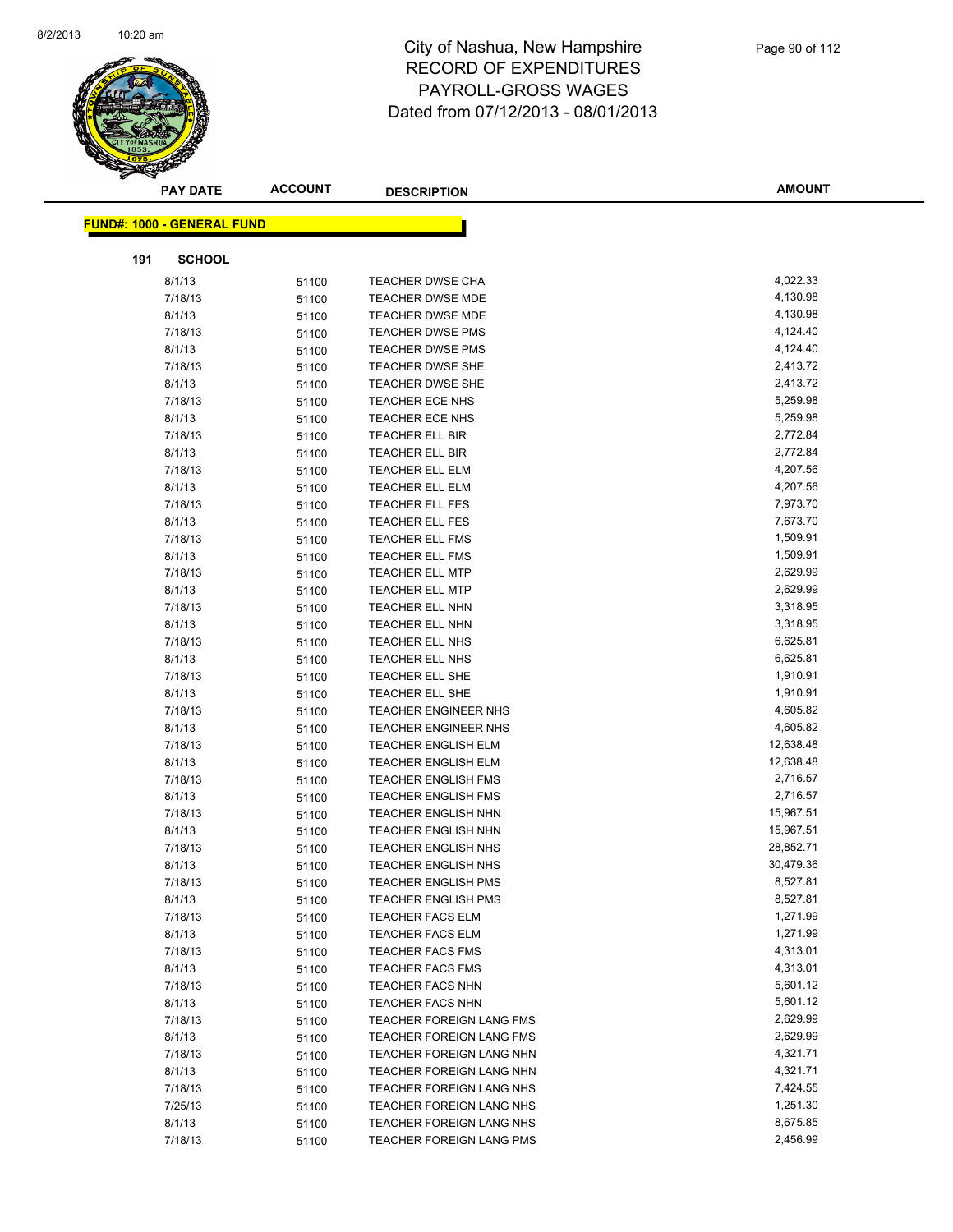# City of Nashua, New Hampshire
# RECORD OF EXPENDITURES
# PAYROLL-GROSS WAGES
# Dated from 07/12/2013 - 08/01/2013

| PAY DATE | ACCOUNT | DESCRIPTION | AMOUNT |
|---|---|---|---|

**FUND#: 1000 - GENERAL FUND**

**191 SCHOOL**

| PAY DATE | ACCOUNT | DESCRIPTION | AMOUNT |
|---|---|---|---|
| 8/1/13 | 51100 | TEACHER DWSE CHA | 4,022.33 |
| 7/18/13 | 51100 | TEACHER DWSE MDE | 4,130.98 |
| 8/1/13 | 51100 | TEACHER DWSE MDE | 4,130.98 |
| 7/18/13 | 51100 | TEACHER DWSE PMS | 4,124.40 |
| 8/1/13 | 51100 | TEACHER DWSE PMS | 4,124.40 |
| 7/18/13 | 51100 | TEACHER DWSE SHE | 2,413.72 |
| 8/1/13 | 51100 | TEACHER DWSE SHE | 2,413.72 |
| 7/18/13 | 51100 | TEACHER ECE NHS | 5,259.98 |
| 8/1/13 | 51100 | TEACHER ECE NHS | 5,259.98 |
| 7/18/13 | 51100 | TEACHER ELL BIR | 2,772.84 |
| 8/1/13 | 51100 | TEACHER ELL BIR | 2,772.84 |
| 7/18/13 | 51100 | TEACHER ELL ELM | 4,207.56 |
| 8/1/13 | 51100 | TEACHER ELL ELM | 4,207.56 |
| 7/18/13 | 51100 | TEACHER ELL FES | 7,973.70 |
| 8/1/13 | 51100 | TEACHER ELL FES | 7,673.70 |
| 7/18/13 | 51100 | TEACHER ELL FMS | 1,509.91 |
| 8/1/13 | 51100 | TEACHER ELL FMS | 1,509.91 |
| 7/18/13 | 51100 | TEACHER ELL MTP | 2,629.99 |
| 8/1/13 | 51100 | TEACHER ELL MTP | 2,629.99 |
| 7/18/13 | 51100 | TEACHER ELL NHN | 3,318.95 |
| 8/1/13 | 51100 | TEACHER ELL NHN | 3,318.95 |
| 7/18/13 | 51100 | TEACHER ELL NHS | 6,625.81 |
| 8/1/13 | 51100 | TEACHER ELL NHS | 6,625.81 |
| 7/18/13 | 51100 | TEACHER ELL SHE | 1,910.91 |
| 8/1/13 | 51100 | TEACHER ELL SHE | 1,910.91 |
| 7/18/13 | 51100 | TEACHER ENGINEER NHS | 4,605.82 |
| 8/1/13 | 51100 | TEACHER ENGINEER NHS | 4,605.82 |
| 7/18/13 | 51100 | TEACHER ENGLISH ELM | 12,638.48 |
| 8/1/13 | 51100 | TEACHER ENGLISH ELM | 12,638.48 |
| 7/18/13 | 51100 | TEACHER ENGLISH FMS | 2,716.57 |
| 8/1/13 | 51100 | TEACHER ENGLISH FMS | 2,716.57 |
| 7/18/13 | 51100 | TEACHER ENGLISH NHN | 15,967.51 |
| 8/1/13 | 51100 | TEACHER ENGLISH NHN | 15,967.51 |
| 7/18/13 | 51100 | TEACHER ENGLISH NHS | 28,852.71 |
| 8/1/13 | 51100 | TEACHER ENGLISH NHS | 30,479.36 |
| 7/18/13 | 51100 | TEACHER ENGLISH PMS | 8,527.81 |
| 8/1/13 | 51100 | TEACHER ENGLISH PMS | 8,527.81 |
| 7/18/13 | 51100 | TEACHER FACS ELM | 1,271.99 |
| 8/1/13 | 51100 | TEACHER FACS ELM | 1,271.99 |
| 7/18/13 | 51100 | TEACHER FACS FMS | 4,313.01 |
| 8/1/13 | 51100 | TEACHER FACS FMS | 4,313.01 |
| 7/18/13 | 51100 | TEACHER FACS NHN | 5,601.12 |
| 8/1/13 | 51100 | TEACHER FACS NHN | 5,601.12 |
| 7/18/13 | 51100 | TEACHER FOREIGN LANG FMS | 2,629.99 |
| 8/1/13 | 51100 | TEACHER FOREIGN LANG FMS | 2,629.99 |
| 7/18/13 | 51100 | TEACHER FOREIGN LANG NHN | 4,321.71 |
| 8/1/13 | 51100 | TEACHER FOREIGN LANG NHN | 4,321.71 |
| 7/18/13 | 51100 | TEACHER FOREIGN LANG NHS | 7,424.55 |
| 7/25/13 | 51100 | TEACHER FOREIGN LANG NHS | 1,251.30 |
| 8/1/13 | 51100 | TEACHER FOREIGN LANG NHS | 8,675.85 |
| 7/18/13 | 51100 | TEACHER FOREIGN LANG PMS | 2,456.99 |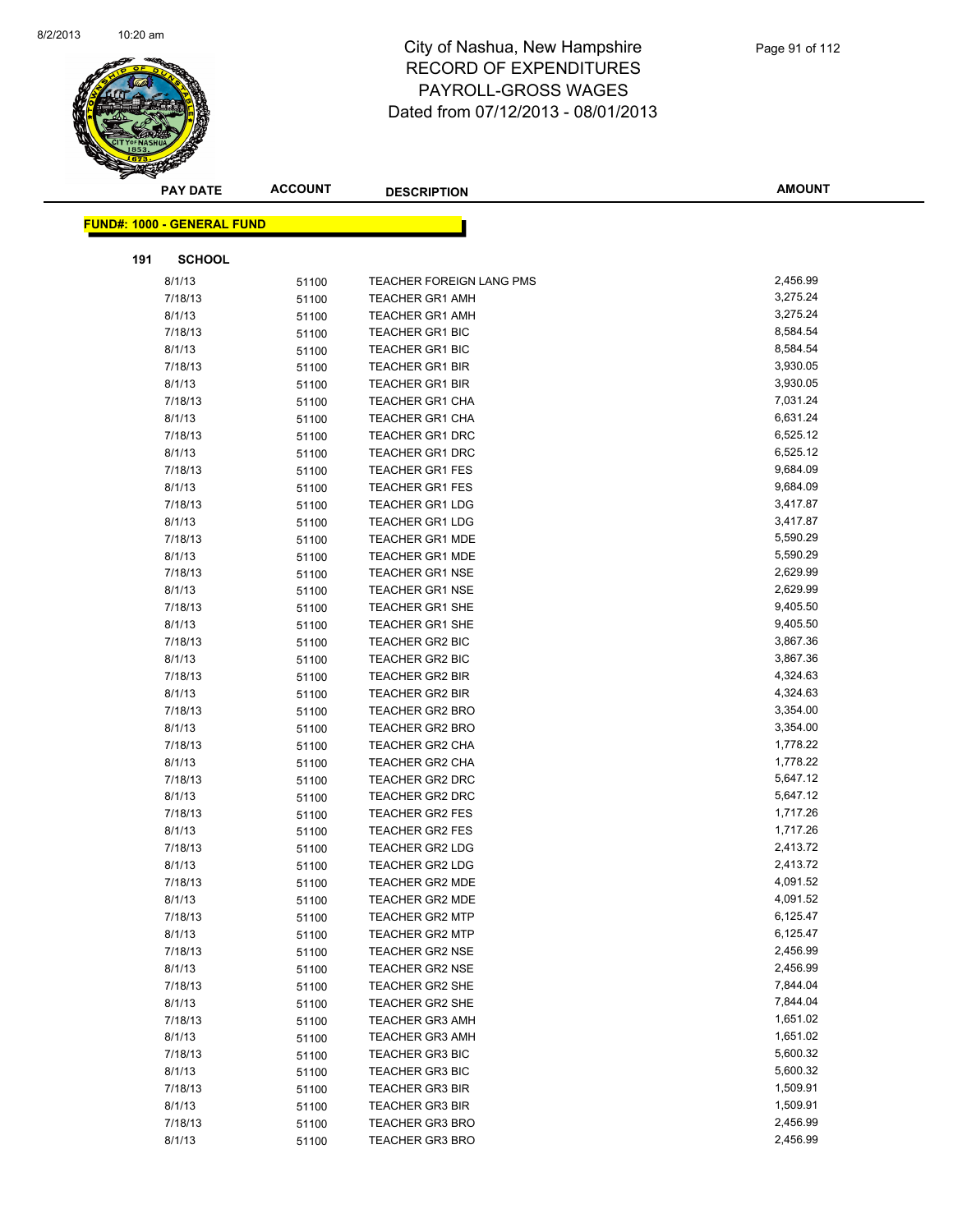# City of Nashua, New Hampshire
# RECORD OF EXPENDITURES
# PAYROLL-GROSS WAGES
# Dated from 07/12/2013 - 08/01/2013

| PAY DATE | ACCOUNT | DESCRIPTION | AMOUNT |
|---|---|---|---|

**FUND#: 1000 - GENERAL FUND**

**191 SCHOOL**

| PAY DATE | ACCOUNT | DESCRIPTION | AMOUNT |
|---|---|---|---|
| 8/1/13 | 51100 | TEACHER FOREIGN LANG PMS | 2,456.99 |
| 7/18/13 | 51100 | TEACHER GR1 AMH | 3,275.24 |
| 8/1/13 | 51100 | TEACHER GR1 AMH | 3,275.24 |
| 7/18/13 | 51100 | TEACHER GR1 BIC | 8,584.54 |
| 8/1/13 | 51100 | TEACHER GR1 BIC | 8,584.54 |
| 7/18/13 | 51100 | TEACHER GR1 BIR | 3,930.05 |
| 8/1/13 | 51100 | TEACHER GR1 BIR | 3,930.05 |
| 7/18/13 | 51100 | TEACHER GR1 CHA | 7,031.24 |
| 8/1/13 | 51100 | TEACHER GR1 CHA | 6,631.24 |
| 7/18/13 | 51100 | TEACHER GR1 DRC | 6,525.12 |
| 8/1/13 | 51100 | TEACHER GR1 DRC | 6,525.12 |
| 7/18/13 | 51100 | TEACHER GR1 FES | 9,684.09 |
| 8/1/13 | 51100 | TEACHER GR1 FES | 9,684.09 |
| 7/18/13 | 51100 | TEACHER GR1 LDG | 3,417.87 |
| 8/1/13 | 51100 | TEACHER GR1 LDG | 3,417.87 |
| 7/18/13 | 51100 | TEACHER GR1 MDE | 5,590.29 |
| 8/1/13 | 51100 | TEACHER GR1 MDE | 5,590.29 |
| 7/18/13 | 51100 | TEACHER GR1 NSE | 2,629.99 |
| 8/1/13 | 51100 | TEACHER GR1 NSE | 2,629.99 |
| 7/18/13 | 51100 | TEACHER GR1 SHE | 9,405.50 |
| 8/1/13 | 51100 | TEACHER GR1 SHE | 9,405.50 |
| 7/18/13 | 51100 | TEACHER GR2 BIC | 3,867.36 |
| 8/1/13 | 51100 | TEACHER GR2 BIC | 3,867.36 |
| 7/18/13 | 51100 | TEACHER GR2 BIR | 4,324.63 |
| 8/1/13 | 51100 | TEACHER GR2 BIR | 4,324.63 |
| 7/18/13 | 51100 | TEACHER GR2 BRO | 3,354.00 |
| 8/1/13 | 51100 | TEACHER GR2 BRO | 3,354.00 |
| 7/18/13 | 51100 | TEACHER GR2 CHA | 1,778.22 |
| 8/1/13 | 51100 | TEACHER GR2 CHA | 1,778.22 |
| 7/18/13 | 51100 | TEACHER GR2 DRC | 5,647.12 |
| 8/1/13 | 51100 | TEACHER GR2 DRC | 5,647.12 |
| 7/18/13 | 51100 | TEACHER GR2 FES | 1,717.26 |
| 8/1/13 | 51100 | TEACHER GR2 FES | 1,717.26 |
| 7/18/13 | 51100 | TEACHER GR2 LDG | 2,413.72 |
| 8/1/13 | 51100 | TEACHER GR2 LDG | 2,413.72 |
| 7/18/13 | 51100 | TEACHER GR2 MDE | 4,091.52 |
| 8/1/13 | 51100 | TEACHER GR2 MDE | 4,091.52 |
| 7/18/13 | 51100 | TEACHER GR2 MTP | 6,125.47 |
| 8/1/13 | 51100 | TEACHER GR2 MTP | 6,125.47 |
| 7/18/13 | 51100 | TEACHER GR2 NSE | 2,456.99 |
| 8/1/13 | 51100 | TEACHER GR2 NSE | 2,456.99 |
| 7/18/13 | 51100 | TEACHER GR2 SHE | 7,844.04 |
| 8/1/13 | 51100 | TEACHER GR2 SHE | 7,844.04 |
| 7/18/13 | 51100 | TEACHER GR3 AMH | 1,651.02 |
| 8/1/13 | 51100 | TEACHER GR3 AMH | 1,651.02 |
| 7/18/13 | 51100 | TEACHER GR3 BIC | 5,600.32 |
| 8/1/13 | 51100 | TEACHER GR3 BIC | 5,600.32 |
| 7/18/13 | 51100 | TEACHER GR3 BIR | 1,509.91 |
| 8/1/13 | 51100 | TEACHER GR3 BIR | 1,509.91 |
| 7/18/13 | 51100 | TEACHER GR3 BRO | 2,456.99 |
| 8/1/13 | 51100 | TEACHER GR3 BRO | 2,456.99 |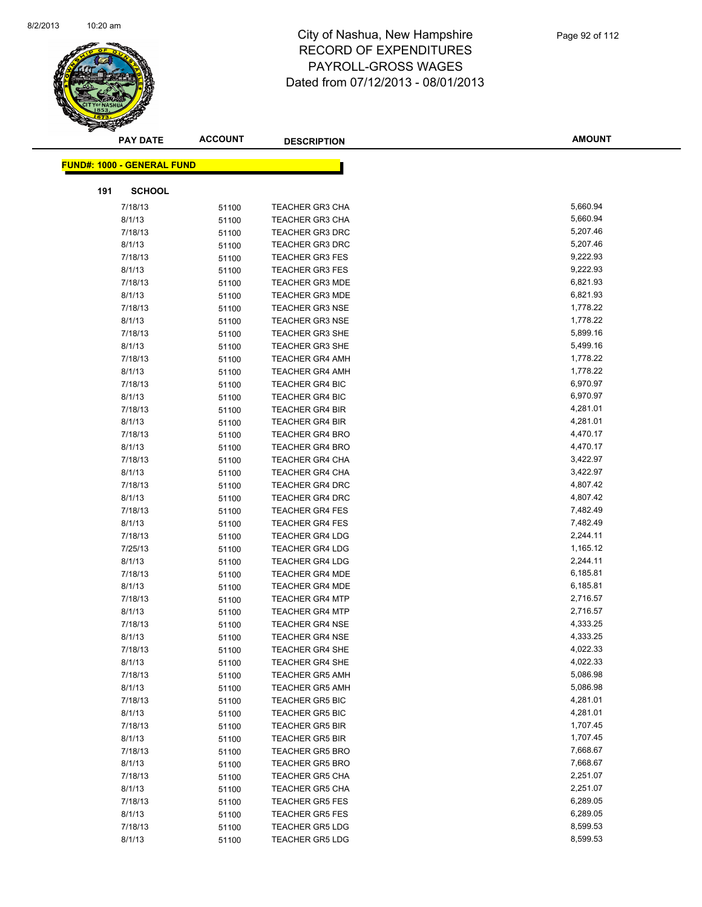# City of Nashua, New Hampshire
## RECORD OF EXPENDITURES
## PAYROLL-GROSS WAGES
## Dated from 07/12/2013 - 08/01/2013

| PAY DATE | ACCOUNT | DESCRIPTION | AMOUNT |
|---|---|---|---|

**FUND#: 1000 - GENERAL FUND**

**191 SCHOOL**

| PAY DATE | ACCOUNT | DESCRIPTION | AMOUNT |
|---|---|---|---|
| 7/18/13 | 51100 | TEACHER GR3 CHA | 5,660.94 |
| 8/1/13 | 51100 | TEACHER GR3 CHA | 5,660.94 |
| 7/18/13 | 51100 | TEACHER GR3 DRC | 5,207.46 |
| 8/1/13 | 51100 | TEACHER GR3 DRC | 5,207.46 |
| 7/18/13 | 51100 | TEACHER GR3 FES | 9,222.93 |
| 8/1/13 | 51100 | TEACHER GR3 FES | 9,222.93 |
| 7/18/13 | 51100 | TEACHER GR3 MDE | 6,821.93 |
| 8/1/13 | 51100 | TEACHER GR3 MDE | 6,821.93 |
| 7/18/13 | 51100 | TEACHER GR3 NSE | 1,778.22 |
| 8/1/13 | 51100 | TEACHER GR3 NSE | 1,778.22 |
| 7/18/13 | 51100 | TEACHER GR3 SHE | 5,899.16 |
| 8/1/13 | 51100 | TEACHER GR3 SHE | 5,499.16 |
| 7/18/13 | 51100 | TEACHER GR4 AMH | 1,778.22 |
| 8/1/13 | 51100 | TEACHER GR4 AMH | 1,778.22 |
| 7/18/13 | 51100 | TEACHER GR4 BIC | 6,970.97 |
| 8/1/13 | 51100 | TEACHER GR4 BIC | 6,970.97 |
| 7/18/13 | 51100 | TEACHER GR4 BIR | 4,281.01 |
| 8/1/13 | 51100 | TEACHER GR4 BIR | 4,281.01 |
| 7/18/13 | 51100 | TEACHER GR4 BRO | 4,470.17 |
| 8/1/13 | 51100 | TEACHER GR4 BRO | 4,470.17 |
| 7/18/13 | 51100 | TEACHER GR4 CHA | 3,422.97 |
| 8/1/13 | 51100 | TEACHER GR4 CHA | 3,422.97 |
| 7/18/13 | 51100 | TEACHER GR4 DRC | 4,807.42 |
| 8/1/13 | 51100 | TEACHER GR4 DRC | 4,807.42 |
| 7/18/13 | 51100 | TEACHER GR4 FES | 7,482.49 |
| 8/1/13 | 51100 | TEACHER GR4 FES | 7,482.49 |
| 7/18/13 | 51100 | TEACHER GR4 LDG | 2,244.11 |
| 7/25/13 | 51100 | TEACHER GR4 LDG | 1,165.12 |
| 8/1/13 | 51100 | TEACHER GR4 LDG | 2,244.11 |
| 7/18/13 | 51100 | TEACHER GR4 MDE | 6,185.81 |
| 8/1/13 | 51100 | TEACHER GR4 MDE | 6,185.81 |
| 7/18/13 | 51100 | TEACHER GR4 MTP | 2,716.57 |
| 8/1/13 | 51100 | TEACHER GR4 MTP | 2,716.57 |
| 7/18/13 | 51100 | TEACHER GR4 NSE | 4,333.25 |
| 8/1/13 | 51100 | TEACHER GR4 NSE | 4,333.25 |
| 7/18/13 | 51100 | TEACHER GR4 SHE | 4,022.33 |
| 8/1/13 | 51100 | TEACHER GR4 SHE | 4,022.33 |
| 7/18/13 | 51100 | TEACHER GR5 AMH | 5,086.98 |
| 8/1/13 | 51100 | TEACHER GR5 AMH | 5,086.98 |
| 7/18/13 | 51100 | TEACHER GR5 BIC | 4,281.01 |
| 8/1/13 | 51100 | TEACHER GR5 BIC | 4,281.01 |
| 7/18/13 | 51100 | TEACHER GR5 BIR | 1,707.45 |
| 8/1/13 | 51100 | TEACHER GR5 BIR | 1,707.45 |
| 7/18/13 | 51100 | TEACHER GR5 BRO | 7,668.67 |
| 8/1/13 | 51100 | TEACHER GR5 BRO | 7,668.67 |
| 7/18/13 | 51100 | TEACHER GR5 CHA | 2,251.07 |
| 8/1/13 | 51100 | TEACHER GR5 CHA | 2,251.07 |
| 7/18/13 | 51100 | TEACHER GR5 FES | 6,289.05 |
| 8/1/13 | 51100 | TEACHER GR5 FES | 6,289.05 |
| 7/18/13 | 51100 | TEACHER GR5 LDG | 8,599.53 |
| 8/1/13 | 51100 | TEACHER GR5 LDG | 8,599.53 |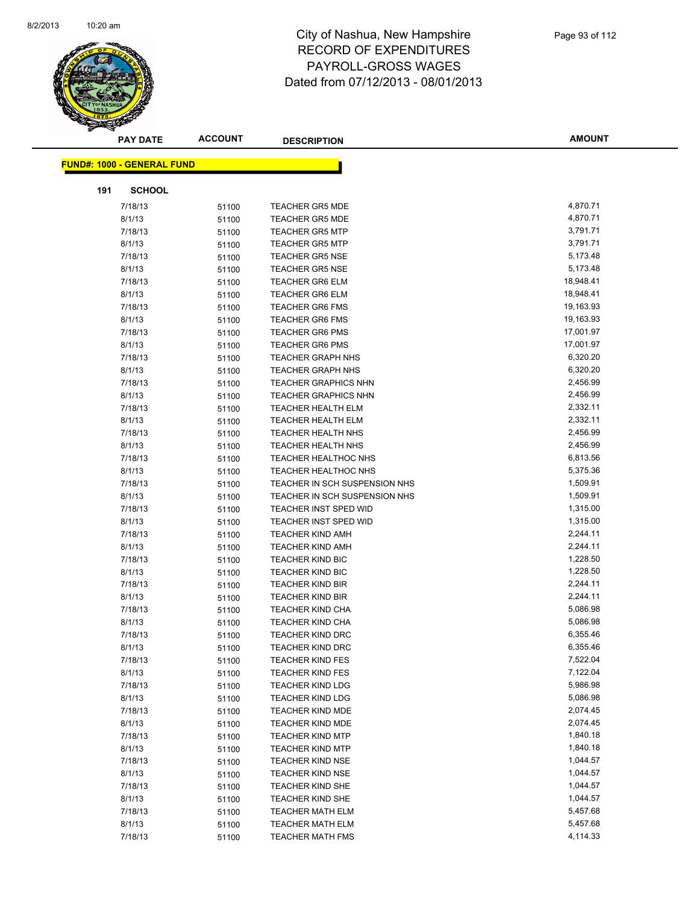# City of Nashua, New Hampshire
# RECORD OF EXPENDITURES
# PAYROLL-GROSS WAGES
# Dated from 07/12/2013 - 08/01/2013

**FUND#: 1000 - GENERAL FUND**

**191 SCHOOL**

| PAY DATE | ACCOUNT | DESCRIPTION | AMOUNT |
|---|---|---|---|
| 7/18/13 | 51100 | TEACHER GR5 MDE | 4,870.71 |
| 8/1/13 | 51100 | TEACHER GR5 MDE | 4,870.71 |
| 7/18/13 | 51100 | TEACHER GR5 MTP | 3,791.71 |
| 8/1/13 | 51100 | TEACHER GR5 MTP | 3,791.71 |
| 7/18/13 | 51100 | TEACHER GR5 NSE | 5,173.48 |
| 8/1/13 | 51100 | TEACHER GR5 NSE | 5,173.48 |
| 7/18/13 | 51100 | TEACHER GR6 ELM | 18,948.41 |
| 8/1/13 | 51100 | TEACHER GR6 ELM | 18,948.41 |
| 7/18/13 | 51100 | TEACHER GR6 FMS | 19,163.93 |
| 8/1/13 | 51100 | TEACHER GR6 FMS | 19,163.93 |
| 7/18/13 | 51100 | TEACHER GR6 PMS | 17,001.97 |
| 8/1/13 | 51100 | TEACHER GR6 PMS | 17,001.97 |
| 7/18/13 | 51100 | TEACHER GRAPH NHS | 6,320.20 |
| 8/1/13 | 51100 | TEACHER GRAPH NHS | 6,320.20 |
| 7/18/13 | 51100 | TEACHER GRAPHICS NHN | 2,456.99 |
| 8/1/13 | 51100 | TEACHER GRAPHICS NHN | 2,456.99 |
| 7/18/13 | 51100 | TEACHER HEALTH ELM | 2,332.11 |
| 8/1/13 | 51100 | TEACHER HEALTH ELM | 2,332.11 |
| 7/18/13 | 51100 | TEACHER HEALTH NHS | 2,456.99 |
| 8/1/13 | 51100 | TEACHER HEALTH NHS | 2,456.99 |
| 7/18/13 | 51100 | TEACHER HEALTHOC NHS | 6,813.56 |
| 8/1/13 | 51100 | TEACHER HEALTHOC NHS | 5,375.36 |
| 7/18/13 | 51100 | TEACHER IN SCH SUSPENSION NHS | 1,509.91 |
| 8/1/13 | 51100 | TEACHER IN SCH SUSPENSION NHS | 1,509.91 |
| 7/18/13 | 51100 | TEACHER INST SPED WID | 1,315.00 |
| 8/1/13 | 51100 | TEACHER INST SPED WID | 1,315.00 |
| 7/18/13 | 51100 | TEACHER KIND AMH | 2,244.11 |
| 8/1/13 | 51100 | TEACHER KIND AMH | 2,244.11 |
| 7/18/13 | 51100 | TEACHER KIND BIC | 1,228.50 |
| 8/1/13 | 51100 | TEACHER KIND BIC | 1,228.50 |
| 7/18/13 | 51100 | TEACHER KIND BIR | 2,244.11 |
| 8/1/13 | 51100 | TEACHER KIND BIR | 2,244.11 |
| 7/18/13 | 51100 | TEACHER KIND CHA | 5,086.98 |
| 8/1/13 | 51100 | TEACHER KIND CHA | 5,086.98 |
| 7/18/13 | 51100 | TEACHER KIND DRC | 6,355.46 |
| 8/1/13 | 51100 | TEACHER KIND DRC | 6,355.46 |
| 7/18/13 | 51100 | TEACHER KIND FES | 7,522.04 |
| 8/1/13 | 51100 | TEACHER KIND FES | 7,122.04 |
| 7/18/13 | 51100 | TEACHER KIND LDG | 5,986.98 |
| 8/1/13 | 51100 | TEACHER KIND LDG | 5,086.98 |
| 7/18/13 | 51100 | TEACHER KIND MDE | 2,074.45 |
| 8/1/13 | 51100 | TEACHER KIND MDE | 2,074.45 |
| 7/18/13 | 51100 | TEACHER KIND MTP | 1,840.18 |
| 8/1/13 | 51100 | TEACHER KIND MTP | 1,840.18 |
| 7/18/13 | 51100 | TEACHER KIND NSE | 1,044.57 |
| 8/1/13 | 51100 | TEACHER KIND NSE | 1,044.57 |
| 7/18/13 | 51100 | TEACHER KIND SHE | 1,044.57 |
| 8/1/13 | 51100 | TEACHER KIND SHE | 1,044.57 |
| 7/18/13 | 51100 | TEACHER MATH ELM | 5,457.68 |
| 8/1/13 | 51100 | TEACHER MATH ELM | 5,457.68 |
| 7/18/13 | 51100 | TEACHER MATH FMS | 4,114.33 |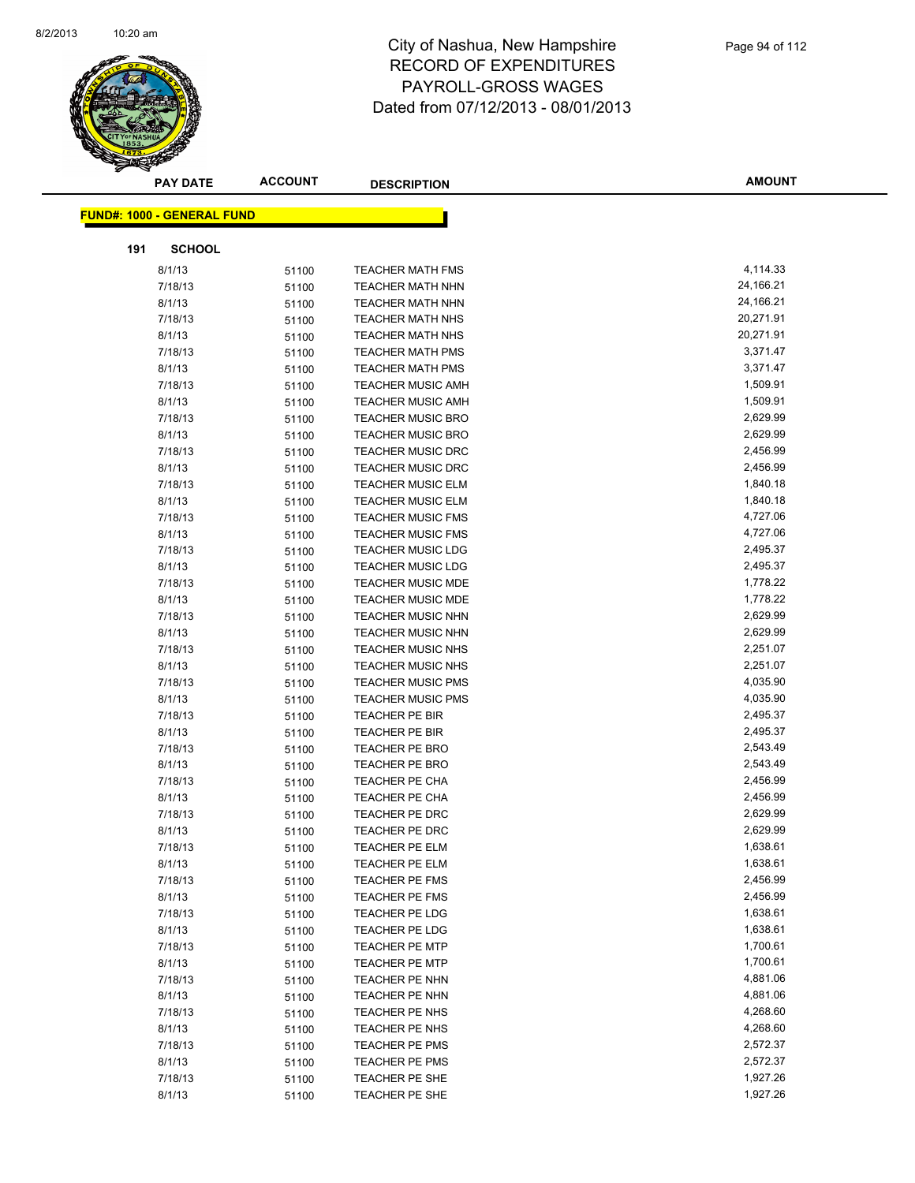# City of Nashua, New Hampshire
## RECORD OF EXPENDITURES
## PAYROLL-GROSS WAGES
## Dated from 07/12/2013 - 08/01/2013

| PAY DATE | ACCOUNT | DESCRIPTION | AMOUNT |
|---|---|---|---|

**FUND#: 1000 - GENERAL FUND**

**191 SCHOOL**

| PAY DATE | ACCOUNT | DESCRIPTION | AMOUNT |
|---|---|---|---|
| 8/1/13 | 51100 | TEACHER MATH FMS | 4,114.33 |
| 7/18/13 | 51100 | TEACHER MATH NHN | 24,166.21 |
| 8/1/13 | 51100 | TEACHER MATH NHN | 24,166.21 |
| 7/18/13 | 51100 | TEACHER MATH NHS | 20,271.91 |
| 8/1/13 | 51100 | TEACHER MATH NHS | 20,271.91 |
| 7/18/13 | 51100 | TEACHER MATH PMS | 3,371.47 |
| 8/1/13 | 51100 | TEACHER MATH PMS | 3,371.47 |
| 7/18/13 | 51100 | TEACHER MUSIC AMH | 1,509.91 |
| 8/1/13 | 51100 | TEACHER MUSIC AMH | 1,509.91 |
| 7/18/13 | 51100 | TEACHER MUSIC BRO | 2,629.99 |
| 8/1/13 | 51100 | TEACHER MUSIC BRO | 2,629.99 |
| 7/18/13 | 51100 | TEACHER MUSIC DRC | 2,456.99 |
| 8/1/13 | 51100 | TEACHER MUSIC DRC | 2,456.99 |
| 7/18/13 | 51100 | TEACHER MUSIC ELM | 1,840.18 |
| 8/1/13 | 51100 | TEACHER MUSIC ELM | 1,840.18 |
| 7/18/13 | 51100 | TEACHER MUSIC FMS | 4,727.06 |
| 8/1/13 | 51100 | TEACHER MUSIC FMS | 4,727.06 |
| 7/18/13 | 51100 | TEACHER MUSIC LDG | 2,495.37 |
| 8/1/13 | 51100 | TEACHER MUSIC LDG | 2,495.37 |
| 7/18/13 | 51100 | TEACHER MUSIC MDE | 1,778.22 |
| 8/1/13 | 51100 | TEACHER MUSIC MDE | 1,778.22 |
| 7/18/13 | 51100 | TEACHER MUSIC NHN | 2,629.99 |
| 8/1/13 | 51100 | TEACHER MUSIC NHN | 2,629.99 |
| 7/18/13 | 51100 | TEACHER MUSIC NHS | 2,251.07 |
| 8/1/13 | 51100 | TEACHER MUSIC NHS | 2,251.07 |
| 7/18/13 | 51100 | TEACHER MUSIC PMS | 4,035.90 |
| 8/1/13 | 51100 | TEACHER MUSIC PMS | 4,035.90 |
| 7/18/13 | 51100 | TEACHER PE BIR | 2,495.37 |
| 8/1/13 | 51100 | TEACHER PE BIR | 2,495.37 |
| 7/18/13 | 51100 | TEACHER PE BRO | 2,543.49 |
| 8/1/13 | 51100 | TEACHER PE BRO | 2,543.49 |
| 7/18/13 | 51100 | TEACHER PE CHA | 2,456.99 |
| 8/1/13 | 51100 | TEACHER PE CHA | 2,456.99 |
| 7/18/13 | 51100 | TEACHER PE DRC | 2,629.99 |
| 8/1/13 | 51100 | TEACHER PE DRC | 2,629.99 |
| 7/18/13 | 51100 | TEACHER PE ELM | 1,638.61 |
| 8/1/13 | 51100 | TEACHER PE ELM | 1,638.61 |
| 7/18/13 | 51100 | TEACHER PE FMS | 2,456.99 |
| 8/1/13 | 51100 | TEACHER PE FMS | 2,456.99 |
| 7/18/13 | 51100 | TEACHER PE LDG | 1,638.61 |
| 8/1/13 | 51100 | TEACHER PE LDG | 1,638.61 |
| 7/18/13 | 51100 | TEACHER PE MTP | 1,700.61 |
| 8/1/13 | 51100 | TEACHER PE MTP | 1,700.61 |
| 7/18/13 | 51100 | TEACHER PE NHN | 4,881.06 |
| 8/1/13 | 51100 | TEACHER PE NHN | 4,881.06 |
| 7/18/13 | 51100 | TEACHER PE NHS | 4,268.60 |
| 8/1/13 | 51100 | TEACHER PE NHS | 4,268.60 |
| 7/18/13 | 51100 | TEACHER PE PMS | 2,572.37 |
| 8/1/13 | 51100 | TEACHER PE PMS | 2,572.37 |
| 7/18/13 | 51100 | TEACHER PE SHE | 1,927.26 |
| 8/1/13 | 51100 | TEACHER PE SHE | 1,927.26 |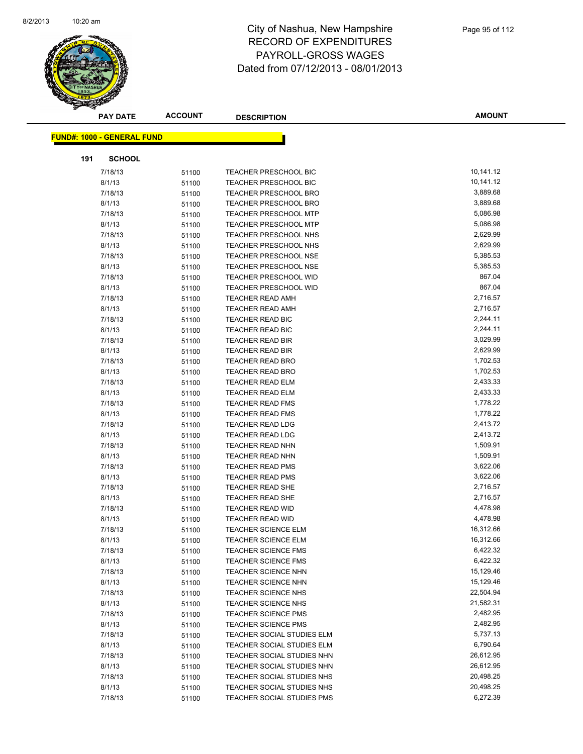# City of Nashua, New Hampshire
## RECORD OF EXPENDITURES
## PAYROLL-GROSS WAGES
## Dated from 07/12/2013 - 08/01/2013

**FUND#: 1000 - GENERAL FUND**

**191 SCHOOL**

| PAY DATE | ACCOUNT | DESCRIPTION | AMOUNT |
|---|---|---|---|
| 7/18/13 | 51100 | TEACHER PRESCHOOL BIC | 10,141.12 |
| 8/1/13 | 51100 | TEACHER PRESCHOOL BIC | 10,141.12 |
| 7/18/13 | 51100 | TEACHER PRESCHOOL BRO | 3,889.68 |
| 8/1/13 | 51100 | TEACHER PRESCHOOL BRO | 3,889.68 |
| 7/18/13 | 51100 | TEACHER PRESCHOOL MTP | 5,086.98 |
| 8/1/13 | 51100 | TEACHER PRESCHOOL MTP | 5,086.98 |
| 7/18/13 | 51100 | TEACHER PRESCHOOL NHS | 2,629.99 |
| 8/1/13 | 51100 | TEACHER PRESCHOOL NHS | 2,629.99 |
| 7/18/13 | 51100 | TEACHER PRESCHOOL NSE | 5,385.53 |
| 8/1/13 | 51100 | TEACHER PRESCHOOL NSE | 5,385.53 |
| 7/18/13 | 51100 | TEACHER PRESCHOOL WID | 867.04 |
| 8/1/13 | 51100 | TEACHER PRESCHOOL WID | 867.04 |
| 7/18/13 | 51100 | TEACHER READ AMH | 2,716.57 |
| 8/1/13 | 51100 | TEACHER READ AMH | 2,716.57 |
| 7/18/13 | 51100 | TEACHER READ BIC | 2,244.11 |
| 8/1/13 | 51100 | TEACHER READ BIC | 2,244.11 |
| 7/18/13 | 51100 | TEACHER READ BIR | 3,029.99 |
| 8/1/13 | 51100 | TEACHER READ BIR | 2,629.99 |
| 7/18/13 | 51100 | TEACHER READ BRO | 1,702.53 |
| 8/1/13 | 51100 | TEACHER READ BRO | 1,702.53 |
| 7/18/13 | 51100 | TEACHER READ ELM | 2,433.33 |
| 8/1/13 | 51100 | TEACHER READ ELM | 2,433.33 |
| 7/18/13 | 51100 | TEACHER READ FMS | 1,778.22 |
| 8/1/13 | 51100 | TEACHER READ FMS | 1,778.22 |
| 7/18/13 | 51100 | TEACHER READ LDG | 2,413.72 |
| 8/1/13 | 51100 | TEACHER READ LDG | 2,413.72 |
| 7/18/13 | 51100 | TEACHER READ NHN | 1,509.91 |
| 8/1/13 | 51100 | TEACHER READ NHN | 1,509.91 |
| 7/18/13 | 51100 | TEACHER READ PMS | 3,622.06 |
| 8/1/13 | 51100 | TEACHER READ PMS | 3,622.06 |
| 7/18/13 | 51100 | TEACHER READ SHE | 2,716.57 |
| 8/1/13 | 51100 | TEACHER READ SHE | 2,716.57 |
| 7/18/13 | 51100 | TEACHER READ WID | 4,478.98 |
| 8/1/13 | 51100 | TEACHER READ WID | 4,478.98 |
| 7/18/13 | 51100 | TEACHER SCIENCE ELM | 16,312.66 |
| 8/1/13 | 51100 | TEACHER SCIENCE ELM | 16,312.66 |
| 7/18/13 | 51100 | TEACHER SCIENCE FMS | 6,422.32 |
| 8/1/13 | 51100 | TEACHER SCIENCE FMS | 6,422.32 |
| 7/18/13 | 51100 | TEACHER SCIENCE NHN | 15,129.46 |
| 8/1/13 | 51100 | TEACHER SCIENCE NHN | 15,129.46 |
| 7/18/13 | 51100 | TEACHER SCIENCE NHS | 22,504.94 |
| 8/1/13 | 51100 | TEACHER SCIENCE NHS | 21,582.31 |
| 7/18/13 | 51100 | TEACHER SCIENCE PMS | 2,482.95 |
| 8/1/13 | 51100 | TEACHER SCIENCE PMS | 2,482.95 |
| 7/18/13 | 51100 | TEACHER SOCIAL STUDIES ELM | 5,737.13 |
| 8/1/13 | 51100 | TEACHER SOCIAL STUDIES ELM | 6,790.64 |
| 7/18/13 | 51100 | TEACHER SOCIAL STUDIES NHN | 26,612.95 |
| 8/1/13 | 51100 | TEACHER SOCIAL STUDIES NHN | 26,612.95 |
| 7/18/13 | 51100 | TEACHER SOCIAL STUDIES NHS | 20,498.25 |
| 8/1/13 | 51100 | TEACHER SOCIAL STUDIES NHS | 20,498.25 |
| 7/18/13 | 51100 | TEACHER SOCIAL STUDIES PMS | 6,272.39 |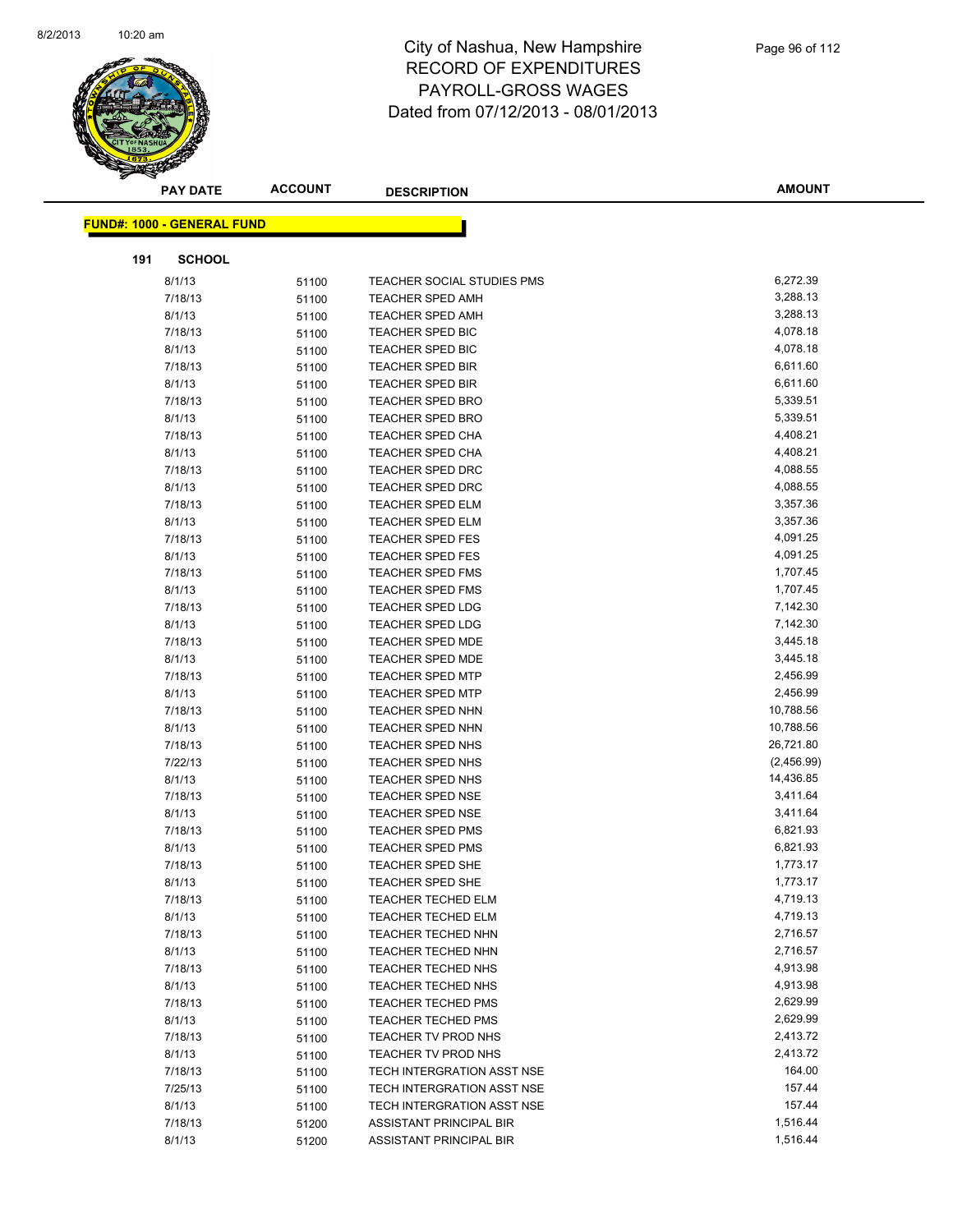# City of Nashua, New Hampshire
## RECORD OF EXPENDITURES
## PAYROLL-GROSS WAGES
## Dated from 07/12/2013 - 08/01/2013

| PAY DATE | ACCOUNT | DESCRIPTION | AMOUNT |
|---|---|---|---|

**FUND#: 1000 - GENERAL FUND**

**191 SCHOOL**

| PAY DATE | ACCOUNT | DESCRIPTION | AMOUNT |
|---|---|---|---|
| 8/1/13 | 51100 | TEACHER SOCIAL STUDIES PMS | 6,272.39 |
| 7/18/13 | 51100 | TEACHER SPED AMH | 3,288.13 |
| 8/1/13 | 51100 | TEACHER SPED AMH | 3,288.13 |
| 7/18/13 | 51100 | TEACHER SPED BIC | 4,078.18 |
| 8/1/13 | 51100 | TEACHER SPED BIC | 4,078.18 |
| 7/18/13 | 51100 | TEACHER SPED BIR | 6,611.60 |
| 8/1/13 | 51100 | TEACHER SPED BIR | 6,611.60 |
| 7/18/13 | 51100 | TEACHER SPED BRO | 5,339.51 |
| 8/1/13 | 51100 | TEACHER SPED BRO | 5,339.51 |
| 7/18/13 | 51100 | TEACHER SPED CHA | 4,408.21 |
| 8/1/13 | 51100 | TEACHER SPED CHA | 4,408.21 |
| 7/18/13 | 51100 | TEACHER SPED DRC | 4,088.55 |
| 8/1/13 | 51100 | TEACHER SPED DRC | 4,088.55 |
| 7/18/13 | 51100 | TEACHER SPED ELM | 3,357.36 |
| 8/1/13 | 51100 | TEACHER SPED ELM | 3,357.36 |
| 7/18/13 | 51100 | TEACHER SPED FES | 4,091.25 |
| 8/1/13 | 51100 | TEACHER SPED FES | 4,091.25 |
| 7/18/13 | 51100 | TEACHER SPED FMS | 1,707.45 |
| 8/1/13 | 51100 | TEACHER SPED FMS | 1,707.45 |
| 7/18/13 | 51100 | TEACHER SPED LDG | 7,142.30 |
| 8/1/13 | 51100 | TEACHER SPED LDG | 7,142.30 |
| 7/18/13 | 51100 | TEACHER SPED MDE | 3,445.18 |
| 8/1/13 | 51100 | TEACHER SPED MDE | 3,445.18 |
| 7/18/13 | 51100 | TEACHER SPED MTP | 2,456.99 |
| 8/1/13 | 51100 | TEACHER SPED MTP | 2,456.99 |
| 7/18/13 | 51100 | TEACHER SPED NHN | 10,788.56 |
| 8/1/13 | 51100 | TEACHER SPED NHN | 10,788.56 |
| 7/18/13 | 51100 | TEACHER SPED NHS | 26,721.80 |
| 7/22/13 | 51100 | TEACHER SPED NHS | (2,456.99) |
| 8/1/13 | 51100 | TEACHER SPED NHS | 14,436.85 |
| 7/18/13 | 51100 | TEACHER SPED NSE | 3,411.64 |
| 8/1/13 | 51100 | TEACHER SPED NSE | 3,411.64 |
| 7/18/13 | 51100 | TEACHER SPED PMS | 6,821.93 |
| 8/1/13 | 51100 | TEACHER SPED PMS | 6,821.93 |
| 7/18/13 | 51100 | TEACHER SPED SHE | 1,773.17 |
| 8/1/13 | 51100 | TEACHER SPED SHE | 1,773.17 |
| 7/18/13 | 51100 | TEACHER TECHED ELM | 4,719.13 |
| 8/1/13 | 51100 | TEACHER TECHED ELM | 4,719.13 |
| 7/18/13 | 51100 | TEACHER TECHED NHN | 2,716.57 |
| 8/1/13 | 51100 | TEACHER TECHED NHN | 2,716.57 |
| 7/18/13 | 51100 | TEACHER TECHED NHS | 4,913.98 |
| 8/1/13 | 51100 | TEACHER TECHED NHS | 4,913.98 |
| 7/18/13 | 51100 | TEACHER TECHED PMS | 2,629.99 |
| 8/1/13 | 51100 | TEACHER TECHED PMS | 2,629.99 |
| 7/18/13 | 51100 | TEACHER TV PROD NHS | 2,413.72 |
| 8/1/13 | 51100 | TEACHER TV PROD NHS | 2,413.72 |
| 7/18/13 | 51100 | TECH INTERGRATION ASST NSE | 164.00 |
| 7/25/13 | 51100 | TECH INTERGRATION ASST NSE | 157.44 |
| 8/1/13 | 51100 | TECH INTERGRATION ASST NSE | 157.44 |
| 7/18/13 | 51200 | ASSISTANT PRINCIPAL BIR | 1,516.44 |
| 8/1/13 | 51200 | ASSISTANT PRINCIPAL BIR | 1,516.44 |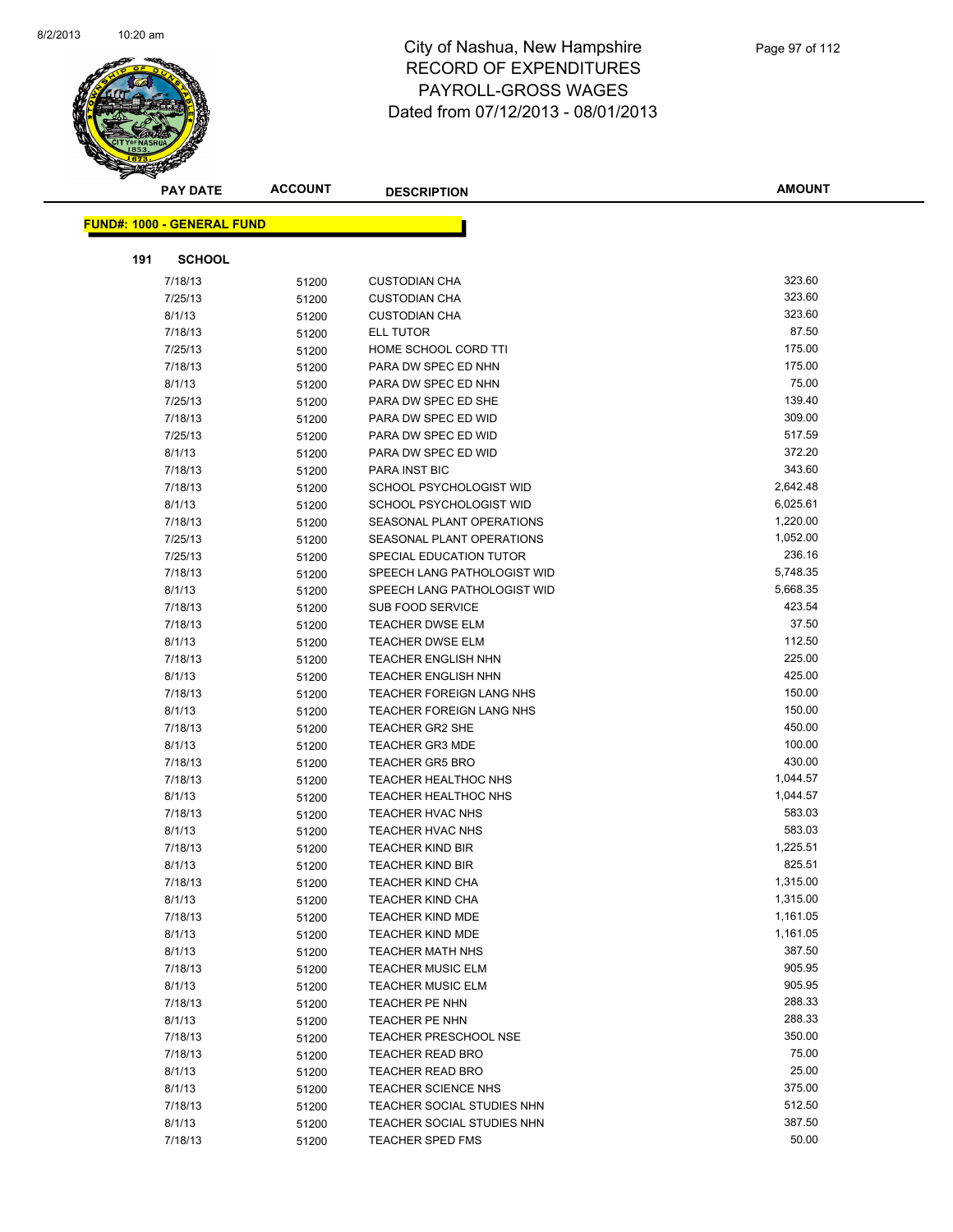# City of Nashua, New Hampshire
## RECORD OF EXPENDITURES
## PAYROLL-GROSS WAGES
## Dated from 07/12/2013 - 08/01/2013

**FUND#: 1000 - GENERAL FUND**

**191 SCHOOL**

| PAY DATE | ACCOUNT | DESCRIPTION | AMOUNT |
|---|---|---|---|
| 7/18/13 | 51200 | CUSTODIAN CHA | 323.60 |
| 7/25/13 | 51200 | CUSTODIAN CHA | 323.60 |
| 8/1/13 | 51200 | CUSTODIAN CHA | 323.60 |
| 7/18/13 | 51200 | ELL TUTOR | 87.50 |
| 7/25/13 | 51200 | HOME SCHOOL CORD TTI | 175.00 |
| 7/18/13 | 51200 | PARA DW SPEC ED NHN | 175.00 |
| 8/1/13 | 51200 | PARA DW SPEC ED NHN | 75.00 |
| 7/25/13 | 51200 | PARA DW SPEC ED SHE | 139.40 |
| 7/18/13 | 51200 | PARA DW SPEC ED WID | 309.00 |
| 7/25/13 | 51200 | PARA DW SPEC ED WID | 517.59 |
| 8/1/13 | 51200 | PARA DW SPEC ED WID | 372.20 |
| 7/18/13 | 51200 | PARA INST BIC | 343.60 |
| 7/18/13 | 51200 | SCHOOL PSYCHOLOGIST WID | 2,642.48 |
| 8/1/13 | 51200 | SCHOOL PSYCHOLOGIST WID | 6,025.61 |
| 7/18/13 | 51200 | SEASONAL PLANT OPERATIONS | 1,220.00 |
| 7/25/13 | 51200 | SEASONAL PLANT OPERATIONS | 1,052.00 |
| 7/25/13 | 51200 | SPECIAL EDUCATION TUTOR | 236.16 |
| 7/18/13 | 51200 | SPEECH LANG PATHOLOGIST WID | 5,748.35 |
| 8/1/13 | 51200 | SPEECH LANG PATHOLOGIST WID | 5,668.35 |
| 7/18/13 | 51200 | SUB FOOD SERVICE | 423.54 |
| 7/18/13 | 51200 | TEACHER DWSE ELM | 37.50 |
| 8/1/13 | 51200 | TEACHER DWSE ELM | 112.50 |
| 7/18/13 | 51200 | TEACHER ENGLISH NHN | 225.00 |
| 8/1/13 | 51200 | TEACHER ENGLISH NHN | 425.00 |
| 7/18/13 | 51200 | TEACHER FOREIGN LANG NHS | 150.00 |
| 8/1/13 | 51200 | TEACHER FOREIGN LANG NHS | 150.00 |
| 7/18/13 | 51200 | TEACHER GR2 SHE | 450.00 |
| 8/1/13 | 51200 | TEACHER GR3 MDE | 100.00 |
| 7/18/13 | 51200 | TEACHER GR5 BRO | 430.00 |
| 7/18/13 | 51200 | TEACHER HEALTHOC NHS | 1,044.57 |
| 8/1/13 | 51200 | TEACHER HEALTHOC NHS | 1,044.57 |
| 7/18/13 | 51200 | TEACHER HVAC NHS | 583.03 |
| 8/1/13 | 51200 | TEACHER HVAC NHS | 583.03 |
| 7/18/13 | 51200 | TEACHER KIND BIR | 1,225.51 |
| 8/1/13 | 51200 | TEACHER KIND BIR | 825.51 |
| 7/18/13 | 51200 | TEACHER KIND CHA | 1,315.00 |
| 8/1/13 | 51200 | TEACHER KIND CHA | 1,315.00 |
| 7/18/13 | 51200 | TEACHER KIND MDE | 1,161.05 |
| 8/1/13 | 51200 | TEACHER KIND MDE | 1,161.05 |
| 8/1/13 | 51200 | TEACHER MATH NHS | 387.50 |
| 7/18/13 | 51200 | TEACHER MUSIC ELM | 905.95 |
| 8/1/13 | 51200 | TEACHER MUSIC ELM | 905.95 |
| 7/18/13 | 51200 | TEACHER PE NHN | 288.33 |
| 8/1/13 | 51200 | TEACHER PE NHN | 288.33 |
| 7/18/13 | 51200 | TEACHER PRESCHOOL NSE | 350.00 |
| 7/18/13 | 51200 | TEACHER READ BRO | 75.00 |
| 8/1/13 | 51200 | TEACHER READ BRO | 25.00 |
| 8/1/13 | 51200 | TEACHER SCIENCE NHS | 375.00 |
| 7/18/13 | 51200 | TEACHER SOCIAL STUDIES NHN | 512.50 |
| 8/1/13 | 51200 | TEACHER SOCIAL STUDIES NHN | 387.50 |
| 7/18/13 | 51200 | TEACHER SPED FMS | 50.00 |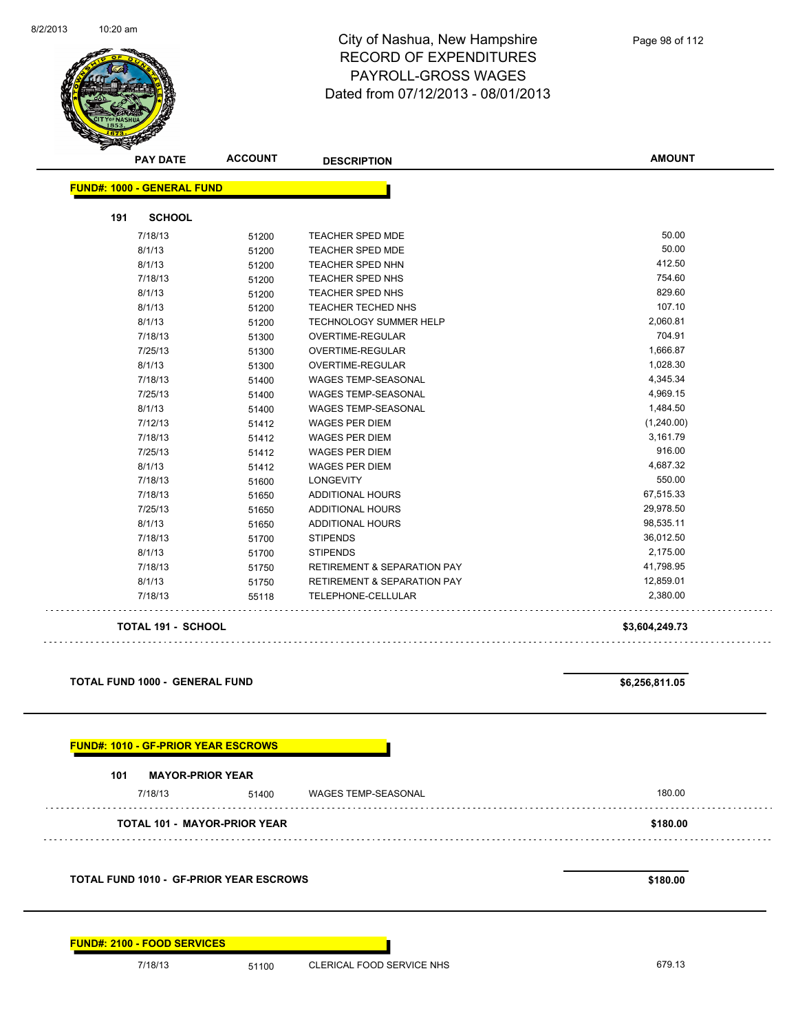# City of Nashua, New Hampshire
## RECORD OF EXPENDITURES
## PAYROLL-GROSS WAGES
## Dated from 07/12/2013 - 08/01/2013

| PAY DATE | ACCOUNT | DESCRIPTION | AMOUNT |
|---|---|---|---|
| **FUND#: 1000 - GENERAL FUND** | | | |
| **191 SCHOOL** | | | |
| 7/18/13 | 51200 | TEACHER SPED MDE | 50.00 |
| 8/1/13 | 51200 | TEACHER SPED MDE | 50.00 |
| 8/1/13 | 51200 | TEACHER SPED NHN | 412.50 |
| 7/18/13 | 51200 | TEACHER SPED NHS | 754.60 |
| 8/1/13 | 51200 | TEACHER SPED NHS | 829.60 |
| 8/1/13 | 51200 | TEACHER TECHED NHS | 107.10 |
| 8/1/13 | 51200 | TECHNOLOGY SUMMER HELP | 2,060.81 |
| 7/18/13 | 51300 | OVERTIME-REGULAR | 704.91 |
| 7/25/13 | 51300 | OVERTIME-REGULAR | 1,666.87 |
| 8/1/13 | 51300 | OVERTIME-REGULAR | 1,028.30 |
| 7/18/13 | 51400 | WAGES TEMP-SEASONAL | 4,345.34 |
| 7/25/13 | 51400 | WAGES TEMP-SEASONAL | 4,969.15 |
| 8/1/13 | 51400 | WAGES TEMP-SEASONAL | 1,484.50 |
| 7/12/13 | 51412 | WAGES PER DIEM | (1,240.00) |
| 7/18/13 | 51412 | WAGES PER DIEM | 3,161.79 |
| 7/25/13 | 51412 | WAGES PER DIEM | 916.00 |
| 8/1/13 | 51412 | WAGES PER DIEM | 4,687.32 |
| 7/18/13 | 51600 | LONGEVITY | 550.00 |
| 7/18/13 | 51650 | ADDITIONAL HOURS | 67,515.33 |
| 7/25/13 | 51650 | ADDITIONAL HOURS | 29,978.50 |
| 8/1/13 | 51650 | ADDITIONAL HOURS | 98,535.11 |
| 7/18/13 | 51700 | STIPENDS | 36,012.50 |
| 8/1/13 | 51700 | STIPENDS | 2,175.00 |
| 7/18/13 | 51750 | RETIREMENT & SEPARATION PAY | 41,798.95 |
| 8/1/13 | 51750 | RETIREMENT & SEPARATION PAY | 12,859.01 |
| 7/18/13 | 55118 | TELEPHONE-CELLULAR | 2,380.00 |
| **TOTAL 191 - SCHOOL** | | | **$3,604,249.73** |
| **TOTAL FUND 1000 - GENERAL FUND** | | | **$6,256,811.05** |
| **FUND#: 1010 - GF-PRIOR YEAR ESCROWS** | | | |
| **101 MAYOR-PRIOR YEAR** | | | |
| 7/18/13 | 51400 | WAGES TEMP-SEASONAL | 180.00 |
| **TOTAL 101 - MAYOR-PRIOR YEAR** | | | **$180.00** |
| **TOTAL FUND 1010 - GF-PRIOR YEAR ESCROWS** | | | **$180.00** |
| **FUND#: 2100 - FOOD SERVICES** | | | |
| 7/18/13 | 51100 | CLERICAL FOOD SERVICE NHS | 679.13 |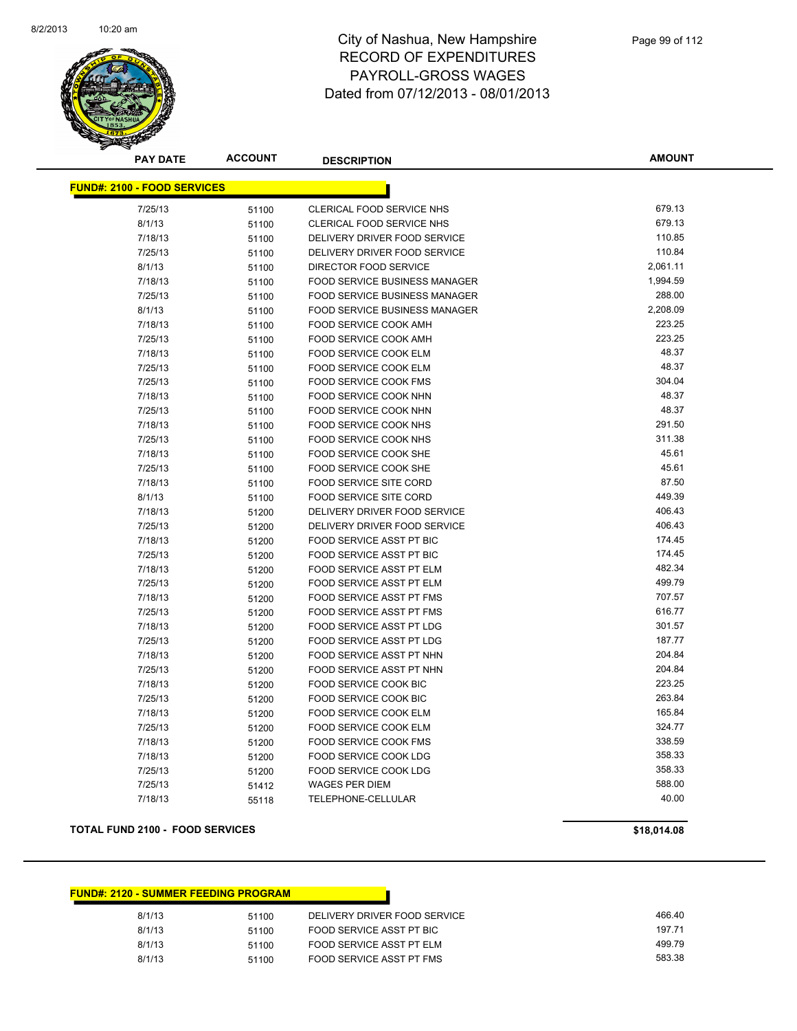# City of Nashua, New Hampshire
# RECORD OF EXPENDITURES
# PAYROLL-GROSS WAGES
# Dated from 07/12/2013 - 08/01/2013

| PAY DATE | ACCOUNT | DESCRIPTION | AMOUNT |
|---|---|---|---|
| **FUND#: 2100 - FOOD SERVICES** | | | |
| 7/25/13 | 51100 | CLERICAL FOOD SERVICE NHS | 679.13 |
| 8/1/13 | 51100 | CLERICAL FOOD SERVICE NHS | 679.13 |
| 7/18/13 | 51100 | DELIVERY DRIVER FOOD SERVICE | 110.85 |
| 7/25/13 | 51100 | DELIVERY DRIVER FOOD SERVICE | 110.84 |
| 8/1/13 | 51100 | DIRECTOR FOOD SERVICE | 2,061.11 |
| 7/18/13 | 51100 | FOOD SERVICE BUSINESS MANAGER | 1,994.59 |
| 7/25/13 | 51100 | FOOD SERVICE BUSINESS MANAGER | 288.00 |
| 8/1/13 | 51100 | FOOD SERVICE BUSINESS MANAGER | 2,208.09 |
| 7/18/13 | 51100 | FOOD SERVICE COOK AMH | 223.25 |
| 7/25/13 | 51100 | FOOD SERVICE COOK AMH | 223.25 |
| 7/18/13 | 51100 | FOOD SERVICE COOK ELM | 48.37 |
| 7/25/13 | 51100 | FOOD SERVICE COOK ELM | 48.37 |
| 7/25/13 | 51100 | FOOD SERVICE COOK FMS | 304.04 |
| 7/18/13 | 51100 | FOOD SERVICE COOK NHN | 48.37 |
| 7/25/13 | 51100 | FOOD SERVICE COOK NHN | 48.37 |
| 7/18/13 | 51100 | FOOD SERVICE COOK NHS | 291.50 |
| 7/25/13 | 51100 | FOOD SERVICE COOK NHS | 311.38 |
| 7/18/13 | 51100 | FOOD SERVICE COOK SHE | 45.61 |
| 7/25/13 | 51100 | FOOD SERVICE COOK SHE | 45.61 |
| 7/18/13 | 51100 | FOOD SERVICE SITE CORD | 87.50 |
| 8/1/13 | 51100 | FOOD SERVICE SITE CORD | 449.39 |
| 7/18/13 | 51200 | DELIVERY DRIVER FOOD SERVICE | 406.43 |
| 7/25/13 | 51200 | DELIVERY DRIVER FOOD SERVICE | 406.43 |
| 7/18/13 | 51200 | FOOD SERVICE ASST PT BIC | 174.45 |
| 7/25/13 | 51200 | FOOD SERVICE ASST PT BIC | 174.45 |
| 7/18/13 | 51200 | FOOD SERVICE ASST PT ELM | 482.34 |
| 7/25/13 | 51200 | FOOD SERVICE ASST PT ELM | 499.79 |
| 7/18/13 | 51200 | FOOD SERVICE ASST PT FMS | 707.57 |
| 7/25/13 | 51200 | FOOD SERVICE ASST PT FMS | 616.77 |
| 7/18/13 | 51200 | FOOD SERVICE ASST PT LDG | 301.57 |
| 7/25/13 | 51200 | FOOD SERVICE ASST PT LDG | 187.77 |
| 7/18/13 | 51200 | FOOD SERVICE ASST PT NHN | 204.84 |
| 7/25/13 | 51200 | FOOD SERVICE ASST PT NHN | 204.84 |
| 7/18/13 | 51200 | FOOD SERVICE COOK BIC | 223.25 |
| 7/25/13 | 51200 | FOOD SERVICE COOK BIC | 263.84 |
| 7/18/13 | 51200 | FOOD SERVICE COOK ELM | 165.84 |
| 7/25/13 | 51200 | FOOD SERVICE COOK ELM | 324.77 |
| 7/18/13 | 51200 | FOOD SERVICE COOK FMS | 338.59 |
| 7/18/13 | 51200 | FOOD SERVICE COOK LDG | 358.33 |
| 7/25/13 | 51200 | FOOD SERVICE COOK LDG | 358.33 |
| 7/25/13 | 51412 | WAGES PER DIEM | 588.00 |
| 7/18/13 | 55118 | TELEPHONE-CELLULAR | 40.00 |
| **TOTAL FUND 2100 - FOOD SERVICES** | | | **$18,014.08** |

| PAY DATE | ACCOUNT | DESCRIPTION | AMOUNT |
|---|---|---|---|
| **FUND#: 2120 - SUMMER FEEDING PROGRAM** | | | |
| 8/1/13 | 51100 | DELIVERY DRIVER FOOD SERVICE | 466.40 |
| 8/1/13 | 51100 | FOOD SERVICE ASST PT BIC | 197.71 |
| 8/1/13 | 51100 | FOOD SERVICE ASST PT ELM | 499.79 |
| 8/1/13 | 51100 | FOOD SERVICE ASST PT FMS | 583.38 |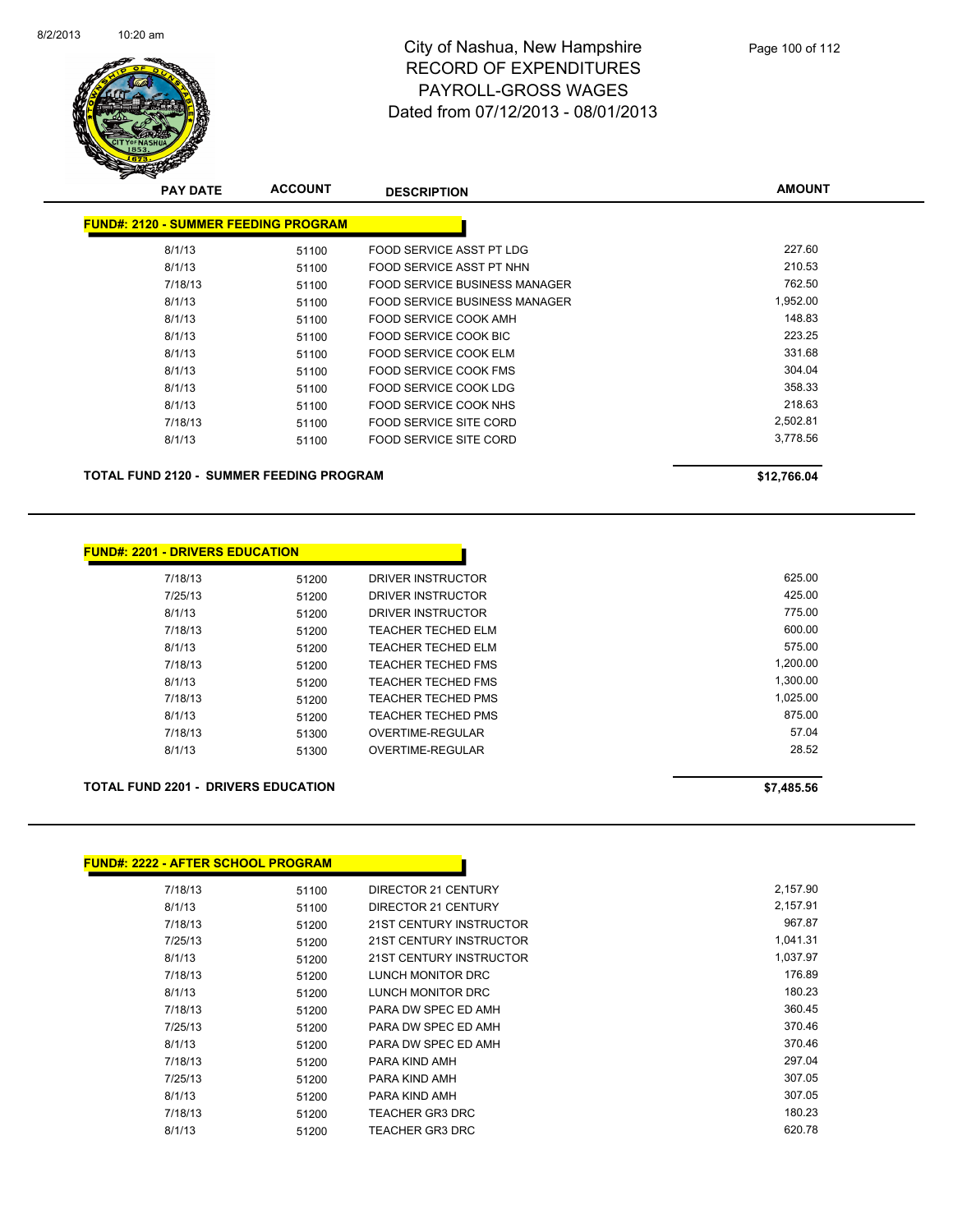# City of Nashua, New Hampshire
## RECORD OF EXPENDITURES
## PAYROLL-GROSS WAGES
## Dated from 07/12/2013 - 08/01/2013

| PAY DATE | ACCOUNT | DESCRIPTION | AMOUNT |
|---|---|---|---|
| **FUND#: 2120 - SUMMER FEEDING PROGRAM** | | | |
| 8/1/13 | 51100 | FOOD SERVICE ASST PT LDG | 227.60 |
| 8/1/13 | 51100 | FOOD SERVICE ASST PT NHN | 210.53 |
| 7/18/13 | 51100 | FOOD SERVICE BUSINESS MANAGER | 762.50 |
| 8/1/13 | 51100 | FOOD SERVICE BUSINESS MANAGER | 1,952.00 |
| 8/1/13 | 51100 | FOOD SERVICE COOK AMH | 148.83 |
| 8/1/13 | 51100 | FOOD SERVICE COOK BIC | 223.25 |
| 8/1/13 | 51100 | FOOD SERVICE COOK ELM | 331.68 |
| 8/1/13 | 51100 | FOOD SERVICE COOK FMS | 304.04 |
| 8/1/13 | 51100 | FOOD SERVICE COOK LDG | 358.33 |
| 8/1/13 | 51100 | FOOD SERVICE COOK NHS | 218.63 |
| 7/18/13 | 51100 | FOOD SERVICE SITE CORD | 2,502.81 |
| 8/1/13 | 51100 | FOOD SERVICE SITE CORD | 3,778.56 |
| **TOTAL FUND 2120 - SUMMER FEEDING PROGRAM** | | | **$12,766.04** |

| PAY DATE | ACCOUNT | DESCRIPTION | AMOUNT |
|---|---|---|---|
| **FUND#: 2201 - DRIVERS EDUCATION** | | | |
| 7/18/13 | 51200 | DRIVER INSTRUCTOR | 625.00 |
| 7/25/13 | 51200 | DRIVER INSTRUCTOR | 425.00 |
| 8/1/13 | 51200 | DRIVER INSTRUCTOR | 775.00 |
| 7/18/13 | 51200 | TEACHER TECHED ELM | 600.00 |
| 8/1/13 | 51200 | TEACHER TECHED ELM | 575.00 |
| 7/18/13 | 51200 | TEACHER TECHED FMS | 1,200.00 |
| 8/1/13 | 51200 | TEACHER TECHED FMS | 1,300.00 |
| 7/18/13 | 51200 | TEACHER TECHED PMS | 1,025.00 |
| 8/1/13 | 51200 | TEACHER TECHED PMS | 875.00 |
| 7/18/13 | 51300 | OVERTIME-REGULAR | 57.04 |
| 8/1/13 | 51300 | OVERTIME-REGULAR | 28.52 |
| **TOTAL FUND 2201 - DRIVERS EDUCATION** | | | **$7,485.56** |

| PAY DATE | ACCOUNT | DESCRIPTION | AMOUNT |
|---|---|---|---|
| **FUND#: 2222 - AFTER SCHOOL PROGRAM** | | | |
| 7/18/13 | 51100 | DIRECTOR 21 CENTURY | 2,157.90 |
| 8/1/13 | 51100 | DIRECTOR 21 CENTURY | 2,157.91 |
| 7/18/13 | 51200 | 21ST CENTURY INSTRUCTOR | 967.87 |
| 7/25/13 | 51200 | 21ST CENTURY INSTRUCTOR | 1,041.31 |
| 8/1/13 | 51200 | 21ST CENTURY INSTRUCTOR | 1,037.97 |
| 7/18/13 | 51200 | LUNCH MONITOR DRC | 176.89 |
| 8/1/13 | 51200 | LUNCH MONITOR DRC | 180.23 |
| 7/18/13 | 51200 | PARA DW SPEC ED AMH | 360.45 |
| 7/25/13 | 51200 | PARA DW SPEC ED AMH | 370.46 |
| 8/1/13 | 51200 | PARA DW SPEC ED AMH | 370.46 |
| 7/18/13 | 51200 | PARA KIND AMH | 297.04 |
| 7/25/13 | 51200 | PARA KIND AMH | 307.05 |
| 8/1/13 | 51200 | PARA KIND AMH | 307.05 |
| 7/18/13 | 51200 | TEACHER GR3 DRC | 180.23 |
| 8/1/13 | 51200 | TEACHER GR3 DRC | 620.78 |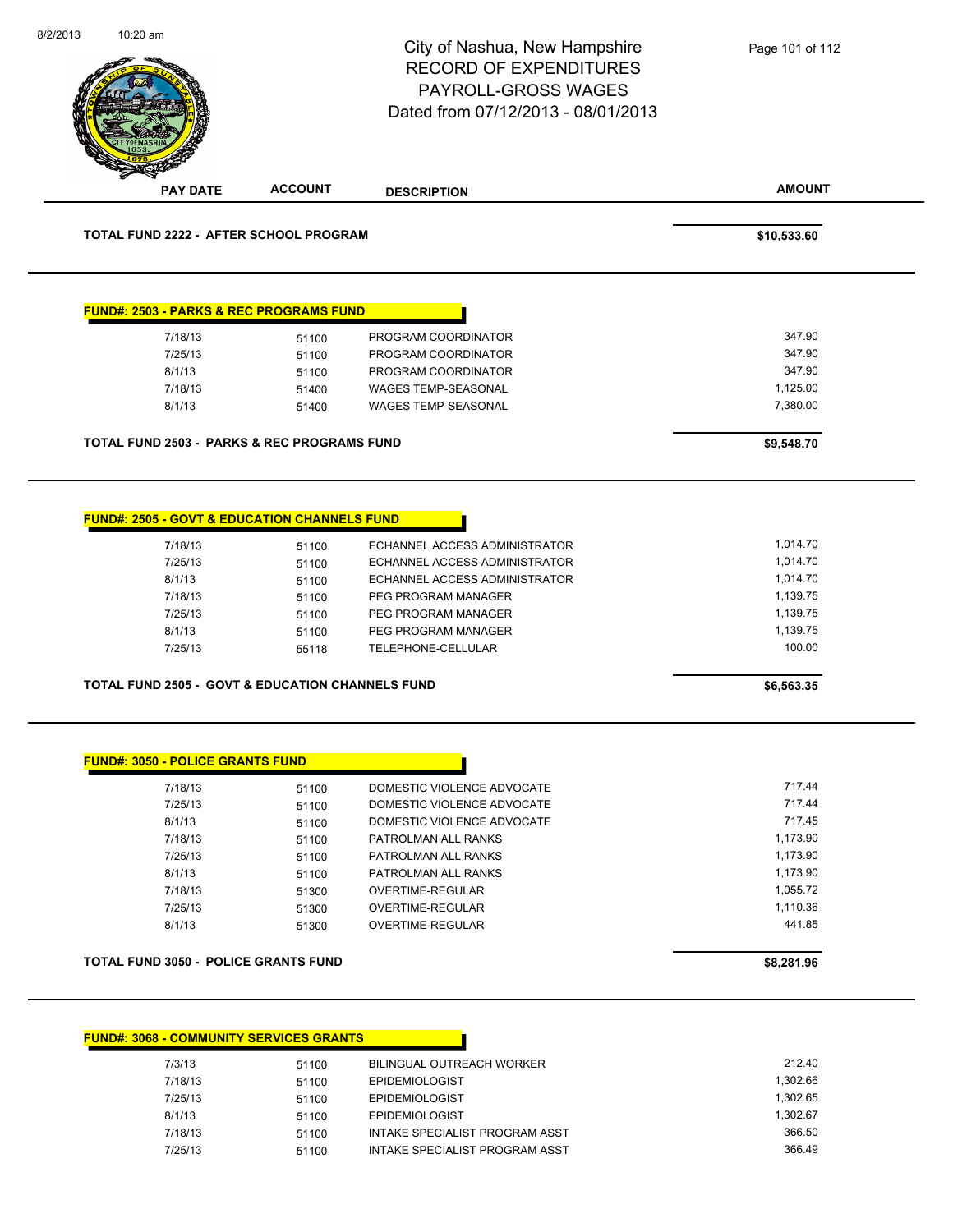# City of Nashua, New Hampshire
## RECORD OF EXPENDITURES
## PAYROLL-GROSS WAGES
## Dated from 07/12/2013 - 08/01/2013

| PAY DATE | ACCOUNT | DESCRIPTION | AMOUNT |
|---|---|---|---|

**TOTAL FUND 2222 - AFTER SCHOOL PROGRAM** **$10,533.60**

**FUND#: 2503 - PARKS & REC PROGRAMS FUND**

| PAY DATE | ACCOUNT | DESCRIPTION | AMOUNT |
|---|---|---|---|
| 7/18/13 | 51100 | PROGRAM COORDINATOR | 347.90 |
| 7/25/13 | 51100 | PROGRAM COORDINATOR | 347.90 |
| 8/1/13 | 51100 | PROGRAM COORDINATOR | 347.90 |
| 7/18/13 | 51400 | WAGES TEMP-SEASONAL | 1,125.00 |
| 8/1/13 | 51400 | WAGES TEMP-SEASONAL | 7,380.00 |

**TOTAL FUND 2503 - PARKS & REC PROGRAMS FUND** **$9,548.70**

**FUND#: 2505 - GOVT & EDUCATION CHANNELS FUND**

| PAY DATE | ACCOUNT | DESCRIPTION | AMOUNT |
|---|---|---|---|
| 7/18/13 | 51100 | ECHANNEL ACCESS ADMINISTRATOR | 1,014.70 |
| 7/25/13 | 51100 | ECHANNEL ACCESS ADMINISTRATOR | 1,014.70 |
| 8/1/13 | 51100 | ECHANNEL ACCESS ADMINISTRATOR | 1,014.70 |
| 7/18/13 | 51100 | PEG PROGRAM MANAGER | 1,139.75 |
| 7/25/13 | 51100 | PEG PROGRAM MANAGER | 1,139.75 |
| 8/1/13 | 51100 | PEG PROGRAM MANAGER | 1,139.75 |
| 7/25/13 | 55118 | TELEPHONE-CELLULAR | 100.00 |

**TOTAL FUND 2505 - GOVT & EDUCATION CHANNELS FUND** **$6,563.35**

**FUND#: 3050 - POLICE GRANTS FUND**

| PAY DATE | ACCOUNT | DESCRIPTION | AMOUNT |
|---|---|---|---|
| 7/18/13 | 51100 | DOMESTIC VIOLENCE ADVOCATE | 717.44 |
| 7/25/13 | 51100 | DOMESTIC VIOLENCE ADVOCATE | 717.44 |
| 8/1/13 | 51100 | DOMESTIC VIOLENCE ADVOCATE | 717.45 |
| 7/18/13 | 51100 | PATROLMAN ALL RANKS | 1,173.90 |
| 7/25/13 | 51100 | PATROLMAN ALL RANKS | 1,173.90 |
| 8/1/13 | 51100 | PATROLMAN ALL RANKS | 1,173.90 |
| 7/18/13 | 51300 | OVERTIME-REGULAR | 1,055.72 |
| 7/25/13 | 51300 | OVERTIME-REGULAR | 1,110.36 |
| 8/1/13 | 51300 | OVERTIME-REGULAR | 441.85 |

**TOTAL FUND 3050 - POLICE GRANTS FUND** **$8,281.96**

**FUND#: 3068 - COMMUNITY SERVICES GRANTS**

| PAY DATE | ACCOUNT | DESCRIPTION | AMOUNT |
|---|---|---|---|
| 7/3/13 | 51100 | BILINGUAL OUTREACH WORKER | 212.40 |
| 7/18/13 | 51100 | EPIDEMIOLOGIST | 1,302.66 |
| 7/25/13 | 51100 | EPIDEMIOLOGIST | 1,302.65 |
| 8/1/13 | 51100 | EPIDEMIOLOGIST | 1,302.67 |
| 7/18/13 | 51100 | INTAKE SPECIALIST PROGRAM ASST | 366.50 |
| 7/25/13 | 51100 | INTAKE SPECIALIST PROGRAM ASST | 366.49 |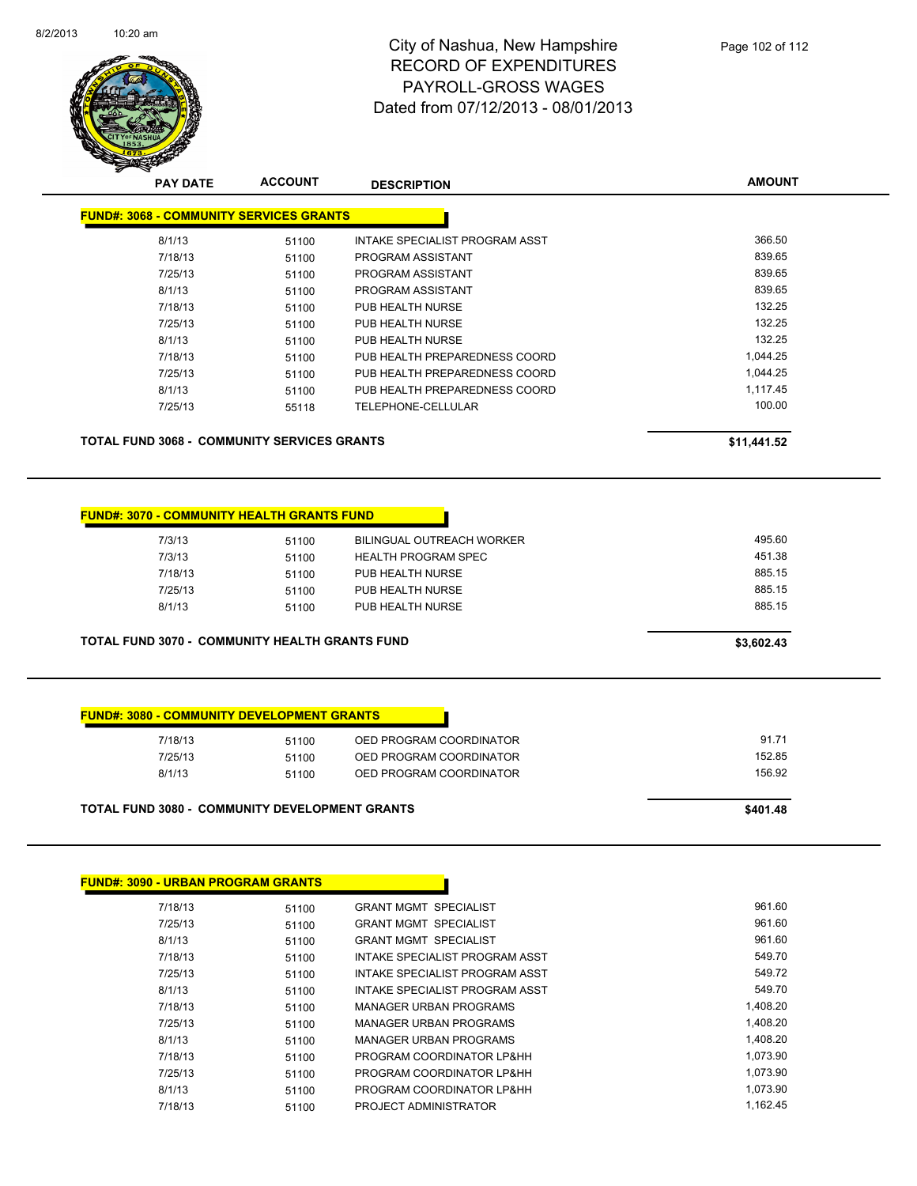# City of Nashua, New Hampshire
## RECORD OF EXPENDITURES
## PAYROLL-GROSS WAGES
## Dated from 07/12/2013 - 08/01/2013

| PAY DATE | ACCOUNT | DESCRIPTION | AMOUNT |
|---|---|---|---|
| **FUND#: 3068 - COMMUNITY SERVICES GRANTS** | | | |
| 8/1/13 | 51100 | INTAKE SPECIALIST PROGRAM ASST | 366.50 |
| 7/18/13 | 51100 | PROGRAM ASSISTANT | 839.65 |
| 7/25/13 | 51100 | PROGRAM ASSISTANT | 839.65 |
| 8/1/13 | 51100 | PROGRAM ASSISTANT | 839.65 |
| 7/18/13 | 51100 | PUB HEALTH NURSE | 132.25 |
| 7/25/13 | 51100 | PUB HEALTH NURSE | 132.25 |
| 8/1/13 | 51100 | PUB HEALTH NURSE | 132.25 |
| 7/18/13 | 51100 | PUB HEALTH PREPAREDNESS COORD | 1,044.25 |
| 7/25/13 | 51100 | PUB HEALTH PREPAREDNESS COORD | 1,044.25 |
| 8/1/13 | 51100 | PUB HEALTH PREPAREDNESS COORD | 1,117.45 |
| 7/25/13 | 55118 | TELEPHONE-CELLULAR | 100.00 |
| **TOTAL FUND 3068 - COMMUNITY SERVICES GRANTS** | | | **$11,441.52** |

| PAY DATE | ACCOUNT | DESCRIPTION | AMOUNT |
|---|---|---|---|
| **FUND#: 3070 - COMMUNITY HEALTH GRANTS FUND** | | | |
| 7/3/13 | 51100 | BILINGUAL OUTREACH WORKER | 495.60 |
| 7/3/13 | 51100 | HEALTH PROGRAM SPEC | 451.38 |
| 7/18/13 | 51100 | PUB HEALTH NURSE | 885.15 |
| 7/25/13 | 51100 | PUB HEALTH NURSE | 885.15 |
| 8/1/13 | 51100 | PUB HEALTH NURSE | 885.15 |
| **TOTAL FUND 3070 - COMMUNITY HEALTH GRANTS FUND** | | | **$3,602.43** |

| PAY DATE | ACCOUNT | DESCRIPTION | AMOUNT |
|---|---|---|---|
| **FUND#: 3080 - COMMUNITY DEVELOPMENT GRANTS** | | | |
| 7/18/13 | 51100 | OED PROGRAM COORDINATOR | 91.71 |
| 7/25/13 | 51100 | OED PROGRAM COORDINATOR | 152.85 |
| 8/1/13 | 51100 | OED PROGRAM COORDINATOR | 156.92 |
| **TOTAL FUND 3080 - COMMUNITY DEVELOPMENT GRANTS** | | | **$401.48** |

| PAY DATE | ACCOUNT | DESCRIPTION | AMOUNT |
|---|---|---|---|
| **FUND#: 3090 - URBAN PROGRAM GRANTS** | | | |
| 7/18/13 | 51100 | GRANT MGMT SPECIALIST | 961.60 |
| 7/25/13 | 51100 | GRANT MGMT SPECIALIST | 961.60 |
| 8/1/13 | 51100 | GRANT MGMT SPECIALIST | 961.60 |
| 7/18/13 | 51100 | INTAKE SPECIALIST PROGRAM ASST | 549.70 |
| 7/25/13 | 51100 | INTAKE SPECIALIST PROGRAM ASST | 549.72 |
| 8/1/13 | 51100 | INTAKE SPECIALIST PROGRAM ASST | 549.70 |
| 7/18/13 | 51100 | MANAGER URBAN PROGRAMS | 1,408.20 |
| 7/25/13 | 51100 | MANAGER URBAN PROGRAMS | 1,408.20 |
| 8/1/13 | 51100 | MANAGER URBAN PROGRAMS | 1,408.20 |
| 7/18/13 | 51100 | PROGRAM COORDINATOR LP&HH | 1,073.90 |
| 7/25/13 | 51100 | PROGRAM COORDINATOR LP&HH | 1,073.90 |
| 8/1/13 | 51100 | PROGRAM COORDINATOR LP&HH | 1,073.90 |
| 7/18/13 | 51100 | PROJECT ADMINISTRATOR | 1,162.45 |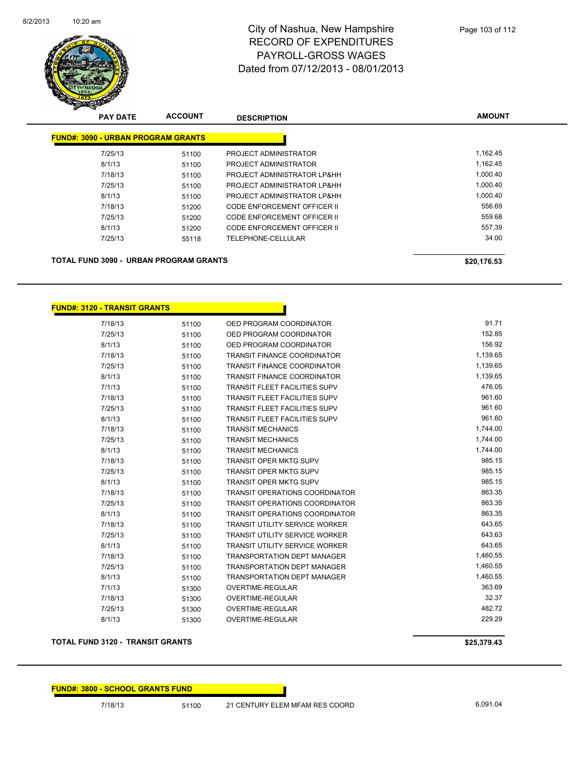# City of Nashua, New Hampshire
## RECORD OF EXPENDITURES
## PAYROLL-GROSS WAGES
## Dated from 07/12/2013 - 08/01/2013

| PAY DATE | ACCOUNT | DESCRIPTION | AMOUNT |
|---|---|---|---|
| **FUND#: 3090 - URBAN PROGRAM GRANTS** | | | |
| 7/25/13 | 51100 | PROJECT ADMINISTRATOR | 1,162.45 |
| 8/1/13 | 51100 | PROJECT ADMINISTRATOR | 1,162.45 |
| 7/18/13 | 51100 | PROJECT ADMINISTRATOR LP&HH | 1,000.40 |
| 7/25/13 | 51100 | PROJECT ADMINISTRATOR LP&HH | 1,000.40 |
| 8/1/13 | 51100 | PROJECT ADMINISTRATOR LP&HH | 1,000.40 |
| 7/18/13 | 51200 | CODE ENFORCEMENT OFFICER II | 556.69 |
| 7/25/13 | 51200 | CODE ENFORCEMENT OFFICER II | 559.68 |
| 8/1/13 | 51200 | CODE ENFORCEMENT OFFICER II | 557.39 |
| 7/25/13 | 55118 | TELEPHONE-CELLULAR | 34.00 |
| **TOTAL FUND 3090 - URBAN PROGRAM GRANTS** | | | **$20,176.53** |

| PAY DATE | ACCOUNT | DESCRIPTION | AMOUNT |
|---|---|---|---|
| **FUND#: 3120 - TRANSIT GRANTS** | | | |
| 7/18/13 | 51100 | OED PROGRAM COORDINATOR | 91.71 |
| 7/25/13 | 51100 | OED PROGRAM COORDINATOR | 152.85 |
| 8/1/13 | 51100 | OED PROGRAM COORDINATOR | 156.92 |
| 7/18/13 | 51100 | TRANSIT FINANCE COORDINATOR | 1,139.65 |
| 7/25/13 | 51100 | TRANSIT FINANCE COORDINATOR | 1,139.65 |
| 8/1/13 | 51100 | TRANSIT FINANCE COORDINATOR | 1,139.65 |
| 7/1/13 | 51100 | TRANSIT FLEET FACILITIES SUPV | 476.05 |
| 7/18/13 | 51100 | TRANSIT FLEET FACILITIES SUPV | 961.60 |
| 7/25/13 | 51100 | TRANSIT FLEET FACILITIES SUPV | 961.60 |
| 8/1/13 | 51100 | TRANSIT FLEET FACILITIES SUPV | 961.60 |
| 7/18/13 | 51100 | TRANSIT MECHANICS | 1,744.00 |
| 7/25/13 | 51100 | TRANSIT MECHANICS | 1,744.00 |
| 8/1/13 | 51100 | TRANSIT MECHANICS | 1,744.00 |
| 7/18/13 | 51100 | TRANSIT OPER MKTG SUPV | 985.15 |
| 7/25/13 | 51100 | TRANSIT OPER MKTG SUPV | 985.15 |
| 8/1/13 | 51100 | TRANSIT OPER MKTG SUPV | 985.15 |
| 7/18/13 | 51100 | TRANSIT OPERATIONS COORDINATOR | 863.35 |
| 7/25/13 | 51100 | TRANSIT OPERATIONS COORDINATOR | 863.35 |
| 8/1/13 | 51100 | TRANSIT OPERATIONS COORDINATOR | 863.35 |
| 7/18/13 | 51100 | TRANSIT UTILITY SERVICE WORKER | 643.65 |
| 7/25/13 | 51100 | TRANSIT UTILITY SERVICE WORKER | 643.63 |
| 8/1/13 | 51100 | TRANSIT UTILITY SERVICE WORKER | 643.65 |
| 7/18/13 | 51100 | TRANSPORTATION DEPT MANAGER | 1,460.55 |
| 7/25/13 | 51100 | TRANSPORTATION DEPT MANAGER | 1,460.55 |
| 8/1/13 | 51100 | TRANSPORTATION DEPT MANAGER | 1,460.55 |
| 7/1/13 | 51300 | OVERTIME-REGULAR | 363.69 |
| 7/18/13 | 51300 | OVERTIME-REGULAR | 32.37 |
| 7/25/13 | 51300 | OVERTIME-REGULAR | 482.72 |
| 8/1/13 | 51300 | OVERTIME-REGULAR | 229.29 |
| **TOTAL FUND 3120 - TRANSIT GRANTS** | | | **$25,379.43** |

| PAY DATE | ACCOUNT | DESCRIPTION | AMOUNT |
|---|---|---|---|
| **FUND#: 3800 - SCHOOL GRANTS FUND** | | | |
| 7/18/13 | 51100 | 21 CENTURY ELEM MFAM RES COORD | 6,091.04 |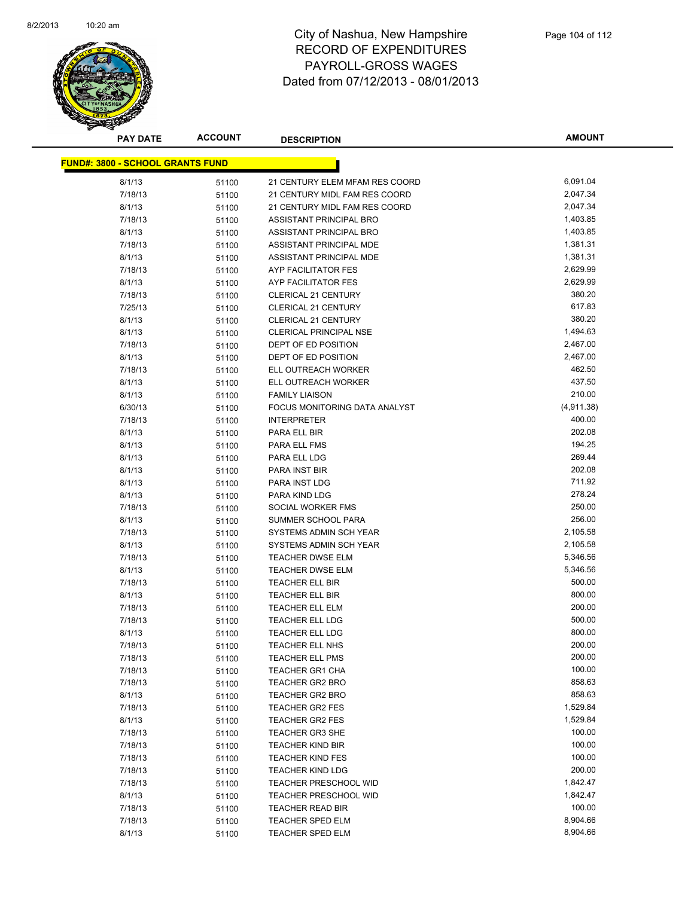# City of Nashua, New Hampshire
## RECORD OF EXPENDITURES
## PAYROLL-GROSS WAGES
## Dated from 07/12/2013 - 08/01/2013

| PAY DATE | ACCOUNT | DESCRIPTION | AMOUNT |
|---|---|---|---|
| **FUND#: 3800 - SCHOOL GRANTS FUND** | | | |
| 8/1/13 | 51100 | 21 CENTURY ELEM MFAM RES COORD | 6,091.04 |
| 7/18/13 | 51100 | 21 CENTURY MIDL FAM RES COORD | 2,047.34 |
| 8/1/13 | 51100 | 21 CENTURY MIDL FAM RES COORD | 2,047.34 |
| 7/18/13 | 51100 | ASSISTANT PRINCIPAL BRO | 1,403.85 |
| 8/1/13 | 51100 | ASSISTANT PRINCIPAL BRO | 1,403.85 |
| 7/18/13 | 51100 | ASSISTANT PRINCIPAL MDE | 1,381.31 |
| 8/1/13 | 51100 | ASSISTANT PRINCIPAL MDE | 1,381.31 |
| 7/18/13 | 51100 | AYP FACILITATOR FES | 2,629.99 |
| 8/1/13 | 51100 | AYP FACILITATOR FES | 2,629.99 |
| 7/18/13 | 51100 | CLERICAL 21 CENTURY | 380.20 |
| 7/25/13 | 51100 | CLERICAL 21 CENTURY | 617.83 |
| 8/1/13 | 51100 | CLERICAL 21 CENTURY | 380.20 |
| 8/1/13 | 51100 | CLERICAL PRINCIPAL NSE | 1,494.63 |
| 7/18/13 | 51100 | DEPT OF ED POSITION | 2,467.00 |
| 8/1/13 | 51100 | DEPT OF ED POSITION | 2,467.00 |
| 7/18/13 | 51100 | ELL OUTREACH WORKER | 462.50 |
| 8/1/13 | 51100 | ELL OUTREACH WORKER | 437.50 |
| 8/1/13 | 51100 | FAMILY LIAISON | 210.00 |
| 6/30/13 | 51100 | FOCUS MONITORING DATA ANALYST | (4,911.38) |
| 7/18/13 | 51100 | INTERPRETER | 400.00 |
| 8/1/13 | 51100 | PARA ELL BIR | 202.08 |
| 8/1/13 | 51100 | PARA ELL FMS | 194.25 |
| 8/1/13 | 51100 | PARA ELL LDG | 269.44 |
| 8/1/13 | 51100 | PARA INST BIR | 202.08 |
| 8/1/13 | 51100 | PARA INST LDG | 711.92 |
| 8/1/13 | 51100 | PARA KIND LDG | 278.24 |
| 7/18/13 | 51100 | SOCIAL WORKER FMS | 250.00 |
| 8/1/13 | 51100 | SUMMER SCHOOL PARA | 256.00 |
| 7/18/13 | 51100 | SYSTEMS ADMIN SCH YEAR | 2,105.58 |
| 8/1/13 | 51100 | SYSTEMS ADMIN SCH YEAR | 2,105.58 |
| 7/18/13 | 51100 | TEACHER DWSE ELM | 5,346.56 |
| 8/1/13 | 51100 | TEACHER DWSE ELM | 5,346.56 |
| 7/18/13 | 51100 | TEACHER ELL BIR | 500.00 |
| 8/1/13 | 51100 | TEACHER ELL BIR | 800.00 |
| 7/18/13 | 51100 | TEACHER ELL ELM | 200.00 |
| 7/18/13 | 51100 | TEACHER ELL LDG | 500.00 |
| 8/1/13 | 51100 | TEACHER ELL LDG | 800.00 |
| 7/18/13 | 51100 | TEACHER ELL NHS | 200.00 |
| 7/18/13 | 51100 | TEACHER ELL PMS | 200.00 |
| 7/18/13 | 51100 | TEACHER GR1 CHA | 100.00 |
| 7/18/13 | 51100 | TEACHER GR2 BRO | 858.63 |
| 8/1/13 | 51100 | TEACHER GR2 BRO | 858.63 |
| 7/18/13 | 51100 | TEACHER GR2 FES | 1,529.84 |
| 8/1/13 | 51100 | TEACHER GR2 FES | 1,529.84 |
| 7/18/13 | 51100 | TEACHER GR3 SHE | 100.00 |
| 7/18/13 | 51100 | TEACHER KIND BIR | 100.00 |
| 7/18/13 | 51100 | TEACHER KIND FES | 100.00 |
| 7/18/13 | 51100 | TEACHER KIND LDG | 200.00 |
| 7/18/13 | 51100 | TEACHER PRESCHOOL WID | 1,842.47 |
| 8/1/13 | 51100 | TEACHER PRESCHOOL WID | 1,842.47 |
| 7/18/13 | 51100 | TEACHER READ BIR | 100.00 |
| 7/18/13 | 51100 | TEACHER SPED ELM | 8,904.66 |
| 8/1/13 | 51100 | TEACHER SPED ELM | 8,904.66 |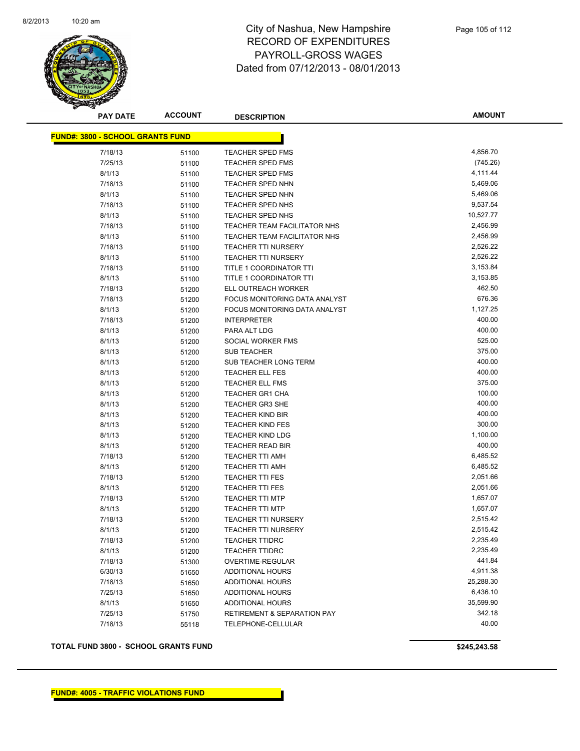# City of Nashua, New Hampshire
## RECORD OF EXPENDITURES
## PAYROLL-GROSS WAGES
## Dated from 07/12/2013 - 08/01/2013

| PAY DATE | ACCOUNT | DESCRIPTION | AMOUNT |
|---|---|---|---|
| **FUND#: 3800 - SCHOOL GRANTS FUND** | | | |
| 7/18/13 | 51100 | TEACHER SPED FMS | 4,856.70 |
| 7/25/13 | 51100 | TEACHER SPED FMS | (745.26) |
| 8/1/13 | 51100 | TEACHER SPED FMS | 4,111.44 |
| 7/18/13 | 51100 | TEACHER SPED NHN | 5,469.06 |
| 8/1/13 | 51100 | TEACHER SPED NHN | 5,469.06 |
| 7/18/13 | 51100 | TEACHER SPED NHS | 9,537.54 |
| 8/1/13 | 51100 | TEACHER SPED NHS | 10,527.77 |
| 7/18/13 | 51100 | TEACHER TEAM FACILITATOR NHS | 2,456.99 |
| 8/1/13 | 51100 | TEACHER TEAM FACILITATOR NHS | 2,456.99 |
| 7/18/13 | 51100 | TEACHER TTI NURSERY | 2,526.22 |
| 8/1/13 | 51100 | TEACHER TTI NURSERY | 2,526.22 |
| 7/18/13 | 51100 | TITLE 1 COORDINATOR TTI | 3,153.84 |
| 8/1/13 | 51100 | TITLE 1 COORDINATOR TTI | 3,153.85 |
| 7/18/13 | 51200 | ELL OUTREACH WORKER | 462.50 |
| 7/18/13 | 51200 | FOCUS MONITORING DATA ANALYST | 676.36 |
| 8/1/13 | 51200 | FOCUS MONITORING DATA ANALYST | 1,127.25 |
| 7/18/13 | 51200 | INTERPRETER | 400.00 |
| 8/1/13 | 51200 | PARA ALT LDG | 400.00 |
| 8/1/13 | 51200 | SOCIAL WORKER FMS | 525.00 |
| 8/1/13 | 51200 | SUB TEACHER | 375.00 |
| 8/1/13 | 51200 | SUB TEACHER LONG TERM | 400.00 |
| 8/1/13 | 51200 | TEACHER ELL FES | 400.00 |
| 8/1/13 | 51200 | TEACHER ELL FMS | 375.00 |
| 8/1/13 | 51200 | TEACHER GR1 CHA | 100.00 |
| 8/1/13 | 51200 | TEACHER GR3 SHE | 400.00 |
| 8/1/13 | 51200 | TEACHER KIND BIR | 400.00 |
| 8/1/13 | 51200 | TEACHER KIND FES | 300.00 |
| 8/1/13 | 51200 | TEACHER KIND LDG | 1,100.00 |
| 8/1/13 | 51200 | TEACHER READ BIR | 400.00 |
| 7/18/13 | 51200 | TEACHER TTI AMH | 6,485.52 |
| 8/1/13 | 51200 | TEACHER TTI AMH | 6,485.52 |
| 7/18/13 | 51200 | TEACHER TTI FES | 2,051.66 |
| 8/1/13 | 51200 | TEACHER TTI FES | 2,051.66 |
| 7/18/13 | 51200 | TEACHER TTI MTP | 1,657.07 |
| 8/1/13 | 51200 | TEACHER TTI MTP | 1,657.07 |
| 7/18/13 | 51200 | TEACHER TTI NURSERY | 2,515.42 |
| 8/1/13 | 51200 | TEACHER TTI NURSERY | 2,515.42 |
| 7/18/13 | 51200 | TEACHER TTIDRC | 2,235.49 |
| 8/1/13 | 51200 | TEACHER TTIDRC | 2,235.49 |
| 7/18/13 | 51300 | OVERTIME-REGULAR | 441.84 |
| 6/30/13 | 51650 | ADDITIONAL HOURS | 4,911.38 |
| 7/18/13 | 51650 | ADDITIONAL HOURS | 25,288.30 |
| 7/25/13 | 51650 | ADDITIONAL HOURS | 6,436.10 |
| 8/1/13 | 51650 | ADDITIONAL HOURS | 35,599.90 |
| 7/25/13 | 51750 | RETIREMENT & SEPARATION PAY | 342.18 |
| 7/18/13 | 55118 | TELEPHONE-CELLULAR | 40.00 |

**TOTAL FUND 3800 - SCHOOL GRANTS FUND** **$245,243.58**

**FUND#: 4005 - TRAFFIC VIOLATIONS FUND**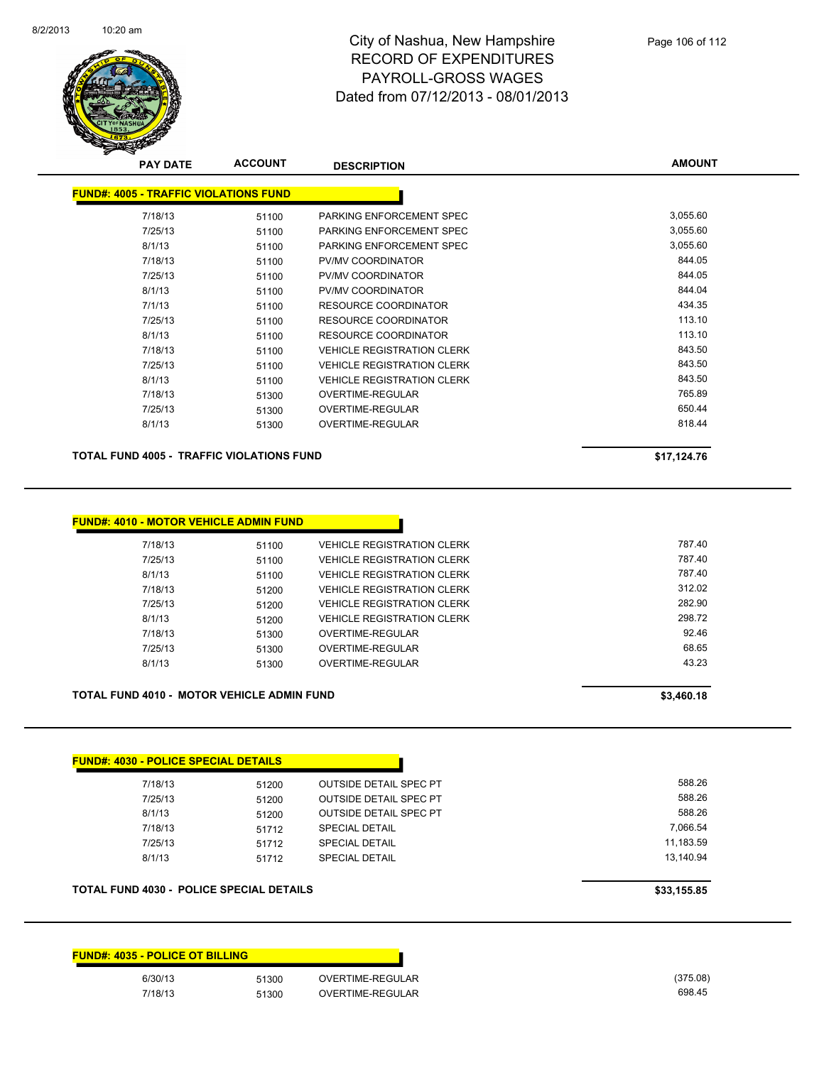# City of Nashua, New Hampshire
# RECORD OF EXPENDITURES
# PAYROLL-GROSS WAGES
# Dated from 07/12/2013 - 08/01/2013

## FUND#: 4005 - TRAFFIC VIOLATIONS FUND

| PAY DATE | ACCOUNT | DESCRIPTION | AMOUNT |
|---|---|---|---|
| 7/18/13 | 51100 | PARKING ENFORCEMENT SPEC | 3,055.60 |
| 7/25/13 | 51100 | PARKING ENFORCEMENT SPEC | 3,055.60 |
| 8/1/13 | 51100 | PARKING ENFORCEMENT SPEC | 3,055.60 |
| 7/18/13 | 51100 | PV/MV COORDINATOR | 844.05 |
| 7/25/13 | 51100 | PV/MV COORDINATOR | 844.05 |
| 8/1/13 | 51100 | PV/MV COORDINATOR | 844.04 |
| 7/1/13 | 51100 | RESOURCE COORDINATOR | 434.35 |
| 7/25/13 | 51100 | RESOURCE COORDINATOR | 113.10 |
| 8/1/13 | 51100 | RESOURCE COORDINATOR | 113.10 |
| 7/18/13 | 51100 | VEHICLE REGISTRATION CLERK | 843.50 |
| 7/25/13 | 51100 | VEHICLE REGISTRATION CLERK | 843.50 |
| 8/1/13 | 51100 | VEHICLE REGISTRATION CLERK | 843.50 |
| 7/18/13 | 51300 | OVERTIME-REGULAR | 765.89 |
| 7/25/13 | 51300 | OVERTIME-REGULAR | 650.44 |
| 8/1/13 | 51300 | OVERTIME-REGULAR | 818.44 |

**TOTAL FUND 4005 - TRAFFIC VIOLATIONS FUND** **$17,124.76**

## FUND#: 4010 - MOTOR VEHICLE ADMIN FUND

| PAY DATE | ACCOUNT | DESCRIPTION | AMOUNT |
|---|---|---|---|
| 7/18/13 | 51100 | VEHICLE REGISTRATION CLERK | 787.40 |
| 7/25/13 | 51100 | VEHICLE REGISTRATION CLERK | 787.40 |
| 8/1/13 | 51100 | VEHICLE REGISTRATION CLERK | 787.40 |
| 7/18/13 | 51200 | VEHICLE REGISTRATION CLERK | 312.02 |
| 7/25/13 | 51200 | VEHICLE REGISTRATION CLERK | 282.90 |
| 8/1/13 | 51200 | VEHICLE REGISTRATION CLERK | 298.72 |
| 7/18/13 | 51300 | OVERTIME-REGULAR | 92.46 |
| 7/25/13 | 51300 | OVERTIME-REGULAR | 68.65 |
| 8/1/13 | 51300 | OVERTIME-REGULAR | 43.23 |

**TOTAL FUND 4010 - MOTOR VEHICLE ADMIN FUND** **$3,460.18**

## FUND#: 4030 - POLICE SPECIAL DETAILS

| PAY DATE | ACCOUNT | DESCRIPTION | AMOUNT |
|---|---|---|---|
| 7/18/13 | 51200 | OUTSIDE DETAIL SPEC PT | 588.26 |
| 7/25/13 | 51200 | OUTSIDE DETAIL SPEC PT | 588.26 |
| 8/1/13 | 51200 | OUTSIDE DETAIL SPEC PT | 588.26 |
| 7/18/13 | 51712 | SPECIAL DETAIL | 7,066.54 |
| 7/25/13 | 51712 | SPECIAL DETAIL | 11,183.59 |
| 8/1/13 | 51712 | SPECIAL DETAIL | 13,140.94 |

**TOTAL FUND 4030 - POLICE SPECIAL DETAILS** **$33,155.85**

## FUND#: 4035 - POLICE OT BILLING

| PAY DATE | ACCOUNT | DESCRIPTION | AMOUNT |
|---|---|---|---|
| 6/30/13 | 51300 | OVERTIME-REGULAR | (375.08) |
| 7/18/13 | 51300 | OVERTIME-REGULAR | 698.45 |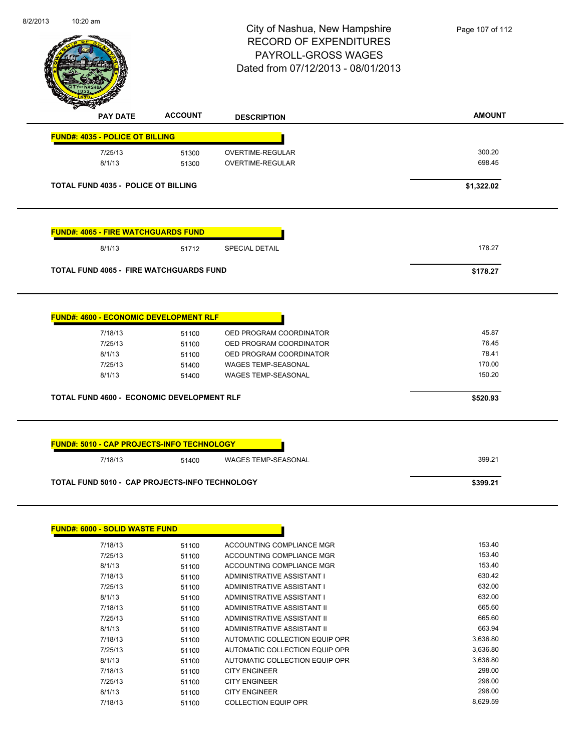# City of Nashua, New Hampshire
## RECORD OF EXPENDITURES
## PAYROLL-GROSS WAGES
## Dated from 07/12/2013 - 08/01/2013

| PAY DATE | ACCOUNT | DESCRIPTION | AMOUNT |
|---|---|---|---|
| **FUND#: 4035 - POLICE OT BILLING** | | | |
| 7/25/13 | 51300 | OVERTIME-REGULAR | 300.20 |
| 8/1/13 | 51300 | OVERTIME-REGULAR | 698.45 |
| **TOTAL FUND 4035 - POLICE OT BILLING** | | | **$1,322.02** |
| **FUND#: 4065 - FIRE WATCHGUARDS FUND** | | | |
| 8/1/13 | 51712 | SPECIAL DETAIL | 178.27 |
| **TOTAL FUND 4065 - FIRE WATCHGUARDS FUND** | | | **$178.27** |
| **FUND#: 4600 - ECONOMIC DEVELOPMENT RLF** | | | |
| 7/18/13 | 51100 | OED PROGRAM COORDINATOR | 45.87 |
| 7/25/13 | 51100 | OED PROGRAM COORDINATOR | 76.45 |
| 8/1/13 | 51100 | OED PROGRAM COORDINATOR | 78.41 |
| 7/25/13 | 51400 | WAGES TEMP-SEASONAL | 170.00 |
| 8/1/13 | 51400 | WAGES TEMP-SEASONAL | 150.20 |
| **TOTAL FUND 4600 - ECONOMIC DEVELOPMENT RLF** | | | **$520.93** |
| **FUND#: 5010 - CAP PROJECTS-INFO TECHNOLOGY** | | | |
| 7/18/13 | 51400 | WAGES TEMP-SEASONAL | 399.21 |
| **TOTAL FUND 5010 - CAP PROJECTS-INFO TECHNOLOGY** | | | **$399.21** |
| **FUND#: 6000 - SOLID WASTE FUND** | | | |
| 7/18/13 | 51100 | ACCOUNTING COMPLIANCE MGR | 153.40 |
| 7/25/13 | 51100 | ACCOUNTING COMPLIANCE MGR | 153.40 |
| 8/1/13 | 51100 | ACCOUNTING COMPLIANCE MGR | 153.40 |
| 7/18/13 | 51100 | ADMINISTRATIVE ASSISTANT I | 630.42 |
| 7/25/13 | 51100 | ADMINISTRATIVE ASSISTANT I | 632.00 |
| 8/1/13 | 51100 | ADMINISTRATIVE ASSISTANT I | 632.00 |
| 7/18/13 | 51100 | ADMINISTRATIVE ASSISTANT II | 665.60 |
| 7/25/13 | 51100 | ADMINISTRATIVE ASSISTANT II | 665.60 |
| 8/1/13 | 51100 | ADMINISTRATIVE ASSISTANT II | 663.94 |
| 7/18/13 | 51100 | AUTOMATIC COLLECTION EQUIP OPR | 3,636.80 |
| 7/25/13 | 51100 | AUTOMATIC COLLECTION EQUIP OPR | 3,636.80 |
| 8/1/13 | 51100 | AUTOMATIC COLLECTION EQUIP OPR | 3,636.80 |
| 7/18/13 | 51100 | CITY ENGINEER | 298.00 |
| 7/25/13 | 51100 | CITY ENGINEER | 298.00 |
| 8/1/13 | 51100 | CITY ENGINEER | 298.00 |
| 7/18/13 | 51100 | COLLECTION EQUIP OPR | 8,629.59 |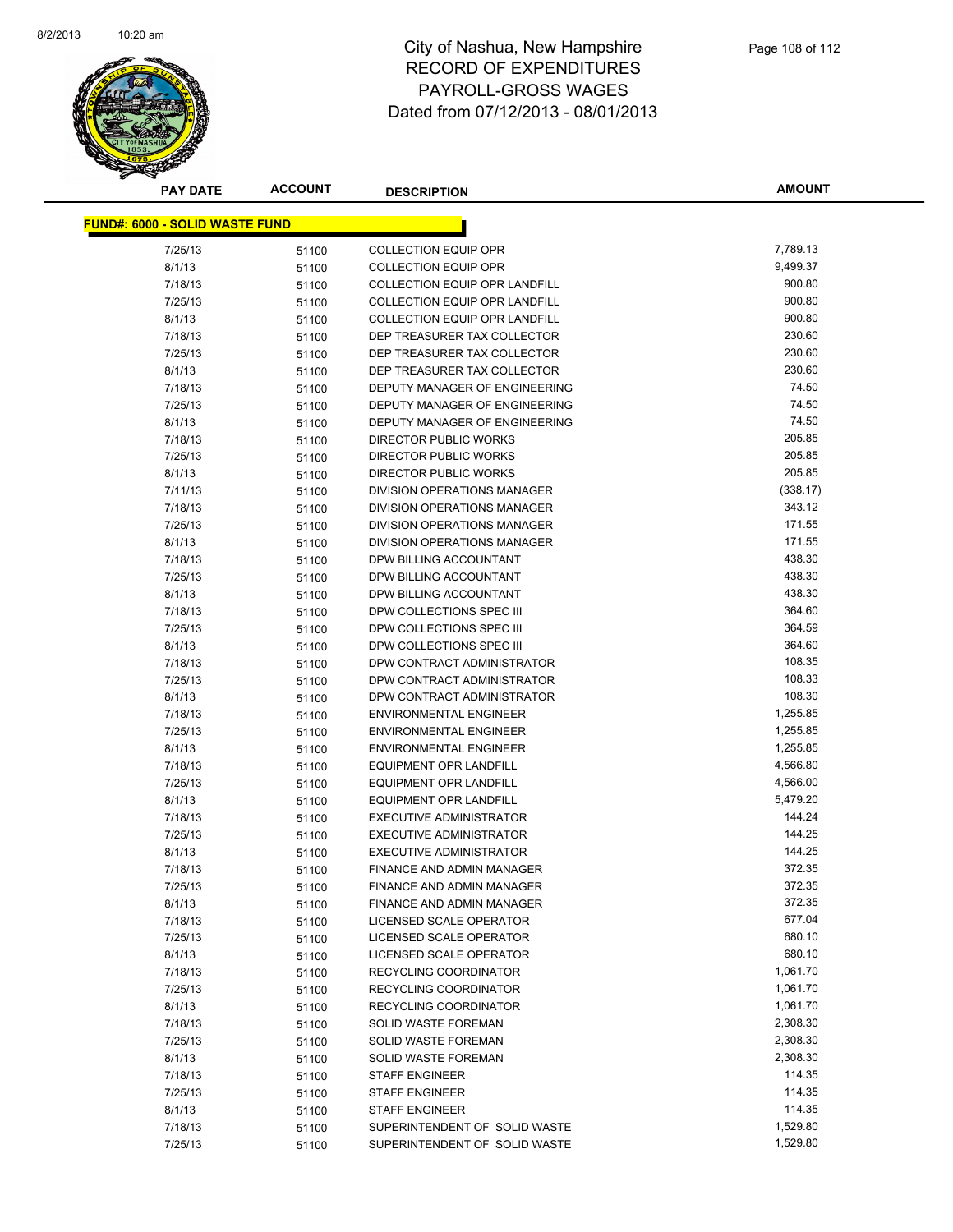# City of Nashua, New Hampshire
## RECORD OF EXPENDITURES
## PAYROLL-GROSS WAGES
## Dated from 07/12/2013 - 08/01/2013

| PAY DATE | ACCOUNT | DESCRIPTION | AMOUNT |
|---|---|---|---|
| **FUND#: 6000 - SOLID WASTE FUND** | | | |
| 7/25/13 | 51100 | COLLECTION EQUIP OPR | 7,789.13 |
| 8/1/13 | 51100 | COLLECTION EQUIP OPR | 9,499.37 |
| 7/18/13 | 51100 | COLLECTION EQUIP OPR LANDFILL | 900.80 |
| 7/25/13 | 51100 | COLLECTION EQUIP OPR LANDFILL | 900.80 |
| 8/1/13 | 51100 | COLLECTION EQUIP OPR LANDFILL | 900.80 |
| 7/18/13 | 51100 | DEP TREASURER TAX COLLECTOR | 230.60 |
| 7/25/13 | 51100 | DEP TREASURER TAX COLLECTOR | 230.60 |
| 8/1/13 | 51100 | DEP TREASURER TAX COLLECTOR | 230.60 |
| 7/18/13 | 51100 | DEPUTY MANAGER OF ENGINEERING | 74.50 |
| 7/25/13 | 51100 | DEPUTY MANAGER OF ENGINEERING | 74.50 |
| 8/1/13 | 51100 | DEPUTY MANAGER OF ENGINEERING | 74.50 |
| 7/18/13 | 51100 | DIRECTOR PUBLIC WORKS | 205.85 |
| 7/25/13 | 51100 | DIRECTOR PUBLIC WORKS | 205.85 |
| 8/1/13 | 51100 | DIRECTOR PUBLIC WORKS | 205.85 |
| 7/11/13 | 51100 | DIVISION OPERATIONS MANAGER | (338.17) |
| 7/18/13 | 51100 | DIVISION OPERATIONS MANAGER | 343.12 |
| 7/25/13 | 51100 | DIVISION OPERATIONS MANAGER | 171.55 |
| 8/1/13 | 51100 | DIVISION OPERATIONS MANAGER | 171.55 |
| 7/18/13 | 51100 | DPW BILLING ACCOUNTANT | 438.30 |
| 7/25/13 | 51100 | DPW BILLING ACCOUNTANT | 438.30 |
| 8/1/13 | 51100 | DPW BILLING ACCOUNTANT | 438.30 |
| 7/18/13 | 51100 | DPW COLLECTIONS SPEC III | 364.60 |
| 7/25/13 | 51100 | DPW COLLECTIONS SPEC III | 364.59 |
| 8/1/13 | 51100 | DPW COLLECTIONS SPEC III | 364.60 |
| 7/18/13 | 51100 | DPW CONTRACT ADMINISTRATOR | 108.35 |
| 7/25/13 | 51100 | DPW CONTRACT ADMINISTRATOR | 108.33 |
| 8/1/13 | 51100 | DPW CONTRACT ADMINISTRATOR | 108.30 |
| 7/18/13 | 51100 | ENVIRONMENTAL ENGINEER | 1,255.85 |
| 7/25/13 | 51100 | ENVIRONMENTAL ENGINEER | 1,255.85 |
| 8/1/13 | 51100 | ENVIRONMENTAL ENGINEER | 1,255.85 |
| 7/18/13 | 51100 | EQUIPMENT OPR LANDFILL | 4,566.80 |
| 7/25/13 | 51100 | EQUIPMENT OPR LANDFILL | 4,566.00 |
| 8/1/13 | 51100 | EQUIPMENT OPR LANDFILL | 5,479.20 |
| 7/18/13 | 51100 | EXECUTIVE ADMINISTRATOR | 144.24 |
| 7/25/13 | 51100 | EXECUTIVE ADMINISTRATOR | 144.25 |
| 8/1/13 | 51100 | EXECUTIVE ADMINISTRATOR | 144.25 |
| 7/18/13 | 51100 | FINANCE AND ADMIN MANAGER | 372.35 |
| 7/25/13 | 51100 | FINANCE AND ADMIN MANAGER | 372.35 |
| 8/1/13 | 51100 | FINANCE AND ADMIN MANAGER | 372.35 |
| 7/18/13 | 51100 | LICENSED SCALE OPERATOR | 677.04 |
| 7/25/13 | 51100 | LICENSED SCALE OPERATOR | 680.10 |
| 8/1/13 | 51100 | LICENSED SCALE OPERATOR | 680.10 |
| 7/18/13 | 51100 | RECYCLING COORDINATOR | 1,061.70 |
| 7/25/13 | 51100 | RECYCLING COORDINATOR | 1,061.70 |
| 8/1/13 | 51100 | RECYCLING COORDINATOR | 1,061.70 |
| 7/18/13 | 51100 | SOLID WASTE FOREMAN | 2,308.30 |
| 7/25/13 | 51100 | SOLID WASTE FOREMAN | 2,308.30 |
| 8/1/13 | 51100 | SOLID WASTE FOREMAN | 2,308.30 |
| 7/18/13 | 51100 | STAFF ENGINEER | 114.35 |
| 7/25/13 | 51100 | STAFF ENGINEER | 114.35 |
| 8/1/13 | 51100 | STAFF ENGINEER | 114.35 |
| 7/18/13 | 51100 | SUPERINTENDENT OF SOLID WASTE | 1,529.80 |
| 7/25/13 | 51100 | SUPERINTENDENT OF SOLID WASTE | 1,529.80 |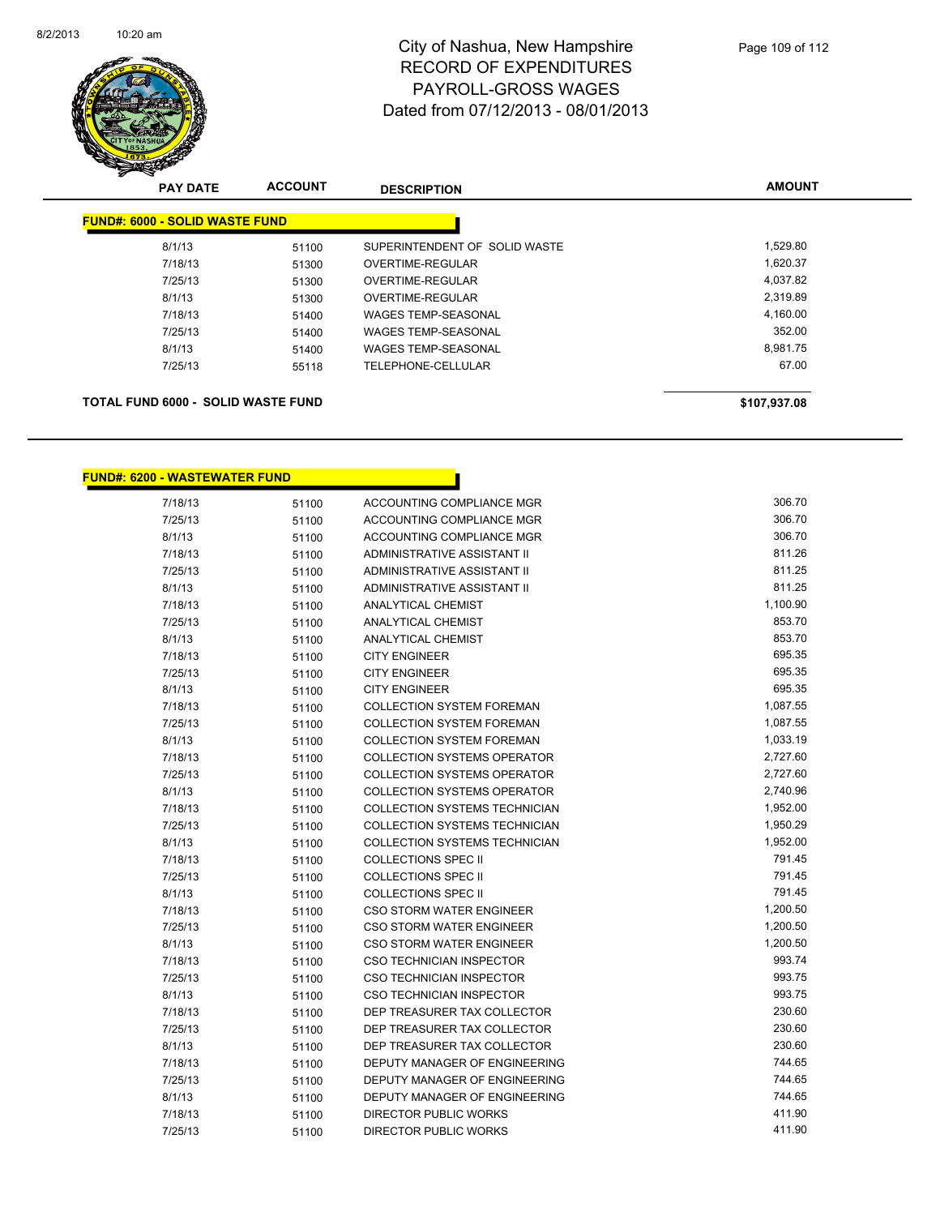# City of Nashua, New Hampshire
# RECORD OF EXPENDITURES
# PAYROLL-GROSS WAGES
# Dated from 07/12/2013 - 08/01/2013

| PAY DATE | ACCOUNT | DESCRIPTION | AMOUNT |
|---|---|---|---|
| **FUND#: 6000 - SOLID WASTE FUND** | | | |
| 8/1/13 | 51100 | SUPERINTENDENT OF SOLID WASTE | 1,529.80 |
| 7/18/13 | 51300 | OVERTIME-REGULAR | 1,620.37 |
| 7/25/13 | 51300 | OVERTIME-REGULAR | 4,037.82 |
| 8/1/13 | 51300 | OVERTIME-REGULAR | 2,319.89 |
| 7/18/13 | 51400 | WAGES TEMP-SEASONAL | 4,160.00 |
| 7/25/13 | 51400 | WAGES TEMP-SEASONAL | 352.00 |
| 8/1/13 | 51400 | WAGES TEMP-SEASONAL | 8,981.75 |
| 7/25/13 | 55118 | TELEPHONE-CELLULAR | 67.00 |
| **TOTAL FUND 6000 - SOLID WASTE FUND** | | | **$107,937.08** |

| PAY DATE | ACCOUNT | DESCRIPTION | AMOUNT |
|---|---|---|---|
| **FUND#: 6200 - WASTEWATER FUND** | | | |
| 7/18/13 | 51100 | ACCOUNTING COMPLIANCE MGR | 306.70 |
| 7/25/13 | 51100 | ACCOUNTING COMPLIANCE MGR | 306.70 |
| 8/1/13 | 51100 | ACCOUNTING COMPLIANCE MGR | 306.70 |
| 7/18/13 | 51100 | ADMINISTRATIVE ASSISTANT II | 811.26 |
| 7/25/13 | 51100 | ADMINISTRATIVE ASSISTANT II | 811.25 |
| 8/1/13 | 51100 | ADMINISTRATIVE ASSISTANT II | 811.25 |
| 7/18/13 | 51100 | ANALYTICAL CHEMIST | 1,100.90 |
| 7/25/13 | 51100 | ANALYTICAL CHEMIST | 853.70 |
| 8/1/13 | 51100 | ANALYTICAL CHEMIST | 853.70 |
| 7/18/13 | 51100 | CITY ENGINEER | 695.35 |
| 7/25/13 | 51100 | CITY ENGINEER | 695.35 |
| 8/1/13 | 51100 | CITY ENGINEER | 695.35 |
| 7/18/13 | 51100 | COLLECTION SYSTEM FOREMAN | 1,087.55 |
| 7/25/13 | 51100 | COLLECTION SYSTEM FOREMAN | 1,087.55 |
| 8/1/13 | 51100 | COLLECTION SYSTEM FOREMAN | 1,033.19 |
| 7/18/13 | 51100 | COLLECTION SYSTEMS OPERATOR | 2,727.60 |
| 7/25/13 | 51100 | COLLECTION SYSTEMS OPERATOR | 2,727.60 |
| 8/1/13 | 51100 | COLLECTION SYSTEMS OPERATOR | 2,740.96 |
| 7/18/13 | 51100 | COLLECTION SYSTEMS TECHNICIAN | 1,952.00 |
| 7/25/13 | 51100 | COLLECTION SYSTEMS TECHNICIAN | 1,950.29 |
| 8/1/13 | 51100 | COLLECTION SYSTEMS TECHNICIAN | 1,952.00 |
| 7/18/13 | 51100 | COLLECTIONS SPEC II | 791.45 |
| 7/25/13 | 51100 | COLLECTIONS SPEC II | 791.45 |
| 8/1/13 | 51100 | COLLECTIONS SPEC II | 791.45 |
| 7/18/13 | 51100 | CSO STORM WATER ENGINEER | 1,200.50 |
| 7/25/13 | 51100 | CSO STORM WATER ENGINEER | 1,200.50 |
| 8/1/13 | 51100 | CSO STORM WATER ENGINEER | 1,200.50 |
| 7/18/13 | 51100 | CSO TECHNICIAN INSPECTOR | 993.74 |
| 7/25/13 | 51100 | CSO TECHNICIAN INSPECTOR | 993.75 |
| 8/1/13 | 51100 | CSO TECHNICIAN INSPECTOR | 993.75 |
| 7/18/13 | 51100 | DEP TREASURER TAX COLLECTOR | 230.60 |
| 7/25/13 | 51100 | DEP TREASURER TAX COLLECTOR | 230.60 |
| 8/1/13 | 51100 | DEP TREASURER TAX COLLECTOR | 230.60 |
| 7/18/13 | 51100 | DEPUTY MANAGER OF ENGINEERING | 744.65 |
| 7/25/13 | 51100 | DEPUTY MANAGER OF ENGINEERING | 744.65 |
| 8/1/13 | 51100 | DEPUTY MANAGER OF ENGINEERING | 744.65 |
| 7/18/13 | 51100 | DIRECTOR PUBLIC WORKS | 411.90 |
| 7/25/13 | 51100 | DIRECTOR PUBLIC WORKS | 411.90 |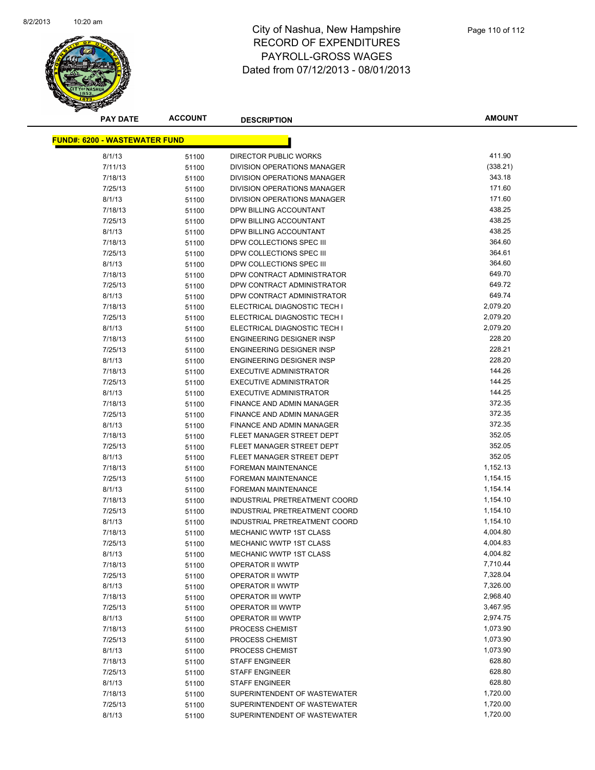# City of Nashua, New Hampshire
## RECORD OF EXPENDITURES
## PAYROLL-GROSS WAGES
## Dated from 07/12/2013 - 08/01/2013

| PAY DATE | ACCOUNT | DESCRIPTION | AMOUNT |
|---|---|---|---|
| **FUND#: 6200 - WASTEWATER FUND** | | | |
| 8/1/13 | 51100 | DIRECTOR PUBLIC WORKS | 411.90 |
| 7/11/13 | 51100 | DIVISION OPERATIONS MANAGER | (338.21) |
| 7/18/13 | 51100 | DIVISION OPERATIONS MANAGER | 343.18 |
| 7/25/13 | 51100 | DIVISION OPERATIONS MANAGER | 171.60 |
| 8/1/13 | 51100 | DIVISION OPERATIONS MANAGER | 171.60 |
| 7/18/13 | 51100 | DPW BILLING ACCOUNTANT | 438.25 |
| 7/25/13 | 51100 | DPW BILLING ACCOUNTANT | 438.25 |
| 8/1/13 | 51100 | DPW BILLING ACCOUNTANT | 438.25 |
| 7/18/13 | 51100 | DPW COLLECTIONS SPEC III | 364.60 |
| 7/25/13 | 51100 | DPW COLLECTIONS SPEC III | 364.61 |
| 8/1/13 | 51100 | DPW COLLECTIONS SPEC III | 364.60 |
| 7/18/13 | 51100 | DPW CONTRACT ADMINISTRATOR | 649.70 |
| 7/25/13 | 51100 | DPW CONTRACT ADMINISTRATOR | 649.72 |
| 8/1/13 | 51100 | DPW CONTRACT ADMINISTRATOR | 649.74 |
| 7/18/13 | 51100 | ELECTRICAL DIAGNOSTIC TECH I | 2,079.20 |
| 7/25/13 | 51100 | ELECTRICAL DIAGNOSTIC TECH I | 2,079.20 |
| 8/1/13 | 51100 | ELECTRICAL DIAGNOSTIC TECH I | 2,079.20 |
| 7/18/13 | 51100 | ENGINEERING DESIGNER INSP | 228.20 |
| 7/25/13 | 51100 | ENGINEERING DESIGNER INSP | 228.21 |
| 8/1/13 | 51100 | ENGINEERING DESIGNER INSP | 228.20 |
| 7/18/13 | 51100 | EXECUTIVE ADMINISTRATOR | 144.26 |
| 7/25/13 | 51100 | EXECUTIVE ADMINISTRATOR | 144.25 |
| 8/1/13 | 51100 | EXECUTIVE ADMINISTRATOR | 144.25 |
| 7/18/13 | 51100 | FINANCE AND ADMIN MANAGER | 372.35 |
| 7/25/13 | 51100 | FINANCE AND ADMIN MANAGER | 372.35 |
| 8/1/13 | 51100 | FINANCE AND ADMIN MANAGER | 372.35 |
| 7/18/13 | 51100 | FLEET MANAGER STREET DEPT | 352.05 |
| 7/25/13 | 51100 | FLEET MANAGER STREET DEPT | 352.05 |
| 8/1/13 | 51100 | FLEET MANAGER STREET DEPT | 352.05 |
| 7/18/13 | 51100 | FOREMAN MAINTENANCE | 1,152.13 |
| 7/25/13 | 51100 | FOREMAN MAINTENANCE | 1,154.15 |
| 8/1/13 | 51100 | FOREMAN MAINTENANCE | 1,154.14 |
| 7/18/13 | 51100 | INDUSTRIAL PRETREATMENT COORD | 1,154.10 |
| 7/25/13 | 51100 | INDUSTRIAL PRETREATMENT COORD | 1,154.10 |
| 8/1/13 | 51100 | INDUSTRIAL PRETREATMENT COORD | 1,154.10 |
| 7/18/13 | 51100 | MECHANIC WWTP 1ST CLASS | 4,004.80 |
| 7/25/13 | 51100 | MECHANIC WWTP 1ST CLASS | 4,004.83 |
| 8/1/13 | 51100 | MECHANIC WWTP 1ST CLASS | 4,004.82 |
| 7/18/13 | 51100 | OPERATOR II WWTP | 7,710.44 |
| 7/25/13 | 51100 | OPERATOR II WWTP | 7,328.04 |
| 8/1/13 | 51100 | OPERATOR II WWTP | 7,326.00 |
| 7/18/13 | 51100 | OPERATOR III WWTP | 2,968.40 |
| 7/25/13 | 51100 | OPERATOR III WWTP | 3,467.95 |
| 8/1/13 | 51100 | OPERATOR III WWTP | 2,974.75 |
| 7/18/13 | 51100 | PROCESS CHEMIST | 1,073.90 |
| 7/25/13 | 51100 | PROCESS CHEMIST | 1,073.90 |
| 8/1/13 | 51100 | PROCESS CHEMIST | 1,073.90 |
| 7/18/13 | 51100 | STAFF ENGINEER | 628.80 |
| 7/25/13 | 51100 | STAFF ENGINEER | 628.80 |
| 8/1/13 | 51100 | STAFF ENGINEER | 628.80 |
| 7/18/13 | 51100 | SUPERINTENDENT OF WASTEWATER | 1,720.00 |
| 7/25/13 | 51100 | SUPERINTENDENT OF WASTEWATER | 1,720.00 |
| 8/1/13 | 51100 | SUPERINTENDENT OF WASTEWATER | 1,720.00 |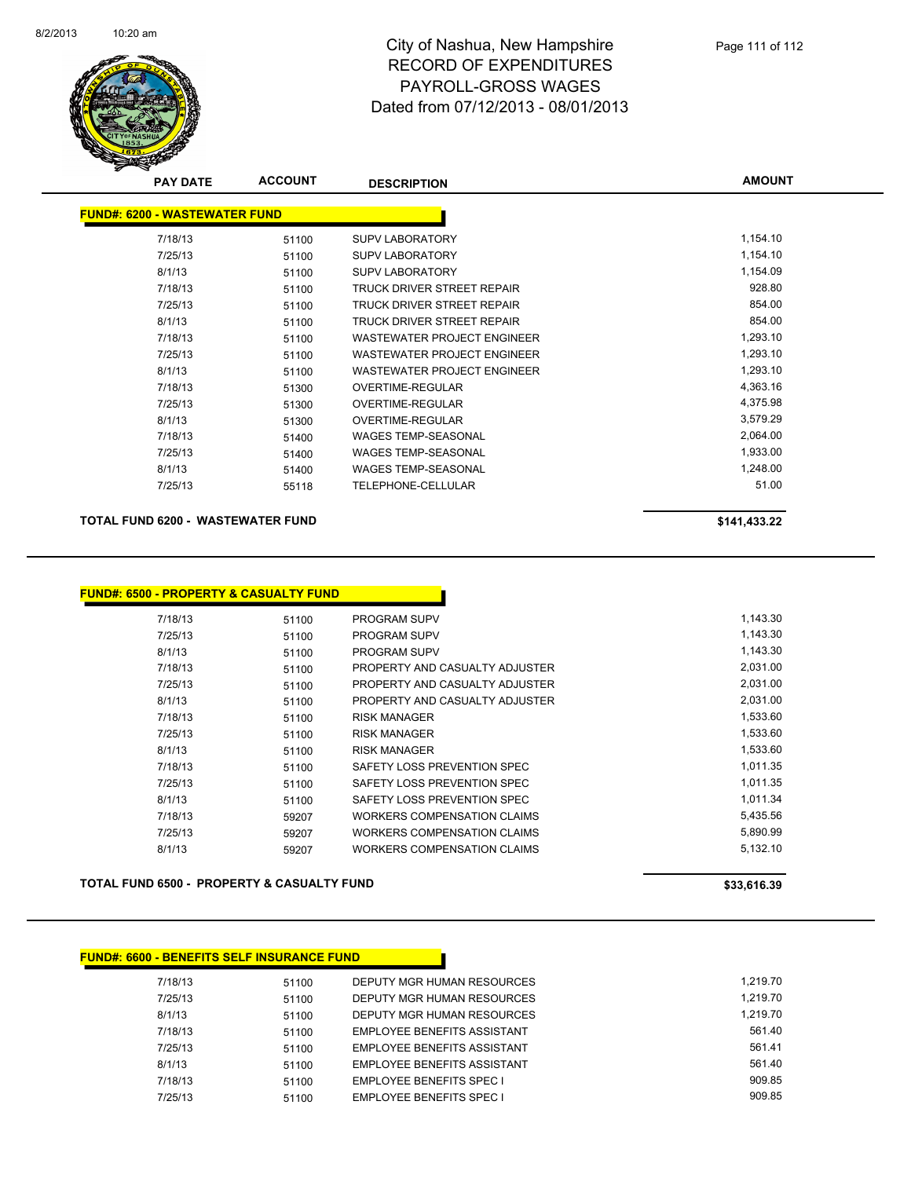# City of Nashua, New Hampshire
## RECORD OF EXPENDITURES
## PAYROLL-GROSS WAGES
## Dated from 07/12/2013 - 08/01/2013

| PAY DATE | ACCOUNT | DESCRIPTION | AMOUNT |
|---|---|---|---|
| **FUND#: 6200 - WASTEWATER FUND** | | | |
| 7/18/13 | 51100 | SUPV LABORATORY | 1,154.10 |
| 7/25/13 | 51100 | SUPV LABORATORY | 1,154.10 |
| 8/1/13 | 51100 | SUPV LABORATORY | 1,154.09 |
| 7/18/13 | 51100 | TRUCK DRIVER STREET REPAIR | 928.80 |
| 7/25/13 | 51100 | TRUCK DRIVER STREET REPAIR | 854.00 |
| 8/1/13 | 51100 | TRUCK DRIVER STREET REPAIR | 854.00 |
| 7/18/13 | 51100 | WASTEWATER PROJECT ENGINEER | 1,293.10 |
| 7/25/13 | 51100 | WASTEWATER PROJECT ENGINEER | 1,293.10 |
| 8/1/13 | 51100 | WASTEWATER PROJECT ENGINEER | 1,293.10 |
| 7/18/13 | 51300 | OVERTIME-REGULAR | 4,363.16 |
| 7/25/13 | 51300 | OVERTIME-REGULAR | 4,375.98 |
| 8/1/13 | 51300 | OVERTIME-REGULAR | 3,579.29 |
| 7/18/13 | 51400 | WAGES TEMP-SEASONAL | 2,064.00 |
| 7/25/13 | 51400 | WAGES TEMP-SEASONAL | 1,933.00 |
| 8/1/13 | 51400 | WAGES TEMP-SEASONAL | 1,248.00 |
| 7/25/13 | 55118 | TELEPHONE-CELLULAR | 51.00 |
| **TOTAL FUND 6200 - WASTEWATER FUND** | | | **$141,433.22** |

| PAY DATE | ACCOUNT | DESCRIPTION | AMOUNT |
|---|---|---|---|
| **FUND#: 6500 - PROPERTY & CASUALTY FUND** | | | |
| 7/18/13 | 51100 | PROGRAM SUPV | 1,143.30 |
| 7/25/13 | 51100 | PROGRAM SUPV | 1,143.30 |
| 8/1/13 | 51100 | PROGRAM SUPV | 1,143.30 |
| 7/18/13 | 51100 | PROPERTY AND CASUALTY ADJUSTER | 2,031.00 |
| 7/25/13 | 51100 | PROPERTY AND CASUALTY ADJUSTER | 2,031.00 |
| 8/1/13 | 51100 | PROPERTY AND CASUALTY ADJUSTER | 2,031.00 |
| 7/18/13 | 51100 | RISK MANAGER | 1,533.60 |
| 7/25/13 | 51100 | RISK MANAGER | 1,533.60 |
| 8/1/13 | 51100 | RISK MANAGER | 1,533.60 |
| 7/18/13 | 51100 | SAFETY LOSS PREVENTION SPEC | 1,011.35 |
| 7/25/13 | 51100 | SAFETY LOSS PREVENTION SPEC | 1,011.35 |
| 8/1/13 | 51100 | SAFETY LOSS PREVENTION SPEC | 1,011.34 |
| 7/18/13 | 59207 | WORKERS COMPENSATION CLAIMS | 5,435.56 |
| 7/25/13 | 59207 | WORKERS COMPENSATION CLAIMS | 5,890.99 |
| 8/1/13 | 59207 | WORKERS COMPENSATION CLAIMS | 5,132.10 |
| **TOTAL FUND 6500 - PROPERTY & CASUALTY FUND** | | | **$33,616.39** |

| PAY DATE | ACCOUNT | DESCRIPTION | AMOUNT |
|---|---|---|---|
| **FUND#: 6600 - BENEFITS SELF INSURANCE FUND** | | | |
| 7/18/13 | 51100 | DEPUTY MGR HUMAN RESOURCES | 1,219.70 |
| 7/25/13 | 51100 | DEPUTY MGR HUMAN RESOURCES | 1,219.70 |
| 8/1/13 | 51100 | DEPUTY MGR HUMAN RESOURCES | 1,219.70 |
| 7/18/13 | 51100 | EMPLOYEE BENEFITS ASSISTANT | 561.40 |
| 7/25/13 | 51100 | EMPLOYEE BENEFITS ASSISTANT | 561.41 |
| 8/1/13 | 51100 | EMPLOYEE BENEFITS ASSISTANT | 561.40 |
| 7/18/13 | 51100 | EMPLOYEE BENEFITS SPEC I | 909.85 |
| 7/25/13 | 51100 | EMPLOYEE BENEFITS SPEC I | 909.85 |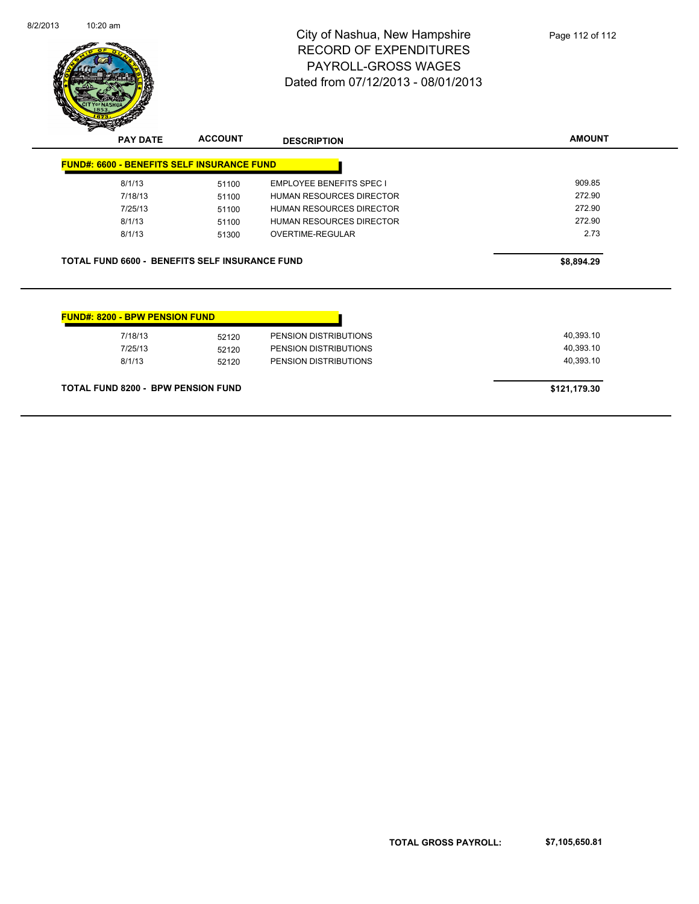# City of Nashua, New Hampshire
## RECORD OF EXPENDITURES
## PAYROLL-GROSS WAGES
## Dated from 07/12/2013 - 08/01/2013

| PAY DATE | ACCOUNT | DESCRIPTION | AMOUNT |
|---|---|---|---|
| **FUND#: 6600 - BENEFITS SELF INSURANCE FUND** | | | |
| 8/1/13 | 51100 | EMPLOYEE BENEFITS SPEC I | 909.85 |
| 7/18/13 | 51100 | HUMAN RESOURCES DIRECTOR | 272.90 |
| 7/25/13 | 51100 | HUMAN RESOURCES DIRECTOR | 272.90 |
| 8/1/13 | 51100 | HUMAN RESOURCES DIRECTOR | 272.90 |
| 8/1/13 | 51300 | OVERTIME-REGULAR | 2.73 |
| **TOTAL FUND 6600 - BENEFITS SELF INSURANCE FUND** | | | **$8,894.29** |

| PAY DATE | ACCOUNT | DESCRIPTION | AMOUNT |
|---|---|---|---|
| **FUND#: 8200 - BPW PENSION FUND** | | | |
| 7/18/13 | 52120 | PENSION DISTRIBUTIONS | 40,393.10 |
| 7/25/13 | 52120 | PENSION DISTRIBUTIONS | 40,393.10 |
| 8/1/13 | 52120 | PENSION DISTRIBUTIONS | 40,393.10 |
| **TOTAL FUND 8200 - BPW PENSION FUND** | | | **$121,179.30** |

**TOTAL GROSS PAYROLL: $7,105,650.81**